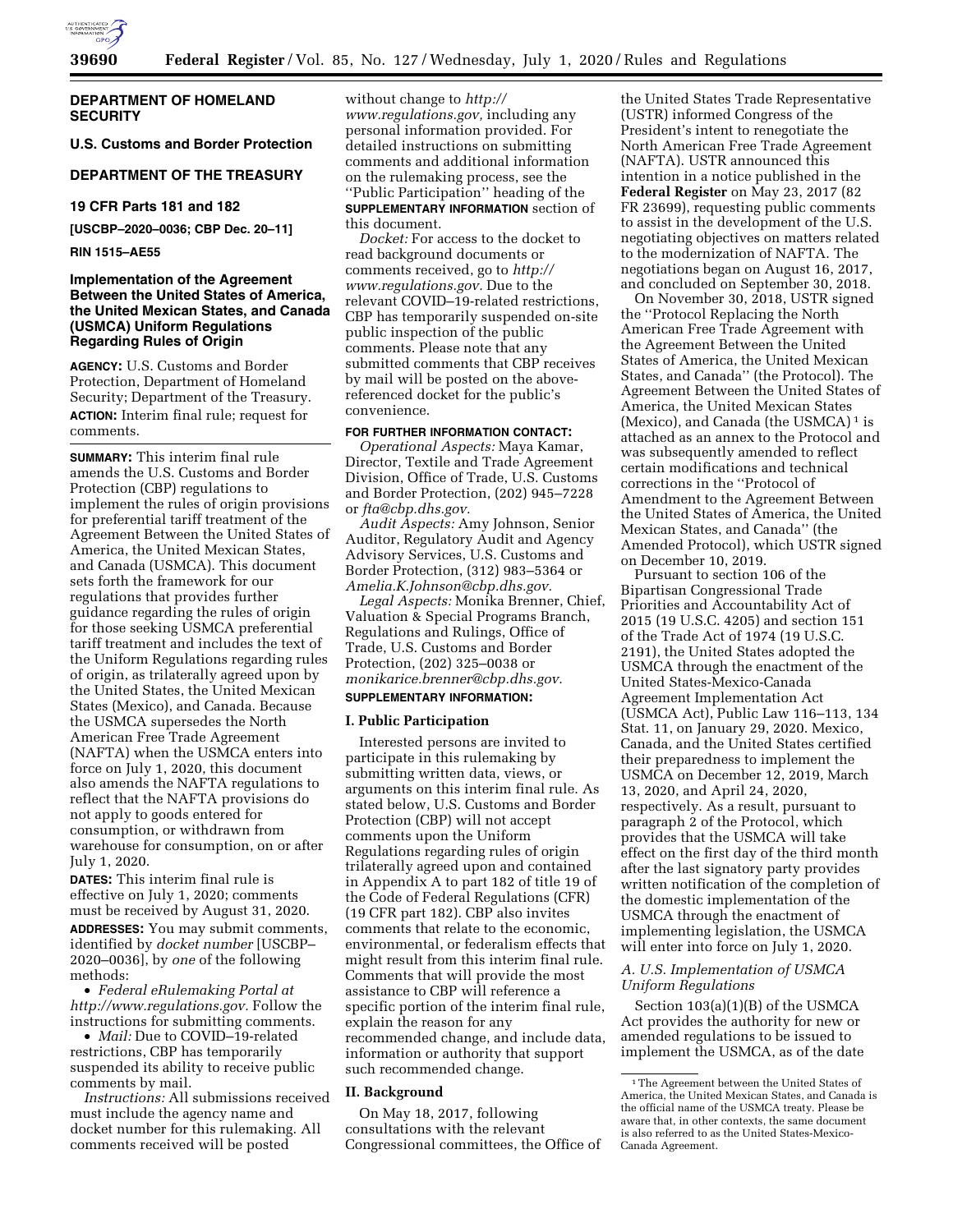**DEPARTMENT OF HOMELAND SECURITY**

**U.S. Customs and Border Protection**

**DEPARTMENT OF THE TREASURY**

**19 CFR Parts 181 and 182**

**[USCBP–2020–0036; CBP Dec. 20–11]**

**RIN 1515–AE55**

# Implementation of the Agreement Between the United States of America, the United Mexican States, and Canada (USMCA) Uniform Regulations Regarding Rules of Origin

**AGENCY:** U.S. Customs and Border Protection, Department of Homeland Security; Department of the Treasury.

**ACTION:** Interim final rule; request for comments.

**SUMMARY:** This interim final rule amends the U.S. Customs and Border Protection (CBP) regulations to implement the rules of origin provisions for preferential tariff treatment of the Agreement Between the United States of America, the United Mexican States, and Canada (USMCA). This document sets forth the framework for our regulations that provides further guidance regarding the rules of origin for those seeking USMCA preferential tariff treatment and includes the text of the Uniform Regulations regarding rules of origin, as trilaterally agreed upon by the United States, the United Mexican States (Mexico), and Canada. Because the USMCA supersedes the North American Free Trade Agreement (NAFTA) when the USMCA enters into force on July 1, 2020, this document also amends the NAFTA regulations to reflect that the NAFTA provisions do not apply to goods entered for consumption, or withdrawn from warehouse for consumption, on or after July 1, 2020.

**DATES:** This interim final rule is effective on July 1, 2020; comments must be received by August 31, 2020.

**ADDRESSES:** You may submit comments, identified by *docket number* [USCBP–2020–0036], by *one* of the following methods:

- *Federal eRulemaking Portal at http://www.regulations.gov.* Follow the instructions for submitting comments.
- *Mail:* Due to COVID–19-related restrictions, CBP has temporarily suspended its ability to receive public comments by mail.

*Instructions:* All submissions received must include the agency name and docket number for this rulemaking. All comments received will be posted without change to *http://www.regulations.gov,* including any personal information provided. For detailed instructions on submitting comments and additional information on the rulemaking process, see the "Public Participation" heading of the **SUPPLEMENTARY INFORMATION** section of this document.

*Docket:* For access to the docket to read background documents or comments received, go to *http://www.regulations.gov.* Due to the relevant COVID–19-related restrictions, CBP has temporarily suspended on-site public inspection of the public comments. Please note that any submitted comments that CBP receives by mail will be posted on the above-referenced docket for the public's convenience.

**FOR FURTHER INFORMATION CONTACT:**

*Operational Aspects:* Maya Kamar, Director, Textile and Trade Agreement Division, Office of Trade, U.S. Customs and Border Protection, (202) 945–7228 or *fta@cbp.dhs.gov.*

*Audit Aspects:* Amy Johnson, Senior Auditor, Regulatory Audit and Agency Advisory Services, U.S. Customs and Border Protection, (312) 983–5364 or *Amelia.K.Johnson@cbp.dhs.gov.*

*Legal Aspects:* Monika Brenner, Chief, Valuation & Special Programs Branch, Regulations and Rulings, Office of Trade, U.S. Customs and Border Protection, (202) 325–0038 or *monikarice.brenner@cbp.dhs.gov.*

**SUPPLEMENTARY INFORMATION:**

## I. Public Participation

Interested persons are invited to participate in this rulemaking by submitting written data, views, or arguments on this interim final rule. As stated below, U.S. Customs and Border Protection (CBP) will not accept comments upon the Uniform Regulations regarding rules of origin trilaterally agreed upon and contained in Appendix A to part 182 of title 19 of the Code of Federal Regulations (CFR) (19 CFR part 182). CBP also invites comments that relate to the economic, environmental, or federalism effects that might result from this interim final rule. Comments that will provide the most assistance to CBP will reference a specific portion of the interim final rule, explain the reason for any recommended change, and include data, information or authority that support such recommended change.

## II. Background

On May 18, 2017, following consultations with the relevant Congressional committees, the Office of the United States Trade Representative (USTR) informed Congress of the President's intent to renegotiate the North American Free Trade Agreement (NAFTA). USTR announced this intention in a notice published in the **Federal Register** on May 23, 2017 (82 FR 23699), requesting public comments to assist in the development of the U.S. negotiating objectives on matters related to the modernization of NAFTA. The negotiations began on August 16, 2017, and concluded on September 30, 2018.

On November 30, 2018, USTR signed the "Protocol Replacing the North American Free Trade Agreement with the Agreement Between the United States of America, the United Mexican States, and Canada" (the Protocol). The Agreement Between the United States of America, the United Mexican States (Mexico), and Canada (the USMCA) [1] is attached as an annex to the Protocol and was subsequently amended to reflect certain modifications and technical corrections in the "Protocol of Amendment to the Agreement Between the United States of America, the United Mexican States, and Canada" (the Amended Protocol), which USTR signed on December 10, 2019.

Pursuant to section 106 of the Bipartisan Congressional Trade Priorities and Accountability Act of 2015 (19 U.S.C. 4205) and section 151 of the Trade Act of 1974 (19 U.S.C. 2191), the United States adopted the USMCA through the enactment of the United States-Mexico-Canada Agreement Implementation Act (USMCA Act), Public Law 116–113, 134 Stat. 11, on January 29, 2020. Mexico, Canada, and the United States certified their preparedness to implement the USMCA on December 12, 2019, March 13, 2020, and April 24, 2020, respectively. As a result, pursuant to paragraph 2 of the Protocol, which provides that the USMCA will take effect on the first day of the third month after the last signatory party provides written notification of the completion of the domestic implementation of the USMCA through the enactment of implementing legislation, the USMCA will enter into force on July 1, 2020.

### *A. U.S. Implementation of USMCA Uniform Regulations*

Section 103(a)(1)(B) of the USMCA Act provides the authority for new or amended regulations to be issued to implement the USMCA, as of the date

[1] The Agreement between the United States of America, the United Mexican States, and Canada is the official name of the USMCA treaty. Please be aware that, in other contexts, the same document is also referred to as the United States-Mexico-Canada Agreement.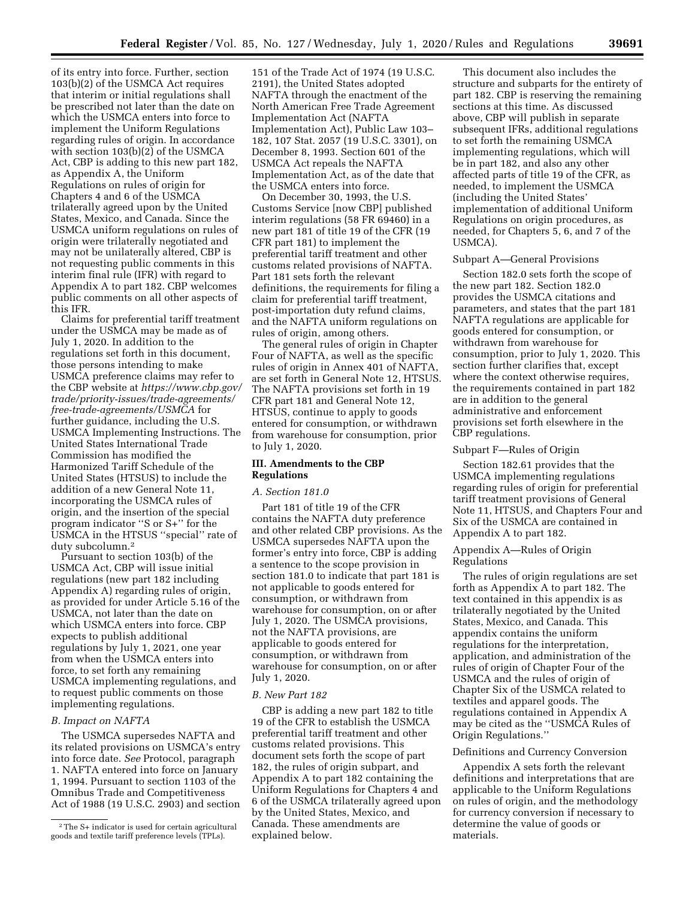of its entry into force. Further, section 103(b)(2) of the USMCA Act requires that interim or initial regulations shall be prescribed not later than the date on which the USMCA enters into force to implement the Uniform Regulations regarding rules of origin. In accordance with section 103(b)(2) of the USMCA Act, CBP is adding to this new part 182, as Appendix A, the Uniform Regulations on rules of origin for Chapters 4 and 6 of the USMCA trilaterally agreed upon by the United States, Mexico, and Canada. Since the USMCA uniform regulations on rules of origin were trilaterally negotiated and may not be unilaterally altered, CBP is not requesting public comments in this interim final rule (IFR) with regard to Appendix A to part 182. CBP welcomes public comments on all other aspects of this IFR.

Claims for preferential tariff treatment under the USMCA may be made as of July 1, 2020. In addition to the regulations set forth in this document, those persons intending to make USMCA preference claims may refer to the CBP website at *https://www.cbp.gov/trade/priority-issues/trade-agreements/free-trade-agreements/USMCA* for further guidance, including the U.S. USMCA Implementing Instructions. The United States International Trade Commission has modified the Harmonized Tariff Schedule of the United States (HTSUS) to include the addition of a new General Note 11, incorporating the USMCA rules of origin, and the insertion of the special program indicator ''S or S+'' for the USMCA in the HTSUS ''special'' rate of duty subcolumn.[2]

Pursuant to section 103(b) of the USMCA Act, CBP will issue initial regulations (new part 182 including Appendix A) regarding rules of origin, as provided for under Article 5.16 of the USMCA, not later than the date on which USMCA enters into force. CBP expects to publish additional regulations by July 1, 2021, one year from when the USMCA enters into force, to set forth any remaining USMCA implementing regulations, and to request public comments on those implementing regulations.

### *B. Impact on NAFTA*

The USMCA supersedes NAFTA and its related provisions on USMCA's entry into force date. *See* Protocol, paragraph 1. NAFTA entered into force on January 1, 1994. Pursuant to section 1103 of the Omnibus Trade and Competitiveness Act of 1988 (19 U.S.C. 2903) and section 151 of the Trade Act of 1974 (19 U.S.C. 2191), the United States adopted NAFTA through the enactment of the North American Free Trade Agreement Implementation Act (NAFTA Implementation Act), Public Law 103–182, 107 Stat. 2057 (19 U.S.C. 3301), on December 8, 1993. Section 601 of the USMCA Act repeals the NAFTA Implementation Act, as of the date that the USMCA enters into force.

On December 30, 1993, the U.S. Customs Service [now CBP] published interim regulations (58 FR 69460) in a new part 181 of title 19 of the CFR (19 CFR part 181) to implement the preferential tariff treatment and other customs related provisions of NAFTA. Part 181 sets forth the relevant definitions, the requirements for filing a claim for preferential tariff treatment, post-importation duty refund claims, and the NAFTA uniform regulations on rules of origin, among others.

The general rules of origin in Chapter Four of NAFTA, as well as the specific rules of origin in Annex 401 of NAFTA, are set forth in General Note 12, HTSUS. The NAFTA provisions set forth in 19 CFR part 181 and General Note 12, HTSUS, continue to apply to goods entered for consumption, or withdrawn from warehouse for consumption, prior to July 1, 2020.

## III. Amendments to the CBP Regulations

### *A. Section 181.0*

Part 181 of title 19 of the CFR contains the NAFTA duty preference and other related CBP provisions. As the USMCA supersedes NAFTA upon the former's entry into force, CBP is adding a sentence to the scope provision in section 181.0 to indicate that part 181 is not applicable to goods entered for consumption, or withdrawn from warehouse for consumption, on or after July 1, 2020. The USMCA provisions, not the NAFTA provisions, are applicable to goods entered for consumption, or withdrawn from warehouse for consumption, on or after July 1, 2020.

### *B. New Part 182*

CBP is adding a new part 182 to title 19 of the CFR to establish the USMCA preferential tariff treatment and other customs related provisions. This document sets forth the scope of part 182, the rules of origin subpart, and Appendix A to part 182 containing the Uniform Regulations for Chapters 4 and 6 of the USMCA trilaterally agreed upon by the United States, Mexico, and Canada. These amendments are explained below.

This document also includes the structure and subparts for the entirety of part 182. CBP is reserving the remaining sections at this time. As discussed above, CBP will publish in separate subsequent IFRs, additional regulations to set forth the remaining USMCA implementing regulations, which will be in part 182, and also any other affected parts of title 19 of the CFR, as needed, to implement the USMCA (including the United States' implementation of additional Uniform Regulations on origin procedures, as needed, for Chapters 5, 6, and 7 of the USMCA).

#### Subpart A—General Provisions

Section 182.0 sets forth the scope of the new part 182. Section 182.0 provides the USMCA citations and parameters, and states that the part 181 NAFTA regulations are applicable for goods entered for consumption, or withdrawn from warehouse for consumption, prior to July 1, 2020. This section further clarifies that, except where the context otherwise requires, the requirements contained in part 182 are in addition to the general administrative and enforcement provisions set forth elsewhere in the CBP regulations.

#### Subpart F—Rules of Origin

Section 182.61 provides that the USMCA implementing regulations regarding rules of origin for preferential tariff treatment provisions of General Note 11, HTSUS, and Chapters Four and Six of the USMCA are contained in Appendix A to part 182.

#### Appendix A—Rules of Origin Regulations

The rules of origin regulations are set forth as Appendix A to part 182. The text contained in this appendix is as trilaterally negotiated by the United States, Mexico, and Canada. This appendix contains the uniform regulations for the interpretation, application, and administration of the rules of origin of Chapter Four of the USMCA and the rules of origin of Chapter Six of the USMCA related to textiles and apparel goods. The regulations contained in Appendix A may be cited as the ''USMCA Rules of Origin Regulations.''

#### Definitions and Currency Conversion

Appendix A sets forth the relevant definitions and interpretations that are applicable to the Uniform Regulations on rules of origin, and the methodology for currency conversion if necessary to determine the value of goods or materials.

---

[2] The S+ indicator is used for certain agricultural goods and textile tariff preference levels (TPLs).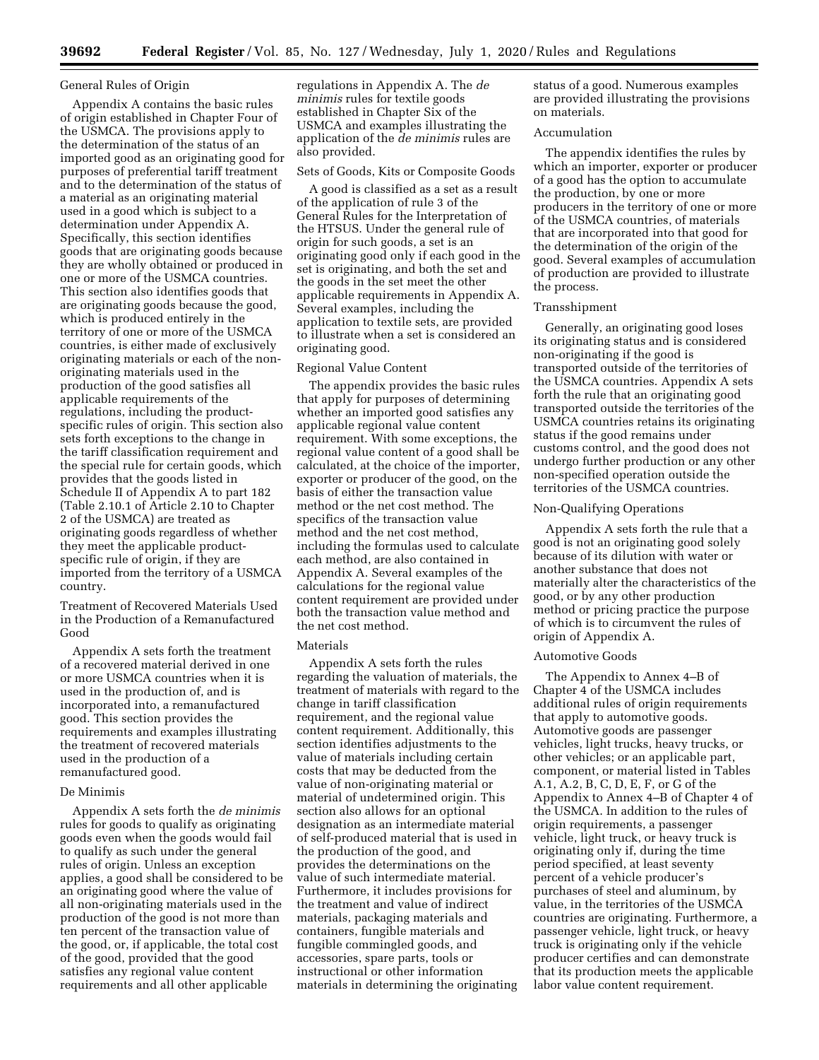### General Rules of Origin

Appendix A contains the basic rules of origin established in Chapter Four of the USMCA. The provisions apply to the determination of the status of an imported good as an originating good for purposes of preferential tariff treatment and to the determination of the status of a material as an originating material used in a good which is subject to a determination under Appendix A. Specifically, this section identifies goods that are originating goods because they are wholly obtained or produced in one or more of the USMCA countries. This section also identifies goods that are originating goods because the good, which is produced entirely in the territory of one or more of the USMCA countries, is either made of exclusively originating materials or each of the non-originating materials used in the production of the good satisfies all applicable requirements of the regulations, including the product-specific rules of origin. This section also sets forth exceptions to the change in the tariff classification requirement and the special rule for certain goods, which provides that the goods listed in Schedule II of Appendix A to part 182 (Table 2.10.1 of Article 2.10 to Chapter 2 of the USMCA) are treated as originating goods regardless of whether they meet the applicable product-specific rule of origin, if they are imported from the territory of a USMCA country.

### Treatment of Recovered Materials Used in the Production of a Remanufactured Good

Appendix A sets forth the treatment of a recovered material derived in one or more USMCA countries when it is used in the production of, and is incorporated into, a remanufactured good. This section provides the requirements and examples illustrating the treatment of recovered materials used in the production of a remanufactured good.

### De Minimis

Appendix A sets forth the *de minimis* rules for goods to qualify as originating goods even when the goods would fail to qualify as such under the general rules of origin. Unless an exception applies, a good shall be considered to be an originating good where the value of all non-originating materials used in the production of the good is not more than ten percent of the transaction value of the good, or, if applicable, the total cost of the good, provided that the good satisfies any regional value content requirements and all other applicable regulations in Appendix A. The *de minimis* rules for textile goods established in Chapter Six of the USMCA and examples illustrating the application of the *de minimis* rules are also provided.

### Sets of Goods, Kits or Composite Goods

A good is classified as a set as a result of the application of rule 3 of the General Rules for the Interpretation of the HTSUS. Under the general rule of origin for such goods, a set is an originating good only if each good in the set is originating, and both the set and the goods in the set meet the other applicable requirements in Appendix A. Several examples, including the application to textile sets, are provided to illustrate when a set is considered an originating good.

### Regional Value Content

The appendix provides the basic rules that apply for purposes of determining whether an imported good satisfies any applicable regional value content requirement. With some exceptions, the regional value content of a good shall be calculated, at the choice of the importer, exporter or producer of the good, on the basis of either the transaction value method or the net cost method. The specifics of the transaction value method and the net cost method, including the formulas used to calculate each method, are also contained in Appendix A. Several examples of the calculations for the regional value content requirement are provided under both the transaction value method and the net cost method.

### Materials

Appendix A sets forth the rules regarding the valuation of materials, the treatment of materials with regard to the change in tariff classification requirement, and the regional value content requirement. Additionally, this section identifies adjustments to the value of materials including certain costs that may be deducted from the value of non-originating material or material of undetermined origin. This section also allows for an optional designation as an intermediate material of self-produced material that is used in the production of the good, and provides the determinations on the value of such intermediate material. Furthermore, it includes provisions for the treatment and value of indirect materials, packaging materials and containers, fungible materials and fungible commingled goods, and accessories, spare parts, tools or instructional or other information materials in determining the originating status of a good. Numerous examples are provided illustrating the provisions on materials.

### Accumulation

The appendix identifies the rules by which an importer, exporter or producer of a good has the option to accumulate the production, by one or more producers in the territory of one or more of the USMCA countries, of materials that are incorporated into that good for the determination of the origin of the good. Several examples of accumulation of production are provided to illustrate the process.

### Transshipment

Generally, an originating good loses its originating status and is considered non-originating if the good is transported outside of the territories of the USMCA countries. Appendix A sets forth the rule that an originating good transported outside the territories of the USMCA countries retains its originating status if the good remains under customs control, and the good does not undergo further production or any other non-specified operation outside the territories of the USMCA countries.

### Non-Qualifying Operations

Appendix A sets forth the rule that a good is not an originating good solely because of its dilution with water or another substance that does not materially alter the characteristics of the good, or by any other production method or pricing practice the purpose of which is to circumvent the rules of origin of Appendix A.

### Automotive Goods

The Appendix to Annex 4–B of Chapter 4 of the USMCA includes additional rules of origin requirements that apply to automotive goods. Automotive goods are passenger vehicles, light trucks, heavy trucks, or other vehicles; or an applicable part, component, or material listed in Tables A.1, A.2, B, C, D, E, F, or G of the Appendix to Annex 4–B of Chapter 4 of the USMCA. In addition to the rules of origin requirements, a passenger vehicle, light truck, or heavy truck is originating only if, during the time period specified, at least seventy percent of a vehicle producer's purchases of steel and aluminum, by value, in the territories of the USMCA countries are originating. Furthermore, a passenger vehicle, light truck, or heavy truck is originating only if the vehicle producer certifies and can demonstrate that its production meets the applicable labor value content requirement.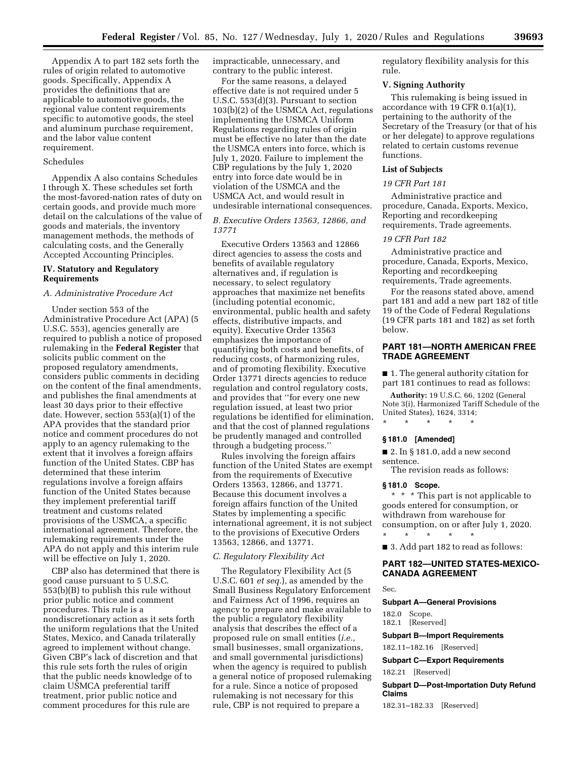Appendix A to part 182 sets forth the rules of origin related to automotive goods. Specifically, Appendix A provides the definitions that are applicable to automotive goods, the regional value content requirements specific to automotive goods, the steel and aluminum purchase requirement, and the labor value content requirement.

Schedules

Appendix A also contains Schedules I through X. These schedules set forth the most-favored-nation rates of duty on certain goods, and provide much more detail on the calculations of the value of goods and materials, the inventory management methods, the methods of calculating costs, and the Generally Accepted Accounting Principles.

## IV. Statutory and Regulatory Requirements

### *A. Administrative Procedure Act*

Under section 553 of the Administrative Procedure Act (APA) (5 U.S.C. 553), agencies generally are required to publish a notice of proposed rulemaking in the **Federal Register** that solicits public comment on the proposed regulatory amendments, considers public comments in deciding on the content of the final amendments, and publishes the final amendments at least 30 days prior to their effective date. However, section 553(a)(1) of the APA provides that the standard prior notice and comment procedures do not apply to an agency rulemaking to the extent that it involves a foreign affairs function of the United States. CBP has determined that these interim regulations involve a foreign affairs function of the United States because they implement preferential tariff treatment and customs related provisions of the USMCA, a specific international agreement. Therefore, the rulemaking requirements under the APA do not apply and this interim rule will be effective on July 1, 2020.

CBP also has determined that there is good cause pursuant to 5 U.S.C. 553(b)(B) to publish this rule without prior public notice and comment procedures. This rule is a nondiscretionary action as it sets forth the uniform regulations that the United States, Mexico, and Canada trilaterally agreed to implement without change. Given CBP's lack of discretion and that this rule sets forth the rules of origin that the public needs knowledge of to claim USMCA preferential tariff treatment, prior public notice and comment procedures for this rule are impracticable, unnecessary, and contrary to the public interest.

For the same reasons, a delayed effective date is not required under 5 U.S.C. 553(d)(3). Pursuant to section 103(b)(2) of the USMCA Act, regulations implementing the USMCA Uniform Regulations regarding rules of origin must be effective no later than the date the USMCA enters into force, which is July 1, 2020. Failure to implement the CBP regulations by the July 1, 2020 entry into force date would be in violation of the USMCA and the USMCA Act, and would result in undesirable international consequences.

### *B. Executive Orders 13563, 12866, and 13771*

Executive Orders 13563 and 12866 direct agencies to assess the costs and benefits of available regulatory alternatives and, if regulation is necessary, to select regulatory approaches that maximize net benefits (including potential economic, environmental, public health and safety effects, distributive impacts, and equity). Executive Order 13563 emphasizes the importance of quantifying both costs and benefits, of reducing costs, of harmonizing rules, and of promoting flexibility. Executive Order 13771 directs agencies to reduce regulation and control regulatory costs, and provides that ''for every one new regulation issued, at least two prior regulations be identified for elimination, and that the cost of planned regulations be prudently managed and controlled through a budgeting process.''

Rules involving the foreign affairs function of the United States are exempt from the requirements of Executive Orders 13563, 12866, and 13771. Because this document involves a foreign affairs function of the United States by implementing a specific international agreement, it is not subject to the provisions of Executive Orders 13563, 12866, and 13771.

### *C. Regulatory Flexibility Act*

The Regulatory Flexibility Act (5 U.S.C. 601 *et seq.*), as amended by the Small Business Regulatory Enforcement and Fairness Act of 1996, requires an agency to prepare and make available to the public a regulatory flexibility analysis that describes the effect of a proposed rule on small entities (*i.e.,* small businesses, small organizations, and small governmental jurisdictions) when the agency is required to publish a general notice of proposed rulemaking for a rule. Since a notice of proposed rulemaking is not necessary for this rule, CBP is not required to prepare a regulatory flexibility analysis for this rule.

## V. Signing Authority

This rulemaking is being issued in accordance with 19 CFR 0.1(a)(1), pertaining to the authority of the Secretary of the Treasury (or that of his or her delegate) to approve regulations related to certain customs revenue functions.

## List of Subjects

### *19 CFR Part 181*

Administrative practice and procedure, Canada, Exports, Mexico, Reporting and recordkeeping requirements, Trade agreements.

### *19 CFR Part 182*

Administrative practice and procedure, Canada, Exports, Mexico, Reporting and recordkeeping requirements, Trade agreements.

For the reasons stated above, amend part 181 and add a new part 182 of title 19 of the Code of Federal Regulations (19 CFR parts 181 and 182) as set forth below.

## PART 181—NORTH AMERICAN FREE TRADE AGREEMENT

■ 1. The general authority citation for part 181 continues to read as follows:

**Authority:** 19 U.S.C. 66, 1202 (General Note 3(i), Harmonized Tariff Schedule of the United States), 1624, 3314;

\* \* \* \* \*

### § 181.0 [Amended]

■ 2. In § 181.0, add a new second sentence.

The revision reads as follows:

### § 181.0 Scope.

\* \* \* This part is not applicable to goods entered for consumption, or withdrawn from warehouse for consumption, on or after July 1, 2020.

\* \* \* \* \*

■ 3. Add part 182 to read as follows:

## PART 182—UNITED STATES-MEXICO-CANADA AGREEMENT

Sec.

**Subpart A—General Provisions**

182.0 Scope.
182.1 [Reserved]

**Subpart B—Import Requirements**

182.11–182.16 [Reserved]

**Subpart C—Export Requirements**

182.21 [Reserved]

**Subpart D—Post-Importation Duty Refund Claims**

182.31–182.33 [Reserved]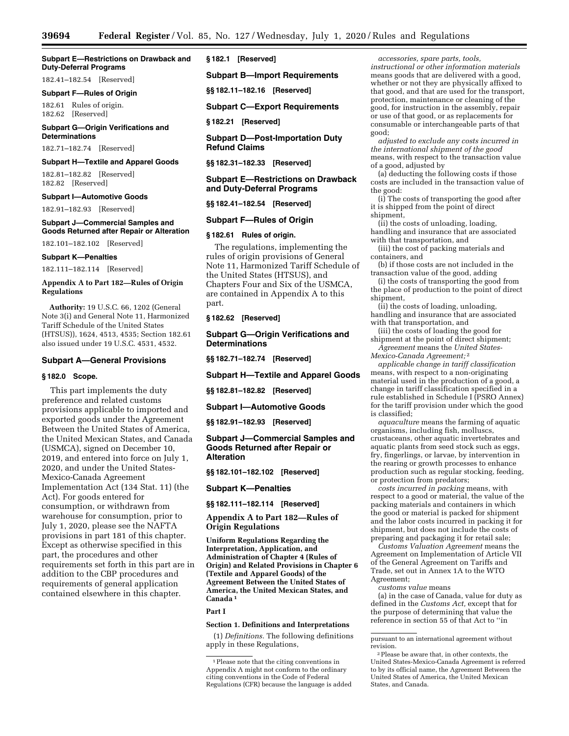**Subpart E—Restrictions on Drawback and Duty-Deferral Programs**

182.41–182.54 [Reserved]

**Subpart F—Rules of Origin**

182.61 Rules of origin.
182.62 [Reserved]

**Subpart G—Origin Verifications and Determinations**

182.71–182.74 [Reserved]

**Subpart H—Textile and Apparel Goods**

182.81–182.82 [Reserved]
182.82 [Reserved]

**Subpart I—Automotive Goods**

182.91–182.93 [Reserved]

**Subpart J—Commercial Samples and Goods Returned after Repair or Alteration**

182.101–182.102 [Reserved]

**Subpart K—Penalties**

182.111–182.114 [Reserved]

**Appendix A to Part 182—Rules of Origin Regulations**

**Authority:** 19 U.S.C. 66, 1202 (General Note 3(i) and General Note 11, Harmonized Tariff Schedule of the United States (HTSUS)), 1624, 4513, 4535; Section 182.61 also issued under 19 U.S.C. 4531, 4532.

## Subpart A—General Provisions

### § 182.0 Scope.

This part implements the duty preference and related customs provisions applicable to imported and exported goods under the Agreement Between the United States of America, the United Mexican States, and Canada (USMCA), signed on December 10, 2019, and entered into force on July 1, 2020, and under the United States-Mexico-Canada Agreement Implementation Act (134 Stat. 11) (the Act). For goods entered for consumption, or withdrawn from warehouse for consumption, prior to July 1, 2020, please see the NAFTA provisions in part 181 of this chapter. Except as otherwise specified in this part, the procedures and other requirements set forth in this part are in addition to the CBP procedures and requirements of general application contained elsewhere in this chapter.

### § 182.1 [Reserved]

## Subpart B—Import Requirements

### §§ 182.11–182.16 [Reserved]

## Subpart C—Export Requirements

### § 182.21 [Reserved]

## Subpart D—Post-Importation Duty Refund Claims

### §§ 182.31–182.33 [Reserved]

## Subpart E—Restrictions on Drawback and Duty-Deferral Programs

### §§ 182.41–182.54 [Reserved]

## Subpart F—Rules of Origin

### § 182.61 Rules of origin.

The regulations, implementing the rules of origin provisions of General Note 11, Harmonized Tariff Schedule of the United States (HTSUS), and Chapters Four and Six of the USMCA, are contained in Appendix A to this part.

### § 182.62 [Reserved]

## Subpart G—Origin Verifications and Determinations

### §§ 182.71–182.74 [Reserved]

## Subpart H—Textile and Apparel Goods

### §§ 182.81–182.82 [Reserved]

## Subpart I—Automotive Goods

### §§ 182.91–182.93 [Reserved]

## Subpart J—Commercial Samples and Goods Returned after Repair or Alteration

### §§ 182.101–182.102 [Reserved]

## Subpart K—Penalties

### §§ 182.111–182.114 [Reserved]

## Appendix A to Part 182—Rules of Origin Regulations

**Uniform Regulations Regarding the Interpretation, Application, and Administration of Chapter 4 (Rules of Origin) and Related Provisions in Chapter 6 (Textile and Apparel Goods) of the Agreement Between the United States of America, the United Mexican States, and Canada [1]**

**Part I**

**Section 1. Definitions and Interpretations**

(1) *Definitions.* The following definitions apply in these Regulations,

*accessories, spare parts, tools, instructional or other information materials* means goods that are delivered with a good, whether or not they are physically affixed to that good, and that are used for the transport, protection, maintenance or cleaning of the good, for instruction in the assembly, repair or use of that good, or as replacements for consumable or interchangeable parts of that good;

*adjusted to exclude any costs incurred in the international shipment of the good* means, with respect to the transaction value of a good, adjusted by

(a) deducting the following costs if those costs are included in the transaction value of the good:

(i) The costs of transporting the good after it is shipped from the point of direct shipment,

(ii) the costs of unloading, loading, handling and insurance that are associated with that transportation, and

(iii) the cost of packing materials and containers, and

(b) if those costs are not included in the transaction value of the good, adding

(i) the costs of transporting the good from the place of production to the point of direct shipment,

(ii) the costs of loading, unloading, handling and insurance that are associated with that transportation, and

(iii) the costs of loading the good for shipment at the point of direct shipment;

*Agreement* means the *United States-Mexico-Canada Agreement;* [2]

*applicable change in tariff classification* means, with respect to a non-originating material used in the production of a good, a change in tariff classification specified in a rule established in Schedule I (PSRO Annex) for the tariff provision under which the good is classified;

*aquaculture* means the farming of aquatic organisms, including fish, molluscs, crustaceans, other aquatic invertebrates and aquatic plants from seed stock such as eggs, fry, fingerlings, or larvae, by intervention in the rearing or growth processes to enhance production such as regular stocking, feeding, or protection from predators;

*costs incurred in packing* means, with respect to a good or material, the value of the packing materials and containers in which the good or material is packed for shipment and the labor costs incurred in packing it for shipment, but does not include the costs of preparing and packaging it for retail sale;

*Customs Valuation Agreement* means the Agreement on Implementation of Article VII of the General Agreement on Tariffs and Trade, set out in Annex 1A to the WTO Agreement;

*customs value* means

(a) in the case of Canada, value for duty as defined in the *Customs Act,* except that for the purpose of determining that value the reference in section 55 of that Act to ''in

---

[1] Please note that the citing conventions in Appendix A might not conform to the ordinary citing conventions in the Code of Federal Regulations (CFR) because the language is added pursuant to an international agreement without revision.

[2] Please be aware that, in other contexts, the United States-Mexico-Canada Agreement is referred to by its official name, the Agreement Between the United States of America, the United Mexican States, and Canada.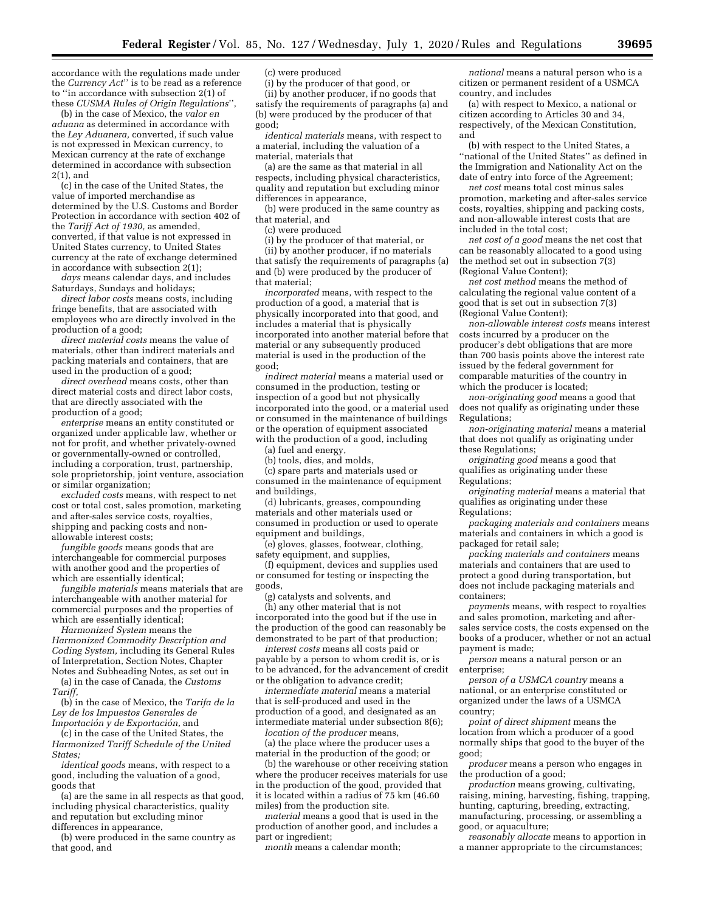accordance with the regulations made under the *Currency Act*'' is to be read as a reference to ''in accordance with subsection 2(1) of these *CUSMA Rules of Origin Regulations*'',

(b) in the case of Mexico, the *valor en aduana* as determined in accordance with the *Ley Aduanera,* converted, if such value is not expressed in Mexican currency, to Mexican currency at the rate of exchange determined in accordance with subsection 2(1), and

(c) in the case of the United States, the value of imported merchandise as determined by the U.S. Customs and Border Protection in accordance with section 402 of the *Tariff Act of 1930,* as amended, converted, if that value is not expressed in United States currency, to United States currency at the rate of exchange determined in accordance with subsection 2(1);

*days* means calendar days, and includes Saturdays, Sundays and holidays;

*direct labor costs* means costs, including fringe benefits, that are associated with employees who are directly involved in the production of a good;

*direct material costs* means the value of materials, other than indirect materials and packing materials and containers, that are used in the production of a good;

*direct overhead* means costs, other than direct material costs and direct labor costs, that are directly associated with the production of a good;

*enterprise* means an entity constituted or organized under applicable law, whether or not for profit, and whether privately-owned or governmentally-owned or controlled, including a corporation, trust, partnership, sole proprietorship, joint venture, association or similar organization;

*excluded costs* means, with respect to net cost or total cost, sales promotion, marketing and after-sales service costs, royalties, shipping and packing costs and non-allowable interest costs;

*fungible goods* means goods that are interchangeable for commercial purposes with another good and the properties of which are essentially identical;

*fungible materials* means materials that are interchangeable with another material for commercial purposes and the properties of which are essentially identical;

*Harmonized System* means the *Harmonized Commodity Description and Coding System,* including its General Rules of Interpretation, Section Notes, Chapter Notes and Subheading Notes, as set out in

(a) in the case of Canada, the *Customs Tariff,*

(b) in the case of Mexico, the *Tarifa de la Ley de los Impuestos Generales de Importación y de Exportación,* and

(c) in the case of the United States, the *Harmonized Tariff Schedule of the United States;*

*identical goods* means, with respect to a good, including the valuation of a good, goods that

(a) are the same in all respects as that good, including physical characteristics, quality and reputation but excluding minor differences in appearance,

(b) were produced in the same country as that good, and

(c) were produced

(i) by the producer of that good, or

(ii) by another producer, if no goods that satisfy the requirements of paragraphs (a) and (b) were produced by the producer of that good;

*identical materials* means, with respect to a material, including the valuation of a material, materials that

(a) are the same as that material in all respects, including physical characteristics, quality and reputation but excluding minor differences in appearance,

(b) were produced in the same country as that material, and

(c) were produced

(i) by the producer of that material, or

(ii) by another producer, if no materials that satisfy the requirements of paragraphs (a) and (b) were produced by the producer of that material;

*incorporated* means, with respect to the production of a good, a material that is physically incorporated into that good, and includes a material that is physically incorporated into another material before that material or any subsequently produced material is used in the production of the good;

*indirect material* means a material used or consumed in the production, testing or inspection of a good but not physically incorporated into the good, or a material used or consumed in the maintenance of buildings or the operation of equipment associated with the production of a good, including

(a) fuel and energy,

(b) tools, dies, and molds,

(c) spare parts and materials used or consumed in the maintenance of equipment and buildings,

(d) lubricants, greases, compounding materials and other materials used or consumed in production or used to operate equipment and buildings,

(e) gloves, glasses, footwear, clothing, safety equipment, and supplies,

(f) equipment, devices and supplies used or consumed for testing or inspecting the goods,

(g) catalysts and solvents, and

(h) any other material that is not incorporated into the good but if the use in the production of the good can reasonably be demonstrated to be part of that production;

*interest costs* means all costs paid or payable by a person to whom credit is, or is to be advanced, for the advancement of credit or the obligation to advance credit;

*intermediate material* means a material that is self-produced and used in the production of a good, and designated as an intermediate material under subsection 8(6);

*location of the producer* means,

(a) the place where the producer uses a material in the production of the good; or

(b) the warehouse or other receiving station where the producer receives materials for use in the production of the good, provided that it is located within a radius of 75 km (46.60 miles) from the production site.

*material* means a good that is used in the production of another good, and includes a part or ingredient;

*month* means a calendar month;

*national* means a natural person who is a citizen or permanent resident of a USMCA country, and includes

(a) with respect to Mexico, a national or citizen according to Articles 30 and 34, respectively, of the Mexican Constitution, and

(b) with respect to the United States, a ''national of the United States'' as defined in the Immigration and Nationality Act on the date of entry into force of the Agreement;

*net cost* means total cost minus sales promotion, marketing and after-sales service costs, royalties, shipping and packing costs, and non-allowable interest costs that are included in the total cost;

*net cost of a good* means the net cost that can be reasonably allocated to a good using the method set out in subsection 7(3) (Regional Value Content);

*net cost method* means the method of calculating the regional value content of a good that is set out in subsection 7(3) (Regional Value Content);

*non-allowable interest costs* means interest costs incurred by a producer on the producer's debt obligations that are more than 700 basis points above the interest rate issued by the federal government for comparable maturities of the country in which the producer is located;

*non-originating good* means a good that does not qualify as originating under these Regulations;

*non-originating material* means a material that does not qualify as originating under these Regulations;

*originating good* means a good that qualifies as originating under these Regulations;

*originating material* means a material that qualifies as originating under these Regulations;

*packaging materials and containers* means materials and containers in which a good is packaged for retail sale;

*packing materials and containers* means materials and containers that are used to protect a good during transportation, but does not include packaging materials and containers;

*payments* means, with respect to royalties and sales promotion, marketing and after-sales service costs, the costs expensed on the books of a producer, whether or not an actual payment is made;

*person* means a natural person or an enterprise;

*person of a USMCA country* means a national, or an enterprise constituted or organized under the laws of a USMCA country;

*point of direct shipment* means the location from which a producer of a good normally ships that good to the buyer of the good;

*producer* means a person who engages in the production of a good;

*production* means growing, cultivating, raising, mining, harvesting, fishing, trapping, hunting, capturing, breeding, extracting, manufacturing, processing, or assembling a good, or aquaculture;

*reasonably allocate* means to apportion in a manner appropriate to the circumstances;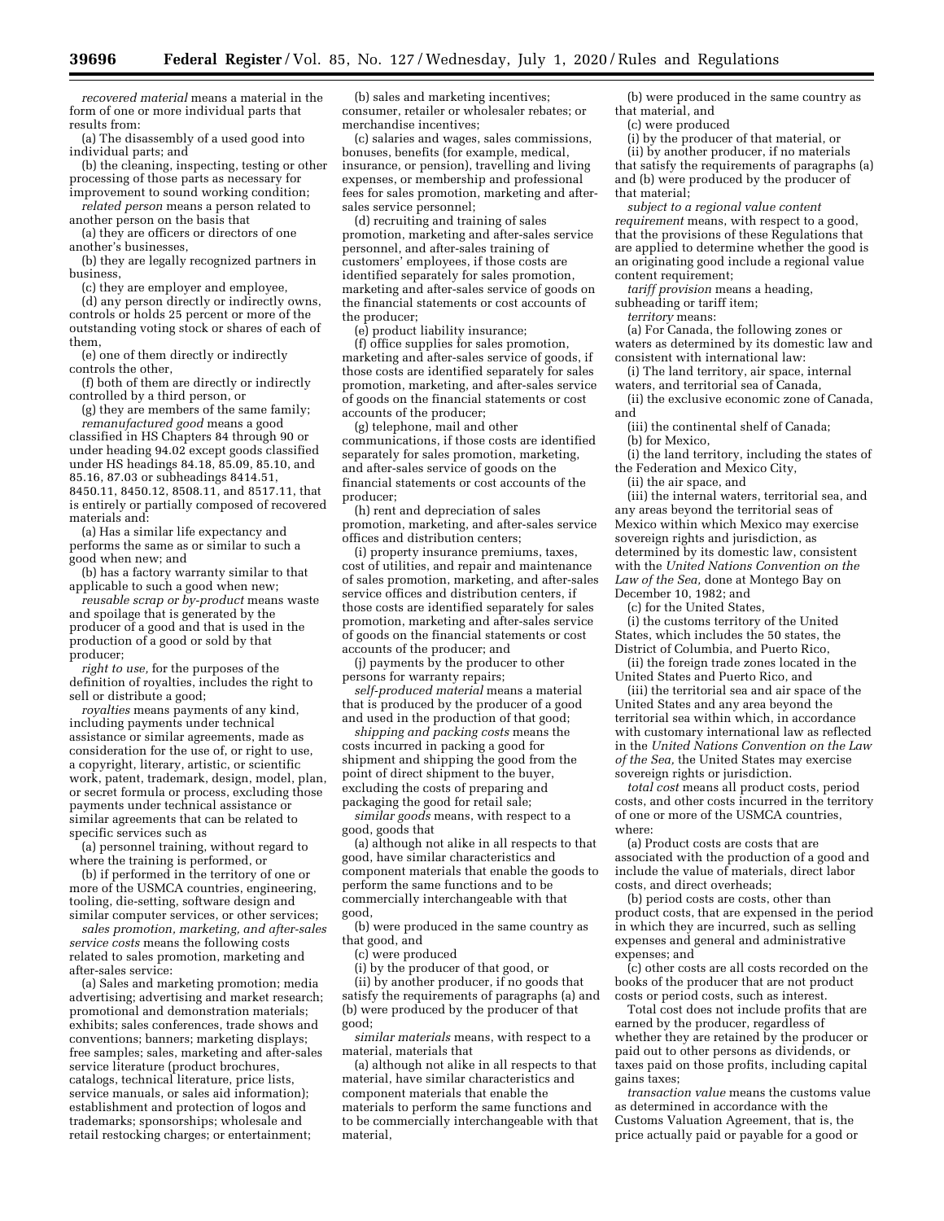*recovered material* means a material in the form of one or more individual parts that results from:

(a) The disassembly of a used good into individual parts; and

(b) the cleaning, inspecting, testing or other processing of those parts as necessary for improvement to sound working condition;

*related person* means a person related to another person on the basis that

(a) they are officers or directors of one another's businesses,

(b) they are legally recognized partners in business,

(c) they are employer and employee,

(d) any person directly or indirectly owns, controls or holds 25 percent or more of the outstanding voting stock or shares of each of them,

(e) one of them directly or indirectly controls the other,

(f) both of them are directly or indirectly controlled by a third person, or

(g) they are members of the same family;

*remanufactured good* means a good classified in HS Chapters 84 through 90 or under heading 94.02 except goods classified under HS headings 84.18, 85.09, 85.10, and 85.16, 87.03 or subheadings 8414.51, 8450.11, 8450.12, 8508.11, and 8517.11, that is entirely or partially composed of recovered materials and:

(a) Has a similar life expectancy and performs the same as or similar to such a good when new; and

(b) has a factory warranty similar to that applicable to such a good when new;

*reusable scrap or by-product* means waste and spoilage that is generated by the producer of a good and that is used in the production of a good or sold by that producer;

*right to use,* for the purposes of the definition of royalties, includes the right to sell or distribute a good;

*royalties* means payments of any kind, including payments under technical assistance or similar agreements, made as consideration for the use of, or right to use, a copyright, literary, artistic, or scientific work, patent, trademark, design, model, plan, or secret formula or process, excluding those payments under technical assistance or similar agreements that can be related to specific services such as

(a) personnel training, without regard to where the training is performed, or

(b) if performed in the territory of one or more of the USMCA countries, engineering, tooling, die-setting, software design and similar computer services, or other services;

*sales promotion, marketing, and after-sales service costs* means the following costs related to sales promotion, marketing and after-sales service:

(a) Sales and marketing promotion; media advertising; advertising and market research; promotional and demonstration materials; exhibits; sales conferences, trade shows and conventions; banners; marketing displays; free samples; sales, marketing and after-sales service literature (product brochures, catalogs, technical literature, price lists, service manuals, or sales aid information); establishment and protection of logos and trademarks; sponsorships; wholesale and retail restocking charges; or entertainment;

(b) sales and marketing incentives; consumer, retailer or wholesaler rebates; or merchandise incentives;

(c) salaries and wages, sales commissions, bonuses, benefits (for example, medical, insurance, or pension), travelling and living expenses, or membership and professional fees for sales promotion, marketing and after-sales service personnel;

(d) recruiting and training of sales promotion, marketing and after-sales service personnel, and after-sales training of customers' employees, if those costs are identified separately for sales promotion, marketing and after-sales service of goods on the financial statements or cost accounts of the producer;

(e) product liability insurance;

(f) office supplies for sales promotion, marketing and after-sales service of goods, if those costs are identified separately for sales promotion, marketing, and after-sales service of goods on the financial statements or cost accounts of the producer;

(g) telephone, mail and other communications, if those costs are identified separately for sales promotion, marketing, and after-sales service of goods on the financial statements or cost accounts of the producer;

(h) rent and depreciation of sales promotion, marketing, and after-sales service offices and distribution centers;

(i) property insurance premiums, taxes, cost of utilities, and repair and maintenance of sales promotion, marketing, and after-sales service offices and distribution centers, if those costs are identified separately for sales promotion, marketing and after-sales service of goods on the financial statements or cost accounts of the producer; and

(j) payments by the producer to other persons for warranty repairs;

*self-produced material* means a material that is produced by the producer of a good and used in the production of that good;

*shipping and packing costs* means the costs incurred in packing a good for shipment and shipping the good from the point of direct shipment to the buyer, excluding the costs of preparing and packaging the good for retail sale;

*similar goods* means, with respect to a good, goods that

(a) although not alike in all respects to that good, have similar characteristics and component materials that enable the goods to perform the same functions and to be commercially interchangeable with that good,

(b) were produced in the same country as that good, and

(c) were produced

(i) by the producer of that good, or

(ii) by another producer, if no goods that satisfy the requirements of paragraphs (a) and (b) were produced by the producer of that good;

*similar materials* means, with respect to a material, materials that

(a) although not alike in all respects to that material, have similar characteristics and component materials that enable the materials to perform the same functions and to be commercially interchangeable with that material,

(b) were produced in the same country as that material, and

(c) were produced

(i) by the producer of that material, or

(ii) by another producer, if no materials that satisfy the requirements of paragraphs (a) and (b) were produced by the producer of that material;

*subject to a regional value content requirement* means, with respect to a good, that the provisions of these Regulations that are applied to determine whether the good is an originating good include a regional value content requirement;

*tariff provision* means a heading, subheading or tariff item;

*territory* means:

(a) For Canada, the following zones or waters as determined by its domestic law and consistent with international law:

(i) The land territory, air space, internal waters, and territorial sea of Canada,

(ii) the exclusive economic zone of Canada, and

(iii) the continental shelf of Canada;

(b) for Mexico,

(i) the land territory, including the states of the Federation and Mexico City,

(ii) the air space, and

(iii) the internal waters, territorial sea, and any areas beyond the territorial seas of Mexico within which Mexico may exercise sovereign rights and jurisdiction, as determined by its domestic law, consistent with the *United Nations Convention on the Law of the Sea,* done at Montego Bay on December 10, 1982; and

(c) for the United States,

(i) the customs territory of the United States, which includes the 50 states, the District of Columbia, and Puerto Rico,

(ii) the foreign trade zones located in the United States and Puerto Rico, and

(iii) the territorial sea and air space of the United States and any area beyond the territorial sea within which, in accordance with customary international law as reflected in the *United Nations Convention on the Law of the Sea,* the United States may exercise sovereign rights or jurisdiction.

*total cost* means all product costs, period costs, and other costs incurred in the territory of one or more of the USMCA countries, where:

(a) Product costs are costs that are associated with the production of a good and include the value of materials, direct labor costs, and direct overheads;

(b) period costs, that are costs, other than product costs, that are expensed in the period in which they are incurred, such as selling expenses and general and administrative expenses; and

(c) other costs are all costs recorded on the books of the producer that are not product costs or period costs, such as interest.

Total cost does not include profits that are earned by the producer, regardless of whether they are retained by the producer or paid out to other persons as dividends, or taxes paid on those profits, including capital gains taxes;

*transaction value* means the customs value as determined in accordance with the Customs Valuation Agreement, that is, the price actually paid or payable for a good or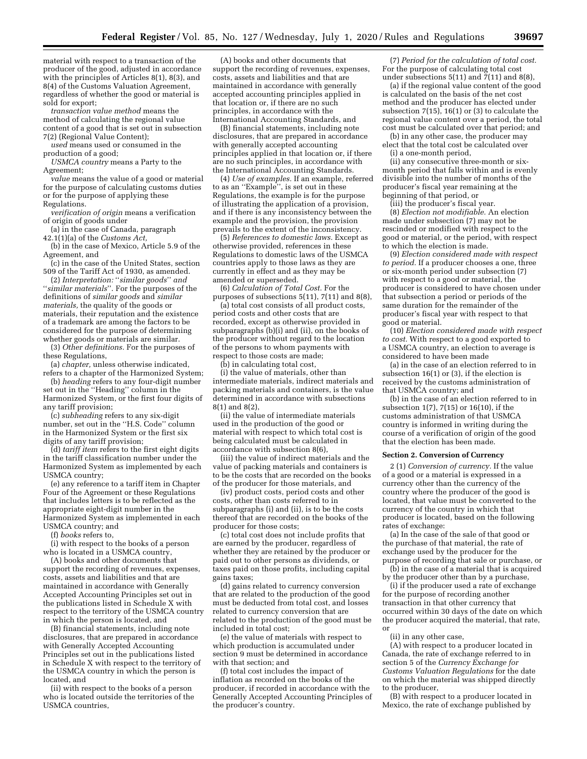material with respect to a transaction of the producer of the good, adjusted in accordance with the principles of Articles 8(1), 8(3), and 8(4) of the Customs Valuation Agreement, regardless of whether the good or material is sold for export;

*transaction value method* means the method of calculating the regional value content of a good that is set out in subsection 7(2) (Regional Value Content);

*used* means used or consumed in the production of a good;

*USMCA country* means a Party to the Agreement;

*value* means the value of a good or material for the purpose of calculating customs duties or for the purpose of applying these Regulations.

*verification of origin* means a verification of origin of goods under

(a) in the case of Canada, paragraph 42.1(1)(a) of the *Customs Act,*

(b) in the case of Mexico, Article 5.9 of the Agreement, and

(c) in the case of the United States, section 509 of the Tariff Act of 1930, as amended.

(2) *Interpretation: ''similar goods'' and ''similar materials''*. For the purposes of the definitions of *similar goods* and *similar materials,* the quality of the goods or materials, their reputation and the existence of a trademark are among the factors to be considered for the purpose of determining whether goods or materials are similar.

(3) *Other definitions.* For the purposes of these Regulations,

(a) *chapter,* unless otherwise indicated, refers to a chapter of the Harmonized System;

(b) *heading* refers to any four-digit number set out in the ''Heading'' column in the Harmonized System, or the first four digits of any tariff provision;

(c) *subheading* refers to any six-digit number, set out in the ''H.S. Code'' column in the Harmonized System or the first six digits of any tariff provision;

(d) *tariff item* refers to the first eight digits in the tariff classification number under the Harmonized System as implemented by each USMCA country;

(e) any reference to a tariff item in Chapter Four of the Agreement or these Regulations that includes letters is to be reflected as the appropriate eight-digit number in the Harmonized System as implemented in each USMCA country; and

(f) *books* refers to,

(i) with respect to the books of a person who is located in a USMCA country,

(A) books and other documents that support the recording of revenues, expenses, costs, assets and liabilities and that are maintained in accordance with Generally Accepted Accounting Principles set out in the publications listed in Schedule X with respect to the territory of the USMCA country in which the person is located, and

(B) financial statements, including note disclosures, that are prepared in accordance with Generally Accepted Accounting Principles set out in the publications listed in Schedule X with respect to the territory of the USMCA country in which the person is located, and

(ii) with respect to the books of a person who is located outside the territories of the USMCA countries,

(A) books and other documents that support the recording of revenues, expenses, costs, assets and liabilities and that are maintained in accordance with generally accepted accounting principles applied in that location or, if there are no such principles, in accordance with the International Accounting Standards, and

(B) financial statements, including note disclosures, that are prepared in accordance with generally accepted accounting principles applied in that location or, if there are no such principles, in accordance with the International Accounting Standards.

(4) *Use of examples.* If an example, referred to as an ''Example'', is set out in these Regulations, the example is for the purpose of illustrating the application of a provision, and if there is any inconsistency between the example and the provision, the provision prevails to the extent of the inconsistency.

(5) *References to domestic laws.* Except as otherwise provided, references in these Regulations to domestic laws of the USMCA countries apply to those laws as they are currently in effect and as they may be amended or superseded.

(6) *Calculation of Total Cost.* For the purposes of subsections 5(11), 7(11) and 8(8),

(a) total cost consists of all product costs, period costs and other costs that are recorded, except as otherwise provided in subparagraphs (b)(i) and (ii), on the books of the producer without regard to the location of the persons to whom payments with respect to those costs are made;

(b) in calculating total cost,

(i) the value of materials, other than intermediate materials, indirect materials and packing materials and containers, is the value determined in accordance with subsections 8(1) and 8(2),

(ii) the value of intermediate materials used in the production of the good or material with respect to which total cost is being calculated must be calculated in accordance with subsection 8(6),

(iii) the value of indirect materials and the value of packing materials and containers is to be the costs that are recorded on the books of the producer for those materials, and

(iv) product costs, period costs and other costs, other than costs referred to in subparagraphs (i) and (ii), is to be the costs thereof that are recorded on the books of the producer for those costs;

(c) total cost does not include profits that are earned by the producer, regardless of whether they are retained by the producer or paid out to other persons as dividends, or taxes paid on those profits, including capital gains taxes;

(d) gains related to currency conversion that are related to the production of the good must be deducted from total cost, and losses related to currency conversion that are related to the production of the good must be included in total cost;

(e) the value of materials with respect to which production is accumulated under section 9 must be determined in accordance with that section; and

(f) total cost includes the impact of inflation as recorded on the books of the producer, if recorded in accordance with the Generally Accepted Accounting Principles of the producer's country.

(7) *Period for the calculation of total cost.* For the purpose of calculating total cost under subsections 5(11) and 7(11) and 8(8),

(a) if the regional value content of the good is calculated on the basis of the net cost method and the producer has elected under subsection 7(15), 16(1) or (3) to calculate the regional value content over a period, the total cost must be calculated over that period; and

(b) in any other case, the producer may elect that the total cost be calculated over

(i) a one-month period,

(ii) any consecutive three-month or six-month period that falls within and is evenly divisible into the number of months of the producer's fiscal year remaining at the beginning of that period, or

(iii) the producer's fiscal year.

(8) *Election not modifiable.* An election made under subsection (7) may not be rescinded or modified with respect to the good or material, or the period, with respect to which the election is made.

(9) *Election considered made with respect to period.* If a producer chooses a one, three or six-month period under subsection (7) with respect to a good or material, the producer is considered to have chosen under that subsection a period or periods of the same duration for the remainder of the producer's fiscal year with respect to that good or material.

(10) *Election considered made with respect to cost.* With respect to a good exported to a USMCA country, an election to average is considered to have been made

(a) in the case of an election referred to in subsection 16(1) or (3), if the election is received by the customs administration of that USMCA country; and

(b) in the case of an election referred to in subsection 1(7), 7(15) or 16(10), if the customs administration of that USMCA country is informed in writing during the course of a verification of origin of the good that the election has been made.

**Section 2. Conversion of Currency**

2 (1) *Conversion of currency.* If the value of a good or a material is expressed in a currency other than the currency of the country where the producer of the good is located, that value must be converted to the currency of the country in which that producer is located, based on the following rates of exchange:

(a) In the case of the sale of that good or the purchase of that material, the rate of exchange used by the producer for the purpose of recording that sale or purchase, or

(b) in the case of a material that is acquired by the producer other than by a purchase,

(i) if the producer used a rate of exchange for the purpose of recording another transaction in that other currency that occurred within 30 days of the date on which the producer acquired the material, that rate, or

(ii) in any other case,

(A) with respect to a producer located in Canada, the rate of exchange referred to in section 5 of the *Currency Exchange for Customs Valuation Regulations* for the date on which the material was shipped directly to the producer,

(B) with respect to a producer located in Mexico, the rate of exchange published by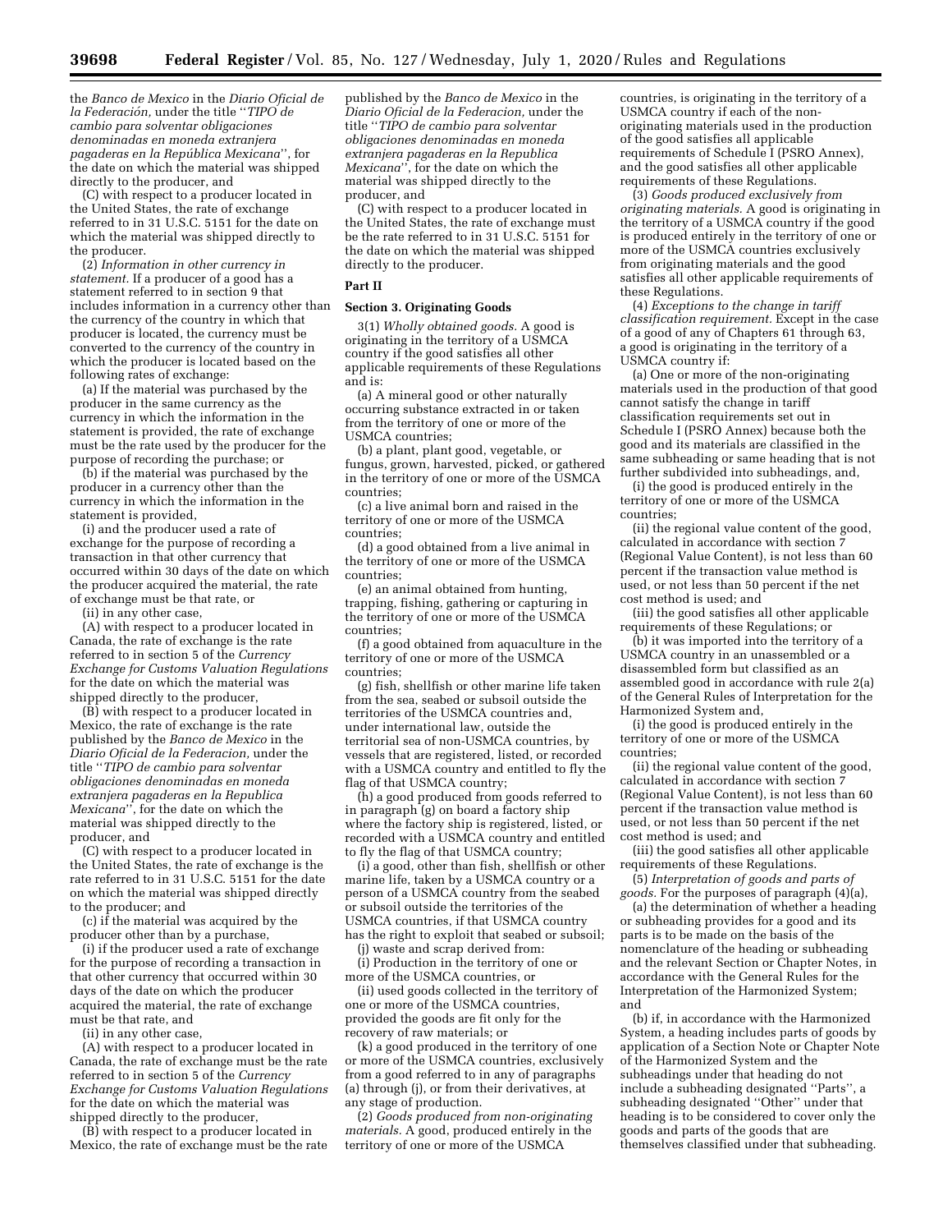the *Banco de Mexico* in the *Diario Oficial de la Federación,* under the title ''*TIPO de cambio para solventar obligaciones denominadas en moneda extranjera pagaderas en la República Mexicana*'', for the date on which the material was shipped directly to the producer, and

(C) with respect to a producer located in the United States, the rate of exchange referred to in 31 U.S.C. 5151 for the date on which the material was shipped directly to the producer.

(2) *Information in other currency in statement.* If a producer of a good has a statement referred to in section 9 that includes information in a currency other than the currency of the country in which that producer is located, the currency must be converted to the currency of the country in which the producer is located based on the following rates of exchange:

(a) If the material was purchased by the producer in the same currency as the currency in which the information in the statement is provided, the rate of exchange must be the rate used by the producer for the purpose of recording the purchase; or

(b) if the material was purchased by the producer in a currency other than the currency in which the information in the statement is provided,

(i) and the producer used a rate of exchange for the purpose of recording a transaction in that other currency that occurred within 30 days of the date on which the producer acquired the material, the rate of exchange must be that rate, or

(ii) in any other case,

(A) with respect to a producer located in Canada, the rate of exchange is the rate referred to in section 5 of the *Currency Exchange for Customs Valuation Regulations* for the date on which the material was shipped directly to the producer,

(B) with respect to a producer located in Mexico, the rate of exchange is the rate published by the *Banco de Mexico* in the *Diario Oficial de la Federacion,* under the title ''*TIPO de cambio para solventar obligaciones denominadas en moneda extranjera pagaderas en la Republica Mexicana*'', for the date on which the material was shipped directly to the producer, and

(C) with respect to a producer located in the United States, the rate of exchange is the rate referred to in 31 U.S.C. 5151 for the date on which the material was shipped directly to the producer; and

(c) if the material was acquired by the producer other than by a purchase,

(i) if the producer used a rate of exchange for the purpose of recording a transaction in that other currency that occurred within 30 days of the date on which the producer acquired the material, the rate of exchange must be that rate, and

(ii) in any other case,

(A) with respect to a producer located in Canada, the rate of exchange must be the rate referred to in section 5 of the *Currency Exchange for Customs Valuation Regulations* for the date on which the material was shipped directly to the producer,

(B) with respect to a producer located in Mexico, the rate of exchange must be the rate published by the *Banco de Mexico* in the *Diario Oficial de la Federacion,* under the title ''*TIPO de cambio para solventar obligaciones denominadas en moneda extranjera pagaderas en la Republica Mexicana*'', for the date on which the material was shipped directly to the producer, and

(C) with respect to a producer located in the United States, the rate of exchange must be the rate referred to in 31 U.S.C. 5151 for the date on which the material was shipped directly to the producer.

**Part II**

**Section 3. Originating Goods**

3(1) *Wholly obtained goods.* A good is originating in the territory of a USMCA country if the good satisfies all other applicable requirements of these Regulations and is:

(a) A mineral good or other naturally occurring substance extracted in or taken from the territory of one or more of the USMCA countries;

(b) a plant, plant good, vegetable, or fungus, grown, harvested, picked, or gathered in the territory of one or more of the USMCA countries;

(c) a live animal born and raised in the territory of one or more of the USMCA countries;

(d) a good obtained from a live animal in the territory of one or more of the USMCA countries;

(e) an animal obtained from hunting, trapping, fishing, gathering or capturing in the territory of one or more of the USMCA countries;

(f) a good obtained from aquaculture in the territory of one or more of the USMCA countries;

(g) fish, shellfish or other marine life taken from the sea, seabed or subsoil outside the territories of the USMCA countries and, under international law, outside the territorial sea of non-USMCA countries, by vessels that are registered, listed, or recorded with a USMCA country and entitled to fly the flag of that USMCA country;

(h) a good produced from goods referred to in paragraph (g) on board a factory ship where the factory ship is registered, listed, or recorded with a USMCA country and entitled to fly the flag of that USMCA country;

(i) a good, other than fish, shellfish or other marine life, taken by a USMCA country or a person of a USMCA country from the seabed or subsoil outside the territories of the USMCA countries, if that USMCA country has the right to exploit that seabed or subsoil;

(j) waste and scrap derived from:

(i) Production in the territory of one or more of the USMCA countries, or

(ii) used goods collected in the territory of one or more of the USMCA countries, provided the goods are fit only for the recovery of raw materials; or

(k) a good produced in the territory of one or more of the USMCA countries, exclusively from a good referred to in any of paragraphs (a) through (j), or from their derivatives, at any stage of production.

(2) *Goods produced from non-originating materials.* A good, produced entirely in the territory of one or more of the USMCA countries, is originating in the territory of a USMCA country if each of the non-originating materials used in the production of the good satisfies all applicable requirements of Schedule I (PSRO Annex), and the good satisfies all other applicable requirements of these Regulations.

(3) *Goods produced exclusively from originating materials.* A good is originating in the territory of a USMCA country if the good is produced entirely in the territory of one or more of the USMCA countries exclusively from originating materials and the good satisfies all other applicable requirements of these Regulations.

(4) *Exceptions to the change in tariff classification requirement.* Except in the case of a good of any of Chapters 61 through 63, a good is originating in the territory of a USMCA country if:

(a) One or more of the non-originating materials used in the production of that good cannot satisfy the change in tariff classification requirements set out in Schedule I (PSRO Annex) because both the good and its materials are classified in the same subheading or same heading that is not further subdivided into subheadings, and,

(i) the good is produced entirely in the territory of one or more of the USMCA countries;

(ii) the regional value content of the good, calculated in accordance with section 7 (Regional Value Content), is not less than 60 percent if the transaction value method is used, or not less than 50 percent if the net cost method is used; and

(iii) the good satisfies all other applicable requirements of these Regulations; or

(b) it was imported into the territory of a USMCA country in an unassembled or a disassembled form but classified as an assembled good in accordance with rule 2(a) of the General Rules of Interpretation for the Harmonized System and,

(i) the good is produced entirely in the territory of one or more of the USMCA countries;

(ii) the regional value content of the good, calculated in accordance with section 7 (Regional Value Content), is not less than 60 percent if the transaction value method is used, or not less than 50 percent if the net cost method is used; and

(iii) the good satisfies all other applicable requirements of these Regulations.

(5) *Interpretation of goods and parts of goods.* For the purposes of paragraph (4)(a),

(a) the determination of whether a heading or subheading provides for a good and its parts is to be made on the basis of the nomenclature of the heading or subheading and the relevant Section or Chapter Notes, in accordance with the General Rules for the Interpretation of the Harmonized System; and

(b) if, in accordance with the Harmonized System, a heading includes parts of goods by application of a Section Note or Chapter Note of the Harmonized System and the subheadings under that heading do not include a subheading designated ''Parts'', a subheading designated ''Other'' under that heading is to be considered to cover only the goods and parts of the goods that are themselves classified under that subheading.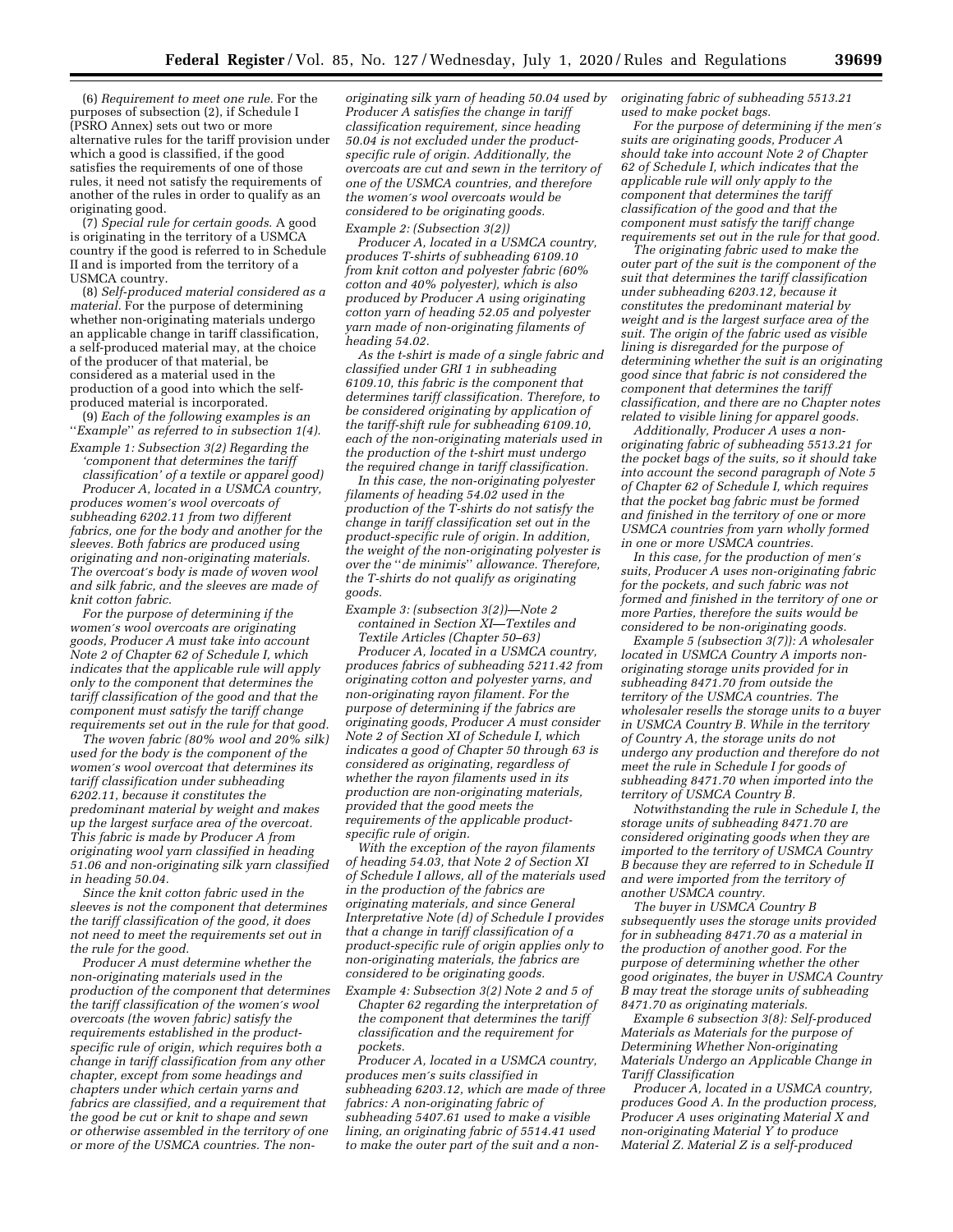(6) *Requirement to meet one rule.* For the purposes of subsection (2), if Schedule I (PSRO Annex) sets out two or more alternative rules for the tariff provision under which a good is classified, if the good satisfies the requirements of one of those rules, it need not satisfy the requirements of another of the rules in order to qualify as an originating good.

(7) *Special rule for certain goods.* A good is originating in the territory of a USMCA country if the good is referred to in Schedule II and is imported from the territory of a USMCA country.

(8) *Self-produced material considered as a material.* For the purpose of determining whether non-originating materials undergo an applicable change in tariff classification, a self-produced material may, at the choice of the producer of that material, be considered as a material used in the production of a good into which the self-produced material is incorporated.

(9) *Each of the following examples is an ''Example'' as referred to in subsection 1(4).*

*Example 1: Subsection 3(2) Regarding the 'component that determines the tariff classification' of a textile or apparel good)*

*Producer A, located in a USMCA country, produces women's wool overcoats of subheading 6202.11 from two different fabrics, one for the body and another for the sleeves. Both fabrics are produced using originating and non-originating materials. The overcoat's body is made of woven wool and silk fabric, and the sleeves are made of knit cotton fabric.*

*For the purpose of determining if the women's wool overcoats are originating goods, Producer A must take into account Note 2 of Chapter 62 of Schedule I, which indicates that the applicable rule will apply only to the component that determines the tariff classification of the good and that the component must satisfy the tariff change requirements set out in the rule for that good.*

*The woven fabric (80% wool and 20% silk) used for the body is the component of the women's wool overcoat that determines its tariff classification under subheading 6202.11, because it constitutes the predominant material by weight and makes up the largest surface area of the overcoat. This fabric is made by Producer A from originating wool yarn classified in heading 51.06 and non-originating silk yarn classified in heading 50.04.*

*Since the knit cotton fabric used in the sleeves is not the component that determines the tariff classification of the good, it does not need to meet the requirements set out in the rule for the good.*

*Producer A must determine whether the non-originating materials used in the production of the component that determines the tariff classification of the women's wool overcoats (the woven fabric) satisfy the requirements established in the product-specific rule of origin, which requires both a change in tariff classification from any other chapter, except from some headings and chapters under which certain yarns and fabrics are classified, and a requirement that the good be cut or knit to shape and sewn or otherwise assembled in the territory of one or more of the USMCA countries. The non-originating silk yarn of heading 50.04 used by Producer A satisfies the change in tariff classification requirement, since heading 50.04 is not excluded under the product-specific rule of origin. Additionally, the overcoats are cut and sewn in the territory of one of the USMCA countries, and therefore the women's wool overcoats would be considered to be originating goods.*

*Example 2: (Subsection 3(2))*

*Producer A, located in a USMCA country, produces T-shirts of subheading 6109.10 from knit cotton and polyester fabric (60% cotton and 40% polyester), which is also produced by Producer A using originating cotton yarn of heading 52.05 and polyester yarn made of non-originating filaments of heading 54.02.*

*As the t-shirt is made of a single fabric and classified under GRI 1 in subheading 6109.10, this fabric is the component that determines tariff classification. Therefore, to be considered originating by application of the tariff-shift rule for subheading 6109.10, each of the non-originating materials used in the production of the t-shirt must undergo the required change in tariff classification.*

*In this case, the non-originating polyester filaments of heading 54.02 used in the production of the T-shirts do not satisfy the change in tariff classification set out in the product-specific rule of origin. In addition, the weight of the non-originating polyester is over the ''de minimis'' allowance. Therefore, the T-shirts do not qualify as originating goods.*

*Example 3: (subsection 3(2))—Note 2 contained in Section XI—Textiles and Textile Articles (Chapter 50–63)*

*Producer A, located in a USMCA country, produces fabrics of subheading 5211.42 from originating cotton and polyester yarns, and non-originating rayon filament. For the purpose of determining if the fabrics are originating goods, Producer A must consider Note 2 of Section XI of Schedule I, which indicates a good of Chapter 50 through 63 is considered as originating, regardless of whether the rayon filaments used in its production are non-originating materials, provided that the good meets the requirements of the applicable product-specific rule of origin.*

*With the exception of the rayon filaments of heading 54.03, that Note 2 of Section XI of Schedule I allows, all of the materials used in the production of the fabrics are originating materials, and since General Interpretative Note (d) of Schedule I provides that a change in tariff classification of a product-specific rule of origin applies only to non-originating materials, the fabrics are considered to be originating goods.*

*Example 4: Subsection 3(2) Note 2 and 5 of Chapter 62 regarding the interpretation of the component that determines the tariff classification and the requirement for pockets.*

*Producer A, located in a USMCA country, produces men's suits classified in subheading 6203.12, which are made of three fabrics: A non-originating fabric of subheading 5407.61 used to make a visible lining, an originating fabric of 5514.41 used to make the outer part of the suit and a non-originating fabric of subheading 5513.21 used to make pocket bags.*

*For the purpose of determining if the men's suits are originating goods, Producer A should take into account Note 2 of Chapter 62 of Schedule I, which indicates that the applicable rule will only apply to the component that determines the tariff classification of the good and that the component must satisfy the tariff change requirements set out in the rule for that good.*

*The originating fabric used to make the outer part of the suit is the component of the suit that determines the tariff classification under subheading 6203.12, because it constitutes the predominant material by weight and is the largest surface area of the suit. The origin of the fabric used as visible lining is disregarded for the purpose of determining whether the suit is an originating good since that fabric is not considered the component that determines the tariff classification, and there are no Chapter notes related to visible lining for apparel goods.*

*Additionally, Producer A uses a non-originating fabric of subheading 5513.21 for the pocket bags of the suits, so it should take into account the second paragraph of Note 5 of Chapter 62 of Schedule I, which requires that the pocket bag fabric must be formed and finished in the territory of one or more USMCA countries from yarn wholly formed in one or more USMCA countries.*

*In this case, for the production of men's suits, Producer A uses non-originating fabric for the pockets, and such fabric was not formed and finished in the territory of one or more Parties, therefore the suits would be considered to be non-originating goods.*

*Example 5 (subsection 3(7)): A wholesaler located in USMCA Country A imports non-originating storage units provided for in subheading 8471.70 from outside the territory of the USMCA countries. The wholesaler resells the storage units to a buyer in USMCA Country B. While in the territory of Country A, the storage units do not undergo any production and therefore do not meet the rule in Schedule I for goods of subheading 8471.70 when imported into the territory of USMCA Country B.*

*Notwithstanding the rule in Schedule I, the storage units of subheading 8471.70 are considered originating goods when they are imported to the territory of USMCA Country B because they are referred to in Schedule II and were imported from the territory of another USMCA country.*

*The buyer in USMCA Country B subsequently uses the storage units provided for in subheading 8471.70 as a material in the production of another good. For the purpose of determining whether the other good originates, the buyer in USMCA Country B may treat the storage units of subheading 8471.70 as originating materials.*

*Example 6 subsection 3(8): Self-produced Materials as Materials for the purpose of Determining Whether Non-originating Materials Undergo an Applicable Change in Tariff Classification*

*Producer A, located in a USMCA country, produces Good A. In the production process, Producer A uses originating Material X and non-originating Material Y to produce Material Z. Material Z is a self-produced*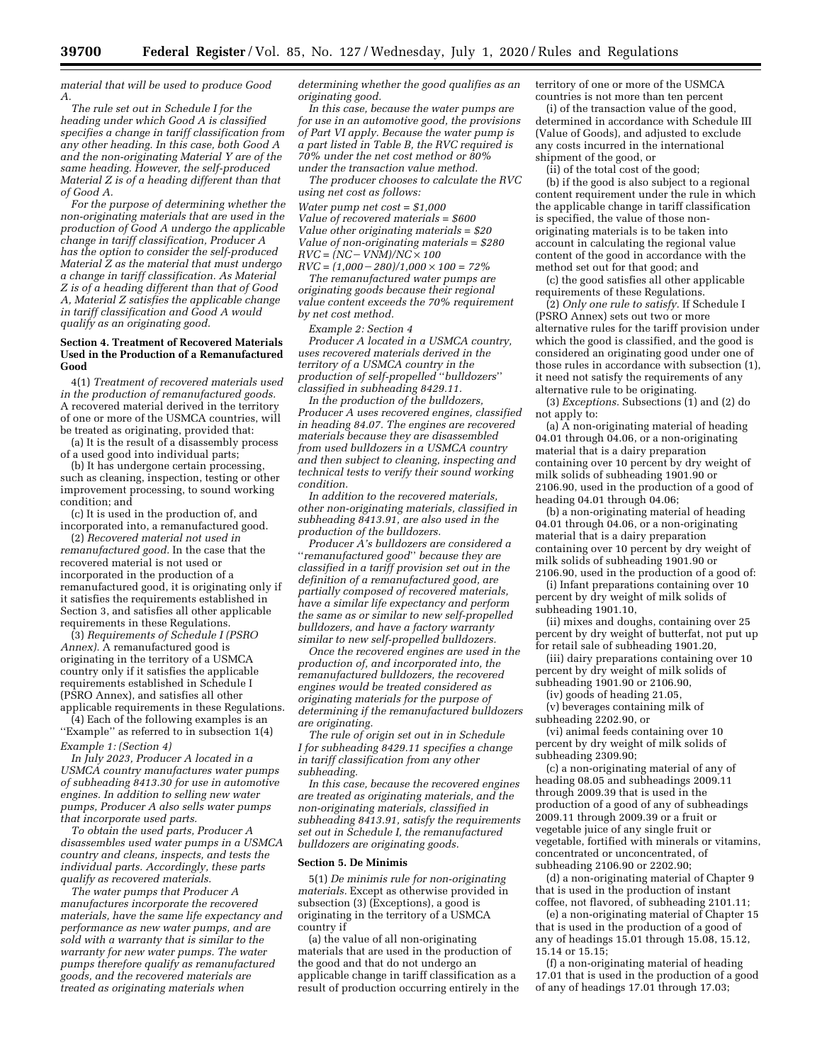*material that will be used to produce Good A.*

*The rule set out in Schedule I for the heading under which Good A is classified specifies a change in tariff classification from any other heading. In this case, both Good A and the non-originating Material Y are of the same heading. However, the self-produced Material Z is of a heading different than that of Good A.*

*For the purpose of determining whether the non-originating materials that are used in the production of Good A undergo the applicable change in tariff classification, Producer A has the option to consider the self-produced Material Z as the material that must undergo a change in tariff classification. As Material Z is of a heading different than that of Good A, Material Z satisfies the applicable change in tariff classification and Good A would qualify as an originating good.*

**Section 4. Treatment of Recovered Materials Used in the Production of a Remanufactured Good**

4(1) *Treatment of recovered materials used in the production of remanufactured goods.* A recovered material derived in the territory of one or more of the USMCA countries, will be treated as originating, provided that:

(a) It is the result of a disassembly process of a used good into individual parts;

(b) It has undergone certain processing, such as cleaning, inspection, testing or other improvement processing, to sound working condition; and

(c) It is used in the production of, and incorporated into, a remanufactured good.

(2) *Recovered material not used in remanufactured good.* In the case that the recovered material is not used or incorporated in the production of a remanufactured good, it is originating only if it satisfies the requirements established in Section 3, and satisfies all other applicable requirements in these Regulations.

(3) *Requirements of Schedule I (PSRO Annex).* A remanufactured good is originating in the territory of a USMCA country only if it satisfies the applicable requirements established in Schedule I (PSRO Annex), and satisfies all other applicable requirements in these Regulations.

(4) Each of the following examples is an ''Example'' as referred to in subsection 1(4)

*Example 1: (Section 4)*

*In July 2023, Producer A located in a USMCA country manufactures water pumps of subheading 8413.30 for use in automotive engines. In addition to selling new water pumps, Producer A also sells water pumps that incorporate used parts.*

*To obtain the used parts, Producer A disassembles used water pumps in a USMCA country and cleans, inspects, and tests the individual parts. Accordingly, these parts qualify as recovered materials.*

*The water pumps that Producer A manufactures incorporate the recovered materials, have the same life expectancy and performance as new water pumps, and are sold with a warranty that is similar to the warranty for new water pumps. The water pumps therefore qualify as remanufactured goods, and the recovered materials are treated as originating materials when determining whether the good qualifies as an originating good.*

*In this case, because the water pumps are for use in an automotive good, the provisions of Part VI apply. Because the water pump is a part listed in Table B, the RVC required is 70% under the net cost method or 80% under the transaction value method.*

*The producer chooses to calculate the RVC using net cost as follows:*

*Water pump net cost = $1,000*
*Value of recovered materials = $600*
*Value other originating materials = $20*
*Value of non-originating materials = $280*
$RVC = (NC - VNM)/NC \times 100$
$RVC = (1{,}000 - 280)/1{,}000 \times 100 = 72\%$

*The remanufactured water pumps are originating goods because their regional value content exceeds the 70% requirement by net cost method.*

*Example 2: Section 4*

*Producer A located in a USMCA country, uses recovered materials derived in the territory of a USMCA country in the production of self-propelled ''bulldozers'' classified in subheading 8429.11.*

*In the production of the bulldozers, Producer A uses recovered engines, classified in heading 84.07. The engines are recovered materials because they are disassembled from used bulldozers in a USMCA country and then subject to cleaning, inspecting and technical tests to verify their sound working condition.*

*In addition to the recovered materials, other non-originating materials, classified in subheading 8413.91, are also used in the production of the bulldozers.*

*Producer A's bulldozers are considered a ''remanufactured good'' because they are classified in a tariff provision set out in the definition of a remanufactured good, are partially composed of recovered materials, have a similar life expectancy and perform the same as or similar to new self-propelled bulldozers, and have a factory warranty similar to new self-propelled bulldozers.*

*Once the recovered engines are used in the production of, and incorporated into, the remanufactured bulldozers, the recovered engines would be treated considered as originating materials for the purpose of determining if the remanufactured bulldozers are originating.*

*The rule of origin set out in in Schedule I for subheading 8429.11 specifies a change in tariff classification from any other subheading.*

*In this case, because the recovered engines are treated as originating materials, and the non-originating materials, classified in subheading 8413.91, satisfy the requirements set out in Schedule I, the remanufactured bulldozers are originating goods.*

**Section 5. De Minimis**

5(1) *De minimis rule for non-originating materials.* Except as otherwise provided in subsection (3) (Exceptions), a good is originating in the territory of a USMCA country if

(a) the value of all non-originating materials that are used in the production of the good and that do not undergo an applicable change in tariff classification as a result of production occurring entirely in the territory of one or more of the USMCA countries is not more than ten percent

(i) of the transaction value of the good, determined in accordance with Schedule III (Value of Goods), and adjusted to exclude any costs incurred in the international shipment of the good, or

(ii) of the total cost of the good;

(b) if the good is also subject to a regional content requirement under the rule in which the applicable change in tariff classification is specified, the value of those non-originating materials is to be taken into account in calculating the regional value content of the good in accordance with the method set out for that good; and

(c) the good satisfies all other applicable requirements of these Regulations.

(2) *Only one rule to satisfy.* If Schedule I (PSRO Annex) sets out two or more alternative rules for the tariff provision under which the good is classified, and the good is considered an originating good under one of those rules in accordance with subsection (1), it need not satisfy the requirements of any alternative rule to be originating.

(3) *Exceptions.* Subsections (1) and (2) do not apply to:

(a) A non-originating material of heading 04.01 through 04.06, or a non-originating material that is a dairy preparation containing over 10 percent by dry weight of milk solids of subheading 1901.90 or 2106.90, used in the production of a good of heading 04.01 through 04.06;

(b) a non-originating material of heading 04.01 through 04.06, or a non-originating material that is a dairy preparation containing over 10 percent by dry weight of milk solids of subheading 1901.90 or 2106.90, used in the production of a good of:

(i) Infant preparations containing over 10 percent by dry weight of milk solids of subheading 1901.10,

(ii) mixes and doughs, containing over 25 percent by dry weight of butterfat, not put up for retail sale of subheading 1901.20,

(iii) dairy preparations containing over 10 percent by dry weight of milk solids of subheading 1901.90 or 2106.90,

(iv) goods of heading 21.05,

(v) beverages containing milk of subheading 2202.90, or

(vi) animal feeds containing over 10 percent by dry weight of milk solids of subheading 2309.90;

(c) a non-originating material of any of heading 08.05 and subheadings 2009.11 through 2009.39 that is used in the production of a good of any of subheadings 2009.11 through 2009.39 or a fruit or vegetable juice of any single fruit or vegetable, fortified with minerals or vitamins, concentrated or unconcentrated, of subheading 2106.90 or 2202.90;

(d) a non-originating material of Chapter 9 that is used in the production of instant coffee, not flavored, of subheading 2101.11;

(e) a non-originating material of Chapter 15 that is used in the production of a good of any of headings 15.01 through 15.08, 15.12, 15.14 or 15.15;

(f) a non-originating material of heading 17.01 that is used in the production of a good of any of headings 17.01 through 17.03;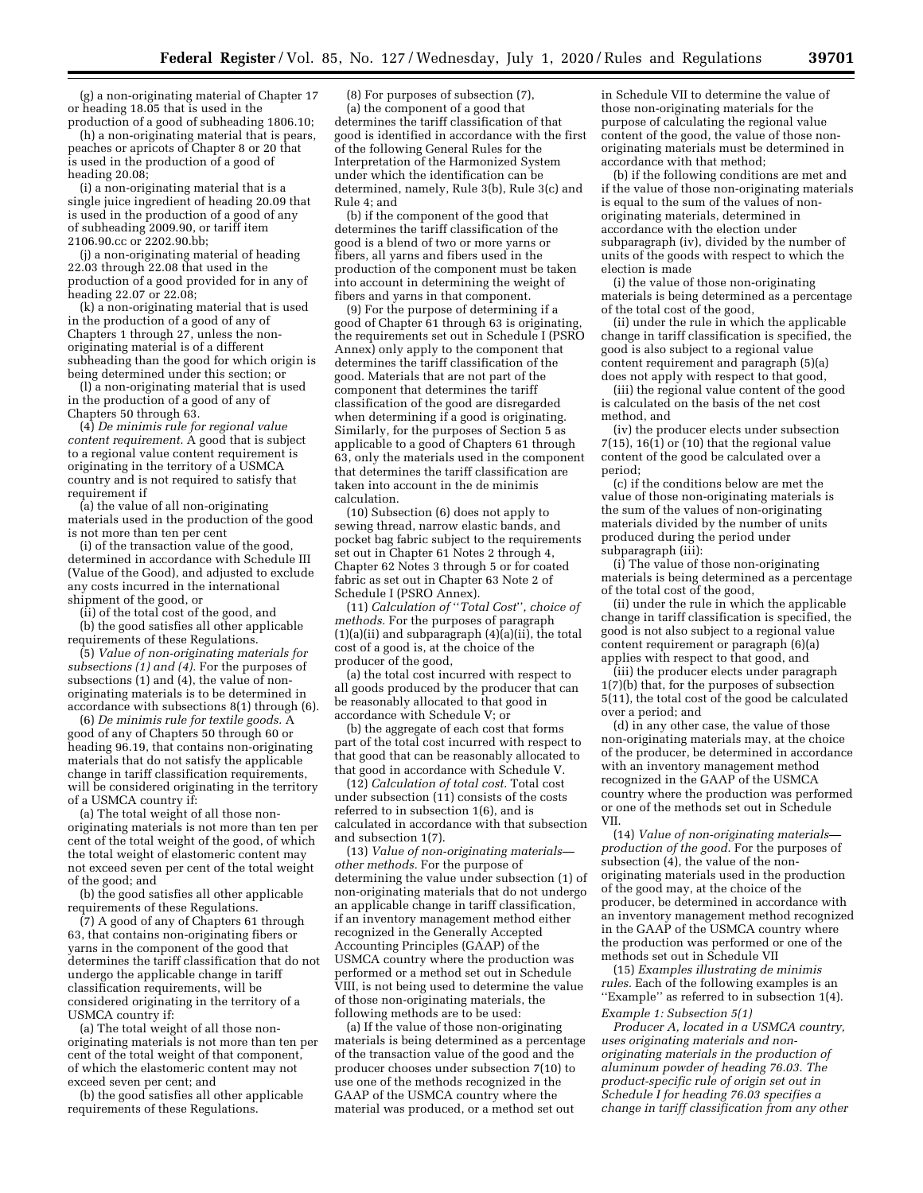(g) a non-originating material of Chapter 17 or heading 18.05 that is used in the production of a good of subheading 1806.10;

(h) a non-originating material that is pears, peaches or apricots of Chapter 8 or 20 that is used in the production of a good of heading 20.08;

(i) a non-originating material that is a single juice ingredient of heading 20.09 that is used in the production of a good of any of subheading 2009.90, or tariff item 2106.90.cc or 2202.90.bb;

(j) a non-originating material of heading 22.03 through 22.08 that used in the production of a good provided for in any of heading 22.07 or 22.08;

(k) a non-originating material that is used in the production of a good of any of Chapters 1 through 27, unless the non-originating material is of a different subheading than the good for which origin is being determined under this section; or

(l) a non-originating material that is used in the production of a good of any of Chapters 50 through 63.

(4) *De minimis rule for regional value content requirement.* A good that is subject to a regional value content requirement is originating in the territory of a USMCA country and is not required to satisfy that requirement if

(a) the value of all non-originating materials used in the production of the good is not more than ten per cent

(i) of the transaction value of the good, determined in accordance with Schedule III (Value of the Good), and adjusted to exclude any costs incurred in the international shipment of the good, or

(ii) of the total cost of the good, and

(b) the good satisfies all other applicable requirements of these Regulations.

(5) *Value of non-originating materials for subsections (1) and (4).* For the purposes of subsections (1) and (4), the value of non-originating materials is to be determined in accordance with subsections 8(1) through (6).

(6) *De minimis rule for textile goods.* A good of any of Chapters 50 through 60 or heading 96.19, that contains non-originating materials that do not satisfy the applicable change in tariff classification requirements, will be considered originating in the territory of a USMCA country if:

(a) The total weight of all those non-originating materials is not more than ten per cent of the total weight of the good, of which the total weight of elastomeric content may not exceed seven per cent of the total weight of the good; and

(b) the good satisfies all other applicable requirements of these Regulations.

(7) A good of any of Chapters 61 through 63, that contains non-originating fibers or yarns in the component of the good that determines the tariff classification that do not undergo the applicable change in tariff classification requirements, will be considered originating in the territory of a USMCA country if:

(a) The total weight of all those non-originating materials is not more than ten per cent of the total weight of that component, of which the elastomeric content may not exceed seven per cent; and

(b) the good satisfies all other applicable requirements of these Regulations.

(8) For purposes of subsection (7),

(a) the component of a good that determines the tariff classification of that good is identified in accordance with the first of the following General Rules for the Interpretation of the Harmonized System under which the identification can be determined, namely, Rule 3(b), Rule 3(c) and Rule 4; and

(b) if the component of the good that determines the tariff classification of the good is a blend of two or more yarns or fibers, all yarns and fibers used in the production of the component must be taken into account in determining the weight of fibers and yarns in that component.

(9) For the purpose of determining if a good of Chapter 61 through 63 is originating, the requirements set out in Schedule I (PSRO Annex) only apply to the component that determines the tariff classification of the good. Materials that are not part of the component that determines the tariff classification of the good are disregarded when determining if a good is originating. Similarly, for the purposes of Section 5 as applicable to a good of Chapters 61 through 63, only the materials used in the component that determines the tariff classification are taken into account in the de minimis calculation.

(10) Subsection (6) does not apply to sewing thread, narrow elastic bands, and pocket bag fabric subject to the requirements set out in Chapter 61 Notes 2 through 4, Chapter 62 Notes 3 through 5 or for coated fabric as set out in Chapter 63 Note 2 of Schedule I (PSRO Annex).

(11) *Calculation of ''Total Cost'', choice of methods.* For the purposes of paragraph (1)(a)(ii) and subparagraph (4)(a)(ii), the total cost of a good is, at the choice of the producer of the good,

(a) the total cost incurred with respect to all goods produced by the producer that can be reasonably allocated to that good in accordance with Schedule V; or

(b) the aggregate of each cost that forms part of the total cost incurred with respect to that good that can be reasonably allocated to that good in accordance with Schedule V.

(12) *Calculation of total cost.* Total cost under subsection (11) consists of the costs referred to in subsection 1(6), and is calculated in accordance with that subsection and subsection 1(7).

(13) *Value of non-originating materials—other methods.* For the purpose of determining the value under subsection (1) of non-originating materials that do not undergo an applicable change in tariff classification, if an inventory management method either recognized in the Generally Accepted Accounting Principles (GAAP) of the USMCA country where the production was performed or a method set out in Schedule VIII, is not being used to determine the value of those non-originating materials, the following methods are to be used:

(a) If the value of those non-originating materials is being determined as a percentage of the transaction value of the good and the producer chooses under subsection 7(10) to use one of the methods recognized in the GAAP of the USMCA country where the material was produced, or a method set out in Schedule VII to determine the value of those non-originating materials for the purpose of calculating the regional value content of the good, the value of those non-originating materials must be determined in accordance with that method;

(b) if the following conditions are met and if the value of those non-originating materials is equal to the sum of the values of non-originating materials, determined in accordance with the election under subparagraph (iv), divided by the number of units of the goods with respect to which the election is made

(i) the value of those non-originating materials is being determined as a percentage of the total cost of the good,

(ii) under the rule in which the applicable change in tariff classification is specified, the good is also subject to a regional value content requirement and paragraph (5)(a) does not apply with respect to that good,

(iii) the regional value content of the good is calculated on the basis of the net cost method, and

(iv) the producer elects under subsection 7(15), 16(1) or (10) that the regional value content of the good be calculated over a period;

(c) if the conditions below are met the value of those non-originating materials is the sum of the values of non-originating materials divided by the number of units produced during the period under subparagraph (iii):

(i) The value of those non-originating materials is being determined as a percentage of the total cost of the good,

(ii) under the rule in which the applicable change in tariff classification is specified, the good is not also subject to a regional value content requirement or paragraph (6)(a) applies with respect to that good, and

(iii) the producer elects under paragraph 1(7)(b) that, for the purposes of subsection 5(11), the total cost of the good be calculated over a period; and

(d) in any other case, the value of those non-originating materials may, at the choice of the producer, be determined in accordance with an inventory management method recognized in the GAAP of the USMCA country where the production was performed or one of the methods set out in Schedule VII.

(14) *Value of non-originating materials—production of the good.* For the purposes of subsection (4), the value of the non-originating materials used in the production of the good may, at the choice of the producer, be determined in accordance with an inventory management method recognized in the GAAP of the USMCA country where the production was performed or one of the methods set out in Schedule VII

(15) *Examples illustrating de minimis rules.* Each of the following examples is an ''Example'' as referred to in subsection 1(4).

*Example 1: Subsection 5(1)*

*Producer A, located in a USMCA country, uses originating materials and non-originating materials in the production of aluminum powder of heading 76.03. The product-specific rule of origin set out in Schedule I for heading 76.03 specifies a change in tariff classification from any other*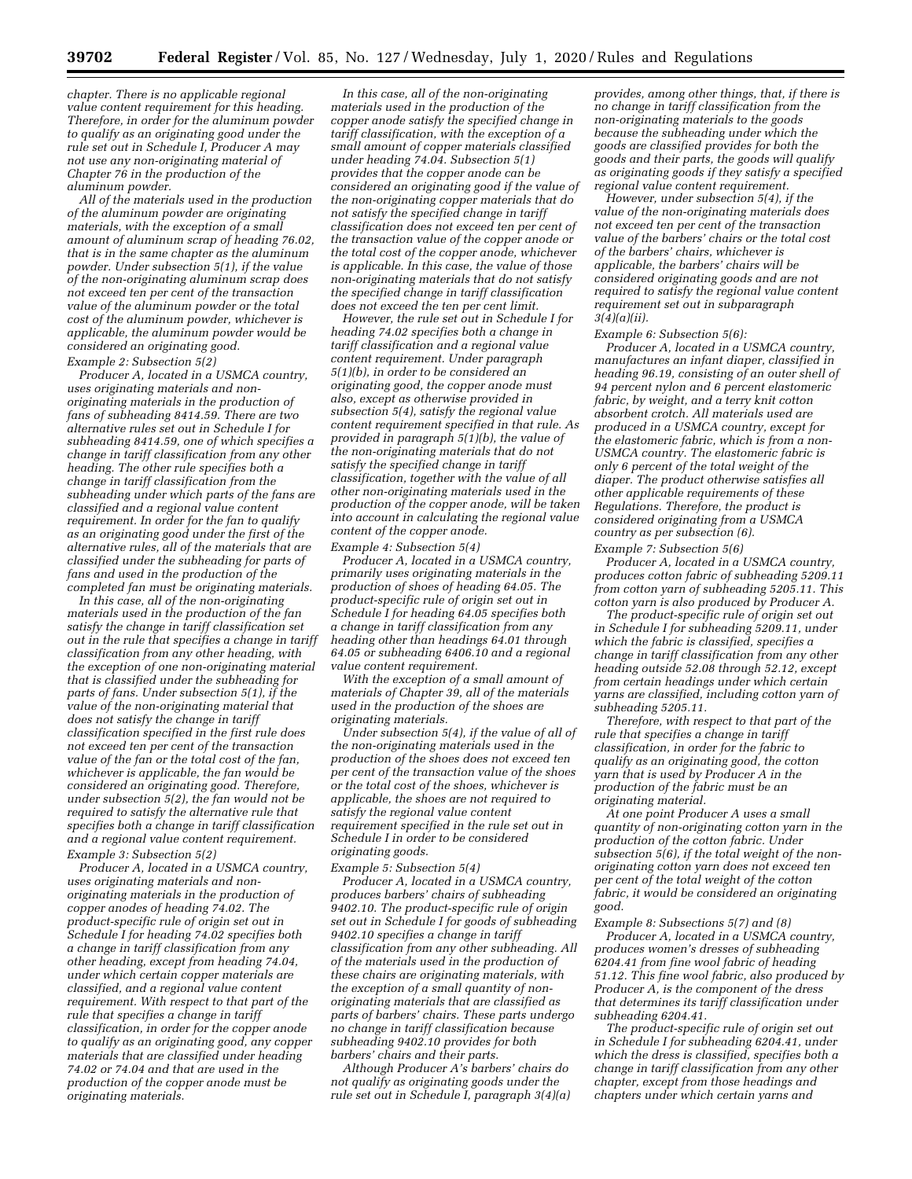*chapter. There is no applicable regional value content requirement for this heading. Therefore, in order for the aluminum powder to qualify as an originating good under the rule set out in Schedule I, Producer A may not use any non-originating material of Chapter 76 in the production of the aluminum powder.*

*All of the materials used in the production of the aluminum powder are originating materials, with the exception of a small amount of aluminum scrap of heading 76.02, that is in the same chapter as the aluminum powder. Under subsection 5(1), if the value of the non-originating aluminum scrap does not exceed ten per cent of the transaction value of the aluminum powder or the total cost of the aluminum powder, whichever is applicable, the aluminum powder would be considered an originating good.*

*Example 2: Subsection 5(2)*

*Producer A, located in a USMCA country, uses originating materials and non-originating materials in the production of fans of subheading 8414.59. There are two alternative rules set out in Schedule I for subheading 8414.59, one of which specifies a change in tariff classification from any other heading. The other rule specifies both a change in tariff classification from the subheading under which parts of the fans are classified and a regional value content requirement. In order for the fan to qualify as an originating good under the first of the alternative rules, all of the materials that are classified under the subheading for parts of fans and used in the production of the completed fan must be originating materials.*

*In this case, all of the non-originating materials used in the production of the fan satisfy the change in tariff classification set out in the rule that specifies a change in tariff classification from any other heading, with the exception of one non-originating material that is classified under the subheading for parts of fans. Under subsection 5(1), if the value of the non-originating material that does not satisfy the change in tariff classification specified in the first rule does not exceed ten per cent of the transaction value of the fan or the total cost of the fan, whichever is applicable, the fan would be considered an originating good. Therefore, under subsection 5(2), the fan would not be required to satisfy the alternative rule that specifies both a change in tariff classification and a regional value content requirement.*

*Example 3: Subsection 5(2)*

*Producer A, located in a USMCA country, uses originating materials and non-originating materials in the production of copper anodes of heading 74.02. The product-specific rule of origin set out in Schedule I for heading 74.02 specifies both a change in tariff classification from any other heading, except from heading 74.04, under which certain copper materials are classified, and a regional value content requirement. With respect to that part of the rule that specifies a change in tariff classification, in order for the copper anode to qualify as an originating good, any copper materials that are classified under heading 74.02 or 74.04 and that are used in the production of the copper anode must be originating materials.*

*In this case, all of the non-originating materials used in the production of the copper anode satisfy the specified change in tariff classification, with the exception of a small amount of copper materials classified under heading 74.04. Subsection 5(1) provides that the copper anode can be considered an originating good if the value of the non-originating copper materials that do not satisfy the specified change in tariff classification does not exceed ten per cent of the transaction value of the copper anode or the total cost of the copper anode, whichever is applicable. In this case, the value of those non-originating materials that do not satisfy the specified change in tariff classification does not exceed the ten per cent limit.*

*However, the rule set out in Schedule I for heading 74.02 specifies both a change in tariff classification and a regional value content requirement. Under paragraph 5(1)(b), in order to be considered an originating good, the copper anode must also, except as otherwise provided in subsection 5(4), satisfy the regional value content requirement specified in that rule. As provided in paragraph 5(1)(b), the value of the non-originating materials that do not satisfy the specified change in tariff classification, together with the value of all other non-originating materials used in the production of the copper anode, will be taken into account in calculating the regional value content of the copper anode.*

*Example 4: Subsection 5(4)*

*Producer A, located in a USMCA country, primarily uses originating materials in the production of shoes of heading 64.05. The product-specific rule of origin set out in Schedule I for heading 64.05 specifies both a change in tariff classification from any heading other than headings 64.01 through 64.05 or subheading 6406.10 and a regional value content requirement.*

*With the exception of a small amount of materials of Chapter 39, all of the materials used in the production of the shoes are originating materials.*

*Under subsection 5(4), if the value of all of the non-originating materials used in the production of the shoes does not exceed ten per cent of the transaction value of the shoes or the total cost of the shoes, whichever is applicable, the shoes are not required to satisfy the regional value content requirement specified in the rule set out in Schedule I in order to be considered originating goods.*

*Example 5: Subsection 5(4)*

*Producer A, located in a USMCA country, produces barbers' chairs of subheading 9402.10. The product-specific rule of origin set out in Schedule I for goods of subheading 9402.10 specifies a change in tariff classification from any other subheading. All of the materials used in the production of these chairs are originating materials, with the exception of a small quantity of non-originating materials that are classified as parts of barbers' chairs. These parts undergo no change in tariff classification because subheading 9402.10 provides for both barbers' chairs and their parts.*

*Although Producer A's barbers' chairs do not qualify as originating goods under the rule set out in Schedule I, paragraph 3(4)(a) provides, among other things, that, if there is no change in tariff classification from the non-originating materials to the goods because the subheading under which the goods are classified provides for both the goods and their parts, the goods will qualify as originating goods if they satisfy a specified regional value content requirement.*

*However, under subsection 5(4), if the value of the non-originating materials does not exceed ten per cent of the transaction value of the barbers' chairs or the total cost of the barbers' chairs, whichever is applicable, the barbers' chairs will be considered originating goods and are not required to satisfy the regional value content requirement set out in subparagraph 3(4)(a)(ii).*

*Example 6: Subsection 5(6):*

*Producer A, located in a USMCA country, manufactures an infant diaper, classified in heading 96.19, consisting of an outer shell of 94 percent nylon and 6 percent elastomeric fabric, by weight, and a terry knit cotton absorbent crotch. All materials used are produced in a USMCA country, except for the elastomeric fabric, which is from a non-USMCA country. The elastomeric fabric is only 6 percent of the total weight of the diaper. The product otherwise satisfies all other applicable requirements of these Regulations. Therefore, the product is considered originating from a USMCA country as per subsection (6).*

*Example 7: Subsection 5(6)*

*Producer A, located in a USMCA country, produces cotton fabric of subheading 5209.11 from cotton yarn of subheading 5205.11. This cotton yarn is also produced by Producer A.*

*The product-specific rule of origin set out in Schedule I for subheading 5209.11, under which the fabric is classified, specifies a change in tariff classification from any other heading outside 52.08 through 52.12, except from certain headings under which certain yarns are classified, including cotton yarn of subheading 5205.11.*

*Therefore, with respect to that part of the rule that specifies a change in tariff classification, in order for the fabric to qualify as an originating good, the cotton yarn that is used by Producer A in the production of the fabric must be an originating material.*

*At one point Producer A uses a small quantity of non-originating cotton yarn in the production of the cotton fabric. Under subsection 5(6), if the total weight of the non-originating cotton yarn does not exceed ten per cent of the total weight of the cotton fabric, it would be considered an originating good.*

*Example 8: Subsections 5(7) and (8)*

*Producer A, located in a USMCA country, produces women's dresses of subheading 6204.41 from fine wool fabric of heading 51.12. This fine wool fabric, also produced by Producer A, is the component of the dress that determines its tariff classification under subheading 6204.41.*

*The product-specific rule of origin set out in Schedule I for subheading 6204.41, under which the dress is classified, specifies both a change in tariff classification from any other chapter, except from those headings and chapters under which certain yarns and*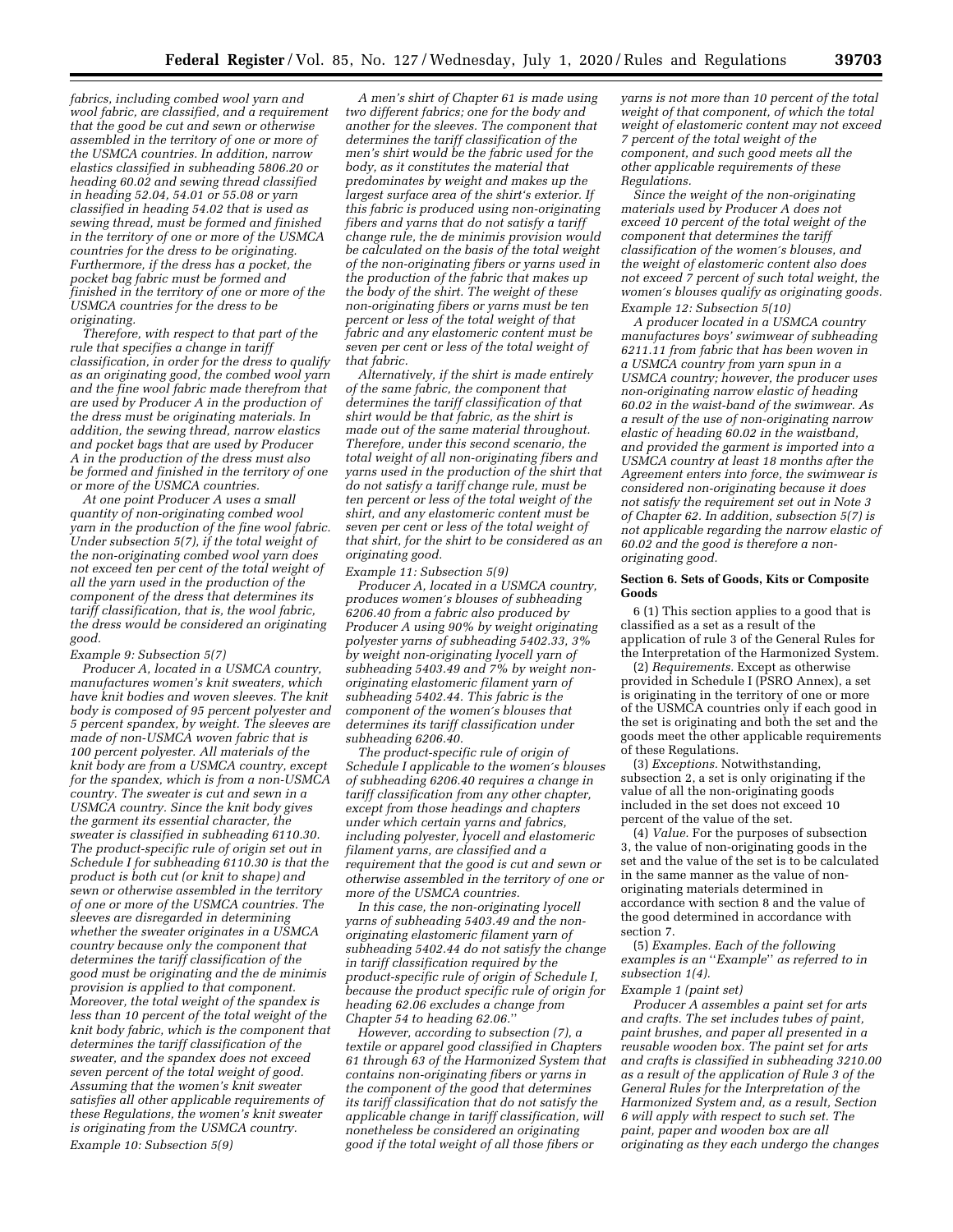*fabrics, including combed wool yarn and wool fabric, are classified, and a requirement that the good be cut and sewn or otherwise assembled in the territory of one or more of the USMCA countries. In addition, narrow elastics classified in subheading 5806.20 or heading 60.02 and sewing thread classified in heading 52.04, 54.01 or 55.08 or yarn classified in heading 54.02 that is used as sewing thread, must be formed and finished in the territory of one or more of the USMCA countries for the dress to be originating. Furthermore, if the dress has a pocket, the pocket bag fabric must be formed and finished in the territory of one or more of the USMCA countries for the dress to be originating.*

*Therefore, with respect to that part of the rule that specifies a change in tariff classification, in order for the dress to qualify as an originating good, the combed wool yarn and the fine wool fabric made therefrom that are used by Producer A in the production of the dress must be originating materials. In addition, the sewing thread, narrow elastics and pocket bags that are used by Producer A in the production of the dress must also be formed and finished in the territory of one or more of the USMCA countries.*

*At one point Producer A uses a small quantity of non-originating combed wool yarn in the production of the fine wool fabric. Under subsection 5(7), if the total weight of the non-originating combed wool yarn does not exceed ten per cent of the total weight of all the yarn used in the production of the component of the dress that determines its tariff classification, that is, the wool fabric, the dress would be considered an originating good.*

*Example 9: Subsection 5(7)*

*Producer A, located in a USMCA country, manufactures women's knit sweaters, which have knit bodies and woven sleeves. The knit body is composed of 95 percent polyester and 5 percent spandex, by weight. The sleeves are made of non-USMCA woven fabric that is 100 percent polyester. All materials of the knit body are from a USMCA country, except for the spandex, which is from a non-USMCA country. The sweater is cut and sewn in a USMCA country. Since the knit body gives the garment its essential character, the sweater is classified in subheading 6110.30. The product-specific rule of origin set out in Schedule I for subheading 6110.30 is that the product is both cut (or knit to shape) and sewn or otherwise assembled in the territory of one or more of the USMCA countries. The sleeves are disregarded in determining whether the sweater originates in a USMCA country because only the component that determines the tariff classification of the good must be originating and the de minimis provision is applied to that component. Moreover, the total weight of the spandex is less than 10 percent of the total weight of the knit body fabric, which is the component that determines the tariff classification of the sweater, and the spandex does not exceed seven percent of the total weight of good. Assuming that the women's knit sweater satisfies all other applicable requirements of these Regulations, the women's knit sweater is originating from the USMCA country.*

*Example 10: Subsection 5(9)*

*A men's shirt of Chapter 61 is made using two different fabrics; one for the body and another for the sleeves. The component that determines the tariff classification of the men's shirt would be the fabric used for the body, as it constitutes the material that predominates by weight and makes up the largest surface area of the shirt's exterior. If this fabric is produced using non-originating fibers and yarns that do not satisfy a tariff change rule, the de minimis provision would be calculated on the basis of the total weight of the non-originating fibers or yarns used in the production of the fabric that makes up the body of the shirt. The weight of these non-originating fibers or yarns must be ten percent or less of the total weight of that fabric and any elastomeric content must be seven per cent or less of the total weight of that fabric.*

*Alternatively, if the shirt is made entirely of the same fabric, the component that determines the tariff classification of that shirt would be that fabric, as the shirt is made out of the same material throughout. Therefore, under this second scenario, the total weight of all non-originating fibers and yarns used in the production of the shirt that do not satisfy a tariff change rule, must be ten percent or less of the total weight of the shirt, and any elastomeric content must be seven per cent or less of the total weight of that shirt, for the shirt to be considered as an originating good.*

*Example 11: Subsection 5(9)*

*Producer A, located in a USMCA country, produces women's blouses of subheading 6206.40 from a fabric also produced by Producer A using 90% by weight originating polyester yarns of subheading 5402.33, 3% by weight non-originating lyocell yarn of subheading 5403.49 and 7% by weight non-originating elastomeric filament yarn of subheading 5402.44. This fabric is the component of the women's blouses that determines its tariff classification under subheading 6206.40.*

*The product-specific rule of origin of Schedule I applicable to the women's blouses of subheading 6206.40 requires a change in tariff classification from any other chapter, except from those headings and chapters under which certain yarns and fabrics, including polyester, lyocell and elastomeric filament yarns, are classified and a requirement that the good is cut and sewn or otherwise assembled in the territory of one or more of the USMCA countries.*

*In this case, the non-originating lyocell yarns of subheading 5403.49 and the non-originating elastomeric filament yarn of subheading 5402.44 do not satisfy the change in tariff classification required by the product-specific rule of origin of Schedule I, because the product specific rule of origin for heading 62.06 excludes a change from Chapter 54 to heading 62.06.''*

*However, according to subsection (7), a textile or apparel good classified in Chapters 61 through 63 of the Harmonized System that contains non-originating fibers or yarns in the component of the good that determines its tariff classification that do not satisfy the applicable change in tariff classification, will nonetheless be considered an originating good if the total weight of all those fibers or yarns is not more than 10 percent of the total weight of that component, of which the total weight of elastomeric content may not exceed 7 percent of the total weight of the component, and such good meets all the other applicable requirements of these Regulations.*

*Since the weight of the non-originating materials used by Producer A does not exceed 10 percent of the total weight of the component that determines the tariff classification of the women's blouses, and the weight of elastomeric content also does not exceed 7 percent of such total weight, the women's blouses qualify as originating goods.*

*Example 12: Subsection 5(10)*

*A producer located in a USMCA country manufactures boys' swimwear of subheading 6211.11 from fabric that has been woven in a USMCA country from yarn spun in a USMCA country; however, the producer uses non-originating narrow elastic of heading 60.02 in the waist-band of the swimwear. As a result of the use of non-originating narrow elastic of heading 60.02 in the waistband, and provided the garment is imported into a USMCA country at least 18 months after the Agreement enters into force, the swimwear is considered non-originating because it does not satisfy the requirement set out in Note 3 of Chapter 62. In addition, subsection 5(7) is not applicable regarding the narrow elastic of 60.02 and the good is therefore a non-originating good.*

**Section 6. Sets of Goods, Kits or Composite Goods**

6 (1) This section applies to a good that is classified as a set as a result of the application of rule 3 of the General Rules for the Interpretation of the Harmonized System.

(2) *Requirements.* Except as otherwise provided in Schedule I (PSRO Annex), a set is originating in the territory of one or more of the USMCA countries only if each good in the set is originating and both the set and the goods meet the other applicable requirements of these Regulations.

(3) *Exceptions.* Notwithstanding, subsection 2, a set is only originating if the value of all the non-originating goods included in the set does not exceed 10 percent of the value of the set.

(4) *Value.* For the purposes of subsection 3, the value of non-originating goods in the set and the value of the set is to be calculated in the same manner as the value of non-originating materials determined in accordance with section 8 and the value of the good determined in accordance with section 7.

(5) *Examples.* Each of the following examples is an ''Example'' as referred to in subsection 1(4).

*Example 1 (paint set)*

*Producer A assembles a paint set for arts and crafts. The set includes tubes of paint, paint brushes, and paper all presented in a reusable wooden box. The paint set for arts and crafts is classified in subheading 3210.00 as a result of the application of Rule 3 of the General Rules for the Interpretation of the Harmonized System and, as a result, Section 6 will apply with respect to such set. The paint, paper and wooden box are all originating as they each undergo the changes*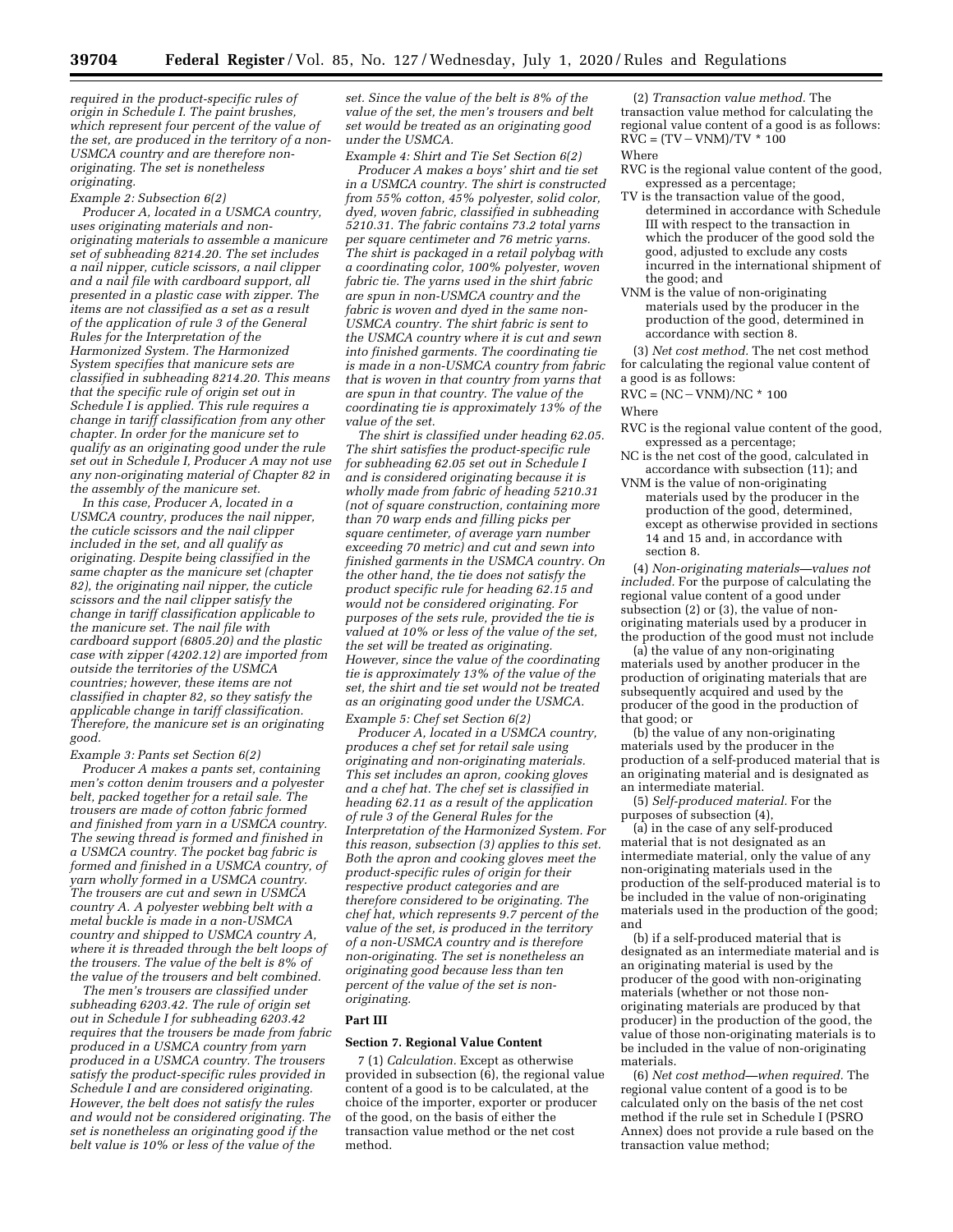*required in the product-specific rules of origin in Schedule I. The paint brushes, which represent four percent of the value of the set, are produced in the territory of a non-USMCA country and are therefore non-originating. The set is nonetheless originating.*

*Example 2: Subsection 6(2)*

*Producer A, located in a USMCA country, uses originating materials and non-originating materials to assemble a manicure set of subheading 8214.20. The set includes a nail nipper, cuticle scissors, a nail clipper and a nail file with cardboard support, all presented in a plastic case with zipper. The items are not classified as a set as a result of the application of rule 3 of the General Rules for the Interpretation of the Harmonized System. The Harmonized System specifies that manicure sets are classified in subheading 8214.20. This means that the specific rule of origin set out in Schedule I is applied. This rule requires a change in tariff classification from any other chapter. In order for the manicure set to qualify as an originating good under the rule set out in Schedule I, Producer A may not use any non-originating material of Chapter 82 in the assembly of the manicure set.*

*In this case, Producer A, located in a USMCA country, produces the nail nipper, the cuticle scissors and the nail clipper included in the set, and all qualify as originating. Despite being classified in the same chapter as the manicure set (chapter 82), the originating nail nipper, the cuticle scissors and the nail clipper satisfy the change in tariff classification applicable to the manicure set. The nail file with cardboard support (6805.20) and the plastic case with zipper (4202.12) are imported from outside the territories of the USMCA countries; however, these items are not classified in chapter 82, so they satisfy the applicable change in tariff classification. Therefore, the manicure set is an originating good.*

*Example 3: Pants set Section 6(2)*

*Producer A makes a pants set, containing men's cotton denim trousers and a polyester belt, packed together for a retail sale. The trousers are made of cotton fabric formed and finished from yarn in a USMCA country. The sewing thread is formed and finished in a USMCA country. The pocket bag fabric is formed and finished in a USMCA country, of yarn wholly formed in a USMCA country. The trousers are cut and sewn in USMCA country A. A polyester webbing belt with a metal buckle is made in a non-USMCA country and shipped to USMCA country A, where it is threaded through the belt loops of the trousers. The value of the belt is 8% of the value of the trousers and belt combined.*

*The men's trousers are classified under subheading 6203.42. The rule of origin set out in Schedule I for subheading 6203.42 requires that the trousers be made from fabric produced in a USMCA country from yarn produced in a USMCA country. The trousers satisfy the product-specific rules provided in Schedule I and are considered originating. However, the belt does not satisfy the rules and would not be considered originating. The set is nonetheless an originating good if the belt value is 10% or less of the value of the set. Since the value of the belt is 8% of the value of the set, the men's trousers and belt set would be treated as an originating good under the USMCA.*

*Example 4: Shirt and Tie Set Section 6(2)*

*Producer A makes a boys' shirt and tie set in a USMCA country. The shirt is constructed from 55% cotton, 45% polyester, solid color, dyed, woven fabric, classified in subheading 5210.31. The fabric contains 73.2 total yarns per square centimeter and 76 metric yarns. The shirt is packaged in a retail polybag with a coordinating color, 100% polyester, woven fabric tie. The yarns used in the shirt fabric are spun in non-USMCA country and the fabric is woven and dyed in the same non-USMCA country. The shirt fabric is sent to the USMCA country where it is cut and sewn into finished garments. The coordinating tie is made in a non-USMCA country from fabric that is woven in that country from yarns that are spun in that country. The value of the coordinating tie is approximately 13% of the value of the set.*

*The shirt is classified under heading 62.05. The shirt satisfies the product-specific rule for subheading 62.05 set out in Schedule I and is considered originating because it is wholly made from fabric of heading 5210.31 (not of square construction, containing more than 70 warp ends and filling picks per square centimeter, of average yarn number exceeding 70 metric) and cut and sewn into finished garments in the USMCA country. On the other hand, the tie does not satisfy the product specific rule for heading 62.15 and would not be considered originating. For purposes of the sets rule, provided the tie is valued at 10% or less of the value of the set, the set will be treated as originating. However, since the value of the coordinating tie is approximately 13% of the value of the set, the shirt and tie set would not be treated as an originating good under the USMCA.*

*Example 5: Chef set Section 6(2)*

*Producer A, located in a USMCA country, produces a chef set for retail sale using originating and non-originating materials. This set includes an apron, cooking gloves and a chef hat. The chef set is classified in heading 62.11 as a result of the application of rule 3 of the General Rules for the Interpretation of the Harmonized System. For this reason, subsection (3) applies to this set. Both the apron and cooking gloves meet the product-specific rules of origin for their respective product categories and are therefore considered to be originating. The chef hat, which represents 9.7 percent of the value of the set, is produced in the territory of a non-USMCA country and is therefore non-originating. The set is nonetheless an originating good because less than ten percent of the value of the set is non-originating.*

## Part III

### Section 7. Regional Value Content

7 (1) *Calculation.* Except as otherwise provided in subsection (6), the regional value content of a good is to be calculated, at the choice of the importer, exporter or producer of the good, on the basis of either the transaction value method or the net cost method.

(2) *Transaction value method.* The transaction value method for calculating the regional value content of a good is as follows:

$RVC = (TV - VNM)/TV * 100$

Where

RVC is the regional value content of the good, expressed as a percentage;

TV is the transaction value of the good, determined in accordance with Schedule III with respect to the transaction in which the producer of the good sold the good, adjusted to exclude any costs incurred in the international shipment of the good; and

VNM is the value of non-originating materials used by the producer in the production of the good, determined in accordance with section 8.

(3) *Net cost method.* The net cost method for calculating the regional value content of a good is as follows:

$RVC = (NC - VNM)/NC * 100$

Where

RVC is the regional value content of the good, expressed as a percentage;

NC is the net cost of the good, calculated in accordance with subsection (11); and

VNM is the value of non-originating materials used by the producer in the production of the good, determined, except as otherwise provided in sections 14 and 15 and, in accordance with section 8.

(4) *Non-originating materials—values not included.* For the purpose of calculating the regional value content of a good under subsection (2) or (3), the value of non-originating materials used by a producer in the production of the good must not include

(a) the value of any non-originating materials used by another producer in the production of originating materials that are subsequently acquired and used by the producer of the good in the production of that good; or

(b) the value of any non-originating materials used by the producer in the production of a self-produced material that is an originating material and is designated as an intermediate material.

(5) *Self-produced material.* For the purposes of subsection (4),

(a) in the case of any self-produced material that is not designated as an intermediate material, only the value of any non-originating materials used in the production of the self-produced material is to be included in the value of non-originating materials used in the production of the good; and

(b) if a self-produced material that is designated as an intermediate material and is an originating material is used by the producer of the good with non-originating materials (whether or not those non-originating materials are produced by that producer) in the production of the good, the value of those non-originating materials is to be included in the value of non-originating materials.

(6) *Net cost method—when required.* The regional value content of a good is to be calculated only on the basis of the net cost method if the rule set in Schedule I (PSRO Annex) does not provide a rule based on the transaction value method;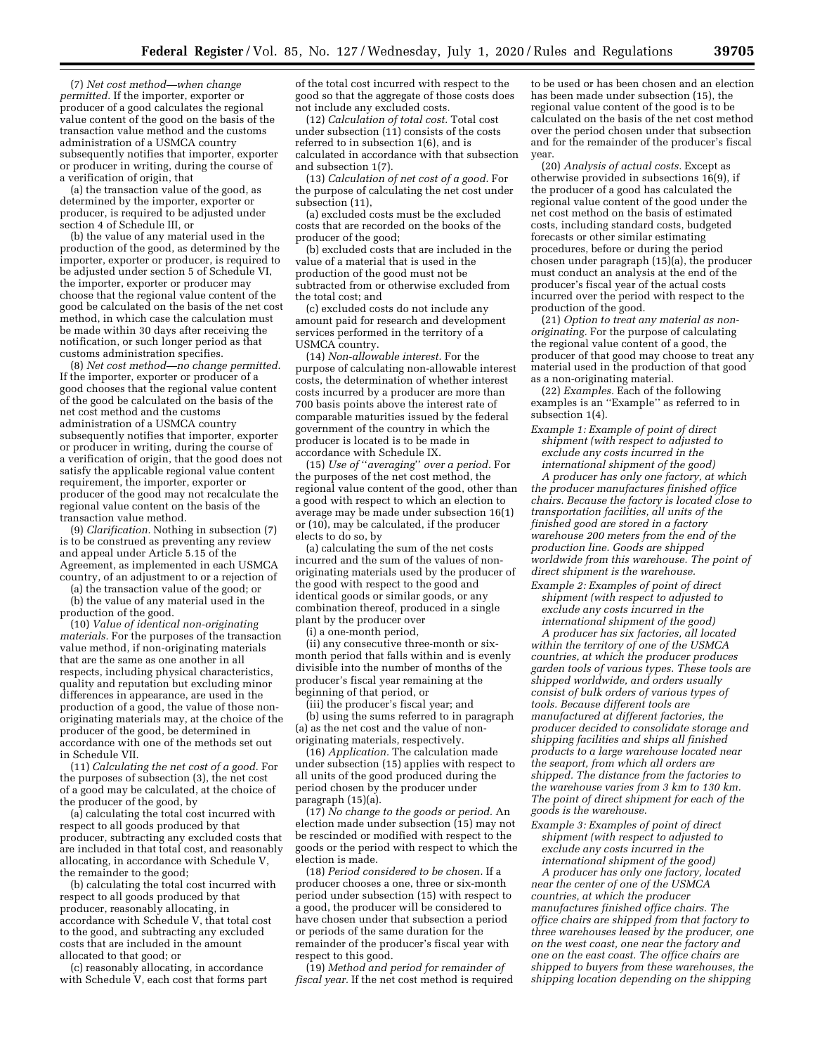(7) *Net cost method—when change permitted.* If the importer, exporter or producer of a good calculates the regional value content of the good on the basis of the transaction value method and the customs administration of a USMCA country subsequently notifies that importer, exporter or producer in writing, during the course of a verification of origin, that

(a) the transaction value of the good, as determined by the importer, exporter or producer, is required to be adjusted under section 4 of Schedule III, or

(b) the value of any material used in the production of the good, as determined by the importer, exporter or producer, is required to be adjusted under section 5 of Schedule VI, the importer, exporter or producer may choose that the regional value content of the good be calculated on the basis of the net cost method, in which case the calculation must be made within 30 days after receiving the notification, or such longer period as that customs administration specifies.

(8) *Net cost method—no change permitted.* If the importer, exporter or producer of a good chooses that the regional value content of the good be calculated on the basis of the net cost method and the customs administration of a USMCA country subsequently notifies that importer, exporter or producer in writing, during the course of a verification of origin, that the good does not satisfy the applicable regional value content requirement, the importer, exporter or producer of the good may not recalculate the regional value content on the basis of the transaction value method.

(9) *Clarification.* Nothing in subsection (7) is to be construed as preventing any review and appeal under Article 5.15 of the Agreement, as implemented in each USMCA country, of an adjustment to or a rejection of

(a) the transaction value of the good; or

(b) the value of any material used in the production of the good.

(10) *Value of identical non-originating materials.* For the purposes of the transaction value method, if non-originating materials that are the same as one another in all respects, including physical characteristics, quality and reputation but excluding minor differences in appearance, are used in the production of a good, the value of those non-originating materials may, at the choice of the producer of the good, be determined in accordance with one of the methods set out in Schedule VII.

(11) *Calculating the net cost of a good.* For the purposes of subsection (3), the net cost of a good may be calculated, at the choice of the producer of the good, by

(a) calculating the total cost incurred with respect to all goods produced by that producer, subtracting any excluded costs that are included in that total cost, and reasonably allocating, in accordance with Schedule V, the remainder to the good;

(b) calculating the total cost incurred with respect to all goods produced by that producer, reasonably allocating, in accordance with Schedule V, that total cost to the good, and subtracting any excluded costs that are included in the amount allocated to that good; or

(c) reasonably allocating, in accordance with Schedule V, each cost that forms part of the total cost incurred with respect to the good so that the aggregate of those costs does not include any excluded costs.

(12) *Calculation of total cost.* Total cost under subsection (11) consists of the costs referred to in subsection 1(6), and is calculated in accordance with that subsection and subsection 1(7).

(13) *Calculation of net cost of a good.* For the purpose of calculating the net cost under subsection (11),

(a) excluded costs must be the excluded costs that are recorded on the books of the producer of the good;

(b) excluded costs that are included in the value of a material that is used in the production of the good must not be subtracted from or otherwise excluded from the total cost; and

(c) excluded costs do not include any amount paid for research and development services performed in the territory of a USMCA country.

(14) *Non-allowable interest.* For the purpose of calculating non-allowable interest costs, the determination of whether interest costs incurred by a producer are more than 700 basis points above the interest rate of comparable maturities issued by the federal government of the country in which the producer is located is to be made in accordance with Schedule IX.

(15) *Use of "averaging" over a period.* For the purposes of the net cost method, the regional value content of the good, other than a good with respect to which an election to average may be made under subsection 16(1) or (10), may be calculated, if the producer elects to do so, by

(a) calculating the sum of the net costs incurred and the sum of the values of non-originating materials used by the producer of the good with respect to the good and identical goods or similar goods, or any combination thereof, produced in a single plant by the producer over

(i) a one-month period,

(ii) any consecutive three-month or six-month period that falls within and is evenly divisible into the number of months of the producer's fiscal year remaining at the beginning of that period, or

(iii) the producer's fiscal year; and

(b) using the sums referred to in paragraph (a) as the net cost and the value of non-originating materials, respectively.

(16) *Application.* The calculation made under subsection (15) applies with respect to all units of the good produced during the period chosen by the producer under paragraph (15)(a).

(17) *No change to the goods or period.* An election made under subsection (15) may not be rescinded or modified with respect to the goods or the period with respect to which the election is made.

(18) *Period considered to be chosen.* If a producer chooses a one, three or six-month period under subsection (15) with respect to a good, the producer will be considered to have chosen under that subsection a period or periods of the same duration for the remainder of the producer's fiscal year with respect to this good.

(19) *Method and period for remainder of fiscal year.* If the net cost method is required to be used or has been chosen and an election has been made under subsection (15), the regional value content of the good is to be calculated on the basis of the net cost method over the period chosen under that subsection and for the remainder of the producer's fiscal year.

(20) *Analysis of actual costs.* Except as otherwise provided in subsections 16(9), if the producer of a good has calculated the regional value content of the good under the net cost method on the basis of estimated costs, including standard costs, budgeted forecasts or other similar estimating procedures, before or during the period chosen under paragraph (15)(a), the producer must conduct an analysis at the end of the producer's fiscal year of the actual costs incurred over the period with respect to the production of the good.

(21) *Option to treat any material as non-originating.* For the purpose of calculating the regional value content of a good, the producer of that good may choose to treat any material used in the production of that good as a non-originating material.

(22) *Examples.* Each of the following examples is an "Example" as referred to in subsection 1(4).

*Example 1: Example of point of direct shipment (with respect to adjusted to exclude any costs incurred in the international shipment of the good)*

*A producer has only one factory, at which the producer manufactures finished office chairs. Because the factory is located close to transportation facilities, all units of the finished good are stored in a factory warehouse 200 meters from the end of the production line. Goods are shipped worldwide from this warehouse. The point of direct shipment is the warehouse.*

*Example 2: Examples of point of direct shipment (with respect to adjusted to exclude any costs incurred in the international shipment of the good)*

*A producer has six factories, all located within the territory of one of the USMCA countries, at which the producer produces garden tools of various types. These tools are shipped worldwide, and orders usually consist of bulk orders of various types of tools. Because different tools are manufactured at different factories, the producer decided to consolidate storage and shipping facilities and ships all finished products to a large warehouse located near the seaport, from which all orders are shipped. The distance from the factories to the warehouse varies from 3 km to 130 km. The point of direct shipment for each of the goods is the warehouse.*

*Example 3: Examples of point of direct shipment (with respect to adjusted to exclude any costs incurred in the international shipment of the good)*

*A producer has only one factory, located near the center of one of the USMCA countries, at which the producer manufactures finished office chairs. The office chairs are shipped from that factory to three warehouses leased by the producer, one on the west coast, one near the factory and one on the east coast. The office chairs are shipped to buyers from these warehouses, the shipping location depending on the shipping*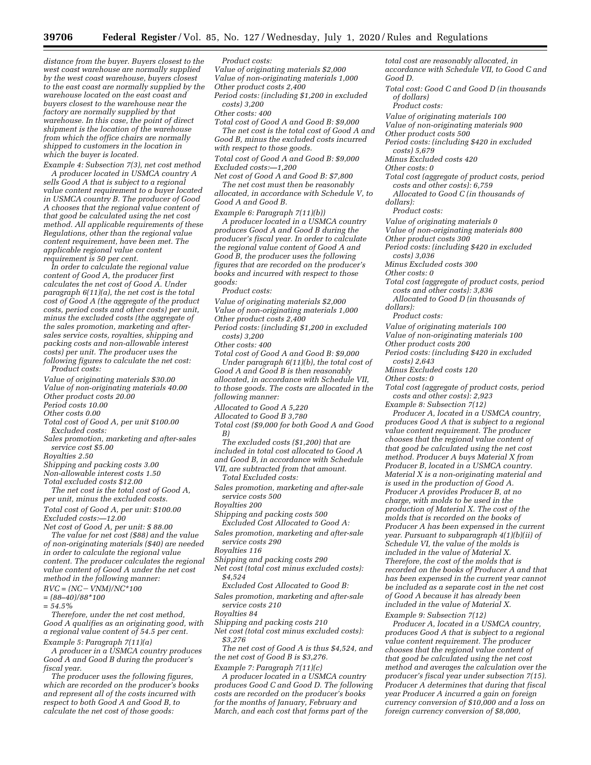*distance from the buyer. Buyers closest to the west coast warehouse are normally supplied by the west coast warehouse, buyers closest to the east coast are normally supplied by the warehouse located on the east coast and buyers closest to the warehouse near the factory are normally supplied by that warehouse. In this case, the point of direct shipment is the location of the warehouse from which the office chairs are normally shipped to customers in the location in which the buyer is located.*

*Example 4: Subsection 7(3), net cost method*

*A producer located in USMCA country A sells Good A that is subject to a regional value content requirement to a buyer located in USMCA country B. The producer of Good A chooses that the regional value content of that good be calculated using the net cost method. All applicable requirements of these Regulations, other than the regional value content requirement, have been met. The applicable regional value content requirement is 50 per cent.*

*In order to calculate the regional value content of Good A, the producer first calculates the net cost of Good A. Under paragraph 6(11)(a), the net cost is the total cost of Good A (the aggregate of the product costs, period costs and other costs) per unit, minus the excluded costs (the aggregate of the sales promotion, marketing and after-sales service costs, royalties, shipping and packing costs and non-allowable interest costs) per unit. The producer uses the following figures to calculate the net cost:*

*Product costs:*

*Value of originating materials $30.00*
*Value of non-originating materials 40.00*
*Other product costs 20.00*
*Period costs 10.00*
*Other costs 0.00*
*Total cost of Good A, per unit $100.00*

*Excluded costs:*

*Sales promotion, marketing and after-sales service cost $5.00*
*Royalties 2.50*
*Shipping and packing costs 3.00*
*Non-allowable interest costs 1.50*
*Total excluded costs $12.00*

*The net cost is the total cost of Good A, per unit, minus the excluded costs.*

*Total cost of Good A, per unit: $100.00*
*Excluded costs:—12.00*
*Net cost of Good A, per unit: $ 88.00*

*The value for net cost ($88) and the value of non-originating materials ($40) are needed in order to calculate the regional value content. The producer calculates the regional value content of Good A under the net cost method in the following manner:*

$RVC = (NC - VNM)/NC*100$
$= (88–40)/88*100$
$= 54.5\%$

*Therefore, under the net cost method, Good A qualifies as an originating good, with a regional value content of 54.5 per cent.*

*Example 5: Paragraph 7(11)(a)*

*A producer in a USMCA country produces Good A and Good B during the producer's fiscal year.*

*The producer uses the following figures, which are recorded on the producer's books and represent all of the costs incurred with respect to both Good A and Good B, to calculate the net cost of those goods:*

*Product costs:*

*Value of originating materials $2,000*
*Value of non-originating materials 1,000*
*Other product costs 2,400*
*Period costs: (including $1,200 in excluded costs) 3,200*
*Other costs: 400*
*Total cost of Good A and Good B: $9,000*

*The net cost is the total cost of Good A and Good B, minus the excluded costs incurred with respect to those goods.*

*Total cost of Good A and Good B: $9,000*
*Excluded costs:—1,200*
*Net cost of Good A and Good B: $7,800*

*The net cost must then be reasonably allocated, in accordance with Schedule V, to Good A and Good B.*

*Example 6: Paragraph 7(11)(b))*

*A producer located in a USMCA country produces Good A and Good B during the producer's fiscal year. In order to calculate the regional value content of Good A and Good B, the producer uses the following figures that are recorded on the producer's books and incurred with respect to those goods:*

*Product costs:*

*Value of originating materials $2,000*
*Value of non-originating materials 1,000*
*Other product costs 2,400*
*Period costs: (including $1,200 in excluded costs) 3,200*
*Other costs: 400*
*Total cost of Good A and Good B: $9,000*

*Under paragraph 6(11)(b), the total cost of Good A and Good B is then reasonably allocated, in accordance with Schedule VII, to those goods. The costs are allocated in the following manner:*

*Allocated to Good A 5,220*
*Allocated to Good B 3,780*
*Total cost ($9,000 for both Good A and Good B)*

*The excluded costs ($1,200) that are included in total cost allocated to Good A and Good B, in accordance with Schedule VII, are subtracted from that amount.*

*Total Excluded costs:*

*Sales promotion, marketing and after-sale service costs 500*
*Royalties 200*
*Shipping and packing costs 500*

*Excluded Cost Allocated to Good A:*

*Sales promotion, marketing and after-sale service costs 290*
*Royalties 116*
*Shipping and packing costs 290*
*Net cost (total cost minus excluded costs): $4,524*

*Excluded Cost Allocated to Good B:*

*Sales promotion, marketing and after-sale service costs 210*
*Royalties 84*
*Shipping and packing costs 210*
*Net cost (total cost minus excluded costs): $3,276*

*The net cost of Good A is thus $4,524, and the net cost of Good B is $3,276.*

*Example 7: Paragraph 7(11)(c)*

*A producer located in a USMCA country produces Good C and Good D. The following costs are recorded on the producer's books for the months of January, February and March, and each cost that forms part of the total cost are reasonably allocated, in accordance with Schedule VII, to Good C and Good D.*

*Total cost: Good C and Good D (in thousands of dollars)*

*Product costs:*

*Value of originating materials 100*
*Value of non-originating materials 900*
*Other product costs 500*
*Period costs: (including $420 in excluded costs) 5,679*
*Minus Excluded costs 420*
*Other costs: 0*
*Total cost (aggregate of product costs, period costs and other costs): 6,759*

*Allocated to Good C (in thousands of dollars):*

*Product costs:*

*Value of originating materials 0*
*Value of non-originating materials 800*
*Other product costs 300*
*Period costs: (including $420 in excluded costs) 3,036*
*Minus Excluded costs 300*
*Other costs: 0*
*Total cost (aggregate of product costs, period costs and other costs): 3,836*

*Allocated to Good D (in thousands of dollars):*

*Product costs:*

*Value of originating materials 100*
*Value of non-originating materials 100*
*Other product costs 200*
*Period costs: (including $420 in excluded costs) 2,643*
*Minus Excluded costs 120*
*Other costs: 0*
*Total cost (aggregate of product costs, period costs and other costs): 2,923*

*Example 8: Subsection 7(12)*

*Producer A, located in a USMCA country, produces Good A that is subject to a regional value content requirement. The producer chooses that the regional value content of that good be calculated using the net cost method. Producer A buys Material X from Producer B, located in a USMCA country. Material X is a non-originating material and is used in the production of Good A. Producer A provides Producer B, at no charge, with molds to be used in the production of Material X. The cost of the molds that is recorded on the books of Producer A has been expensed in the current year. Pursuant to subparagraph 4(1)(b)(ii) of Schedule VI, the value of the molds is included in the value of Material X. Therefore, the cost of the molds that is recorded on the books of Producer A and that has been expensed in the current year cannot be included as a separate cost in the net cost of Good A because it has already been included in the value of Material X.*

*Example 9: Subsection 7(12)*

*Producer A, located in a USMCA country, produces Good A that is subject to a regional value content requirement. The producer chooses that the regional value content of that good be calculated using the net cost method and averages the calculation over the producer's fiscal year under subsection 7(15). Producer A determines that during that fiscal year Producer A incurred a gain on foreign currency conversion of $10,000 and a loss on foreign currency conversion of $8,000,*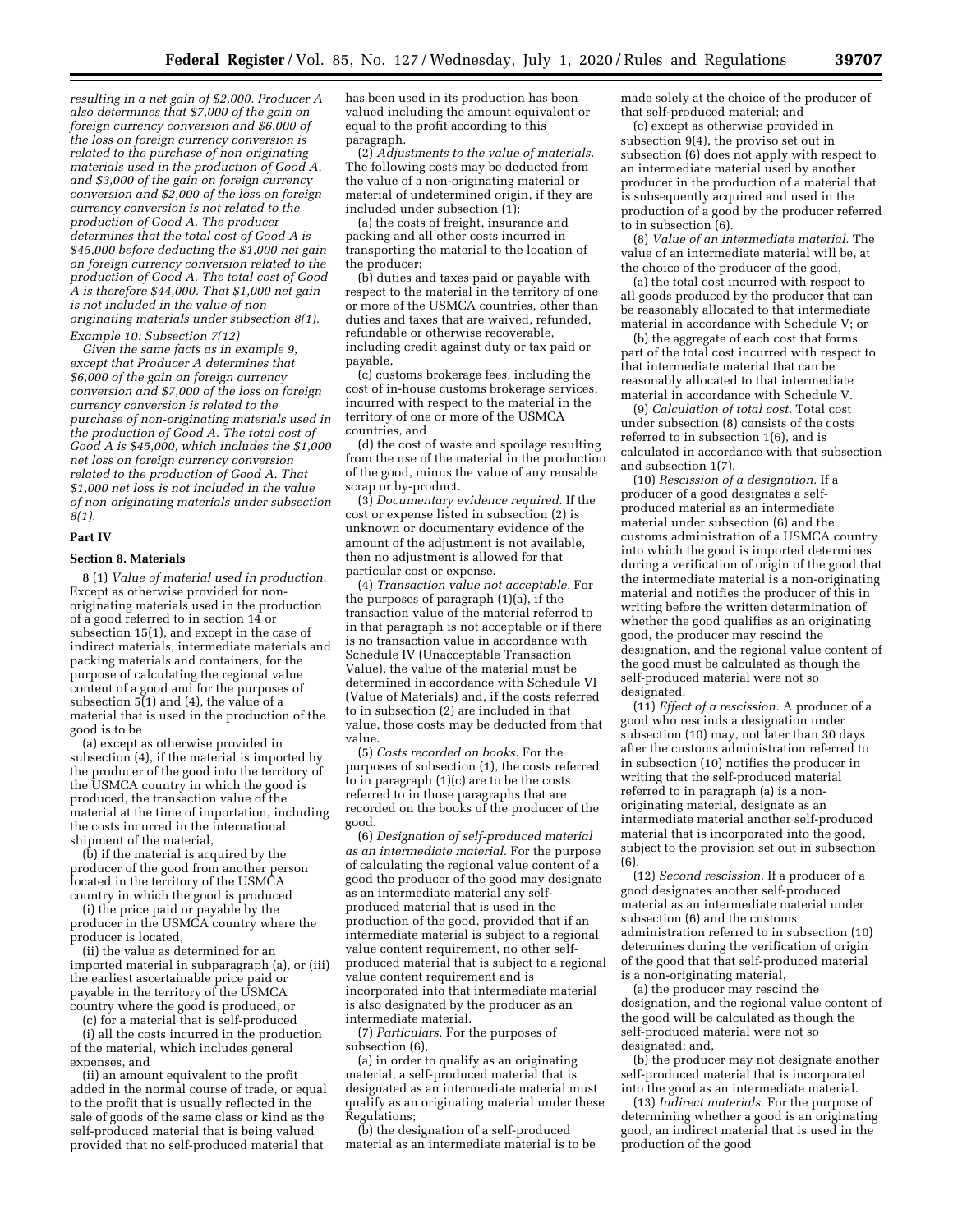*resulting in a net gain of $2,000. Producer A also determines that $7,000 of the gain on foreign currency conversion and $6,000 of the loss on foreign currency conversion is related to the purchase of non-originating materials used in the production of Good A, and $3,000 of the gain on foreign currency conversion and $2,000 of the loss on foreign currency conversion is not related to the production of Good A. The producer determines that the total cost of Good A is $45,000 before deducting the $1,000 net gain on foreign currency conversion related to the production of Good A. The total cost of Good A is therefore $44,000. That $1,000 net gain is not included in the value of non-originating materials under subsection 8(1).*

*Example 10: Subsection 7(12)*

*Given the same facts as in example 9, except that Producer A determines that $6,000 of the gain on foreign currency conversion and $7,000 of the loss on foreign currency conversion is related to the purchase of non-originating materials used in the production of Good A. The total cost of Good A is $45,000, which includes the $1,000 net loss on foreign currency conversion related to the production of Good A. That $1,000 net loss is not included in the value of non-originating materials under subsection 8(1).*

## Part IV

### Section 8. Materials

8 (1) *Value of material used in production.* Except as otherwise provided for non-originating materials used in the production of a good referred to in section 14 or subsection 15(1), and except in the case of indirect materials, intermediate materials and packing materials and containers, for the purpose of calculating the regional value content of a good and for the purposes of subsection 5(1) and (4), the value of a material that is used in the production of the good is to be

(a) except as otherwise provided in subsection (4), if the material is imported by the producer of the good into the territory of the USMCA country in which the good is produced, the transaction value of the material at the time of importation, including the costs incurred in the international shipment of the material,

(b) if the material is acquired by the producer of the good from another person located in the territory of the USMCA country in which the good is produced

(i) the price paid or payable by the producer in the USMCA country where the producer is located,

(ii) the value as determined for an imported material in subparagraph (a), or (iii) the earliest ascertainable price paid or payable in the territory of the USMCA country where the good is produced, or

(c) for a material that is self-produced

(i) all the costs incurred in the production of the material, which includes general expenses, and

(ii) an amount equivalent to the profit added in the normal course of trade, or equal to the profit that is usually reflected in the sale of goods of the same class or kind as the self-produced material that is being valued provided that no self-produced material that has been used in its production has been valued including the amount equivalent or equal to the profit according to this paragraph.

(2) *Adjustments to the value of materials.* The following costs may be deducted from the value of a non-originating material or material of undetermined origin, if they are included under subsection (1):

(a) the costs of freight, insurance and packing and all other costs incurred in transporting the material to the location of the producer;

(b) duties and taxes paid or payable with respect to the material in the territory of one or more of the USMCA countries, other than duties and taxes that are waived, refunded, refundable or otherwise recoverable, including credit against duty or tax paid or payable,

(c) customs brokerage fees, including the cost of in-house customs brokerage services, incurred with respect to the material in the territory of one or more of the USMCA countries, and

(d) the cost of waste and spoilage resulting from the use of the material in the production of the good, minus the value of any reusable scrap or by-product.

(3) *Documentary evidence required.* If the cost or expense listed in subsection (2) is unknown or documentary evidence of the amount of the adjustment is not available, then no adjustment is allowed for that particular cost or expense.

(4) *Transaction value not acceptable.* For the purposes of paragraph (1)(a), if the transaction value of the material referred to in that paragraph is not acceptable or if there is no transaction value in accordance with Schedule IV (Unacceptable Transaction Value), the value of the material must be determined in accordance with Schedule VI (Value of Materials) and, if the costs referred to in subsection (2) are included in that value, those costs may be deducted from that value.

(5) *Costs recorded on books.* For the purposes of subsection (1), the costs referred to in paragraph (1)(c) are to be the costs referred to in those paragraphs that are recorded on the books of the producer of the good.

(6) *Designation of self-produced material as an intermediate material.* For the purpose of calculating the regional value content of a good the producer of the good may designate as an intermediate material any self-produced material that is used in the production of the good, provided that if an intermediate material is subject to a regional value content requirement, no other self-produced material that is subject to a regional value content requirement and is incorporated into that intermediate material is also designated by the producer as an intermediate material.

(7) *Particulars.* For the purposes of subsection (6),

(a) in order to qualify as an originating material, a self-produced material that is designated as an intermediate material must qualify as an originating material under these Regulations;

(b) the designation of a self-produced material as an intermediate material is to be made solely at the choice of the producer of that self-produced material; and

(c) except as otherwise provided in subsection 9(4), the proviso set out in subsection (6) does not apply with respect to an intermediate material used by another producer in the production of a material that is subsequently acquired and used in the production of a good by the producer referred to in subsection (6).

(8) *Value of an intermediate material.* The value of an intermediate material will be, at the choice of the producer of the good,

(a) the total cost incurred with respect to all goods produced by the producer that can be reasonably allocated to that intermediate material in accordance with Schedule V; or

(b) the aggregate of each cost that forms part of the total cost incurred with respect to that intermediate material that can be reasonably allocated to that intermediate material in accordance with Schedule V.

(9) *Calculation of total cost.* Total cost under subsection (8) consists of the costs referred to in subsection 1(6), and is calculated in accordance with that subsection and subsection 1(7).

(10) *Rescission of a designation.* If a producer of a good designates a self-produced material as an intermediate material under subsection (6) and the customs administration of a USMCA country into which the good is imported determines during a verification of origin of the good that the intermediate material is a non-originating material and notifies the producer of this in writing before the written determination of whether the good qualifies as an originating good, the producer may rescind the designation, and the regional value content of the good must be calculated as though the self-produced material were not so designated.

(11) *Effect of a rescission.* A producer of a good who rescinds a designation under subsection (10) may, not later than 30 days after the customs administration referred to in subsection (10) notifies the producer in writing that the self-produced material referred to in paragraph (a) is a non-originating material, designate as an intermediate material another self-produced material that is incorporated into the good, subject to the provision set out in subsection (6).

(12) *Second rescission.* If a producer of a good designates another self-produced material as an intermediate material under subsection (6) and the customs administration referred to in subsection (10) determines during the verification of origin of the good that that self-produced material is a non-originating material,

(a) the producer may rescind the designation, and the regional value content of the good will be calculated as though the self-produced material were not so designated; and,

(b) the producer may not designate another self-produced material that is incorporated into the good as an intermediate material.

(13) *Indirect materials.* For the purpose of determining whether a good is an originating good, an indirect material that is used in the production of the good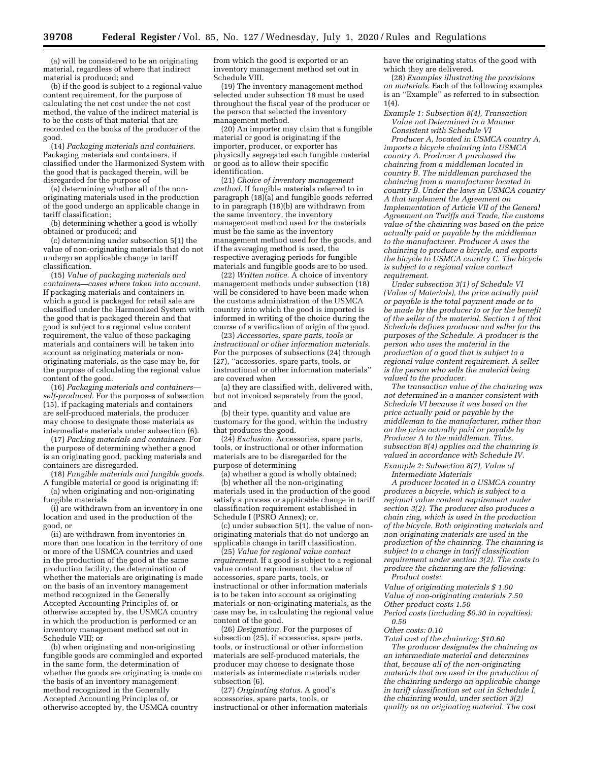(a) will be considered to be an originating material, regardless of where that indirect material is produced; and

(b) if the good is subject to a regional value content requirement, for the purpose of calculating the net cost under the net cost method, the value of the indirect material is to be the costs of that material that are recorded on the books of the producer of the good.

(14) *Packaging materials and containers.* Packaging materials and containers, if classified under the Harmonized System with the good that is packaged therein, will be disregarded for the purpose of

(a) determining whether all of the non-originating materials used in the production of the good undergo an applicable change in tariff classification;

(b) determining whether a good is wholly obtained or produced; and

(c) determining under subsection 5(1) the value of non-originating materials that do not undergo an applicable change in tariff classification.

(15) *Value of packaging materials and containers—cases where taken into account.* If packaging materials and containers in which a good is packaged for retail sale are classified under the Harmonized System with the good that is packaged therein and that good is subject to a regional value content requirement, the value of those packaging materials and containers will be taken into account as originating materials or non-originating materials, as the case may be, for the purpose of calculating the regional value content of the good.

(16) *Packaging materials and containers—self-produced.* For the purposes of subsection (15), if packaging materials and containers are self-produced materials, the producer may choose to designate those materials as intermediate materials under subsection (6).

(17) *Packing materials and containers.* For the purpose of determining whether a good is an originating good, packing materials and containers are disregarded.

(18) *Fungible materials and fungible goods.* A fungible material or good is originating if:

(a) when originating and non-originating fungible materials

(i) are withdrawn from an inventory in one location and used in the production of the good, or

(ii) are withdrawn from inventories in more than one location in the territory of one or more of the USMCA countries and used in the production of the good at the same production facility, the determination of whether the materials are originating is made on the basis of an inventory management method recognized in the Generally Accepted Accounting Principles of, or otherwise accepted by, the USMCA country in which the production is performed or an inventory management method set out in Schedule VIII; or

(b) when originating and non-originating fungible goods are commingled and exported in the same form, the determination of whether the goods are originating is made on the basis of an inventory management method recognized in the Generally Accepted Accounting Principles of, or otherwise accepted by, the USMCA country from which the good is exported or an inventory management method set out in Schedule VIII.

(19) The inventory management method selected under subsection 18 must be used throughout the fiscal year of the producer or the person that selected the inventory management method.

(20) An importer may claim that a fungible material or good is originating if the importer, producer, or exporter has physically segregated each fungible material or good as to allow their specific identification.

(21) *Choice of inventory management method.* If fungible materials referred to in paragraph (18)(a) and fungible goods referred to in paragraph (18)(b) are withdrawn from the same inventory, the inventory management method used for the materials must be the same as the inventory management method used for the goods, and if the averaging method is used, the respective averaging periods for fungible materials and fungible goods are to be used.

(22) *Written notice.* A choice of inventory management methods under subsection (18) will be considered to have been made when the customs administration of the USMCA country into which the good is imported is informed in writing of the choice during the course of a verification of origin of the good.

(23) *Accessories, spare parts, tools or instructional or other information materials.* For the purposes of subsections (24) through (27), ''accessories, spare parts, tools, or instructional or other information materials'' are covered when

(a) they are classified with, delivered with, but not invoiced separately from the good, and

(b) their type, quantity and value are customary for the good, within the industry that produces the good.

(24) *Exclusion.* Accessories, spare parts, tools, or instructional or other information materials are to be disregarded for the purpose of determining

(a) whether a good is wholly obtained;

(b) whether all the non-originating materials used in the production of the good satisfy a process or applicable change in tariff classification requirement established in Schedule I (PSRO Annex); or,

(c) under subsection 5(1), the value of non-originating materials that do not undergo an applicable change in tariff classification.

(25) *Value for regional value content requirement.* If a good is subject to a regional value content requirement, the value of accessories, spare parts, tools, or instructional or other information materials is to be taken into account as originating materials or non-originating materials, as the case may be, in calculating the regional value content of the good.

(26) *Designation.* For the purposes of subsection (25), if accessories, spare parts, tools, or instructional or other information materials are self-produced materials, the producer may choose to designate those materials as intermediate materials under subsection (6).

(27) *Originating status.* A good's accessories, spare parts, tools, or instructional or other information materials have the originating status of the good with which they are delivered.

(28) *Examples illustrating the provisions on materials.* Each of the following examples is an ''Example'' as referred to in subsection 1(4).

*Example 1: Subsection 8(4), Transaction Value not Determined in a Manner Consistent with Schedule VI*

*Producer A, located in USMCA country A, imports a bicycle chainring into USMCA country A. Producer A purchased the chainring from a middleman located in country B. The middleman purchased the chainring from a manufacturer located in country B. Under the laws in USMCA country A that implement the Agreement on Implementation of Article VII of the General Agreement on Tariffs and Trade, the customs value of the chainring was based on the price actually paid or payable by the middleman to the manufacturer. Producer A uses the chainring to produce a bicycle, and exports the bicycle to USMCA country C. The bicycle is subject to a regional value content requirement.*

*Under subsection 3(1) of Schedule VI (Value of Materials), the price actually paid or payable is the total payment made or to be made by the producer to or for the benefit of the seller of the material. Section 1 of that Schedule defines producer and seller for the purposes of the Schedule. A producer is the person who uses the material in the production of a good that is subject to a regional value content requirement. A seller is the person who sells the material being valued to the producer.*

*The transaction value of the chainring was not determined in a manner consistent with Schedule VI because it was based on the price actually paid or payable by the middleman to the manufacturer, rather than on the price actually paid or payable by Producer A to the middleman. Thus, subsection 8(4) applies and the chainring is valued in accordance with Schedule IV.*

*Example 2: Subsection 8(7), Value of Intermediate Materials*

*A producer located in a USMCA country produces a bicycle, which is subject to a regional value content requirement under section 3(2). The producer also produces a chain ring, which is used in the production of the bicycle. Both originating materials and non-originating materials are used in the production of the chainring. The chainring is subject to a change in tariff classification requirement under section 3(2). The costs to produce the chainring are the following:*

*Product costs:*

*Value of originating materials $ 1.00*
*Value of non-originating materials 7.50*
*Other product costs 1.50*
*Period costs (including $0.30 in royalties): 0.50*
*Other costs: 0.10*
*Total cost of the chainring: $10.60*

*The producer designates the chainring as an intermediate material and determines that, because all of the non-originating materials that are used in the production of the chainring undergo an applicable change in tariff classification set out in Schedule I, the chainring would, under section 3(2) qualify as an originating material. The cost*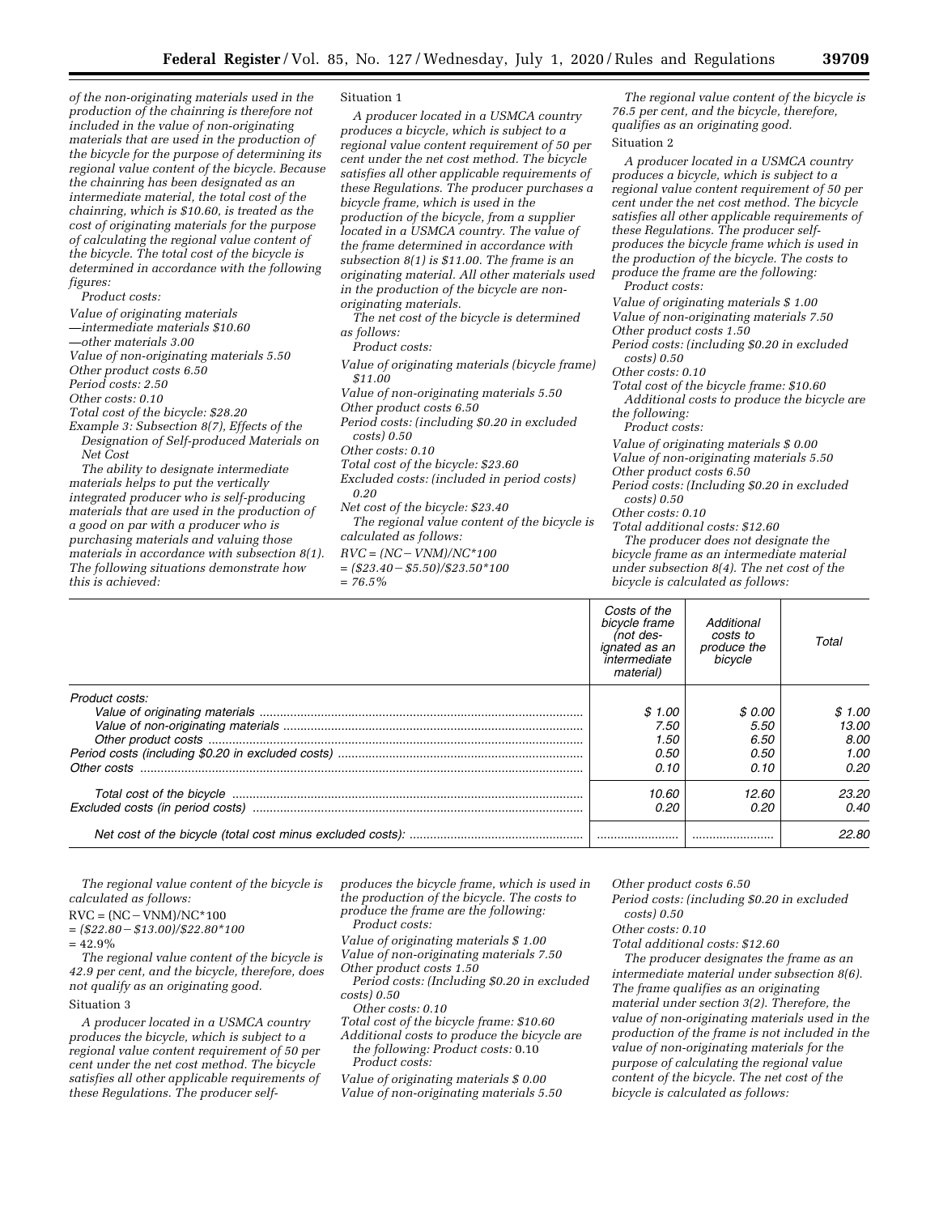*of the non-originating materials used in the production of the chainring is therefore not included in the value of non-originating materials that are used in the production of the bicycle for the purpose of determining its regional value content of the bicycle. Because the chainring has been designated as an intermediate material, the total cost of the chainring, which is $10.60, is treated as the cost of originating materials for the purpose of calculating the regional value content of the bicycle. The total cost of the bicycle is determined in accordance with the following figures:*

*Product costs:*

*Value of originating materials*

*—intermediate materials $10.60*

*—other materials 3.00*

*Value of non-originating materials 5.50*

*Other product costs 6.50*

*Period costs: 2.50*

*Other costs: 0.10*

*Total cost of the bicycle: $28.20*

*Example 3: Subsection 8(7), Effects of the Designation of Self-produced Materials on Net Cost*

*The ability to designate intermediate materials helps to put the vertically integrated producer who is self-producing materials that are used in the production of a good on par with a producer who is purchasing materials and valuing those materials in accordance with subsection 8(1). The following situations demonstrate how this is achieved:*

Situation 1

*A producer located in a USMCA country produces a bicycle, which is subject to a regional value content requirement of 50 per cent under the net cost method. The bicycle satisfies all other applicable requirements of these Regulations. The producer purchases a bicycle frame, which is used in the production of the bicycle, from a supplier located in a USMCA country. The value of the frame determined in accordance with subsection 8(1) is $11.00. The frame is an originating material. All other materials used in the production of the bicycle are non-originating materials.*

*The net cost of the bicycle is determined as follows:*

*Product costs:*

*Value of originating materials (bicycle frame) $11.00*

*Value of non-originating materials 5.50*

*Other product costs 6.50*

*Period costs: (including $0.20 in excluded costs) 0.50*

*Other costs: 0.10*

*Total cost of the bicycle: $23.60*

*Excluded costs: (included in period costs) 0.20*

*Net cost of the bicycle: $23.40*

*The regional value content of the bicycle is calculated as follows:*

*RVC = (NC − VNM)/NC\*100*

*= ($23.40 − $5.50)/$23.50\*100*

*= 76.5%*

*The regional value content of the bicycle is 76.5 per cent, and the bicycle, therefore, qualifies as an originating good.*

Situation 2

*A producer located in a USMCA country produces a bicycle, which is subject to a regional value content requirement of 50 per cent under the net cost method. The bicycle satisfies all other applicable requirements of these Regulations. The producer self-produces the bicycle frame which is used in the production of the bicycle. The costs to produce the frame are the following:*

*Product costs:*

*Value of originating materials $ 1.00*

*Value of non-originating materials 7.50*

*Other product costs 1.50*

*Period costs: (including $0.20 in excluded costs) 0.50*

*Other costs: 0.10*

*Total cost of the bicycle frame: $10.60*

*Additional costs to produce the bicycle are the following:*

*Product costs:*

*Value of originating materials $ 0.00*

*Value of non-originating materials 5.50*

*Other product costs 6.50*

*Period costs: (Including $0.20 in excluded costs) 0.50*

*Other costs: 0.10*

*Total additional costs: $12.60*

*The producer does not designate the bicycle frame as an intermediate material under subsection 8(4). The net cost of the bicycle is calculated as follows:*

| | *Costs of the bicycle frame (not designated as an intermediate material)* | *Additional costs to produce the bicycle* | *Total* |
|---|---|---|---|
| *Product costs:* | | | |
| *Value of originating materials* | *$ 1.00* | *$ 0.00* | *$ 1.00* |
| *Value of non-originating materials* | *7.50* | *5.50* | *13.00* |
| *Other product costs* | *1.50* | *6.50* | *8.00* |
| *Period costs (including $0.20 in excluded costs)* | *0.50* | *0.50* | *1.00* |
| *Other costs* | *0.10* | *0.10* | *0.20* |
| *Total cost of the bicycle* | *10.60* | *12.60* | *23.20* |
| *Excluded costs (in period costs)* | *0.20* | *0.20* | *0.40* |
| *Net cost of the bicycle (total cost minus excluded costs):* | | | *22.80* |

*The regional value content of the bicycle is calculated as follows:*

RVC = (NC − VNM)/NC\*100

*= ($22.80 − $13.00)/$22.80\*100*

= 42.9%

*The regional value content of the bicycle is 42.9 per cent, and the bicycle, therefore, does not qualify as an originating good.*

Situation 3

*A producer located in a USMCA country produces the bicycle, which is subject to a regional value content requirement of 50 per cent under the net cost method. The bicycle satisfies all other applicable requirements of these Regulations. The producer self-produces the bicycle frame, which is used in the production of the bicycle. The costs to produce the frame are the following:*

*Product costs:*

*Value of originating materials $ 1.00*

*Value of non-originating materials 7.50*

*Other product costs 1.50*

*Period costs: (Including $0.20 in excluded costs) 0.50*

*Other costs: 0.10*

*Total cost of the bicycle frame: $10.60*

*Additional costs to produce the bicycle are the following: Product costs:* 0.10

*Product costs:*

*Value of originating materials $ 0.00*

*Value of non-originating materials 5.50*

*Other product costs 6.50*

*Period costs: (including $0.20 in excluded costs) 0.50*

*Other costs: 0.10*

*Total additional costs: $12.60*

*The producer designates the frame as an intermediate material under subsection 8(6). The frame qualifies as an originating material under section 3(2). Therefore, the value of non-originating materials used in the production of the frame is not included in the value of non-originating materials for the purpose of calculating the regional value content of the bicycle. The net cost of the bicycle is calculated as follows:*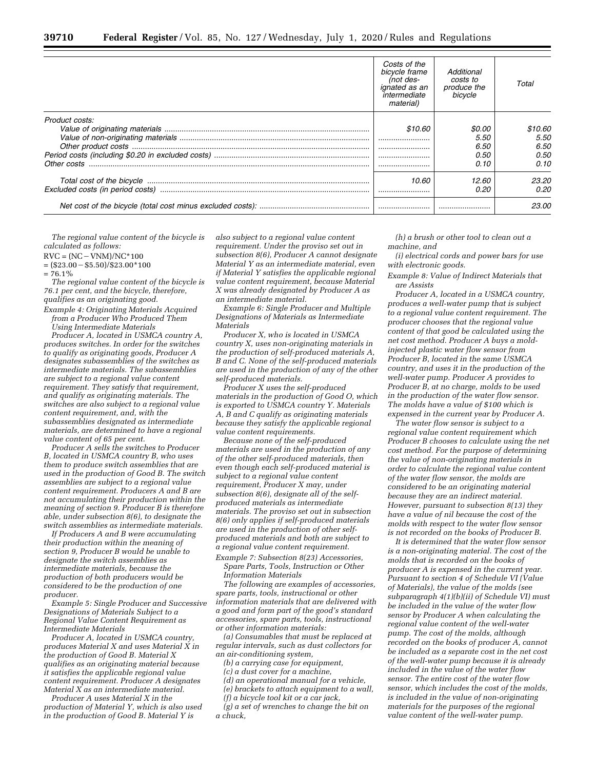| | Costs of the bicycle frame (not designated as an intermediate material) | Additional costs to produce the bicycle | Total |
|---|---|---|---|
| *Product costs:* | | | |
| *Value of originating materials* | *$10.60* | *$0.00* | *$10.60* |
| *Value of non-originating materials* | | *5.50* | *5.50* |
| *Other product costs* | | *6.50* | *6.50* |
| *Period costs (including $0.20 in excluded costs)* | | *0.50* | *0.50* |
| *Other costs* | | *0.10* | *0.10* |
| *Total cost of the bicycle* | *10.60* | *12.60* | *23.20* |
| *Excluded costs (in period costs)* | | *0.20* | *0.20* |
| *Net cost of the bicycle (total cost minus excluded costs):* | | | *23.00* |

*The regional value content of the bicycle is calculated as follows:*

$RVC = (NC - VNM)/NC*100$

$= (\$23.00 - \$5.50)/\$23.00*100$

$= 76.1\%$

*The regional value content of the bicycle is 76.1 per cent, and the bicycle, therefore, qualifies as an originating good.*

*Example 4: Originating Materials Acquired from a Producer Who Produced Them Using Intermediate Materials*

*Producer A, located in USMCA country A, produces switches. In order for the switches to qualify as originating goods, Producer A designates subassemblies of the switches as intermediate materials. The subassemblies are subject to a regional value content requirement. They satisfy that requirement, and qualify as originating materials. The switches are also subject to a regional value content requirement, and, with the subassemblies designated as intermediate materials, are determined to have a regional value content of 65 per cent.*

*Producer A sells the switches to Producer B, located in USMCA country B, who uses them to produce switch assemblies that are used in the production of Good B. The switch assemblies are subject to a regional value content requirement. Producers A and B are not accumulating their production within the meaning of section 9. Producer B is therefore able, under subsection 8(6), to designate the switch assemblies as intermediate materials.*

*If Producers A and B were accumulating their production within the meaning of section 9, Producer B would be unable to designate the switch assemblies as intermediate materials, because the production of both producers would be considered to be the production of one producer.*

*Example 5: Single Producer and Successive Designations of Materials Subject to a Regional Value Content Requirement as Intermediate Materials*

*Producer A, located in USMCA country, produces Material X and uses Material X in the production of Good B. Material X qualifies as an originating material because it satisfies the applicable regional value content requirement. Producer A designates Material X as an intermediate material.*

*Producer A uses Material X in the production of Material Y, which is also used in the production of Good B. Material Y is also subject to a regional value content requirement. Under the proviso set out in subsection 8(6), Producer A cannot designate Material Y as an intermediate material, even if Material Y satisfies the applicable regional value content requirement, because Material X was already designated by Producer A as an intermediate material.*

*Example 6: Single Producer and Multiple Designations of Materials as Intermediate Materials*

*Producer X, who is located in USMCA country X, uses non-originating materials in the production of self-produced materials A, B and C. None of the self-produced materials are used in the production of any of the other self-produced materials.*

*Producer X uses the self-produced materials in the production of Good O, which is exported to USMCA country Y. Materials A, B and C qualify as originating materials because they satisfy the applicable regional value content requirements.*

*Because none of the self-produced materials are used in the production of any of the other self-produced materials, then even though each self-produced material is subject to a regional value content requirement, Producer X may, under subsection 8(6), designate all of the self-produced materials as intermediate materials. The proviso set out in subsection 8(6) only applies if self-produced materials are used in the production of other self-produced materials and both are subject to a regional value content requirement.*

*Example 7: Subsection 8(23) Accessories, Spare Parts, Tools, Instruction or Other Information Materials*

*The following are examples of accessories, spare parts, tools, instructional or other information materials that are delivered with a good and form part of the good's standard accessories, spare parts, tools, instructional or other information materials:*

*(a) Consumables that must be replaced at regular intervals, such as dust collectors for an air-conditioning system,*

*(b) a carrying case for equipment,*

*(c) a dust cover for a machine,*

*(d) an operational manual for a vehicle,*

*(e) brackets to attach equipment to a wall,*

*(f) a bicycle tool kit or a car jack,*

*(g) a set of wrenches to change the bit on a chuck,*

*(h) a brush or other tool to clean out a machine, and*

*(i) electrical cords and power bars for use with electronic goods.*

*Example 8: Value of Indirect Materials that are Assists*

*Producer A, located in a USMCA country, produces a well-water pump that is subject to a regional value content requirement. The producer chooses that the regional value content of that good be calculated using the net cost method. Producer A buys a mold-injected plastic water flow sensor from Producer B, located in the same USMCA country, and uses it in the production of the well-water pump. Producer A provides to Producer B, at no charge, molds to be used in the production of the water flow sensor. The molds have a value of $100 which is expensed in the current year by Producer A.*

*The water flow sensor is subject to a regional value content requirement which Producer B chooses to calculate using the net cost method. For the purpose of determining the value of non-originating materials in order to calculate the regional value content of the water flow sensor, the molds are considered to be an originating material because they are an indirect material. However, pursuant to subsection 8(13) they have a value of nil because the cost of the molds with respect to the water flow sensor is not recorded on the books of Producer B.*

*It is determined that the water flow sensor is a non-originating material. The cost of the molds that is recorded on the books of producer A is expensed in the current year. Pursuant to section 4 of Schedule VI (Value of Materials), the value of the molds (see subparagraph 4(1)(b)(ii) of Schedule VI) must be included in the value of the water flow sensor by Producer A when calculating the regional value content of the well-water pump. The cost of the molds, although recorded on the books of producer A, cannot be included as a separate cost in the net cost of the well-water pump because it is already included in the value of the water flow sensor. The entire cost of the water flow sensor, which includes the cost of the molds, is included in the value of non-originating materials for the purposes of the regional value content of the well-water pump.*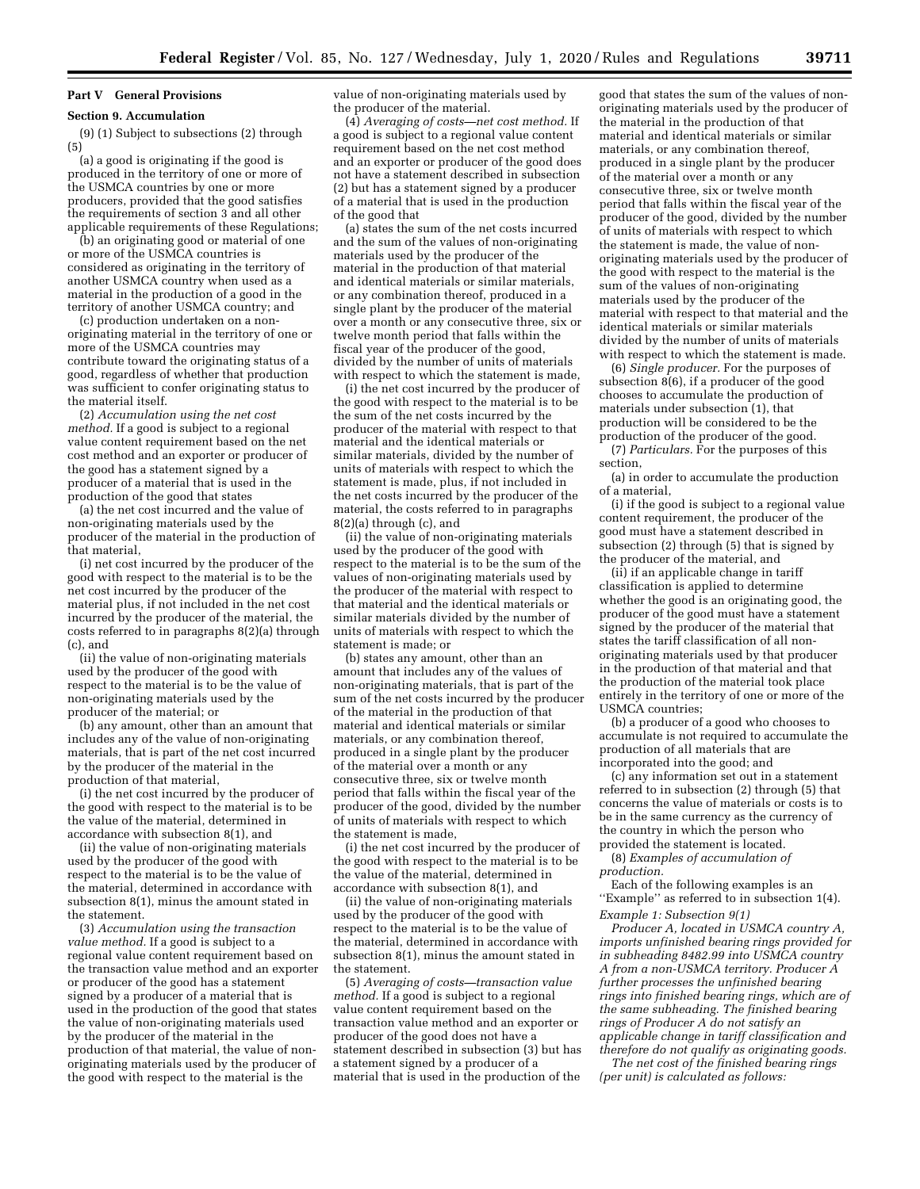## Part V General Provisions

### Section 9. Accumulation

(9) (1) Subject to subsections (2) through (5)

(a) a good is originating if the good is produced in the territory of one or more of the USMCA countries by one or more producers, provided that the good satisfies the requirements of section 3 and all other applicable requirements of these Regulations;

(b) an originating good or material of one or more of the USMCA countries is considered as originating in the territory of another USMCA country when used as a material in the production of a good in the territory of another USMCA country; and

(c) production undertaken on a non-originating material in the territory of one or more of the USMCA countries may contribute toward the originating status of a good, regardless of whether that production was sufficient to confer originating status to the material itself.

(2) *Accumulation using the net cost method.* If a good is subject to a regional value content requirement based on the net cost method and an exporter or producer of the good has a statement signed by a producer of a material that is used in the production of the good that states

(a) the net cost incurred and the value of non-originating materials used by the producer of the material in the production of that material,

(i) net cost incurred by the producer of the good with respect to the material is to be the net cost incurred by the producer of the material plus, if not included in the net cost incurred by the producer of the material, the costs referred to in paragraphs 8(2)(a) through (c), and

(ii) the value of non-originating materials used by the producer of the good with respect to the material is to be the value of non-originating materials used by the producer of the material; or

(b) any amount, other than an amount that includes any of the value of non-originating materials, that is part of the net cost incurred by the producer of the material in the production of that material,

(i) the net cost incurred by the producer of the good with respect to the material is to be the value of the material, determined in accordance with subsection 8(1), and

(ii) the value of non-originating materials used by the producer of the good with respect to the material is to be the value of the material, determined in accordance with subsection 8(1), minus the amount stated in the statement.

(3) *Accumulation using the transaction value method.* If a good is subject to a regional value content requirement based on the transaction value method and an exporter or producer of the good has a statement signed by a producer of a material that is used in the production of the good that states the value of non-originating materials used by the producer of the material in the production of that material, the value of non-originating materials used by the producer of the good with respect to the material is the value of non-originating materials used by the producer of the material.

(4) *Averaging of costs—net cost method.* If a good is subject to a regional value content requirement based on the net cost method and an exporter or producer of the good does not have a statement described in subsection (2) but has a statement signed by a producer of a material that is used in the production of the good that

(a) states the sum of the net costs incurred and the sum of the values of non-originating materials used by the producer of the material in the production of that material and identical materials or similar materials, or any combination thereof, produced in a single plant by the producer of the material over a month or any consecutive three, six or twelve month period that falls within the fiscal year of the producer of the good, divided by the number of units of materials with respect to which the statement is made,

(i) the net cost incurred by the producer of the good with respect to the material is to be the sum of the net costs incurred by the producer of the material with respect to that material and the identical materials or similar materials, divided by the number of units of materials with respect to which the statement is made, plus, if not included in the net costs incurred by the producer of the material, the costs referred to in paragraphs 8(2)(a) through (c), and

(ii) the value of non-originating materials used by the producer of the good with respect to the material is to be the sum of the values of non-originating materials used by the producer of the material with respect to that material and the identical materials or similar materials divided by the number of units of materials with respect to which the statement is made; or

(b) states any amount, other than an amount that includes any of the values of non-originating materials, that is part of the sum of the net costs incurred by the producer of the material in the production of that material and identical materials or similar materials, or any combination thereof, produced in a single plant by the producer of the material over a month or any consecutive three, six or twelve month period that falls within the fiscal year of the producer of the good, divided by the number of units of materials with respect to which the statement is made,

(i) the net cost incurred by the producer of the good with respect to the material is to be the value of the material, determined in accordance with subsection 8(1), and

(ii) the value of non-originating materials used by the producer of the good with respect to the material is to be the value of the material, determined in accordance with subsection 8(1), minus the amount stated in the statement.

(5) *Averaging of costs—transaction value method.* If a good is subject to a regional value content requirement based on the transaction value method and an exporter or producer of the good does not have a statement described in subsection (3) but has a statement signed by a producer of a material that is used in the production of the good that states the sum of the values of non-originating materials used by the producer of the material in the production of that material and identical materials or similar materials, or any combination thereof, produced in a single plant by the producer of the material over a month or any consecutive three, six or twelve month period that falls within the fiscal year of the producer of the good, divided by the number of units of materials with respect to which the statement is made, the value of non-originating materials used by the producer of the good with respect to the material is the sum of the values of non-originating materials used by the producer of the material with respect to that material and the identical materials or similar materials divided by the number of units of materials with respect to which the statement is made.

(6) *Single producer.* For the purposes of subsection 8(6), if a producer of the good chooses to accumulate the production of materials under subsection (1), that production will be considered to be the production of the producer of the good.

(7) *Particulars.* For the purposes of this section,

(a) in order to accumulate the production of a material,

(i) if the good is subject to a regional value content requirement, the producer of the good must have a statement described in subsection (2) through (5) that is signed by the producer of the material, and

(ii) if an applicable change in tariff classification is applied to determine whether the good is an originating good, the producer of the good must have a statement signed by the producer of the material that states the tariff classification of all non-originating materials used by that producer in the production of that material and that the production of the material took place entirely in the territory of one or more of the USMCA countries;

(b) a producer of a good who chooses to accumulate is not required to accumulate the production of all materials that are incorporated into the good; and

(c) any information set out in a statement referred to in subsection (2) through (5) that concerns the value of materials or costs is to be in the same currency as the currency of the country in which the person who provided the statement is located.

(8) *Examples of accumulation of production.*

Each of the following examples is an "Example" as referred to in subsection 1(4).

*Example 1: Subsection 9(1)*

*Producer A, located in USMCA country A, imports unfinished bearing rings provided for in subheading 8482.99 into USMCA country A from a non-USMCA territory. Producer A further processes the unfinished bearing rings into finished bearing rings, which are of the same subheading. The finished bearing rings of Producer A do not satisfy an applicable change in tariff classification and therefore do not qualify as originating goods.*

*The net cost of the finished bearing rings (per unit) is calculated as follows:*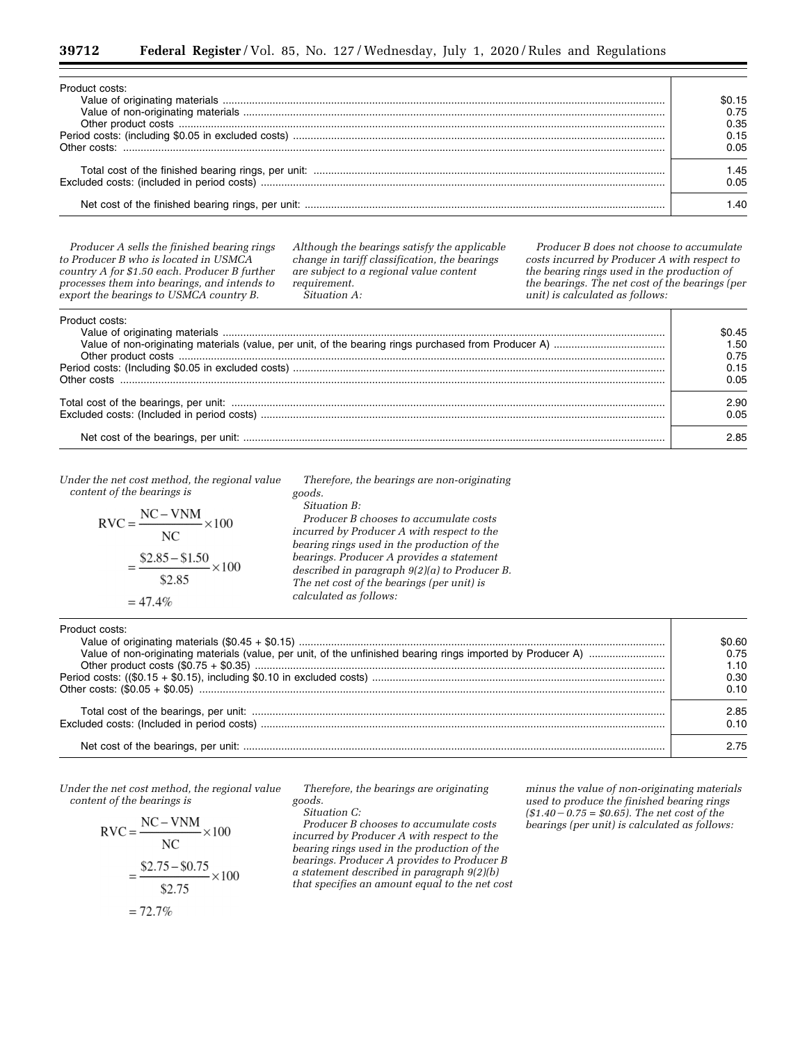| | |
|---|---|
| Product costs: | |
| Value of originating materials | $0.15 |
| Value of non-originating materials | 0.75 |
| Other product costs | 0.35 |
| Period costs: (including $0.05 in excluded costs) | 0.15 |
| Other costs: | 0.05 |
| Total cost of the finished bearing rings, per unit: | 1.45 |
| Excluded costs: (included in period costs) | 0.05 |
| Net cost of the finished bearing rings, per unit: | 1.40 |

*Producer A sells the finished bearing rings to Producer B who is located in USMCA country A for $1.50 each. Producer B further processes them into bearings, and intends to export the bearings to USMCA country B. Although the bearings satisfy the applicable change in tariff classification, the bearings are subject to a regional value content requirement.*

*Situation A:*

*Producer B does not choose to accumulate costs incurred by Producer A with respect to the bearing rings used in the production of the bearings. The net cost of the bearings (per unit) is calculated as follows:*

| | |
|---|---|
| Product costs: | |
| Value of originating materials | $0.45 |
| Value of non-originating materials (value, per unit, of the bearing rings purchased from Producer A) | 1.50 |
| Other product costs | 0.75 |
| Period costs: (Including $0.05 in excluded costs) | 0.15 |
| Other costs | 0.05 |
| Total cost of the bearings, per unit: | 2.90 |
| Excluded costs: (Included in period costs) | 0.05 |
| Net cost of the bearings, per unit: | 2.85 |

*Under the net cost method, the regional value content of the bearings is*

$$\text{RVC} = \frac{\text{NC} - \text{VNM}}{\text{NC}} \times 100$$

$$= \frac{\$2.85 - \$1.50}{\$2.85} \times 100$$

$$= 47.4\%$$

*Therefore, the bearings are non-originating goods.*

*Situation B:*

*Producer B chooses to accumulate costs incurred by Producer A with respect to the bearing rings used in the production of the bearings. Producer A provides a statement described in paragraph 9(2)(a) to Producer B. The net cost of the bearings (per unit) is calculated as follows:*

| | |
|---|---|
| Product costs: | |
| Value of originating materials ($0.45 + $0.15) | $0.60 |
| Value of non-originating materials (value, per unit, of the unfinished bearing rings imported by Producer A) | 0.75 |
| Other product costs ($0.75 + $0.35) | 1.10 |
| Period costs: (($0.15 + $0.15), including $0.10 in excluded costs) | 0.30 |
| Other costs: ($0.05 + $0.05) | 0.10 |
| Total cost of the bearings, per unit: | 2.85 |
| Excluded costs: (Included in period costs) | 0.10 |
| Net cost of the bearings, per unit: | 2.75 |

*Under the net cost method, the regional value content of the bearings is*

$$\text{RVC} = \frac{\text{NC} - \text{VNM}}{\text{NC}} \times 100$$

$$= \frac{\$2.75 - \$0.75}{\$2.75} \times 100$$

$$= 72.7\%$$

*Therefore, the bearings are originating goods.*

*Situation C:*

*Producer B chooses to accumulate costs incurred by Producer A with respect to the bearing rings used in the production of the bearings. Producer A provides to Producer B a statement described in paragraph 9(2)(b) that specifies an amount equal to the net cost minus the value of non-originating materials used to produce the finished bearing rings ($1.40 − 0.75 = $0.65). The net cost of the bearings (per unit) is calculated as follows:*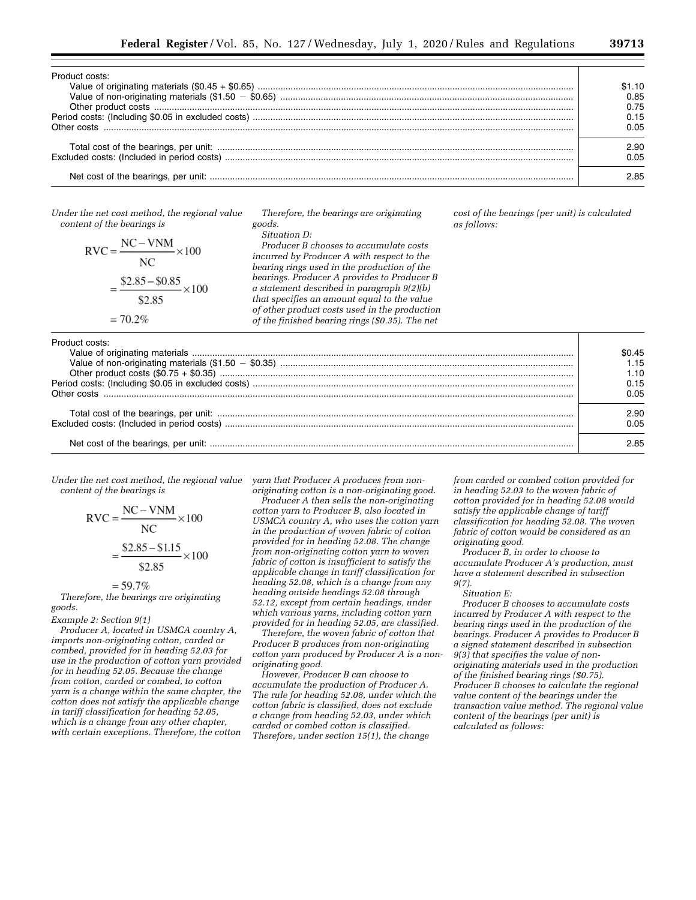| Product costs: | |
|---|---|
| Value of originating materials ($0.45 + $0.65) | $1.10 |
| Value of non-originating materials ($1.50 − $0.65) | 0.85 |
| Other product costs | 0.75 |
| Period costs: (Including $0.05 in excluded costs) | 0.15 |
| Other costs | 0.05 |
| Total cost of the bearings, per unit: | 2.90 |
| Excluded costs: (Included in period costs) | 0.05 |
| Net cost of the bearings, per unit: | 2.85 |

*Under the net cost method, the regional value content of the bearings is*

$$RVC = \frac{NC - VNM}{NC} \times 100$$

$$= \frac{\$2.85 - \$0.85}{\$2.85} \times 100$$

$$= 70.2\%$$

*Therefore, the bearings are originating goods.*

*Situation D:*

*Producer B chooses to accumulate costs incurred by Producer A with respect to the bearing rings used in the production of the bearings. Producer A provides to Producer B a statement described in paragraph 9(2)(b) that specifies an amount equal to the value of other product costs used in the production of the finished bearing rings ($0.35). The net cost of the bearings (per unit) is calculated as follows:*

| Product costs: | |
|---|---|
| Value of originating materials | $0.45 |
| Value of non-originating materials ($1.50 − $0.35) | 1.15 |
| Other product costs ($0.75 + $0.35) | 1.10 |
| Period costs: (Including $0.05 in excluded costs) | 0.15 |
| Other costs | 0.05 |
| Total cost of the bearings, per unit: | 2.90 |
| Excluded costs: (Included in period costs) | 0.05 |
| Net cost of the bearings, per unit: | 2.85 |

*Under the net cost method, the regional value content of the bearings is*

$$RVC = \frac{NC - VNM}{NC} \times 100$$

$$= \frac{\$2.85 - \$1.15}{\$2.85} \times 100$$

$$= 59.7\%$$

*Therefore, the bearings are originating goods.*

*Example 2: Section 9(1)*

*Producer A, located in USMCA country A, imports non-originating cotton, carded or combed, provided for in heading 52.03 for use in the production of cotton yarn provided for in heading 52.05. Because the change from cotton, carded or combed, to cotton yarn is a change within the same chapter, the cotton does not satisfy the applicable change in tariff classification for heading 52.05, which is a change from any other chapter, with certain exceptions. Therefore, the cotton yarn that Producer A produces from non-originating cotton is a non-originating good.*

*Producer A then sells the non-originating cotton yarn to Producer B, also located in USMCA country A, who uses the cotton yarn in the production of woven fabric of cotton provided for in heading 52.08. The change from non-originating cotton yarn to woven fabric of cotton is insufficient to satisfy the applicable change in tariff classification for heading 52.08, which is a change from any heading outside headings 52.08 through 52.12, except from certain headings, under which various yarns, including cotton yarn provided for in heading 52.05, are classified.*

*Therefore, the woven fabric of cotton that Producer B produces from non-originating cotton yarn produced by Producer A is a non-originating good.*

*However, Producer B can choose to accumulate the production of Producer A. The rule for heading 52.08, under which the cotton fabric is classified, does not exclude a change from heading 52.03, under which carded or combed cotton is classified. Therefore, under section 15(1), the change from carded or combed cotton provided for in heading 52.03 to the woven fabric of cotton provided for in heading 52.08 would satisfy the applicable change of tariff classification for heading 52.08. The woven fabric of cotton would be considered as an originating good.*

*Producer B, in order to choose to accumulate Producer A's production, must have a statement described in subsection 9(7).*

*Situation E:*

*Producer B chooses to accumulate costs incurred by Producer A with respect to the bearing rings used in the production of the bearings. Producer A provides to Producer B a signed statement described in subsection 9(3) that specifies the value of non-originating materials used in the production of the finished bearing rings ($0.75). Producer B chooses to calculate the regional value content of the bearings under the transaction value method. The regional value content of the bearings (per unit) is calculated as follows:*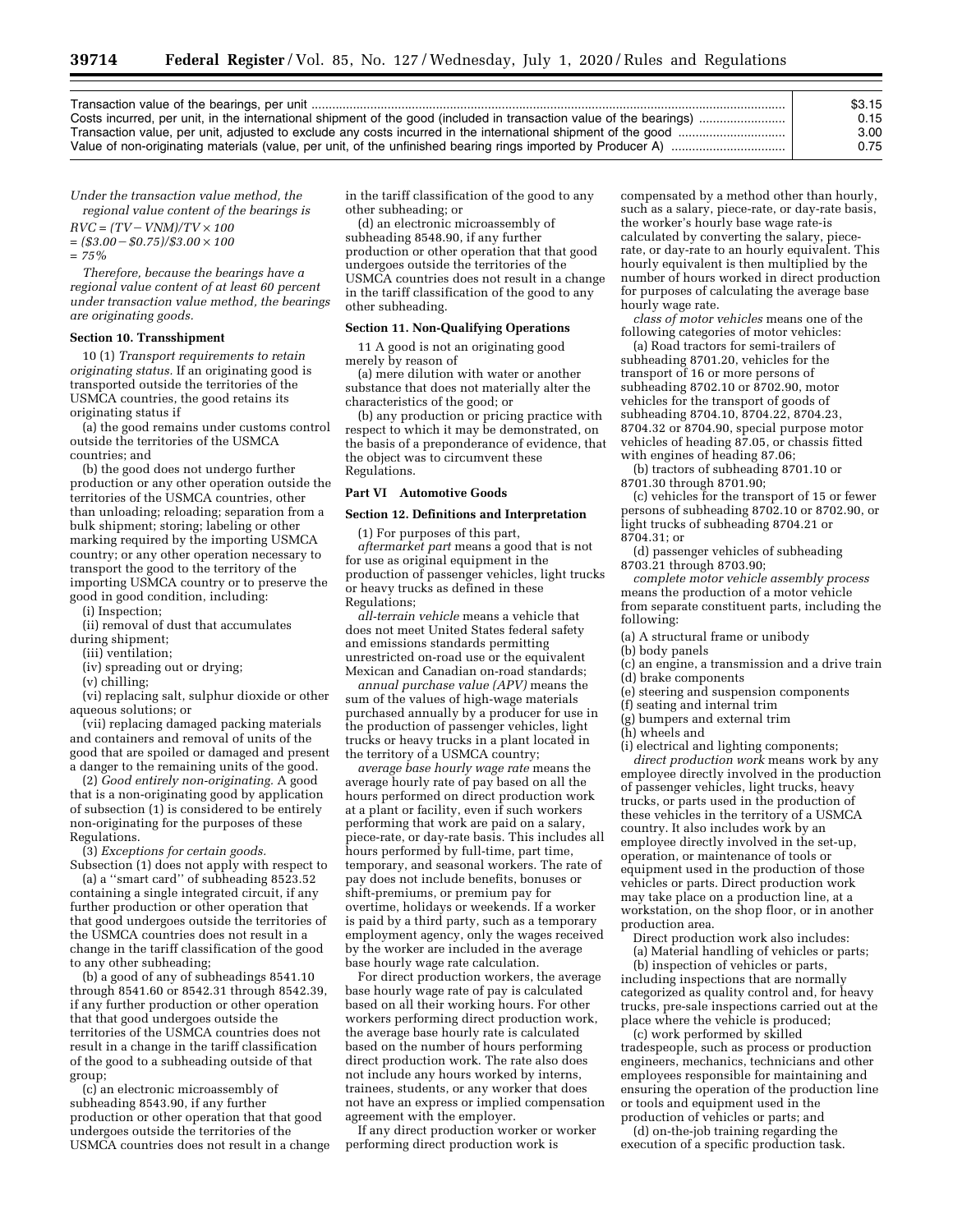| | |
|---|---|
| Transaction value of the bearings, per unit | $3.15 |
| Costs incurred, per unit, in the international shipment of the good (included in transaction value of the bearings) | 0.15 |
| Transaction value, per unit, adjusted to exclude any costs incurred in the international shipment of the good | 3.00 |
| Value of non-originating materials (value, per unit, of the unfinished bearing rings imported by Producer A) | 0.75 |

*Under the transaction value method, the regional value content of the bearings is*

*RVC = (TV − VNM)/TV × 100*

*= ($3.00 − $0.75)/$3.00 × 100*

*= 75%*

*Therefore, because the bearings have a regional value content of at least 60 percent under transaction value method, the bearings are originating goods.*

**Section 10. Transshipment**

10 (1) *Transport requirements to retain originating status.* If an originating good is transported outside the territories of the USMCA countries, the good retains its originating status if

(a) the good remains under customs control outside the territories of the USMCA countries; and

(b) the good does not undergo further production or any other operation outside the territories of the USMCA countries, other than unloading; reloading; separation from a bulk shipment; storing; labeling or other marking required by the importing USMCA country; or any other operation necessary to transport the good to the territory of the importing USMCA country or to preserve the good in good condition, including:

(i) Inspection;

(ii) removal of dust that accumulates during shipment;

(iii) ventilation;

(iv) spreading out or drying;

(v) chilling;

(vi) replacing salt, sulphur dioxide or other aqueous solutions; or

(vii) replacing damaged packing materials and containers and removal of units of the good that are spoiled or damaged and present a danger to the remaining units of the good.

(2) *Good entirely non-originating.* A good that is a non-originating good by application of subsection (1) is considered to be entirely non-originating for the purposes of these Regulations.

(3) *Exceptions for certain goods.* Subsection (1) does not apply with respect to

(a) a ''smart card'' of subheading 8523.52 containing a single integrated circuit, if any further production or other operation that that good undergoes outside the territories of the USMCA countries does not result in a change in the tariff classification of the good to any other subheading;

(b) a good of any of subheadings 8541.10 through 8541.60 or 8542.31 through 8542.39, if any further production or other operation that that good undergoes outside the territories of the USMCA countries does not result in a change in the tariff classification of the good to a subheading outside of that group;

(c) an electronic microassembly of subheading 8543.90, if any further production or other operation that that good undergoes outside the territories of the USMCA countries does not result in a change in the tariff classification of the good to any other subheading; or

(d) an electronic microassembly of subheading 8548.90, if any further production or other operation that that good undergoes outside the territories of the USMCA countries does not result in a change in the tariff classification of the good to any other subheading.

**Section 11. Non-Qualifying Operations**

11 A good is not an originating good merely by reason of

(a) mere dilution with water or another substance that does not materially alter the characteristics of the good; or

(b) any production or pricing practice with respect to which it may be demonstrated, on the basis of a preponderance of evidence, that the object was to circumvent these Regulations.

**Part VI Automotive Goods**

**Section 12. Definitions and Interpretation**

(1) For purposes of this part,

*aftermarket part* means a good that is not for use as original equipment in the production of passenger vehicles, light trucks or heavy trucks as defined in these Regulations;

*all-terrain vehicle* means a vehicle that does not meet United States federal safety and emissions standards permitting unrestricted on-road use or the equivalent Mexican and Canadian on-road standards;

*annual purchase value (APV)* means the sum of the values of high-wage materials purchased annually by a producer for use in the production of passenger vehicles, light trucks or heavy trucks in a plant located in the territory of a USMCA country;

*average base hourly wage rate* means the average hourly rate of pay based on all the hours performed on direct production work at a plant or facility, even if such workers performing that work are paid on a salary, piece-rate, or day-rate basis. This includes all hours performed by full-time, part time, temporary, and seasonal workers. The rate of pay does not include benefits, bonuses or shift-premiums, or premium pay for overtime, holidays or weekends. If a worker is paid by a third party, such as a temporary employment agency, only the wages received by the worker are included in the average base hourly wage rate calculation.

For direct production workers, the average base hourly wage rate of pay is calculated based on all their working hours. For other workers performing direct production work, the average base hourly rate is calculated based on the number of hours performing direct production work. The rate also does not include any hours worked by interns, trainees, students, or any worker that does not have an express or implied compensation agreement with the employer.

If any direct production worker or worker performing direct production work is compensated by a method other than hourly, such as a salary, piece-rate, or day-rate basis, the worker's hourly base wage rate-is calculated by converting the salary, piece-rate, or day-rate to an hourly equivalent. This hourly equivalent is then multiplied by the number of hours worked in direct production for purposes of calculating the average base hourly wage rate.

*class of motor vehicles* means one of the following categories of motor vehicles:

(a) Road tractors for semi-trailers of subheading 8701.20, vehicles for the transport of 16 or more persons of subheading 8702.10 or 8702.90, motor vehicles for the transport of goods of subheading 8704.10, 8704.22, 8704.23, 8704.32 or 8704.90, special purpose motor vehicles of heading 87.05, or chassis fitted with engines of heading 87.06;

(b) tractors of subheading 8701.10 or 8701.30 through 8701.90;

(c) vehicles for the transport of 15 or fewer persons of subheading 8702.10 or 8702.90, or light trucks of subheading 8704.21 or 8704.31; or

(d) passenger vehicles of subheading 8703.21 through 8703.90;

*complete motor vehicle assembly process* means the production of a motor vehicle from separate constituent parts, including the following:

(a) A structural frame or unibody

(b) body panels

(c) an engine, a transmission and a drive train

(d) brake components

(e) steering and suspension components

(f) seating and internal trim

(g) bumpers and external trim

(h) wheels and

(i) electrical and lighting components;

*direct production work* means work by any employee directly involved in the production of passenger vehicles, light trucks, heavy trucks, or parts used in the production of these vehicles in the territory of a USMCA country. It also includes work by an employee directly involved in the set-up, operation, or maintenance of tools or equipment used in the production of those vehicles or parts. Direct production work may take place on a production line, at a workstation, on the shop floor, or in another production area.

Direct production work also includes:

(a) Material handling of vehicles or parts;

(b) inspection of vehicles or parts, including inspections that are normally categorized as quality control and, for heavy trucks, pre-sale inspections carried out at the place where the vehicle is produced;

(c) work performed by skilled tradespeople, such as process or production engineers, mechanics, technicians and other employees responsible for maintaining and ensuring the operation of the production line or tools and equipment used in the production of vehicles or parts; and

(d) on-the-job training regarding the execution of a specific production task.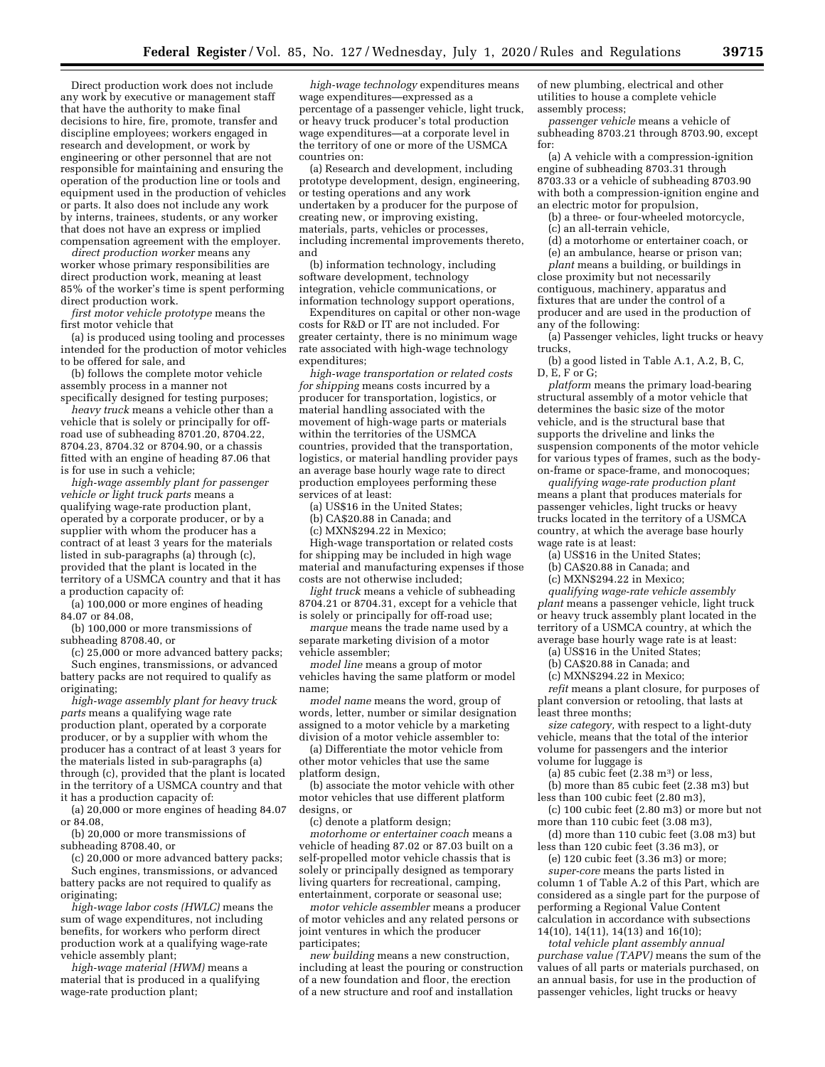Direct production work does not include any work by executive or management staff that have the authority to make final decisions to hire, fire, promote, transfer and discipline employees; workers engaged in research and development, or work by engineering or other personnel that are not responsible for maintaining and ensuring the operation of the production line or tools and equipment used in the production of vehicles or parts. It also does not include any work by interns, trainees, students, or any worker that does not have an express or implied compensation agreement with the employer.

*direct production worker* means any worker whose primary responsibilities are direct production work, meaning at least 85% of the worker's time is spent performing direct production work.

*first motor vehicle prototype* means the first motor vehicle that

(a) is produced using tooling and processes intended for the production of motor vehicles to be offered for sale, and

(b) follows the complete motor vehicle assembly process in a manner not specifically designed for testing purposes;

*heavy truck* means a vehicle other than a vehicle that is solely or principally for off-road use of subheading 8701.20, 8704.22, 8704.23, 8704.32 or 8704.90, or a chassis fitted with an engine of heading 87.06 that is for use in such a vehicle;

*high-wage assembly plant for passenger vehicle or light truck parts* means a qualifying wage-rate production plant, operated by a corporate producer, or by a supplier with whom the producer has a contract of at least 3 years for the materials listed in sub-paragraphs (a) through (c), provided that the plant is located in the territory of a USMCA country and that it has a production capacity of:

(a) 100,000 or more engines of heading 84.07 or 84.08,

(b) 100,000 or more transmissions of subheading 8708.40, or

(c) 25,000 or more advanced battery packs; Such engines, transmissions, or advanced battery packs are not required to qualify as originating;

*high-wage assembly plant for heavy truck parts* means a qualifying wage rate production plant, operated by a corporate producer, or by a supplier with whom the producer has a contract of at least 3 years for the materials listed in sub-paragraphs (a) through (c), provided that the plant is located in the territory of a USMCA country and that it has a production capacity of:

(a) 20,000 or more engines of heading 84.07 or 84.08,

(b) 20,000 or more transmissions of subheading 8708.40, or

(c) 20,000 or more advanced battery packs; Such engines, transmissions, or advanced battery packs are not required to qualify as originating;

*high-wage labor costs (HWLC)* means the sum of wage expenditures, not including benefits, for workers who perform direct production work at a qualifying wage-rate vehicle assembly plant;

*high-wage material (HWM)* means a material that is produced in a qualifying wage-rate production plant;

*high-wage technology* expenditures means wage expenditures—expressed as a percentage of a passenger vehicle, light truck, or heavy truck producer's total production wage expenditures—at a corporate level in the territory of one or more of the USMCA countries on:

(a) Research and development, including prototype development, design, engineering, or testing operations and any work undertaken by a producer for the purpose of creating new, or improving existing, materials, parts, vehicles or processes, including incremental improvements thereto, and

(b) information technology, including software development, technology integration, vehicle communications, or information technology support operations,

Expenditures on capital or other non-wage costs for R&D or IT are not included. For greater certainty, there is no minimum wage rate associated with high-wage technology expenditures;

*high-wage transportation or related costs for shipping* means costs incurred by a producer for transportation, logistics, or material handling associated with the movement of high-wage parts or materials within the territories of the USMCA countries, provided that the transportation, logistics, or material handling provider pays an average base hourly wage rate to direct production employees performing these services of at least:

(a) US$16 in the United States;

(b) CA$20.88 in Canada; and

(c) MXN$294.22 in Mexico;

High-wage transportation or related costs for shipping may be included in high wage material and manufacturing expenses if those costs are not otherwise included;

*light truck* means a vehicle of subheading 8704.21 or 8704.31, except for a vehicle that is solely or principally for off-road use;

*marque* means the trade name used by a separate marketing division of a motor vehicle assembler;

*model line* means a group of motor vehicles having the same platform or model name;

*model name* means the word, group of words, letter, number or similar designation assigned to a motor vehicle by a marketing division of a motor vehicle assembler to:

(a) Differentiate the motor vehicle from other motor vehicles that use the same platform design,

(b) associate the motor vehicle with other motor vehicles that use different platform designs, or

(c) denote a platform design;

*motorhome or entertainer coach* means a vehicle of heading 87.02 or 87.03 built on a self-propelled motor vehicle chassis that is solely or principally designed as temporary living quarters for recreational, camping, entertainment, corporate or seasonal use;

*motor vehicle assembler* means a producer of motor vehicles and any related persons or joint ventures in which the producer participates;

*new building* means a new construction, including at least the pouring or construction of a new foundation and floor, the erection of a new structure and roof and installation of new plumbing, electrical and other utilities to house a complete vehicle assembly process;

*passenger vehicle* means a vehicle of subheading 8703.21 through 8703.90, except for:

(a) A vehicle with a compression-ignition engine of subheading 8703.31 through 8703.33 or a vehicle of subheading 8703.90 with both a compression-ignition engine and an electric motor for propulsion,

(b) a three- or four-wheeled motorcycle,

(c) an all-terrain vehicle,

(d) a motorhome or entertainer coach, or

(e) an ambulance, hearse or prison van;

*plant* means a building, or buildings in close proximity but not necessarily contiguous, machinery, apparatus and fixtures that are under the control of a producer and are used in the production of any of the following:

(a) Passenger vehicles, light trucks or heavy trucks,

(b) a good listed in Table A.1, A.2, B, C, D, E, F or G;

*platform* means the primary load-bearing structural assembly of a motor vehicle that determines the basic size of the motor vehicle, and is the structural base that supports the driveline and links the suspension components of the motor vehicle for various types of frames, such as the body-on-frame or space-frame, and monocoques;

*qualifying wage-rate production plant* means a plant that produces materials for passenger vehicles, light trucks or heavy trucks located in the territory of a USMCA country, at which the average base hourly wage rate is at least:

(a) US$16 in the United States;

(b) CA$20.88 in Canada; and

(c) MXN$294.22 in Mexico;

*qualifying wage-rate vehicle assembly plant* means a passenger vehicle, light truck or heavy truck assembly plant located in the territory of a USMCA country, at which the average base hourly wage rate is at least:

(a) US$16 in the United States;

(b) CA$20.88 in Canada; and

(c) MXN$294.22 in Mexico;

*refit* means a plant closure, for purposes of plant conversion or retooling, that lasts at least three months;

*size category,* with respect to a light-duty vehicle, means that the total of the interior volume for passengers and the interior volume for luggage is

(a) 85 cubic feet (2.38 $m^3$) or less,

(b) more than 85 cubic feet (2.38 m3) but less than 100 cubic feet (2.80 m3),

(c) 100 cubic feet (2.80 m3) or more but not more than 110 cubic feet (3.08 m3),

(d) more than 110 cubic feet (3.08 m3) but less than 120 cubic feet (3.36 m3), or

(e) 120 cubic feet (3.36 m3) or more;

*super-core* means the parts listed in column 1 of Table A.2 of this Part, which are considered as a single part for the purpose of performing a Regional Value Content calculation in accordance with subsections 14(10), 14(11), 14(13) and 16(10);

*total vehicle plant assembly annual purchase value (TAPV)* means the sum of the values of all parts or materials purchased, on an annual basis, for use in the production of passenger vehicles, light trucks or heavy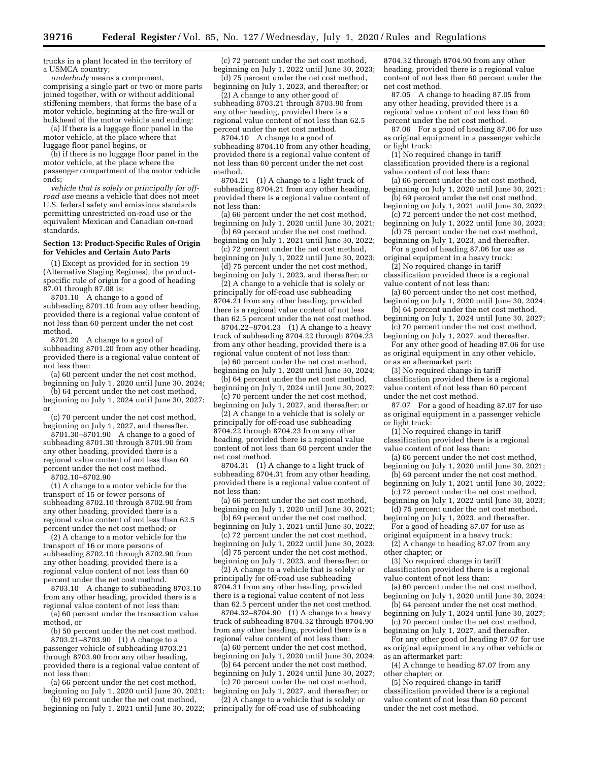trucks in a plant located in the territory of a USMCA country;

*underbody* means a component, comprising a single part or two or more parts joined together, with or without additional stiffening members, that forms the base of a motor vehicle, beginning at the fire-wall or bulkhead of the motor vehicle and ending:

(a) If there is a luggage floor panel in the motor vehicle, at the place where that luggage floor panel begins, or

(b) if there is no luggage floor panel in the motor vehicle, at the place where the passenger compartment of the motor vehicle ends;

*vehicle that is solely or principally for off-road use* means a vehicle that does not meet U.S. federal safety and emissions standards permitting unrestricted on-road use or the equivalent Mexican and Canadian on-road standards.

**Section 13: Product-Specific Rules of Origin for Vehicles and Certain Auto Parts**

(1) Except as provided for in section 19 (Alternative Staging Regimes), the product-specific rule of origin for a good of heading 87.01 through 87.08 is:

8701.10 A change to a good of subheading 8701.10 from any other heading, provided there is a regional value content of not less than 60 percent under the net cost method.

8701.20 A change to a good of subheading 8701.20 from any other heading, provided there is a regional value content of not less than:

(a) 60 percent under the net cost method, beginning on July 1, 2020 until June 30, 2024;

(b) 64 percent under the net cost method, beginning on July 1, 2024 until June 30, 2027; or

(c) 70 percent under the net cost method, beginning on July 1, 2027, and thereafter.

8701.30–8701.90 A change to a good of subheading 8701.30 through 8701.90 from any other heading, provided there is a regional value content of not less than 60 percent under the net cost method.

8702.10–8702.90

(1) A change to a motor vehicle for the transport of 15 or fewer persons of subheading 8702.10 through 8702.90 from any other heading, provided there is a regional value content of not less than 62.5 percent under the net cost method; or

(2) A change to a motor vehicle for the transport of 16 or more persons of subheading 8702.10 through 8702.90 from any other heading, provided there is a regional value content of not less than 60 percent under the net cost method.

8703.10 A change to subheading 8703.10 from any other heading, provided there is a regional value content of not less than:

(a) 60 percent under the transaction value method, or

(b) 50 percent under the net cost method.

8703.21–8703.90 (1) A change to a passenger vehicle of subheading 8703.21 through 8703.90 from any other heading, provided there is a regional value content of not less than:

(a) 66 percent under the net cost method, beginning on July 1, 2020 until June 30, 2021;

(b) 69 percent under the net cost method, beginning on July 1, 2021 until June 30, 2022;

(c) 72 percent under the net cost method, beginning on July 1, 2022 until June 30, 2023;

(d) 75 percent under the net cost method, beginning on July 1, 2023, and thereafter; or

(2) A change to any other good of subheading 8703.21 through 8703.90 from any other heading, provided there is a regional value content of not less than 62.5 percent under the net cost method.

8704.10 A change to a good of subheading 8704.10 from any other heading, provided there is a regional value content of not less than 60 percent under the net cost method.

8704.21 (1) A change to a light truck of subheading 8704.21 from any other heading, provided there is a regional value content of not less than:

(a) 66 percent under the net cost method, beginning on July 1, 2020 until June 30, 2021;

(b) 69 percent under the net cost method, beginning on July 1, 2021 until June 30, 2022;

(c) 72 percent under the net cost method, beginning on July 1, 2022 until June 30, 2023;

(d) 75 percent under the net cost method, beginning on July 1, 2023, and thereafter; or

(2) A change to a vehicle that is solely or principally for off-road use subheading 8704.21 from any other heading, provided there is a regional value content of not less than 62.5 percent under the net cost method.

8704.22–8704.23 (1) A change to a heavy truck of subheading 8704.22 through 8704.23 from any other heading, provided there is a regional value content of not less than:

(a) 60 percent under the net cost method, beginning on July 1, 2020 until June 30, 2024;

(b) 64 percent under the net cost method, beginning on July 1, 2024 until June 30, 2027;

(c) 70 percent under the net cost method, beginning on July 1, 2027, and thereafter; or

(2) A change to a vehicle that is solely or principally for off-road use subheading 8704.22 through 8704.23 from any other heading, provided there is a regional value content of not less than 60 percent under the net cost method.

8704.31 (1) A change to a light truck of subheading 8704.31 from any other heading, provided there is a regional value content of not less than:

(a) 66 percent under the net cost method, beginning on July 1, 2020 until June 30, 2021;

(b) 69 percent under the net cost method, beginning on July 1, 2021 until June 30, 2022;

(c) 72 percent under the net cost method, beginning on July 1, 2022 until June 30, 2023;

(d) 75 percent under the net cost method, beginning on July 1, 2023, and thereafter; or

(2) A change to a vehicle that is solely or principally for off-road use subheading 8704.31 from any other heading, provided there is a regional value content of not less than 62.5 percent under the net cost method.

8704.32–8704.90 (1) A change to a heavy truck of subheading 8704.32 through 8704.90 from any other heading, provided there is a regional value content of not less than:

(a) 60 percent under the net cost method, beginning on July 1, 2020 until June 30, 2024;

(b) 64 percent under the net cost method, beginning on July 1, 2024 until June 30, 2027;

(c) 70 percent under the net cost method, beginning on July 1, 2027, and thereafter; or

(2) A change to a vehicle that is solely or principally for off-road use of subheading 8704.32 through 8704.90 from any other heading, provided there is a regional value content of not less than 60 percent under the net cost method.

87.05 A change to heading 87.05 from any other heading, provided there is a regional value content of not less than 60 percent under the net cost method.

87.06 For a good of heading 87.06 for use as original equipment in a passenger vehicle or light truck:

(1) No required change in tariff classification provided there is a regional value content of not less than:

(a) 66 percent under the net cost method, beginning on July 1, 2020 until June 30, 2021;

(b) 69 percent under the net cost method, beginning on July 1, 2021 until June 30, 2022;

(c) 72 percent under the net cost method, beginning on July 1, 2022 until June 30, 2023;

(d) 75 percent under the net cost method, beginning on July 1, 2023, and thereafter.

For a good of heading 87.06 for use as original equipment in a heavy truck:

(2) No required change in tariff classification provided there is a regional value content of not less than:

(a) 60 percent under the net cost method, beginning on July 1, 2020 until June 30, 2024;

(b) 64 percent under the net cost method, beginning on July 1, 2024 until June 30, 2027;

(c) 70 percent under the net cost method, beginning on July 1, 2027, and thereafter.

For any other good of heading 87.06 for use as original equipment in any other vehicle, or as an aftermarket part:

(3) No required change in tariff classification provided there is a regional value content of not less than 60 percent under the net cost method.

87.07 For a good of heading 87.07 for use as original equipment in a passenger vehicle or light truck:

(1) No required change in tariff classification provided there is a regional value content of not less than:

(a) 66 percent under the net cost method, beginning on July 1, 2020 until June 30, 2021;

(b) 69 percent under the net cost method, beginning on July 1, 2021 until June 30, 2022;

(c) 72 percent under the net cost method, beginning on July 1, 2022 until June 30, 2023;

(d) 75 percent under the net cost method, beginning on July 1, 2023, and thereafter.

For a good of heading 87.07 for use as original equipment in a heavy truck:

(2) A change to heading 87.07 from any other chapter; or

(3) No required change in tariff classification provided there is a regional value content of not less than:

(a) 60 percent under the net cost method, beginning on July 1, 2020 until June 30, 2024;

(b) 64 percent under the net cost method, beginning on July 1, 2024 until June 30, 2027;

(c) 70 percent under the net cost method, beginning on July 1, 2027, and thereafter.

For any other good of heading 87.07 for use as original equipment in any other vehicle or as an aftermarket part:

(4) A change to heading 87.07 from any other chapter; or

(5) No required change in tariff classification provided there is a regional value content of not less than 60 percent under the net cost method.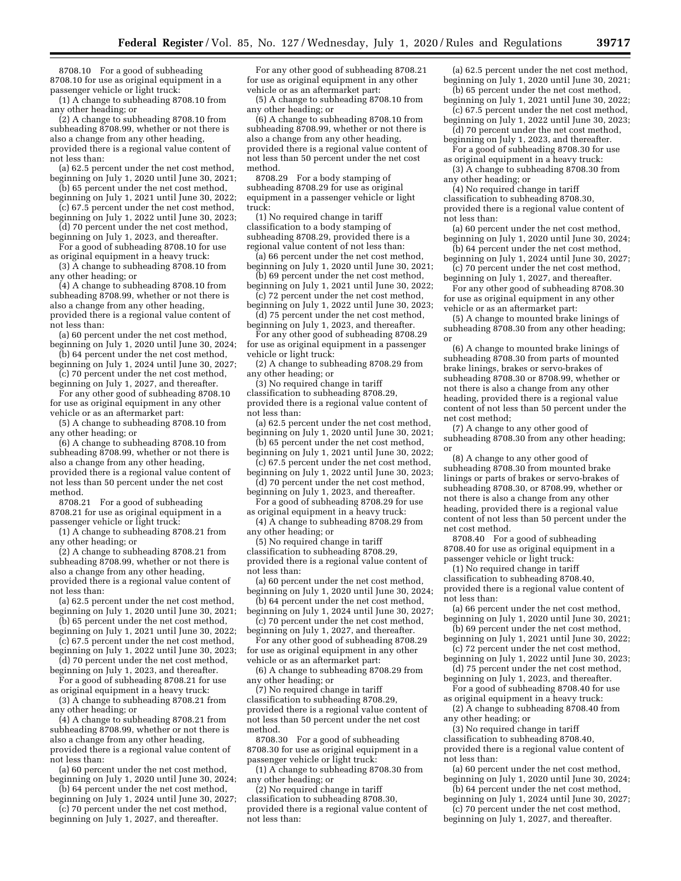8708.10 For a good of subheading 8708.10 for use as original equipment in a passenger vehicle or light truck:

(1) A change to subheading 8708.10 from any other heading; or

(2) A change to subheading 8708.10 from subheading 8708.99, whether or not there is also a change from any other heading, provided there is a regional value content of not less than:

(a) 62.5 percent under the net cost method, beginning on July 1, 2020 until June 30, 2021;

(b) 65 percent under the net cost method, beginning on July 1, 2021 until June 30, 2022;

(c) 67.5 percent under the net cost method, beginning on July 1, 2022 until June 30, 2023;

(d) 70 percent under the net cost method, beginning on July 1, 2023, and thereafter.

For a good of subheading 8708.10 for use as original equipment in a heavy truck:

(3) A change to subheading 8708.10 from any other heading; or

(4) A change to subheading 8708.10 from subheading 8708.99, whether or not there is also a change from any other heading, provided there is a regional value content of not less than:

(a) 60 percent under the net cost method, beginning on July 1, 2020 until June 30, 2024;

(b) 64 percent under the net cost method, beginning on July 1, 2024 until June 30, 2027;

(c) 70 percent under the net cost method, beginning on July 1, 2027, and thereafter.

For any other good of subheading 8708.10 for use as original equipment in any other vehicle or as an aftermarket part:

(5) A change to subheading 8708.10 from any other heading; or

(6) A change to subheading 8708.10 from subheading 8708.99, whether or not there is also a change from any other heading, provided there is a regional value content of not less than 50 percent under the net cost method.

8708.21 For a good of subheading 8708.21 for use as original equipment in a passenger vehicle or light truck:

(1) A change to subheading 8708.21 from any other heading; or

(2) A change to subheading 8708.21 from subheading 8708.99, whether or not there is also a change from any other heading, provided there is a regional value content of not less than:

(a) 62.5 percent under the net cost method, beginning on July 1, 2020 until June 30, 2021;

(b) 65 percent under the net cost method, beginning on July 1, 2021 until June 30, 2022;

(c) 67.5 percent under the net cost method, beginning on July 1, 2022 until June 30, 2023;

(d) 70 percent under the net cost method, beginning on July 1, 2023, and thereafter.

For a good of subheading 8708.21 for use as original equipment in a heavy truck:

(3) A change to subheading 8708.21 from any other heading; or

(4) A change to subheading 8708.21 from subheading 8708.99, whether or not there is also a change from any other heading, provided there is a regional value content of not less than:

(a) 60 percent under the net cost method, beginning on July 1, 2020 until June 30, 2024;

(b) 64 percent under the net cost method, beginning on July 1, 2024 until June 30, 2027;

(c) 70 percent under the net cost method, beginning on July 1, 2027, and thereafter.

For any other good of subheading 8708.21 for use as original equipment in any other vehicle or as an aftermarket part:

(5) A change to subheading 8708.10 from any other heading; or

(6) A change to subheading 8708.10 from subheading 8708.99, whether or not there is also a change from any other heading, provided there is a regional value content of not less than 50 percent under the net cost method.

8708.29 For a body stamping of subheading 8708.29 for use as original equipment in a passenger vehicle or light truck:

(1) No required change in tariff classification to a body stamping of subheading 8708.29, provided there is a regional value content of not less than:

(a) 66 percent under the net cost method, beginning on July 1, 2020 until June 30, 2021;

(b) 69 percent under the net cost method, beginning on July 1, 2021 until June 30, 2022;

(c) 72 percent under the net cost method, beginning on July 1, 2022 until June 30, 2023;

(d) 75 percent under the net cost method, beginning on July 1, 2023, and thereafter.

For any other good of subheading 8708.29 for use as original equipment in a passenger vehicle or light truck:

(2) A change to subheading 8708.29 from any other heading; or

(3) No required change in tariff classification to subheading 8708.29, provided there is a regional value content of not less than:

(a) 62.5 percent under the net cost method, beginning on July 1, 2020 until June 30, 2021;

(b) 65 percent under the net cost method, beginning on July 1, 2021 until June 30, 2022;

(c) 67.5 percent under the net cost method, beginning on July 1, 2022 until June 30, 2023;

(d) 70 percent under the net cost method, beginning on July 1, 2023, and thereafter.

For a good of subheading 8708.29 for use as original equipment in a heavy truck:

(4) A change to subheading 8708.29 from any other heading; or

(5) No required change in tariff classification to subheading 8708.29, provided there is a regional value content of not less than:

(a) 60 percent under the net cost method, beginning on July 1, 2020 until June 30, 2024;

(b) 64 percent under the net cost method, beginning on July 1, 2024 until June 30, 2027;

(c) 70 percent under the net cost method, beginning on July 1, 2027, and thereafter.

For any other good of subheading 8708.29 for use as original equipment in any other vehicle or as an aftermarket part:

(6) A change to subheading 8708.29 from any other heading; or

(7) No required change in tariff classification to subheading 8708.29, provided there is a regional value content of not less than 50 percent under the net cost method.

8708.30 For a good of subheading 8708.30 for use as original equipment in a passenger vehicle or light truck:

(1) A change to subheading 8708.30 from any other heading; or

(2) No required change in tariff classification to subheading 8708.30, provided there is a regional value content of not less than:

(a) 62.5 percent under the net cost method, beginning on July 1, 2020 until June 30, 2021;

(b) 65 percent under the net cost method, beginning on July 1, 2021 until June 30, 2022;

(c) 67.5 percent under the net cost method, beginning on July 1, 2022 until June 30, 2023;

(d) 70 percent under the net cost method, beginning on July 1, 2023, and thereafter.

For a good of subheading 8708.30 for use as original equipment in a heavy truck:

(3) A change to subheading 8708.30 from any other heading; or

(4) No required change in tariff classification to subheading 8708.30, provided there is a regional value content of not less than:

(a) 60 percent under the net cost method, beginning on July 1, 2020 until June 30, 2024;

(b) 64 percent under the net cost method, beginning on July 1, 2024 until June 30, 2027;

(c) 70 percent under the net cost method, beginning on July 1, 2027, and thereafter.

For any other good of subheading 8708.30 for use as original equipment in any other vehicle or as an aftermarket part:

(5) A change to mounted brake linings of subheading 8708.30 from any other heading; or

(6) A change to mounted brake linings of subheading 8708.30 from parts of mounted brake linings, brakes or servo-brakes of subheading 8708.30 or 8708.99, whether or not there is also a change from any other heading, provided there is a regional value content of not less than 50 percent under the net cost method;

(7) A change to any other good of subheading 8708.30 from any other heading; or

(8) A change to any other good of subheading 8708.30 from mounted brake linings or parts of brakes or servo-brakes of subheading 8708.30, or 8708.99, whether or not there is also a change from any other heading, provided there is a regional value content of not less than 50 percent under the net cost method.

8708.40 For a good of subheading 8708.40 for use as original equipment in a passenger vehicle or light truck:

(1) No required change in tariff classification to subheading 8708.40, provided there is a regional value content of not less than:

(a) 66 percent under the net cost method, beginning on July 1, 2020 until June 30, 2021;

(b) 69 percent under the net cost method, beginning on July 1, 2021 until June 30, 2022;

(c) 72 percent under the net cost method, beginning on July 1, 2022 until June 30, 2023;

(d) 75 percent under the net cost method, beginning on July 1, 2023, and thereafter.

For a good of subheading 8708.40 for use as original equipment in a heavy truck:

(2) A change to subheading 8708.40 from any other heading; or

(3) No required change in tariff classification to subheading 8708.40, provided there is a regional value content of not less than:

(a) 60 percent under the net cost method, beginning on July 1, 2020 until June 30, 2024;

(b) 64 percent under the net cost method, beginning on July 1, 2024 until June 30, 2027;

(c) 70 percent under the net cost method, beginning on July 1, 2027, and thereafter.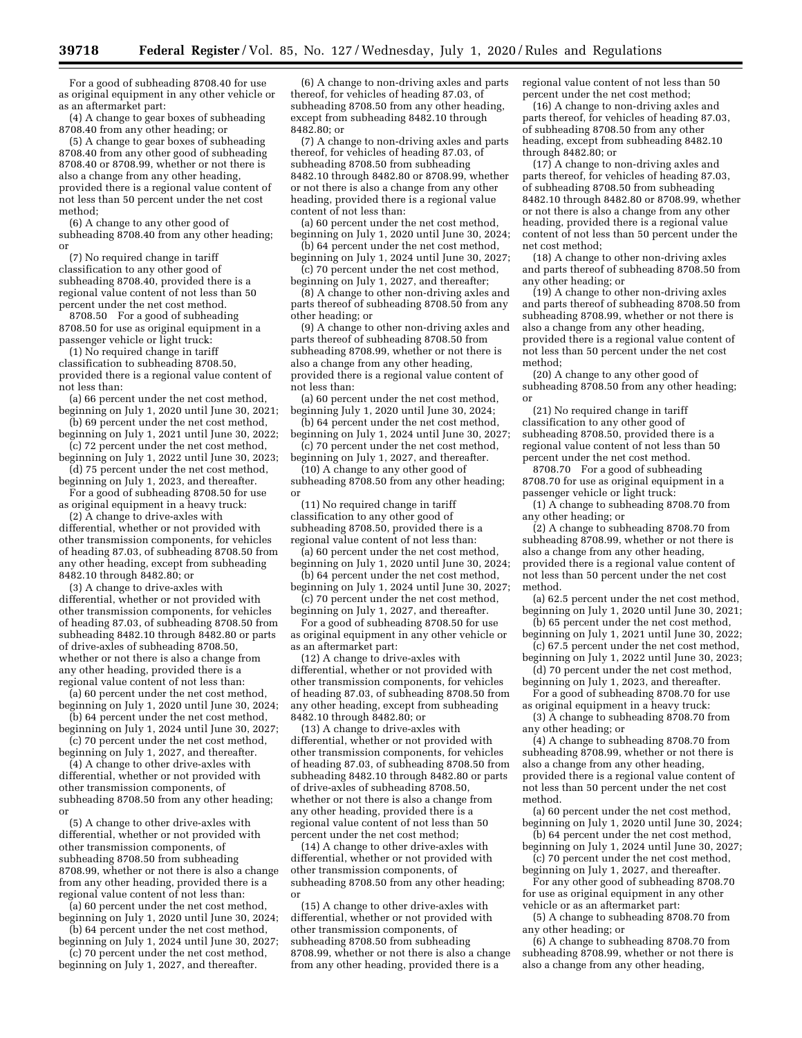For a good of subheading 8708.40 for use as original equipment in any other vehicle or as an aftermarket part:

(4) A change to gear boxes of subheading 8708.40 from any other heading; or

(5) A change to gear boxes of subheading 8708.40 from any other good of subheading 8708.40 or 8708.99, whether or not there is also a change from any other heading, provided there is a regional value content of not less than 50 percent under the net cost method;

(6) A change to any other good of subheading 8708.40 from any other heading; or

(7) No required change in tariff classification to any other good of subheading 8708.40, provided there is a regional value content of not less than 50 percent under the net cost method.

8708.50 For a good of subheading 8708.50 for use as original equipment in a passenger vehicle or light truck:

(1) No required change in tariff classification to subheading 8708.50, provided there is a regional value content of not less than:

(a) 66 percent under the net cost method, beginning on July 1, 2020 until June 30, 2021;

(b) 69 percent under the net cost method, beginning on July 1, 2021 until June 30, 2022;

(c) 72 percent under the net cost method, beginning on July 1, 2022 until June 30, 2023;

(d) 75 percent under the net cost method, beginning on July 1, 2023, and thereafter.

For a good of subheading 8708.50 for use as original equipment in a heavy truck:

(2) A change to drive-axles with differential, whether or not provided with other transmission components, for vehicles of heading 87.03, of subheading 8708.50 from any other heading, except from subheading 8482.10 through 8482.80; or

(3) A change to drive-axles with differential, whether or not provided with other transmission components, for vehicles of heading 87.03, of subheading 8708.50 from subheading 8482.10 through 8482.80 or parts of drive-axles of subheading 8708.50, whether or not there is also a change from any other heading, provided there is a regional value content of not less than:

(a) 60 percent under the net cost method, beginning on July 1, 2020 until June 30, 2024;

(b) 64 percent under the net cost method, beginning on July 1, 2024 until June 30, 2027;

(c) 70 percent under the net cost method, beginning on July 1, 2027, and thereafter.

(4) A change to other drive-axles with differential, whether or not provided with other transmission components, of subheading 8708.50 from any other heading; or

(5) A change to other drive-axles with differential, whether or not provided with other transmission components, of subheading 8708.50 from subheading 8708.99, whether or not there is also a change from any other heading, provided there is a regional value content of not less than:

(a) 60 percent under the net cost method, beginning on July 1, 2020 until June 30, 2024;

(b) 64 percent under the net cost method, beginning on July 1, 2024 until June 30, 2027;

(c) 70 percent under the net cost method, beginning on July 1, 2027, and thereafter.

(6) A change to non-driving axles and parts thereof, for vehicles of heading 87.03, of subheading 8708.50 from any other heading, except from subheading 8482.10 through 8482.80; or

(7) A change to non-driving axles and parts thereof, for vehicles of heading 87.03, of subheading 8708.50 from subheading 8482.10 through 8482.80 or 8708.99, whether or not there is also a change from any other heading, provided there is a regional value content of not less than:

(a) 60 percent under the net cost method, beginning on July 1, 2020 until June 30, 2024;

(b) 64 percent under the net cost method, beginning on July 1, 2024 until June 30, 2027;

(c) 70 percent under the net cost method, beginning on July 1, 2027, and thereafter;

(8) A change to other non-driving axles and parts thereof of subheading 8708.50 from any other heading; or

(9) A change to other non-driving axles and parts thereof of subheading 8708.50 from subheading 8708.99, whether or not there is also a change from any other heading, provided there is a regional value content of not less than:

(a) 60 percent under the net cost method, beginning July 1, 2020 until June 30, 2024;

(b) 64 percent under the net cost method, beginning on July 1, 2024 until June 30, 2027;

(c) 70 percent under the net cost method, beginning on July 1, 2027, and thereafter.

(10) A change to any other good of subheading 8708.50 from any other heading; or

(11) No required change in tariff classification to any other good of subheading 8708.50, provided there is a regional value content of not less than:

(a) 60 percent under the net cost method, beginning on July 1, 2020 until June 30, 2024;

(b) 64 percent under the net cost method, beginning on July 1, 2024 until June 30, 2027;

(c) 70 percent under the net cost method, beginning on July 1, 2027, and thereafter.

For a good of subheading 8708.50 for use as original equipment in any other vehicle or as an aftermarket part:

(12) A change to drive-axles with differential, whether or not provided with other transmission components, for vehicles of heading 87.03, of subheading 8708.50 from any other heading, except from subheading 8482.10 through 8482.80; or

(13) A change to drive-axles with differential, whether or not provided with other transmission components, for vehicles of heading 87.03, of subheading 8708.50 from subheading 8482.10 through 8482.80 or parts of drive-axles of subheading 8708.50, whether or not there is also a change from any other heading, provided there is a regional value content of not less than 50 percent under the net cost method;

(14) A change to other drive-axles with differential, whether or not provided with other transmission components, of subheading 8708.50 from any other heading; or

(15) A change to other drive-axles with differential, whether or not provided with other transmission components, of subheading 8708.50 from subheading 8708.99, whether or not there is also a change from any other heading, provided there is a regional value content of not less than 50 percent under the net cost method;

(16) A change to non-driving axles and parts thereof, for vehicles of heading 87.03, of subheading 8708.50 from any other heading, except from subheading 8482.10 through 8482.80; or

(17) A change to non-driving axles and parts thereof, for vehicles of heading 87.03, of subheading 8708.50 from subheading 8482.10 through 8482.80 or 8708.99, whether or not there is also a change from any other heading, provided there is a regional value content of not less than 50 percent under the net cost method;

(18) A change to other non-driving axles and parts thereof of subheading 8708.50 from any other heading; or

(19) A change to other non-driving axles and parts thereof of subheading 8708.50 from subheading 8708.99, whether or not there is also a change from any other heading, provided there is a regional value content of not less than 50 percent under the net cost method;

(20) A change to any other good of subheading 8708.50 from any other heading; or

(21) No required change in tariff classification to any other good of subheading 8708.50, provided there is a regional value content of not less than 50 percent under the net cost method.

8708.70 For a good of subheading 8708.70 for use as original equipment in a passenger vehicle or light truck:

(1) A change to subheading 8708.70 from any other heading; or

(2) A change to subheading 8708.70 from subheading 8708.99, whether or not there is also a change from any other heading, provided there is a regional value content of not less than 50 percent under the net cost method.

(a) 62.5 percent under the net cost method, beginning on July 1, 2020 until June 30, 2021;

(b) 65 percent under the net cost method, beginning on July 1, 2021 until June 30, 2022;

(c) 67.5 percent under the net cost method, beginning on July 1, 2022 until June 30, 2023;

(d) 70 percent under the net cost method, beginning on July 1, 2023, and thereafter.

For a good of subheading 8708.70 for use as original equipment in a heavy truck:

(3) A change to subheading 8708.70 from any other heading; or

(4) A change to subheading 8708.70 from subheading 8708.99, whether or not there is also a change from any other heading, provided there is a regional value content of not less than 50 percent under the net cost method.

(a) 60 percent under the net cost method, beginning on July 1, 2020 until June 30, 2024;

(b) 64 percent under the net cost method, beginning on July 1, 2024 until June 30, 2027;

(c) 70 percent under the net cost method, beginning on July 1, 2027, and thereafter.

For any other good of subheading 8708.70 for use as original equipment in any other vehicle or as an aftermarket part:

(5) A change to subheading 8708.70 from any other heading; or

(6) A change to subheading 8708.70 from subheading 8708.99, whether or not there is also a change from any other heading,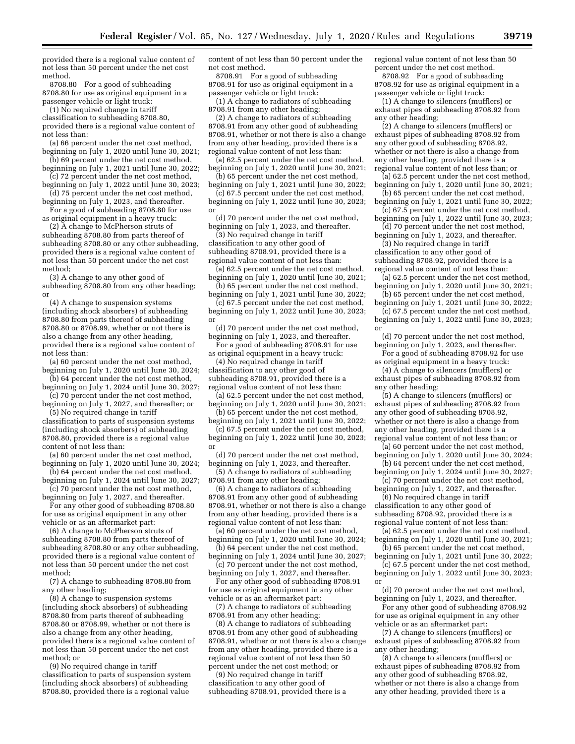provided there is a regional value content of not less than 50 percent under the net cost method.

8708.80 For a good of subheading 8708.80 for use as original equipment in a passenger vehicle or light truck:

(1) No required change in tariff classification to subheading 8708.80, provided there is a regional value content of not less than:

(a) 66 percent under the net cost method, beginning on July 1, 2020 until June 30, 2021;

(b) 69 percent under the net cost method, beginning on July 1, 2021 until June 30, 2022;

(c) 72 percent under the net cost method, beginning on July 1, 2022 until June 30, 2023;

(d) 75 percent under the net cost method, beginning on July 1, 2023, and thereafter.

For a good of subheading 8708.80 for use as original equipment in a heavy truck:

(2) A change to McPherson struts of subheading 8708.80 from parts thereof of subheading 8708.80 or any other subheading, provided there is a regional value content of not less than 50 percent under the net cost method;

(3) A change to any other good of subheading 8708.80 from any other heading; or

(4) A change to suspension systems (including shock absorbers) of subheading 8708.80 from parts thereof of subheading 8708.80 or 8708.99, whether or not there is also a change from any other heading, provided there is a regional value content of not less than:

(a) 60 percent under the net cost method, beginning on July 1, 2020 until June 30, 2024;

(b) 64 percent under the net cost method, beginning on July 1, 2024 until June 30, 2027;

(c) 70 percent under the net cost method, beginning on July 1, 2027, and thereafter; or

(5) No required change in tariff classification to parts of suspension systems (including shock absorbers) of subheading 8708.80, provided there is a regional value content of not less than:

(a) 60 percent under the net cost method, beginning on July 1, 2020 until June 30, 2024;

(b) 64 percent under the net cost method, beginning on July 1, 2024 until June 30, 2027;

(c) 70 percent under the net cost method, beginning on July 1, 2027, and thereafter.

For any other good of subheading 8708.80 for use as original equipment in any other vehicle or as an aftermarket part:

(6) A change to McPherson struts of subheading 8708.80 from parts thereof of subheading 8708.80 or any other subheading, provided there is a regional value content of not less than 50 percent under the net cost method;

(7) A change to subheading 8708.80 from any other heading;

(8) A change to suspension systems (including shock absorbers) of subheading 8708.80 from parts thereof of subheading 8708.80 or 8708.99, whether or not there is also a change from any other heading, provided there is a regional value content of not less than 50 percent under the net cost method; or

(9) No required change in tariff classification to parts of suspension system (including shock absorbers) of subheading 8708.80, provided there is a regional value content of not less than 50 percent under the net cost method.

8708.91 For a good of subheading 8708.91 for use as original equipment in a passenger vehicle or light truck:

(1) A change to radiators of subheading 8708.91 from any other heading;

(2) A change to radiators of subheading 8708.91 from any other good of subheading 8708.91, whether or not there is also a change from any other heading, provided there is a regional value content of not less than:

(a) 62.5 percent under the net cost method, beginning on July 1, 2020 until June 30, 2021;

(b) 65 percent under the net cost method, beginning on July 1, 2021 until June 30, 2022;

(c) 67.5 percent under the net cost method, beginning on July 1, 2022 until June 30, 2023; or

(d) 70 percent under the net cost method, beginning on July 1, 2023, and thereafter.

(3) No required change in tariff classification to any other good of subheading 8708.91, provided there is a regional value content of not less than:

(a) 62.5 percent under the net cost method, beginning on July 1, 2020 until June 30, 2021;

(b) 65 percent under the net cost method, beginning on July 1, 2021 until June 30, 2022;

(c) 67.5 percent under the net cost method, beginning on July 1, 2022 until June 30, 2023; or

(d) 70 percent under the net cost method, beginning on July 1, 2023, and thereafter.

For a good of subheading 8708.91 for use as original equipment in a heavy truck:

(4) No required change in tariff classification to any other good of subheading 8708.91, provided there is a regional value content of not less than:

(a) 62.5 percent under the net cost method, beginning on July 1, 2020 until June 30, 2021;

(b) 65 percent under the net cost method, beginning on July 1, 2021 until June 30, 2022;

(c) 67.5 percent under the net cost method, beginning on July 1, 2022 until June 30, 2023; or

(d) 70 percent under the net cost method, beginning on July 1, 2023, and thereafter.

(5) A change to radiators of subheading 8708.91 from any other heading;

(6) A change to radiators of subheading 8708.91 from any other good of subheading 8708.91, whether or not there is also a change from any other heading, provided there is a regional value content of not less than:

(a) 60 percent under the net cost method, beginning on July 1, 2020 until June 30, 2024;

(b) 64 percent under the net cost method, beginning on July 1, 2024 until June 30, 2027;

(c) 70 percent under the net cost method, beginning on July 1, 2027, and thereafter.

For any other good of subheading 8708.91 for use as original equipment in any other vehicle or as an aftermarket part:

(7) A change to radiators of subheading 8708.91 from any other heading;

(8) A change to radiators of subheading 8708.91 from any other good of subheading 8708.91, whether or not there is also a change from any other heading, provided there is a regional value content of not less than 50 percent under the net cost method; or

(9) No required change in tariff classification to any other good of subheading 8708.91, provided there is a regional value content of not less than 50 percent under the net cost method.

8708.92 For a good of subheading 8708.92 for use as original equipment in a passenger vehicle or light truck:

(1) A change to silencers (mufflers) or exhaust pipes of subheading 8708.92 from any other heading;

(2) A change to silencers (mufflers) or exhaust pipes of subheading 8708.92 from any other good of subheading 8708.92, whether or not there is also a change from any other heading, provided there is a regional value content of not less than; or

(a) 62.5 percent under the net cost method, beginning on July 1, 2020 until June 30, 2021;

(b) 65 percent under the net cost method, beginning on July 1, 2021 until June 30, 2022;

(c) 67.5 percent under the net cost method, beginning on July 1, 2022 until June 30, 2023;

(d) 70 percent under the net cost method, beginning on July 1, 2023, and thereafter.

(3) No required change in tariff classification to any other good of subheading 8708.92, provided there is a regional value content of not less than:

(a) 62.5 percent under the net cost method, beginning on July 1, 2020 until June 30, 2021;

(b) 65 percent under the net cost method, beginning on July 1, 2021 until June 30, 2022;

(c) 67.5 percent under the net cost method, beginning on July 1, 2022 until June 30, 2023; or

(d) 70 percent under the net cost method, beginning on July 1, 2023, and thereafter.

For a good of subheading 8708.92 for use as original equipment in a heavy truck:

(4) A change to silencers (mufflers) or exhaust pipes of subheading 8708.92 from any other heading;

(5) A change to silencers (mufflers) or exhaust pipes of subheading 8708.92 from any other good of subheading 8708.92, whether or not there is also a change from any other heading, provided there is a regional value content of not less than; or

(a) 60 percent under the net cost method, beginning on July 1, 2020 until June 30, 2024;

(b) 64 percent under the net cost method, beginning on July 1, 2024 until June 30, 2027;

(c) 70 percent under the net cost method, beginning on July 1, 2027, and thereafter.

(6) No required change in tariff classification to any other good of subheading 8708.92, provided there is a regional value content of not less than:

(a) 62.5 percent under the net cost method, beginning on July 1, 2020 until June 30, 2021;

(b) 65 percent under the net cost method, beginning on July 1, 2021 until June 30, 2022;

(c) 67.5 percent under the net cost method, beginning on July 1, 2022 until June 30, 2023; or

(d) 70 percent under the net cost method, beginning on July 1, 2023, and thereafter.

For any other good of subheading 8708.92 for use as original equipment in any other vehicle or as an aftermarket part:

(7) A change to silencers (mufflers) or exhaust pipes of subheading 8708.92 from any other heading;

(8) A change to silencers (mufflers) or exhaust pipes of subheading 8708.92 from any other good of subheading 8708.92, whether or not there is also a change from any other heading, provided there is a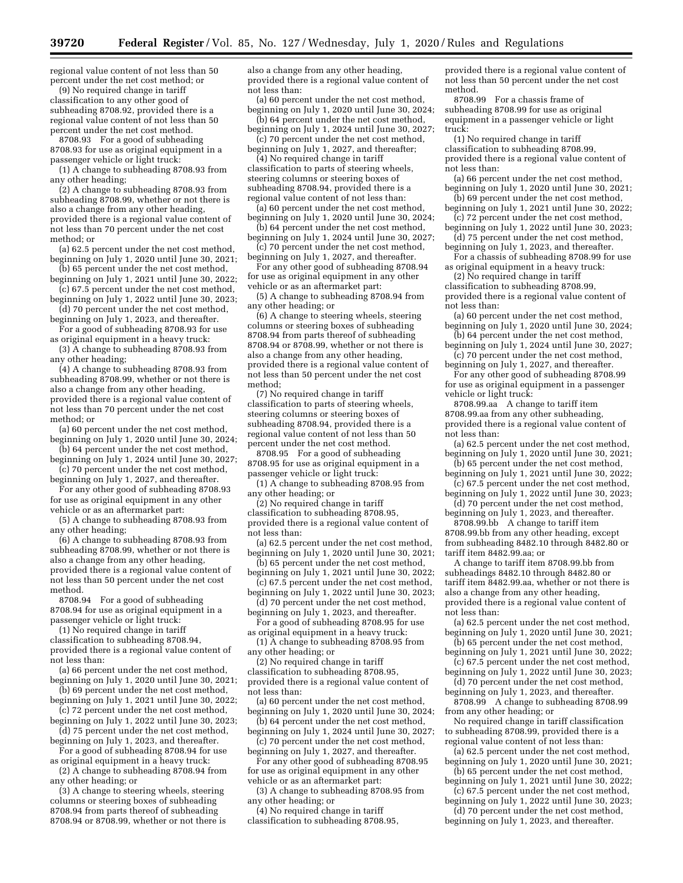regional value content of not less than 50 percent under the net cost method; or

(9) No required change in tariff classification to any other good of subheading 8708.92, provided there is a regional value content of not less than 50 percent under the net cost method.

8708.93 For a good of subheading 8708.93 for use as original equipment in a passenger vehicle or light truck:

(1) A change to subheading 8708.93 from any other heading;

(2) A change to subheading 8708.93 from subheading 8708.99, whether or not there is also a change from any other heading, provided there is a regional value content of not less than 70 percent under the net cost method; or

(a) 62.5 percent under the net cost method, beginning on July 1, 2020 until June 30, 2021;

(b) 65 percent under the net cost method, beginning on July 1, 2021 until June 30, 2022;

(c) 67.5 percent under the net cost method, beginning on July 1, 2022 until June 30, 2023;

(d) 70 percent under the net cost method, beginning on July 1, 2023, and thereafter.

For a good of subheading 8708.93 for use as original equipment in a heavy truck:

(3) A change to subheading 8708.93 from any other heading;

(4) A change to subheading 8708.93 from subheading 8708.99, whether or not there is also a change from any other heading, provided there is a regional value content of not less than 70 percent under the net cost method; or

(a) 60 percent under the net cost method, beginning on July 1, 2020 until June 30, 2024;

(b) 64 percent under the net cost method, beginning on July 1, 2024 until June 30, 2027;

(c) 70 percent under the net cost method, beginning on July 1, 2027, and thereafter.

For any other good of subheading 8708.93 for use as original equipment in any other vehicle or as an aftermarket part:

(5) A change to subheading 8708.93 from any other heading;

(6) A change to subheading 8708.93 from subheading 8708.99, whether or not there is also a change from any other heading, provided there is a regional value content of not less than 50 percent under the net cost method.

8708.94 For a good of subheading 8708.94 for use as original equipment in a passenger vehicle or light truck:

(1) No required change in tariff classification to subheading 8708.94, provided there is a regional value content of not less than:

(a) 66 percent under the net cost method, beginning on July 1, 2020 until June 30, 2021;

(b) 69 percent under the net cost method, beginning on July 1, 2021 until June 30, 2022;

(c) 72 percent under the net cost method, beginning on July 1, 2022 until June 30, 2023;

(d) 75 percent under the net cost method, beginning on July 1, 2023, and thereafter.

For a good of subheading 8708.94 for use as original equipment in a heavy truck:

(2) A change to subheading 8708.94 from any other heading; or

(3) A change to steering wheels, steering columns or steering boxes of subheading 8708.94 from parts thereof of subheading 8708.94 or 8708.99, whether or not there is also a change from any other heading, provided there is a regional value content of not less than:

(a) 60 percent under the net cost method, beginning on July 1, 2020 until June 30, 2024;

(b) 64 percent under the net cost method, beginning on July 1, 2024 until June 30, 2027;

(c) 70 percent under the net cost method, beginning on July 1, 2027, and thereafter;

(4) No required change in tariff classification to parts of steering wheels, steering columns or steering boxes of subheading 8708.94, provided there is a regional value content of not less than:

(a) 60 percent under the net cost method, beginning on July 1, 2020 until June 30, 2024;

(b) 64 percent under the net cost method, beginning on July 1, 2024 until June 30, 2027;

(c) 70 percent under the net cost method, beginning on July 1, 2027, and thereafter.

For any other good of subheading 8708.94 for use as original equipment in any other vehicle or as an aftermarket part:

(5) A change to subheading 8708.94 from any other heading; or

(6) A change to steering wheels, steering columns or steering boxes of subheading 8708.94 from parts thereof of subheading 8708.94 or 8708.99, whether or not there is also a change from any other heading, provided there is a regional value content of not less than 50 percent under the net cost method;

(7) No required change in tariff classification to parts of steering wheels, steering columns or steering boxes of subheading 8708.94, provided there is a regional value content of not less than 50 percent under the net cost method.

8708.95 For a good of subheading 8708.95 for use as original equipment in a passenger vehicle or light truck:

(1) A change to subheading 8708.95 from any other heading; or

(2) No required change in tariff classification to subheading 8708.95, provided there is a regional value content of not less than:

(a) 62.5 percent under the net cost method, beginning on July 1, 2020 until June 30, 2021;

(b) 65 percent under the net cost method, beginning on July 1, 2021 until June 30, 2022;

(c) 67.5 percent under the net cost method, beginning on July 1, 2022 until June 30, 2023;

(d) 70 percent under the net cost method, beginning on July 1, 2023, and thereafter.

For a good of subheading 8708.95 for use as original equipment in a heavy truck:

(1) A change to subheading 8708.95 from any other heading; or

(2) No required change in tariff classification to subheading 8708.95, provided there is a regional value content of not less than:

(a) 60 percent under the net cost method, beginning on July 1, 2020 until June 30, 2024;

(b) 64 percent under the net cost method, beginning on July 1, 2024 until June 30, 2027;

(c) 70 percent under the net cost method, beginning on July 1, 2027, and thereafter.

For any other good of subheading 8708.95 for use as original equipment in any other vehicle or as an aftermarket part:

(3) A change to subheading 8708.95 from any other heading; or

(4) No required change in tariff classification to subheading 8708.95, provided there is a regional value content of not less than 50 percent under the net cost method.

8708.99 For a chassis frame of subheading 8708.99 for use as original equipment in a passenger vehicle or light truck:

(1) No required change in tariff classification to subheading 8708.99, provided there is a regional value content of not less than:

(a) 66 percent under the net cost method, beginning on July 1, 2020 until June 30, 2021;

(b) 69 percent under the net cost method, beginning on July 1, 2021 until June 30, 2022;

(c) 72 percent under the net cost method, beginning on July 1, 2022 until June 30, 2023;

(d) 75 percent under the net cost method, beginning on July 1, 2023, and thereafter.

For a chassis of subheading 8708.99 for use as original equipment in a heavy truck:

(2) No required change in tariff classification to subheading 8708.99, provided there is a regional value content of not less than:

(a) 60 percent under the net cost method, beginning on July 1, 2020 until June 30, 2024;

(b) 64 percent under the net cost method, beginning on July 1, 2024 until June 30, 2027;

(c) 70 percent under the net cost method, beginning on July 1, 2027, and thereafter.

For any other good of subheading 8708.99 for use as original equipment in a passenger vehicle or light truck:

8708.99.aa A change to tariff item 8708.99.aa from any other subheading, provided there is a regional value content of not less than:

(a) 62.5 percent under the net cost method, beginning on July 1, 2020 until June 30, 2021;

(b) 65 percent under the net cost method, beginning on July 1, 2021 until June 30, 2022;

(c) 67.5 percent under the net cost method, beginning on July 1, 2022 until June 30, 2023;

(d) 70 percent under the net cost method, beginning on July 1, 2023, and thereafter.

8708.99.bb A change to tariff item 8708.99.bb from any other heading, except from subheading 8482.10 through 8482.80 or tariff item 8482.99.aa; or

A change to tariff item 8708.99.bb from subheadings 8482.10 through 8482.80 or tariff item 8482.99.aa, whether or not there is also a change from any other heading, provided there is a regional value content of not less than:

(a) 62.5 percent under the net cost method, beginning on July 1, 2020 until June 30, 2021;

(b) 65 percent under the net cost method, beginning on July 1, 2021 until June 30, 2022;

(c) 67.5 percent under the net cost method, beginning on July 1, 2022 until June 30, 2023;

(d) 70 percent under the net cost method, beginning on July 1, 2023, and thereafter.

8708.99 A change to subheading 8708.99 from any other heading; or

No required change in tariff classification to subheading 8708.99, provided there is a regional value content of not less than:

(a) 62.5 percent under the net cost method, beginning on July 1, 2020 until June 30, 2021;

(b) 65 percent under the net cost method, beginning on July 1, 2021 until June 30, 2022;

(c) 67.5 percent under the net cost method, beginning on July 1, 2022 until June 30, 2023;

(d) 70 percent under the net cost method, beginning on July 1, 2023, and thereafter.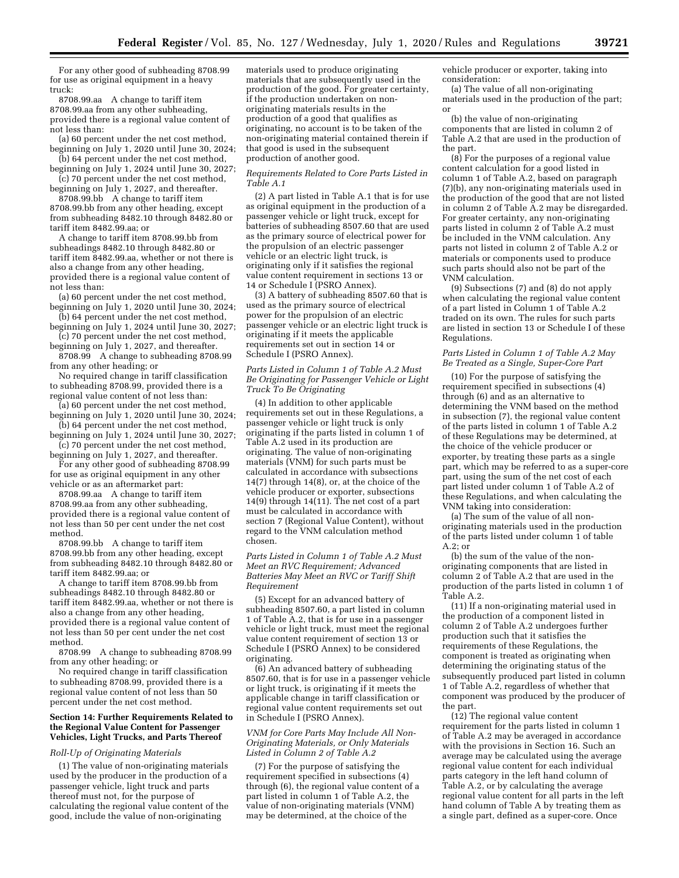For any other good of subheading 8708.99 for use as original equipment in a heavy truck:

8708.99.aa A change to tariff item 8708.99.aa from any other subheading, provided there is a regional value content of not less than:

(a) 60 percent under the net cost method, beginning on July 1, 2020 until June 30, 2024;

(b) 64 percent under the net cost method, beginning on July 1, 2024 until June 30, 2027;

(c) 70 percent under the net cost method, beginning on July 1, 2027, and thereafter.

8708.99.bb A change to tariff item 8708.99.bb from any other heading, except from subheading 8482.10 through 8482.80 or tariff item 8482.99.aa; or

A change to tariff item 8708.99.bb from subheadings 8482.10 through 8482.80 or tariff item 8482.99.aa, whether or not there is also a change from any other heading, provided there is a regional value content of not less than:

(a) 60 percent under the net cost method, beginning on July 1, 2020 until June 30, 2024;

(b) 64 percent under the net cost method, beginning on July 1, 2024 until June 30, 2027;

(c) 70 percent under the net cost method, beginning on July 1, 2027, and thereafter.

8708.99 A change to subheading 8708.99 from any other heading; or

No required change in tariff classification to subheading 8708.99, provided there is a regional value content of not less than:

(a) 60 percent under the net cost method, beginning on July 1, 2020 until June 30, 2024;

(b) 64 percent under the net cost method, beginning on July 1, 2024 until June 30, 2027;

(c) 70 percent under the net cost method, beginning on July 1, 2027, and thereafter.

For any other good of subheading 8708.99 for use as original equipment in any other vehicle or as an aftermarket part:

8708.99.aa A change to tariff item 8708.99.aa from any other subheading, provided there is a regional value content of not less than 50 per cent under the net cost method.

8708.99.bb A change to tariff item 8708.99.bb from any other heading, except from subheading 8482.10 through 8482.80 or tariff item 8482.99.aa; or

A change to tariff item 8708.99.bb from subheadings 8482.10 through 8482.80 or tariff item 8482.99.aa, whether or not there is also a change from any other heading, provided there is a regional value content of not less than 50 per cent under the net cost method.

8708.99 A change to subheading 8708.99 from any other heading; or

No required change in tariff classification to subheading 8708.99, provided there is a regional value content of not less than 50 percent under the net cost method.

**Section 14: Further Requirements Related to the Regional Value Content for Passenger Vehicles, Light Trucks, and Parts Thereof**

*Roll-Up of Originating Materials*

(1) The value of non-originating materials used by the producer in the production of a passenger vehicle, light truck and parts thereof must not, for the purpose of calculating the regional value content of the good, include the value of non-originating materials used to produce originating materials that are subsequently used in the production of the good. For greater certainty, if the production undertaken on non-originating materials results in the production of a good that qualifies as originating, no account is to be taken of the non-originating material contained therein if that good is used in the subsequent production of another good.

*Requirements Related to Core Parts Listed in Table A.1*

(2) A part listed in Table A.1 that is for use as original equipment in the production of a passenger vehicle or light truck, except for batteries of subheading 8507.60 that are used as the primary source of electrical power for the propulsion of an electric passenger vehicle or an electric light truck, is originating only if it satisfies the regional value content requirement in sections 13 or 14 or Schedule I (PSRO Annex).

(3) A battery of subheading 8507.60 that is used as the primary source of electrical power for the propulsion of an electric passenger vehicle or an electric light truck is originating if it meets the applicable requirements set out in section 14 or Schedule I (PSRO Annex).

*Parts Listed in Column 1 of Table A.2 Must Be Originating for Passenger Vehicle or Light Truck To Be Originating*

(4) In addition to other applicable requirements set out in these Regulations, a passenger vehicle or light truck is only originating if the parts listed in column 1 of Table A.2 used in its production are originating. The value of non-originating materials (VNM) for such parts must be calculated in accordance with subsections 14(7) through 14(8), or, at the choice of the vehicle producer or exporter, subsections 14(9) through 14(11). The net cost of a part must be calculated in accordance with section 7 (Regional Value Content), without regard to the VNM calculation method chosen.

*Parts Listed in Column 1 of Table A.2 Must Meet an RVC Requirement; Advanced Batteries May Meet an RVC or Tariff Shift Requirement*

(5) Except for an advanced battery of subheading 8507.60, a part listed in column 1 of Table A.2, that is for use in a passenger vehicle or light truck, must meet the regional value content requirement of section 13 or Schedule I (PSRO Annex) to be considered originating.

(6) An advanced battery of subheading 8507.60, that is for use in a passenger vehicle or light truck, is originating if it meets the applicable change in tariff classification or regional value content requirements set out in Schedule I (PSRO Annex).

*VNM for Core Parts May Include All Non-Originating Materials, or Only Materials Listed in Column 2 of Table A.2*

(7) For the purpose of satisfying the requirement specified in subsections (4) through (6), the regional value content of a part listed in column 1 of Table A.2, the value of non-originating materials (VNM) may be determined, at the choice of the vehicle producer or exporter, taking into consideration:

(a) The value of all non-originating materials used in the production of the part; or

(b) the value of non-originating components that are listed in column 2 of Table A.2 that are used in the production of the part.

(8) For the purposes of a regional value content calculation for a good listed in column 1 of Table A.2, based on paragraph (7)(b), any non-originating materials used in the production of the good that are not listed in column 2 of Table A.2 may be disregarded. For greater certainty, any non-originating parts listed in column 2 of Table A.2 must be included in the VNM calculation. Any parts not listed in column 2 of Table A.2 or materials or components used to produce such parts should also not be part of the VNM calculation.

(9) Subsections (7) and (8) do not apply when calculating the regional value content of a part listed in Column 1 of Table A.2 traded on its own. The rules for such parts are listed in section 13 or Schedule I of these Regulations.

*Parts Listed in Column 1 of Table A.2 May Be Treated as a Single, Super-Core Part*

(10) For the purpose of satisfying the requirement specified in subsections (4) through (6) and as an alternative to determining the VNM based on the method in subsection (7), the regional value content of the parts listed in column 1 of Table A.2 of these Regulations may be determined, at the choice of the vehicle producer or exporter, by treating these parts as a single part, which may be referred to as a super-core part, using the sum of the net cost of each part listed under column 1 of Table A.2 of these Regulations, and when calculating the VNM taking into consideration:

(a) The sum of the value of all non-originating materials used in the production of the parts listed under column 1 of table A.2; or

(b) the sum of the value of the non-originating components that are listed in column 2 of Table A.2 that are used in the production of the parts listed in column 1 of Table A.2.

(11) If a non-originating material used in the production of a component listed in column 2 of Table A.2 undergoes further production such that it satisfies the requirements of these Regulations, the component is treated as originating when determining the originating status of the subsequently produced part listed in column 1 of Table A.2, regardless of whether that component was produced by the producer of the part.

(12) The regional value content requirement for the parts listed in column 1 of Table A.2 may be averaged in accordance with the provisions in Section 16. Such an average may be calculated using the average regional value content for each individual parts category in the left hand column of Table A.2, or by calculating the average regional value content for all parts in the left hand column of Table A by treating them as a single part, defined as a super-core. Once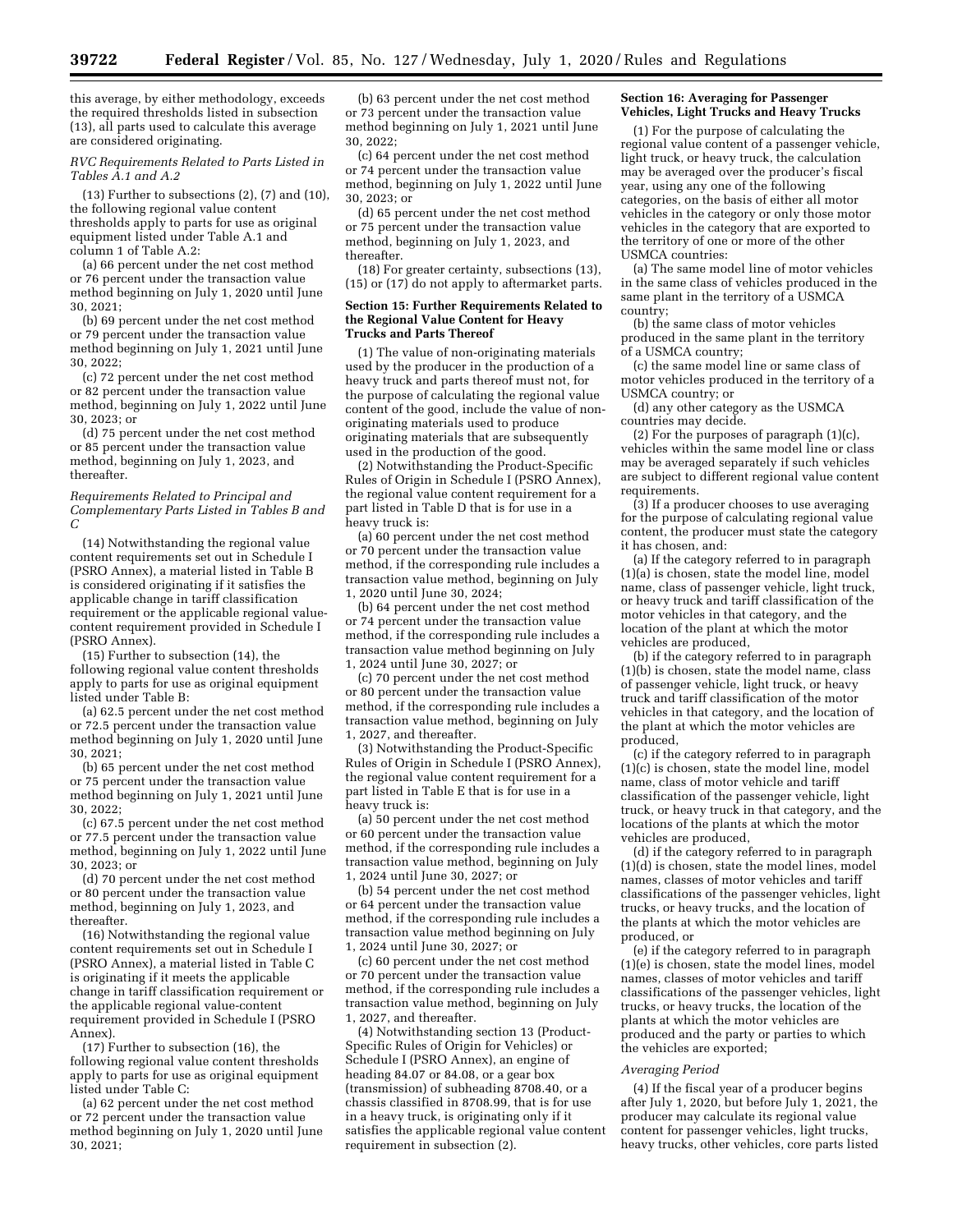this average, by either methodology, exceeds the required thresholds listed in subsection (13), all parts used to calculate this average are considered originating.

*RVC Requirements Related to Parts Listed in Tables A.1 and A.2*

(13) Further to subsections (2), (7) and (10), the following regional value content thresholds apply to parts for use as original equipment listed under Table A.1 and column 1 of Table A.2:

(a) 66 percent under the net cost method or 76 percent under the transaction value method beginning on July 1, 2020 until June 30, 2021;

(b) 69 percent under the net cost method or 79 percent under the transaction value method beginning on July 1, 2021 until June 30, 2022;

(c) 72 percent under the net cost method or 82 percent under the transaction value method, beginning on July 1, 2022 until June 30, 2023; or

(d) 75 percent under the net cost method or 85 percent under the transaction value method, beginning on July 1, 2023, and thereafter.

*Requirements Related to Principal and Complementary Parts Listed in Tables B and C*

(14) Notwithstanding the regional value content requirements set out in Schedule I (PSRO Annex), a material listed in Table B is considered originating if it satisfies the applicable change in tariff classification requirement or the applicable regional value-content requirement provided in Schedule I (PSRO Annex).

(15) Further to subsection (14), the following regional value content thresholds apply to parts for use as original equipment listed under Table B:

(a) 62.5 percent under the net cost method or 72.5 percent under the transaction value method beginning on July 1, 2020 until June 30, 2021;

(b) 65 percent under the net cost method or 75 percent under the transaction value method beginning on July 1, 2021 until June 30, 2022;

(c) 67.5 percent under the net cost method or 77.5 percent under the transaction value method, beginning on July 1, 2022 until June 30, 2023; or

(d) 70 percent under the net cost method or 80 percent under the transaction value method, beginning on July 1, 2023, and thereafter.

(16) Notwithstanding the regional value content requirements set out in Schedule I (PSRO Annex), a material listed in Table C is originating if it meets the applicable change in tariff classification requirement or the applicable regional value-content requirement provided in Schedule I (PSRO Annex).

(17) Further to subsection (16), the following regional value content thresholds apply to parts for use as original equipment listed under Table C:

(a) 62 percent under the net cost method or 72 percent under the transaction value method beginning on July 1, 2020 until June 30, 2021;

(b) 63 percent under the net cost method or 73 percent under the transaction value method beginning on July 1, 2021 until June 30, 2022;

(c) 64 percent under the net cost method or 74 percent under the transaction value method, beginning on July 1, 2022 until June 30, 2023; or

(d) 65 percent under the net cost method or 75 percent under the transaction value method, beginning on July 1, 2023, and thereafter.

(18) For greater certainty, subsections (13), (15) or (17) do not apply to aftermarket parts.

**Section 15: Further Requirements Related to the Regional Value Content for Heavy Trucks and Parts Thereof**

(1) The value of non-originating materials used by the producer in the production of a heavy truck and parts thereof must not, for the purpose of calculating the regional value content of the good, include the value of non-originating materials used to produce originating materials that are subsequently used in the production of the good.

(2) Notwithstanding the Product-Specific Rules of Origin in Schedule I (PSRO Annex), the regional value content requirement for a part listed in Table D that is for use in a heavy truck is:

(a) 60 percent under the net cost method or 70 percent under the transaction value method, if the corresponding rule includes a transaction value method, beginning on July 1, 2020 until June 30, 2024;

(b) 64 percent under the net cost method or 74 percent under the transaction value method, if the corresponding rule includes a transaction value method beginning on July 1, 2024 until June 30, 2027; or

(c) 70 percent under the net cost method or 80 percent under the transaction value method, if the corresponding rule includes a transaction value method, beginning on July 1, 2027, and thereafter.

(3) Notwithstanding the Product-Specific Rules of Origin in Schedule I (PSRO Annex), the regional value content requirement for a part listed in Table E that is for use in a heavy truck is:

(a) 50 percent under the net cost method or 60 percent under the transaction value method, if the corresponding rule includes a transaction value method, beginning on July 1, 2024 until June 30, 2027; or

(b) 54 percent under the net cost method or 64 percent under the transaction value method, if the corresponding rule includes a transaction value method beginning on July 1, 2024 until June 30, 2027; or

(c) 60 percent under the net cost method or 70 percent under the transaction value method, if the corresponding rule includes a transaction value method, beginning on July 1, 2027, and thereafter.

(4) Notwithstanding section 13 (Product-Specific Rules of Origin for Vehicles) or Schedule I (PSRO Annex), an engine of heading 84.07 or 84.08, or a gear box (transmission) of subheading 8708.40, or a chassis classified in 8708.99, that is for use in a heavy truck, is originating only if it satisfies the applicable regional value content requirement in subsection (2).

**Section 16: Averaging for Passenger Vehicles, Light Trucks and Heavy Trucks**

(1) For the purpose of calculating the regional value content of a passenger vehicle, light truck, or heavy truck, the calculation may be averaged over the producer's fiscal year, using any one of the following categories, on the basis of either all motor vehicles in the category or only those motor vehicles in the category that are exported to the territory of one or more of the other USMCA countries:

(a) The same model line of motor vehicles in the same class of vehicles produced in the same plant in the territory of a USMCA country;

(b) the same class of motor vehicles produced in the same plant in the territory of a USMCA country;

(c) the same model line or same class of motor vehicles produced in the territory of a USMCA country; or

(d) any other category as the USMCA countries may decide.

(2) For the purposes of paragraph (1)(c), vehicles within the same model line or class may be averaged separately if such vehicles are subject to different regional value content requirements.

(3) If a producer chooses to use averaging for the purpose of calculating regional value content, the producer must state the category it has chosen, and:

(a) If the category referred to in paragraph (1)(a) is chosen, state the model line, model name, class of passenger vehicle, light truck, or heavy truck and tariff classification of the motor vehicles in that category, and the location of the plant at which the motor vehicles are produced,

(b) if the category referred to in paragraph (1)(b) is chosen, state the model name, class of passenger vehicle, light truck, or heavy truck and tariff classification of the motor vehicles in that category, and the location of the plant at which the motor vehicles are produced,

(c) if the category referred to in paragraph (1)(c) is chosen, state the model line, model name, class of motor vehicle and tariff classification of the passenger vehicle, light truck, or heavy truck in that category, and the locations of the plants at which the motor vehicles are produced,

(d) if the category referred to in paragraph (1)(d) is chosen, state the model lines, model names, classes of motor vehicles and tariff classifications of the passenger vehicles, light trucks, or heavy trucks, and the location of the plants at which the motor vehicles are produced, or

(e) if the category referred to in paragraph (1)(e) is chosen, state the model lines, model names, classes of motor vehicles and tariff classifications of the passenger vehicles, light trucks, or heavy trucks, the location of the plants at which the motor vehicles are produced and the party or parties to which the vehicles are exported;

*Averaging Period*

(4) If the fiscal year of a producer begins after July 1, 2020, but before July 1, 2021, the producer may calculate its regional value content for passenger vehicles, light trucks, heavy trucks, other vehicles, core parts listed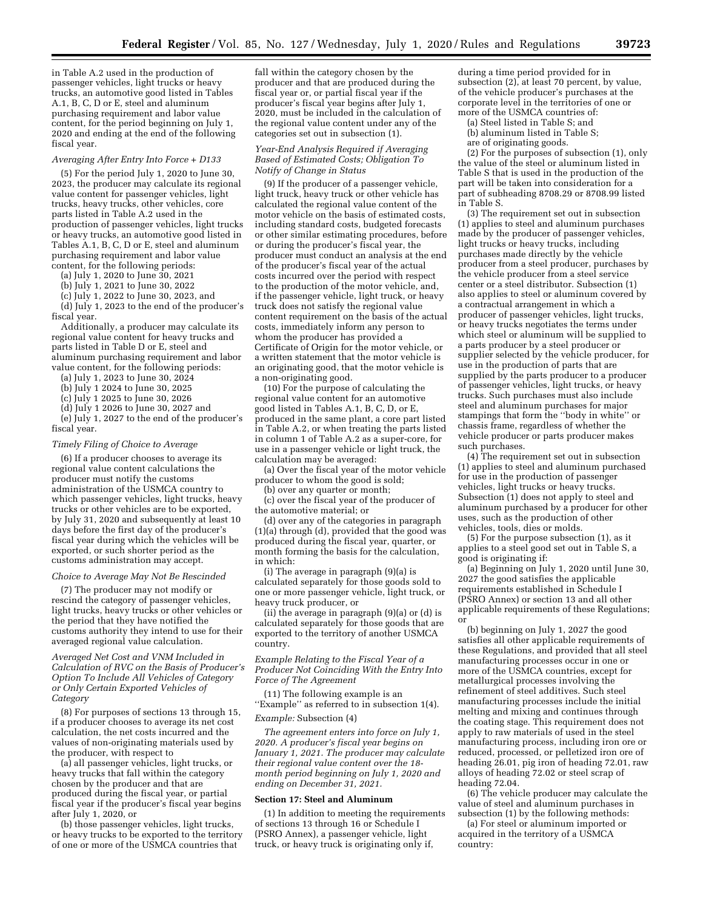in Table A.2 used in the production of passenger vehicles, light trucks or heavy trucks, an automotive good listed in Tables A.1, B, C, D or E, steel and aluminum purchasing requirement and labor value content, for the period beginning on July 1, 2020 and ending at the end of the following fiscal year.

*Averaging After Entry Into Force + D133*

(5) For the period July 1, 2020 to June 30, 2023, the producer may calculate its regional value content for passenger vehicles, light trucks, heavy trucks, other vehicles, core parts listed in Table A.2 used in the production of passenger vehicles, light trucks or heavy trucks, an automotive good listed in Tables A.1, B, C, D or E, steel and aluminum purchasing requirement and labor value content, for the following periods:

(a) July 1, 2020 to June 30, 2021

(b) July 1, 2021 to June 30, 2022

(c) July 1, 2022 to June 30, 2023, and

(d) July 1, 2023 to the end of the producer's fiscal year.

Additionally, a producer may calculate its regional value content for heavy trucks and parts listed in Table D or E, steel and aluminum purchasing requirement and labor value content, for the following periods:

(a) July 1, 2023 to June 30, 2024

(b) July 1 2024 to June 30, 2025

(c) July 1 2025 to June 30, 2026

(d) July 1 2026 to June 30, 2027 and

(e) July 1, 2027 to the end of the producer's fiscal year.

*Timely Filing of Choice to Average*

(6) If a producer chooses to average its regional value content calculations the producer must notify the customs administration of the USMCA country to which passenger vehicles, light trucks, heavy trucks or other vehicles are to be exported, by July 31, 2020 and subsequently at least 10 days before the first day of the producer's fiscal year during which the vehicles will be exported, or such shorter period as the customs administration may accept.

*Choice to Average May Not Be Rescinded*

(7) The producer may not modify or rescind the category of passenger vehicles, light trucks, heavy trucks or other vehicles or the period that they have notified the customs authority they intend to use for their averaged regional value calculation.

*Averaged Net Cost and VNM Included in Calculation of RVC on the Basis of Producer's Option To Include All Vehicles of Category or Only Certain Exported Vehicles of Category*

(8) For purposes of sections 13 through 15, if a producer chooses to average its net cost calculation, the net costs incurred and the values of non-originating materials used by the producer, with respect to

(a) all passenger vehicles, light trucks, or heavy trucks that fall within the category chosen by the producer and that are produced during the fiscal year, or partial fiscal year if the producer's fiscal year begins after July 1, 2020, or

(b) those passenger vehicles, light trucks, or heavy trucks to be exported to the territory of one or more of the USMCA countries that fall within the category chosen by the producer and that are produced during the fiscal year or, or partial fiscal year if the producer's fiscal year begins after July 1, 2020, must be included in the calculation of the regional value content under any of the categories set out in subsection (1).

*Year-End Analysis Required if Averaging Based of Estimated Costs; Obligation To Notify of Change in Status*

(9) If the producer of a passenger vehicle, light truck, heavy truck or other vehicle has calculated the regional value content of the motor vehicle on the basis of estimated costs, including standard costs, budgeted forecasts or other similar estimating procedures, before or during the producer's fiscal year, the producer must conduct an analysis at the end of the producer's fiscal year of the actual costs incurred over the period with respect to the production of the motor vehicle, and, if the passenger vehicle, light truck, or heavy truck does not satisfy the regional value content requirement on the basis of the actual costs, immediately inform any person to whom the producer has provided a Certificate of Origin for the motor vehicle, or a written statement that the motor vehicle is an originating good, that the motor vehicle is a non-originating good.

(10) For the purpose of calculating the regional value content for an automotive good listed in Tables A.1, B, C, D, or E, produced in the same plant, a core part listed in Table A.2, or when treating the parts listed in column 1 of Table A.2 as a super-core, for use in a passenger vehicle or light truck, the calculation may be averaged:

(a) Over the fiscal year of the motor vehicle producer to whom the good is sold;

(b) over any quarter or month;

(c) over the fiscal year of the producer of the automotive material; or

(d) over any of the categories in paragraph (1)(a) through (d), provided that the good was produced during the fiscal year, quarter, or month forming the basis for the calculation, in which:

(i) The average in paragraph (9)(a) is calculated separately for those goods sold to one or more passenger vehicle, light truck, or heavy truck producer, or

(ii) the average in paragraph (9)(a) or (d) is calculated separately for those goods that are exported to the territory of another USMCA country.

*Example Relating to the Fiscal Year of a Producer Not Coinciding With the Entry Into Force of The Agreement*

(11) The following example is an ''Example'' as referred to in subsection 1(4).

*Example:* Subsection (4)

*The agreement enters into force on July 1, 2020. A producer's fiscal year begins on January 1, 2021. The producer may calculate their regional value content over the 18-month period beginning on July 1, 2020 and ending on December 31, 2021.*

**Section 17: Steel and Aluminum**

(1) In addition to meeting the requirements of sections 13 through 16 or Schedule I (PSRO Annex), a passenger vehicle, light truck, or heavy truck is originating only if, during a time period provided for in subsection (2), at least 70 percent, by value, of the vehicle producer's purchases at the corporate level in the territories of one or more of the USMCA countries of:

(a) Steel listed in Table S; and

(b) aluminum listed in Table S;

are of originating goods.

(2) For the purposes of subsection (1), only the value of the steel or aluminum listed in Table S that is used in the production of the part will be taken into consideration for a part of subheading 8708.29 or 8708.99 listed in Table S.

(3) The requirement set out in subsection (1) applies to steel and aluminum purchases made by the producer of passenger vehicles, light trucks or heavy trucks, including purchases made directly by the vehicle producer from a steel producer, purchases by the vehicle producer from a steel service center or a steel distributor. Subsection (1) also applies to steel or aluminum covered by a contractual arrangement in which a producer of passenger vehicles, light trucks, or heavy trucks negotiates the terms under which steel or aluminum will be supplied to a parts producer by a steel producer or supplier selected by the vehicle producer, for use in the production of parts that are supplied by the parts producer to a producer of passenger vehicles, light trucks, or heavy trucks. Such purchases must also include steel and aluminum purchases for major stampings that form the ''body in white'' or chassis frame, regardless of whether the vehicle producer or parts producer makes such purchases.

(4) The requirement set out in subsection (1) applies to steel and aluminum purchased for use in the production of passenger vehicles, light trucks or heavy trucks. Subsection (1) does not apply to steel and aluminum purchased by a producer for other uses, such as the production of other vehicles, tools, dies or molds.

(5) For the purpose subsection (1), as it applies to a steel good set out in Table S, a good is originating if:

(a) Beginning on July 1, 2020 until June 30, 2027 the good satisfies the applicable requirements established in Schedule I (PSRO Annex) or section 13 and all other applicable requirements of these Regulations; or

(b) beginning on July 1, 2027 the good satisfies all other applicable requirements of these Regulations, and provided that all steel manufacturing processes occur in one or more of the USMCA countries, except for metallurgical processes involving the refinement of steel additives. Such steel manufacturing processes include the initial melting and mixing and continues through the coating stage. This requirement does not apply to raw materials of used in the steel manufacturing process, including iron ore or reduced, processed, or pelletized iron ore of heading 26.01, pig iron of heading 72.01, raw alloys of heading 72.02 or steel scrap of heading 72.04.

(6) The vehicle producer may calculate the value of steel and aluminum purchases in subsection (1) by the following methods:

(a) For steel or aluminum imported or acquired in the territory of a USMCA country: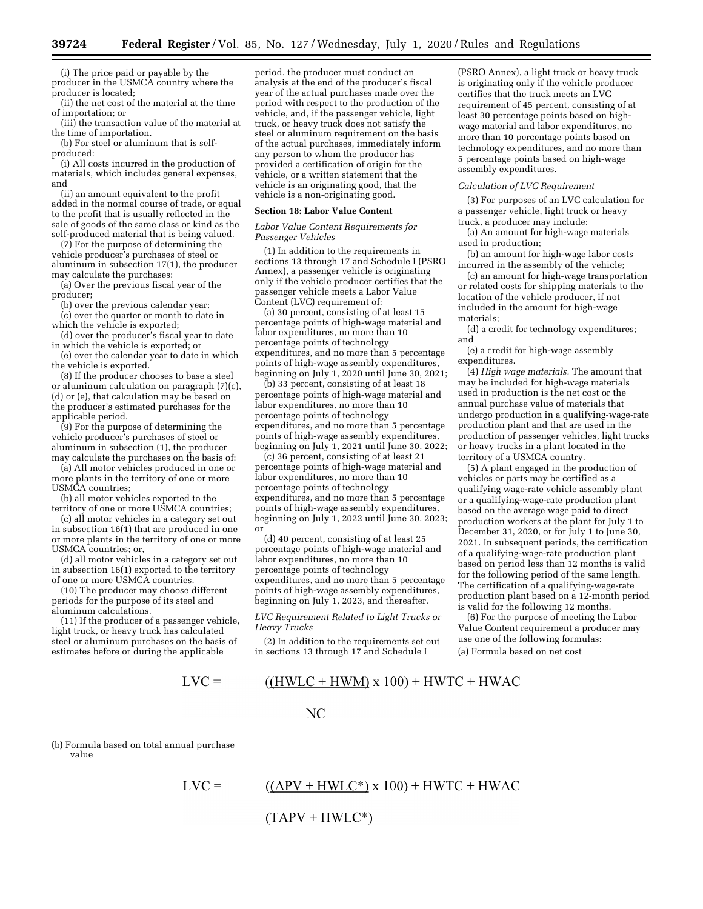(i) The price paid or payable by the producer in the USMCA country where the producer is located;

(ii) the net cost of the material at the time of importation; or

(iii) the transaction value of the material at the time of importation.

(b) For steel or aluminum that is self-produced:

(i) All costs incurred in the production of materials, which includes general expenses, and

(ii) an amount equivalent to the profit added in the normal course of trade, or equal to the profit that is usually reflected in the sale of goods of the same class or kind as the self-produced material that is being valued.

(7) For the purpose of determining the vehicle producer's purchases of steel or aluminum in subsection 17(1), the producer may calculate the purchases:

(a) Over the previous fiscal year of the producer;

(b) over the previous calendar year;

(c) over the quarter or month to date in which the vehicle is exported;

(d) over the producer's fiscal year to date in which the vehicle is exported; or

(e) over the calendar year to date in which the vehicle is exported.

(8) If the producer chooses to base a steel or aluminum calculation on paragraph (7)(c), (d) or (e), that calculation may be based on the producer's estimated purchases for the applicable period.

(9) For the purpose of determining the vehicle producer's purchases of steel or aluminum in subsection (1), the producer may calculate the purchases on the basis of:

(a) All motor vehicles produced in one or more plants in the territory of one or more USMCA countries;

(b) all motor vehicles exported to the territory of one or more USMCA countries;

(c) all motor vehicles in a category set out in subsection 16(1) that are produced in one or more plants in the territory of one or more USMCA countries; or,

(d) all motor vehicles in a category set out in subsection 16(1) exported to the territory of one or more USMCA countries.

(10) The producer may choose different periods for the purpose of its steel and aluminum calculations.

(11) If the producer of a passenger vehicle, light truck, or heavy truck has calculated steel or aluminum purchases on the basis of estimates before or during the applicable period, the producer must conduct an analysis at the end of the producer's fiscal year of the actual purchases made over the period with respect to the production of the vehicle, and, if the passenger vehicle, light truck, or heavy truck does not satisfy the steel or aluminum requirement on the basis of the actual purchases, immediately inform any person to whom the producer has provided a certification of origin for the vehicle, or a written statement that the vehicle is an originating good, that the vehicle is a non-originating good.

**Section 18: Labor Value Content**

*Labor Value Content Requirements for Passenger Vehicles*

(1) In addition to the requirements in sections 13 through 17 and Schedule I (PSRO Annex), a passenger vehicle is originating only if the vehicle producer certifies that the passenger vehicle meets a Labor Value Content (LVC) requirement of:

(a) 30 percent, consisting of at least 15 percentage points of high-wage material and labor expenditures, no more than 10 percentage points of technology expenditures, and no more than 5 percentage points of high-wage assembly expenditures, beginning on July 1, 2020 until June 30, 2021;

(b) 33 percent, consisting of at least 18 percentage points of high-wage material and labor expenditures, no more than 10 percentage points of technology expenditures, and no more than 5 percentage points of high-wage assembly expenditures, beginning on July 1, 2021 until June 30, 2022;

(c) 36 percent, consisting of at least 21 percentage points of high-wage material and labor expenditures, no more than 10 percentage points of technology expenditures, and no more than 5 percentage points of high-wage assembly expenditures, beginning on July 1, 2022 until June 30, 2023; or

(d) 40 percent, consisting of at least 25 percentage points of high-wage material and labor expenditures, no more than 10 percentage points of technology expenditures, and no more than 5 percentage points of high-wage assembly expenditures, beginning on July 1, 2023, and thereafter.

*LVC Requirement Related to Light Trucks or Heavy Trucks*

(2) In addition to the requirements set out in sections 13 through 17 and Schedule I (PSRO Annex), a light truck or heavy truck is originating only if the vehicle producer certifies that the truck meets an LVC requirement of 45 percent, consisting of at least 30 percentage points based on high-wage material and labor expenditures, no more than 10 percentage points based on technology expenditures, and no more than 5 percentage points based on high-wage assembly expenditures.

*Calculation of LVC Requirement*

(3) For purposes of an LVC calculation for a passenger vehicle, light truck or heavy truck, a producer may include:

(a) An amount for high-wage materials used in production;

(b) an amount for high-wage labor costs incurred in the assembly of the vehicle;

(c) an amount for high-wage transportation or related costs for shipping materials to the location of the vehicle producer, if not included in the amount for high-wage materials;

(d) a credit for technology expenditures; and

(e) a credit for high-wage assembly expenditures.

(4) *High wage materials.* The amount that may be included for high-wage materials used in production is the net cost or the annual purchase value of materials that undergo production in a qualifying-wage-rate production plant and that are used in the production of passenger vehicles, light trucks or heavy trucks in a plant located in the territory of a USMCA country.

(5) A plant engaged in the production of vehicles or parts may be certified as a qualifying wage-rate vehicle assembly plant or a qualifying-wage-rate production plant based on the average wage paid to direct production workers at the plant for July 1 to December 31, 2020, or for July 1 to June 30, 2021. In subsequent periods, the certification of a qualifying-wage-rate production plant based on period less than 12 months is valid for the following period of the same length. The certification of a qualifying-wage-rate production plant based on a 12-month period is valid for the following 12 months.

(6) For the purpose of meeting the Labor Value Content requirement a producer may use one of the following formulas:

(a) Formula based on net cost

$$LVC = \frac{((HWLC + HWM) \times 100) + HWTC + HWAC}{NC}$$

(b) Formula based on total annual purchase value

$$LVC = \frac{((APV + HWLC^{*}) \times 100) + HWTC + HWAC}{(TAPV + HWLC^{*})}$$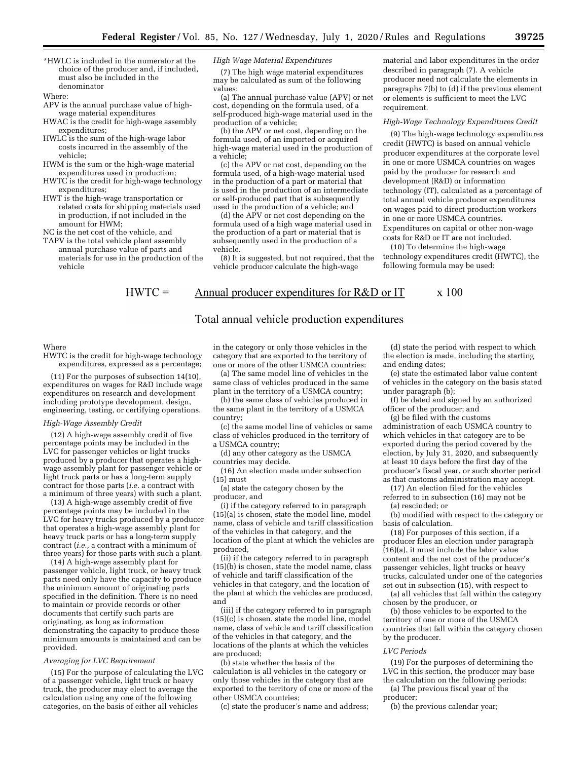*HWLC is included in the numerator at the choice of the producer and, if included, must also be included in the denominator

Where:

APV is the annual purchase value of high-wage material expenditures

HWAC is the credit for high-wage assembly expenditures;

HWLC is the sum of the high-wage labor costs incurred in the assembly of the vehicle;

HWM is the sum or the high-wage material expenditures used in production;

HWTC is the credit for high-wage technology expenditures;

HWT is the high-wage transportation or related costs for shipping materials used in production, if not included in the amount for HWM;

NC is the net cost of the vehicle, and

TAPV is the total vehicle plant assembly annual purchase value of parts and materials for use in the production of the vehicle

*High Wage Material Expenditures*

(7) The high wage material expenditures may be calculated as sum of the following values:

(a) The annual purchase value (APV) or net cost, depending on the formula used, of a self-produced high-wage material used in the production of a vehicle;

(b) the APV or net cost, depending on the formula used, of an imported or acquired high-wage material used in the production of a vehicle;

(c) the APV or net cost, depending on the formula used, of a high-wage material used in the production of a part or material that is used in the production of an intermediate or self-produced part that is subsequently used in the production of a vehicle; and

(d) the APV or net cost depending on the formula used of a high wage material used in the production of a part or material that is subsequently used in the production of a vehicle.

(8) It is suggested, but not required, that the vehicle producer calculate the high-wage material and labor expenditures in the order described in paragraph (7). A vehicle producer need not calculate the elements in paragraphs 7(b) to (d) if the previous element or elements is sufficient to meet the LVC requirement.

*High-Wage Technology Expenditures Credit*

(9) The high-wage technology expenditures credit (HWTC) is based on annual vehicle producer expenditures at the corporate level in one or more USMCA countries on wages paid by the producer for research and development (R&D) or information technology (IT), calculated as a percentage of total annual vehicle producer expenditures on wages paid to direct production workers in one or more USMCA countries. Expenditures on capital or other non-wage costs for R&D or IT are not included.

(10) To determine the high-wage technology expenditures credit (HWTC), the following formula may be used:

$$HWTC = \frac{\text{Annual producer expenditures for R\&D or IT}}{\text{Total annual vehicle production expenditures}} \times 100$$

Where

HWTC is the credit for high-wage technology expenditures, expressed as a percentage;

(11) For the purposes of subsection 14(10), expenditures on wages for R&D include wage expenditures on research and development including prototype development, design, engineering, testing, or certifying operations.

*High-Wage Assembly Credit*

(12) A high-wage assembly credit of five percentage points may be included in the LVC for passenger vehicles or light trucks produced by a producer that operates a high-wage assembly plant for passenger vehicle or light truck parts or has a long-term supply contract for those parts (*i.e.* a contract with a minimum of three years) with such a plant.

(13) A high-wage assembly credit of five percentage points may be included in the LVC for heavy trucks produced by a producer that operates a high-wage assembly plant for heavy truck parts or has a long-term supply contract (*i.e.,* a contract with a minimum of three years) for those parts with such a plant.

(14) A high-wage assembly plant for passenger vehicle, light truck, or heavy truck parts need only have the capacity to produce the minimum amount of originating parts specified in the definition. There is no need to maintain or provide records or other documents that certify such parts are originating, as long as information demonstrating the capacity to produce these minimum amounts is maintained and can be provided.

*Averaging for LVC Requirement*

(15) For the purpose of calculating the LVC of a passenger vehicle, light truck or heavy truck, the producer may elect to average the calculation using any one of the following categories, on the basis of either all vehicles in the category or only those vehicles in the category that are exported to the territory of one or more of the other USMCA countries:

(a) The same model line of vehicles in the same class of vehicles produced in the same plant in the territory of a USMCA country;

(b) the same class of vehicles produced in the same plant in the territory of a USMCA country;

(c) the same model line of vehicles or same class of vehicles produced in the territory of a USMCA country;

(d) any other category as the USMCA countries may decide.

(16) An election made under subsection (15) must

(a) state the category chosen by the producer, and

(i) if the category referred to in paragraph (15)(a) is chosen, state the model line, model name, class of vehicle and tariff classification of the vehicles in that category, and the location of the plant at which the vehicles are produced,

(ii) if the category referred to in paragraph (15)(b) is chosen, state the model name, class of vehicle and tariff classification of the vehicles in that category, and the location of the plant at which the vehicles are produced, and

(iii) if the category referred to in paragraph (15)(c) is chosen, state the model line, model name, class of vehicle and tariff classification of the vehicles in that category, and the locations of the plants at which the vehicles are produced;

(b) state whether the basis of the calculation is all vehicles in the category or only those vehicles in the category that are exported to the territory of one or more of the other USMCA countries;

(c) state the producer's name and address;

(d) state the period with respect to which the election is made, including the starting and ending dates;

(e) state the estimated labor value content of vehicles in the category on the basis stated under paragraph (b);

(f) be dated and signed by an authorized officer of the producer; and

(g) be filed with the customs administration of each USMCA country to which vehicles in that category are to be exported during the period covered by the election, by July 31, 2020, and subsequently at least 10 days before the first day of the producer's fiscal year, or such shorter period as that customs administration may accept.

(17) An election filed for the vehicles referred to in subsection (16) may not be

(a) rescinded; or

(b) modified with respect to the category or basis of calculation.

(18) For purposes of this section, if a producer files an election under paragraph (16)(a), it must include the labor value content and the net cost of the producer's passenger vehicles, light trucks or heavy trucks, calculated under one of the categories set out in subsection (15), with respect to

(a) all vehicles that fall within the category chosen by the producer, or

(b) those vehicles to be exported to the territory of one or more of the USMCA countries that fall within the category chosen by the producer.

*LVC Periods*

(19) For the purposes of determining the LVC in this section, the producer may base the calculation on the following periods:

(a) The previous fiscal year of the producer;

(b) the previous calendar year;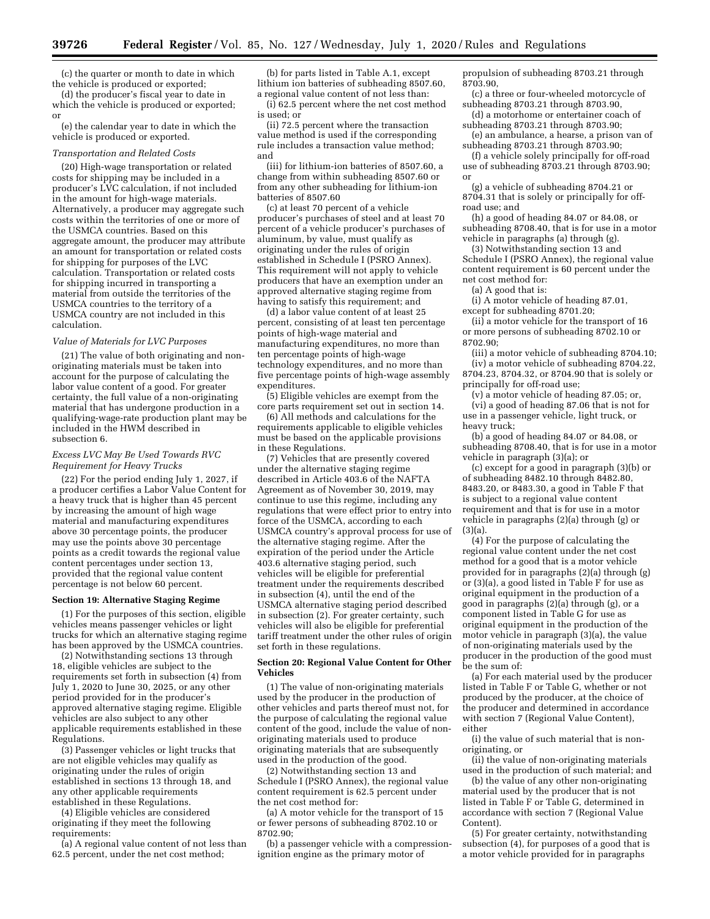(c) the quarter or month to date in which the vehicle is produced or exported;

(d) the producer's fiscal year to date in which the vehicle is produced or exported; or

(e) the calendar year to date in which the vehicle is produced or exported.

*Transportation and Related Costs*

(20) High-wage transportation or related costs for shipping may be included in a producer's LVC calculation, if not included in the amount for high-wage materials. Alternatively, a producer may aggregate such costs within the territories of one or more of the USMCA countries. Based on this aggregate amount, the producer may attribute an amount for transportation or related costs for shipping for purposes of the LVC calculation. Transportation or related costs for shipping incurred in transporting a material from outside the territories of the USMCA countries to the territory of a USMCA country are not included in this calculation.

*Value of Materials for LVC Purposes*

(21) The value of both originating and non-originating materials must be taken into account for the purpose of calculating the labor value content of a good. For greater certainty, the full value of a non-originating material that has undergone production in a qualifying-wage-rate production plant may be included in the HWM described in subsection 6.

*Excess LVC May Be Used Towards RVC Requirement for Heavy Trucks*

(22) For the period ending July 1, 2027, if a producer certifies a Labor Value Content for a heavy truck that is higher than 45 percent by increasing the amount of high wage material and manufacturing expenditures above 30 percentage points, the producer may use the points above 30 percentage points as a credit towards the regional value content percentages under section 13, provided that the regional value content percentage is not below 60 percent.

**Section 19: Alternative Staging Regime**

(1) For the purposes of this section, eligible vehicles means passenger vehicles or light trucks for which an alternative staging regime has been approved by the USMCA countries.

(2) Notwithstanding sections 13 through 18, eligible vehicles are subject to the requirements set forth in subsection (4) from July 1, 2020 to June 30, 2025, or any other period provided for in the producer's approved alternative staging regime. Eligible vehicles are also subject to any other applicable requirements established in these Regulations.

(3) Passenger vehicles or light trucks that are not eligible vehicles may qualify as originating under the rules of origin established in sections 13 through 18, and any other applicable requirements established in these Regulations.

(4) Eligible vehicles are considered originating if they meet the following requirements:

(a) A regional value content of not less than 62.5 percent, under the net cost method;

(b) for parts listed in Table A.1, except lithium ion batteries of subheading 8507.60, a regional value content of not less than:

(i) 62.5 percent where the net cost method is used; or

(ii) 72.5 percent where the transaction value method is used if the corresponding rule includes a transaction value method; and

(iii) for lithium-ion batteries of 8507.60, a change from within subheading 8507.60 or from any other subheading for lithium-ion batteries of 8507.60

(c) at least 70 percent of a vehicle producer's purchases of steel and at least 70 percent of a vehicle producer's purchases of aluminum, by value, must qualify as originating under the rules of origin established in Schedule I (PSRO Annex). This requirement will not apply to vehicle producers that have an exemption under an approved alternative staging regime from having to satisfy this requirement; and

(d) a labor value content of at least 25 percent, consisting of at least ten percentage points of high-wage material and manufacturing expenditures, no more than ten percentage points of high-wage technology expenditures, and no more than five percentage points of high-wage assembly expenditures.

(5) Eligible vehicles are exempt from the core parts requirement set out in section 14.

(6) All methods and calculations for the requirements applicable to eligible vehicles must be based on the applicable provisions in these Regulations.

(7) Vehicles that are presently covered under the alternative staging regime described in Article 403.6 of the NAFTA Agreement as of November 30, 2019, may continue to use this regime, including any regulations that were effect prior to entry into force of the USMCA, according to each USMCA country's approval process for use of the alternative staging regime. After the expiration of the period under the Article 403.6 alternative staging period, such vehicles will be eligible for preferential treatment under the requirements described in subsection (4), until the end of the USMCA alternative staging period described in subsection (2). For greater certainty, such vehicles will also be eligible for preferential tariff treatment under the other rules of origin set forth in these regulations.

**Section 20: Regional Value Content for Other Vehicles**

(1) The value of non-originating materials used by the producer in the production of other vehicles and parts thereof must not, for the purpose of calculating the regional value content of the good, include the value of non-originating materials used to produce originating materials that are subsequently used in the production of the good.

(2) Notwithstanding section 13 and Schedule I (PSRO Annex), the regional value content requirement is 62.5 percent under the net cost method for:

(a) A motor vehicle for the transport of 15 or fewer persons of subheading 8702.10 or 8702.90;

(b) a passenger vehicle with a compression-ignition engine as the primary motor of propulsion of subheading 8703.21 through 8703.90,

(c) a three or four-wheeled motorcycle of subheading 8703.21 through 8703.90,

(d) a motorhome or entertainer coach of subheading 8703.21 through 8703.90;

(e) an ambulance, a hearse, a prison van of subheading 8703.21 through 8703.90;

(f) a vehicle solely principally for off-road use of subheading 8703.21 through 8703.90; or

(g) a vehicle of subheading 8704.21 or 8704.31 that is solely or principally for off-road use; and

(h) a good of heading 84.07 or 84.08, or subheading 8708.40, that is for use in a motor vehicle in paragraphs (a) through (g).

(3) Notwithstanding section 13 and Schedule I (PSRO Annex), the regional value content requirement is 60 percent under the net cost method for:

(a) A good that is:

(i) A motor vehicle of heading 87.01, except for subheading 8701.20;

(ii) a motor vehicle for the transport of 16 or more persons of subheading 8702.10 or 8702.90;

(iii) a motor vehicle of subheading 8704.10;

(iv) a motor vehicle of subheading 8704.22, 8704.23, 8704.32, or 8704.90 that is solely or principally for off-road use;

(v) a motor vehicle of heading 87.05; or,

(vi) a good of heading 87.06 that is not for use in a passenger vehicle, light truck, or heavy truck;

(b) a good of heading 84.07 or 84.08, or subheading 8708.40, that is for use in a motor vehicle in paragraph (3)(a); or

(c) except for a good in paragraph (3)(b) or of subheading 8482.10 through 8482.80, 8483.20, or 8483.30, a good in Table F that is subject to a regional value content requirement and that is for use in a motor vehicle in paragraphs (2)(a) through (g) or (3)(a).

(4) For the purpose of calculating the regional value content under the net cost method for a good that is a motor vehicle provided for in paragraphs (2)(a) through (g) or (3)(a), a good listed in Table F for use as original equipment in the production of a good in paragraphs (2)(a) through (g), or a component listed in Table G for use as original equipment in the production of the motor vehicle in paragraph (3)(a), the value of non-originating materials used by the producer in the production of the good must be the sum of:

(a) For each material used by the producer listed in Table F or Table G, whether or not produced by the producer, at the choice of the producer and determined in accordance with section 7 (Regional Value Content), either

(i) the value of such material that is non-originating, or

(ii) the value of non-originating materials used in the production of such material; and

(b) the value of any other non-originating material used by the producer that is not listed in Table F or Table G, determined in accordance with section 7 (Regional Value Content).

(5) For greater certainty, notwithstanding subsection (4), for purposes of a good that is a motor vehicle provided for in paragraphs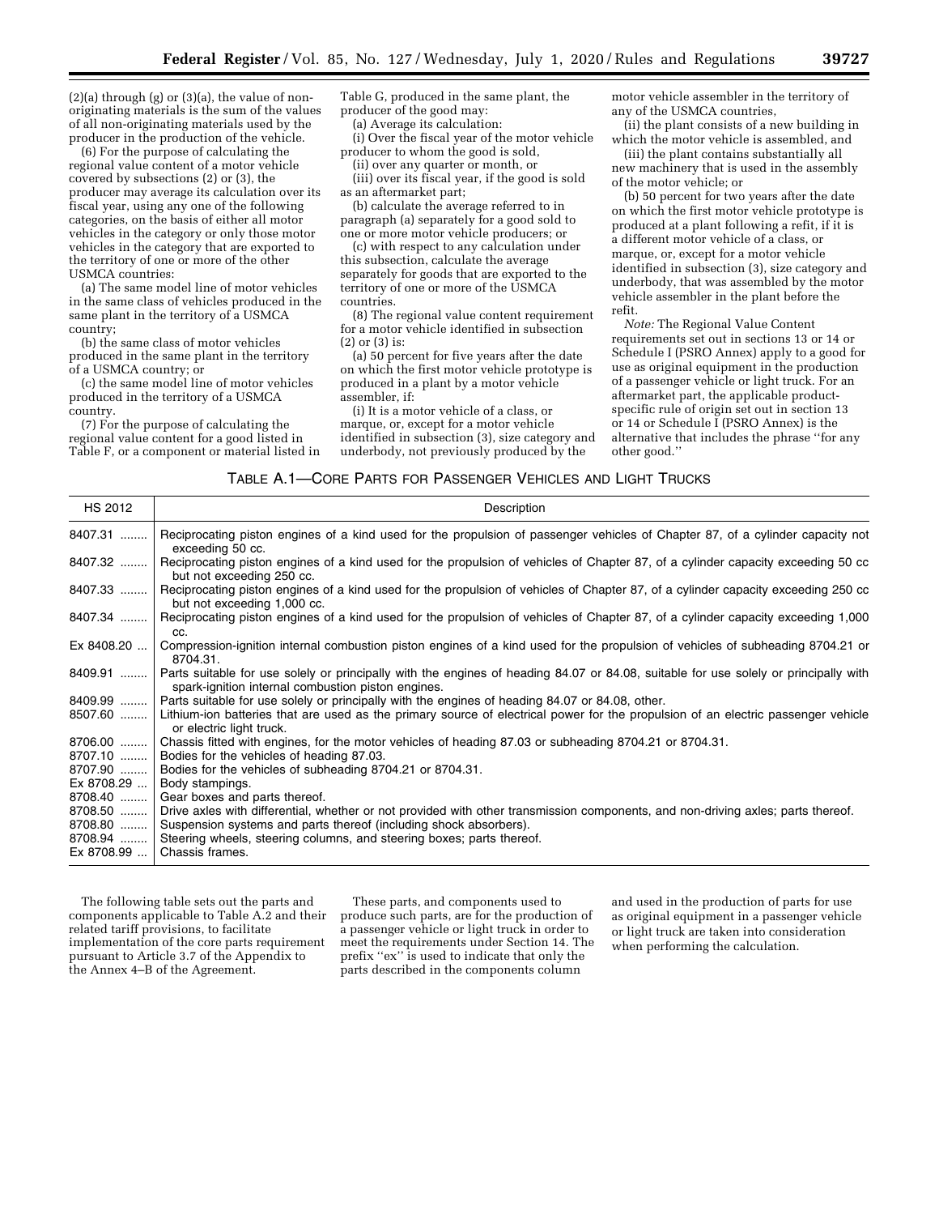(2)(a) through (g) or (3)(a), the value of non-originating materials is the sum of the values of all non-originating materials used by the producer in the production of the vehicle.

(6) For the purpose of calculating the regional value content of a motor vehicle covered by subsections (2) or (3), the producer may average its calculation over its fiscal year, using any one of the following categories, on the basis of either all motor vehicles in the category or only those motor vehicles in the category that are exported to the territory of one or more of the other USMCA countries:

(a) The same model line of motor vehicles in the same class of vehicles produced in the same plant in the territory of a USMCA country;

(b) the same class of motor vehicles produced in the same plant in the territory of a USMCA country; or

(c) the same model line of motor vehicles produced in the territory of a USMCA country.

(7) For the purpose of calculating the regional value content for a good listed in Table F, or a component or material listed in Table G, produced in the same plant, the producer of the good may:

(a) Average its calculation:

(i) Over the fiscal year of the motor vehicle producer to whom the good is sold,

(ii) over any quarter or month, or

(iii) over its fiscal year, if the good is sold as an aftermarket part;

(b) calculate the average referred to in paragraph (a) separately for a good sold to one or more motor vehicle producers; or

(c) with respect to any calculation under this subsection, calculate the average separately for goods that are exported to the territory of one or more of the USMCA countries.

(8) The regional value content requirement for a motor vehicle identified in subsection (2) or (3) is:

(a) 50 percent for five years after the date on which the first motor vehicle prototype is produced in a plant by a motor vehicle assembler, if:

(i) It is a motor vehicle of a class, or marque, or, except for a motor vehicle identified in subsection (3), size category and underbody, not previously produced by the motor vehicle assembler in the territory of any of the USMCA countries,

(ii) the plant consists of a new building in which the motor vehicle is assembled, and

(iii) the plant contains substantially all new machinery that is used in the assembly of the motor vehicle; or

(b) 50 percent for two years after the date on which the first motor vehicle prototype is produced at a plant following a refit, if it is a different motor vehicle of a class, or marque, or, except for a motor vehicle identified in subsection (3), size category and underbody, that was assembled by the motor vehicle assembler in the plant before the refit.

*Note:* The Regional Value Content requirements set out in sections 13 or 14 or Schedule I (PSRO Annex) apply to a good for use as original equipment in the production of a passenger vehicle or light truck. For an aftermarket part, the applicable product-specific rule of origin set out in section 13 or 14 or Schedule I (PSRO Annex) is the alternative that includes the phrase ''for any other good.''

TABLE A.1—CORE PARTS FOR PASSENGER VEHICLES AND LIGHT TRUCKS

| HS 2012 | Description |
|---|---|
| 8407.31 | Reciprocating piston engines of a kind used for the propulsion of passenger vehicles of Chapter 87, of a cylinder capacity not exceeding 50 cc. |
| 8407.32 | Reciprocating piston engines of a kind used for the propulsion of vehicles of Chapter 87, of a cylinder capacity exceeding 50 cc but not exceeding 250 cc. |
| 8407.33 | Reciprocating piston engines of a kind used for the propulsion of vehicles of Chapter 87, of a cylinder capacity exceeding 250 cc but not exceeding 1,000 cc. |
| 8407.34 | Reciprocating piston engines of a kind used for the propulsion of vehicles of Chapter 87, of a cylinder capacity exceeding 1,000 cc. |
| Ex 8408.20 | Compression-ignition internal combustion piston engines of a kind used for the propulsion of vehicles of subheading 8704.21 or 8704.31. |
| 8409.91 | Parts suitable for use solely or principally with the engines of heading 84.07 or 84.08, suitable for use solely or principally with spark-ignition internal combustion piston engines. |
| 8409.99 | Parts suitable for use solely or principally with the engines of heading 84.07 or 84.08, other. |
| 8507.60 | Lithium-ion batteries that are used as the primary source of electrical power for the propulsion of an electric passenger vehicle or electric light truck. |
| 8706.00 | Chassis fitted with engines, for the motor vehicles of heading 87.03 or subheading 8704.21 or 8704.31. |
| 8707.10 | Bodies for the vehicles of heading 87.03. |
| 8707.90 | Bodies for the vehicles of subheading 8704.21 or 8704.31. |
| Ex 8708.29 | Body stampings. |
| 8708.40 | Gear boxes and parts thereof. |
| 8708.50 | Drive axles with differential, whether or not provided with other transmission components, and non-driving axles; parts thereof. |
| 8708.80 | Suspension systems and parts thereof (including shock absorbers). |
| 8708.94 | Steering wheels, steering columns, and steering boxes; parts thereof. |
| Ex 8708.99 | Chassis frames. |

The following table sets out the parts and components applicable to Table A.2 and their related tariff provisions, to facilitate implementation of the core parts requirement pursuant to Article 3.7 of the Appendix to the Annex 4–B of the Agreement.

These parts, and components used to produce such parts, are for the production of a passenger vehicle or light truck in order to meet the requirements under Section 14. The prefix ''ex'' is used to indicate that only the parts described in the components column and used in the production of parts for use as original equipment in a passenger vehicle or light truck are taken into consideration when performing the calculation.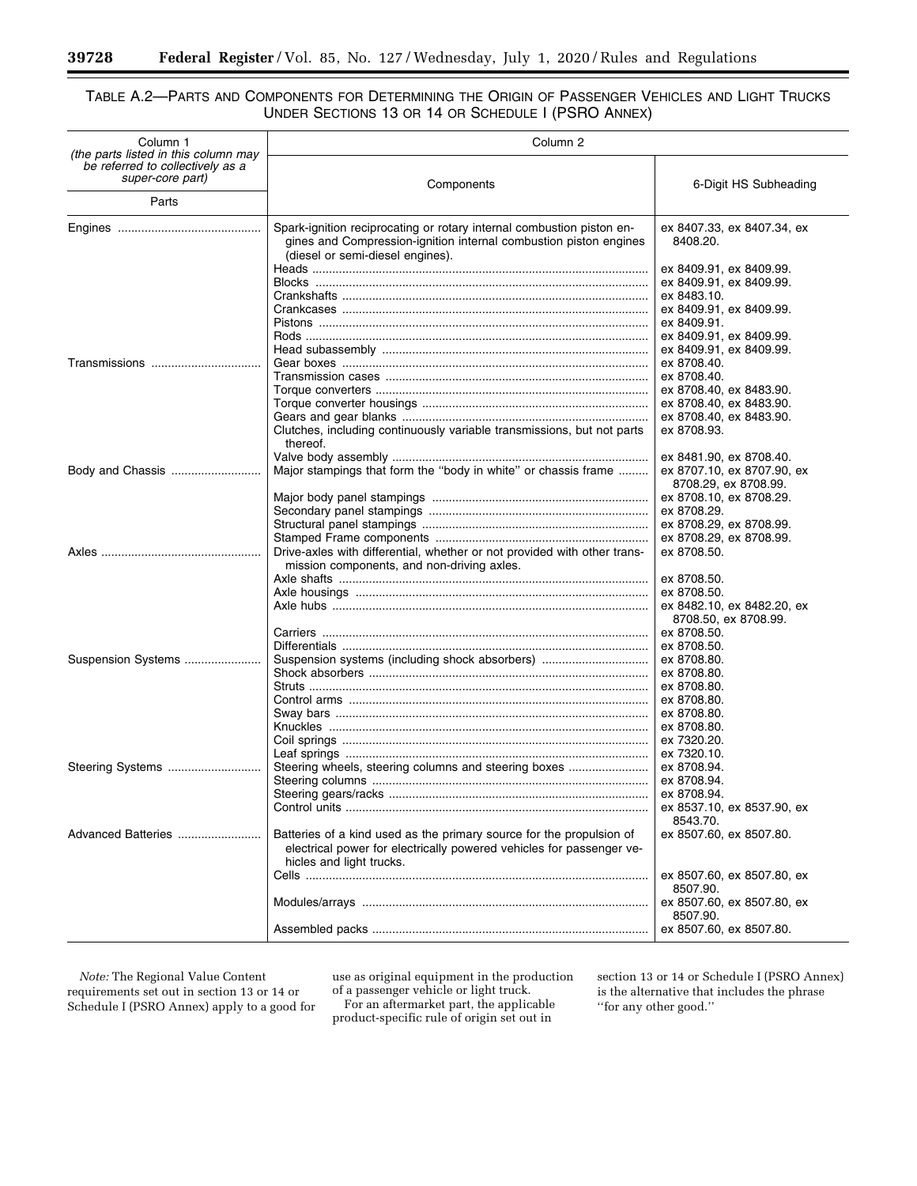## TABLE A.2—PARTS AND COMPONENTS FOR DETERMINING THE ORIGIN OF PASSENGER VEHICLES AND LIGHT TRUCKS UNDER SECTIONS 13 OR 14 OR SCHEDULE I (PSRO ANNEX)

| Column 1 *(the parts listed in this column may be referred to collectively as a super-core part)* | Column 2 | |
|---|---|---|
| Parts | Components | 6-Digit HS Subheading |
| Engines | Spark-ignition reciprocating or rotary internal combustion piston engines and Compression-ignition internal combustion piston engines (diesel or semi-diesel engines). | ex 8407.33, ex 8407.34, ex 8408.20. |
| | Heads | ex 8409.91, ex 8409.99. |
| | Blocks | ex 8409.91, ex 8409.99. |
| | Crankshafts | ex 8483.10. |
| | Crankcases | ex 8409.91, ex 8409.99. |
| | Pistons | ex 8409.91. |
| | Rods | ex 8409.91, ex 8409.99. |
| | Head subassembly | ex 8409.91, ex 8409.99. |
| Transmissions | Gear boxes | ex 8708.40. |
| | Transmission cases | ex 8708.40. |
| | Torque converters | ex 8708.40, ex 8483.90. |
| | Torque converter housings | ex 8708.40, ex 8483.90. |
| | Gears and gear blanks | ex 8708.40, ex 8483.90. |
| | Clutches, including continuously variable transmissions, but not parts thereof. | ex 8708.93. |
| | Valve body assembly | ex 8481.90, ex 8708.40. |
| Body and Chassis | Major stampings that form the "body in white" or chassis frame | ex 8707.10, ex 8707.90, ex 8708.29, ex 8708.99. |
| | Major body panel stampings | ex 8708.10, ex 8708.29. |
| | Secondary panel stampings | ex 8708.29. |
| | Structural panel stampings | ex 8708.29, ex 8708.99. |
| | Stamped Frame components | ex 8708.29, ex 8708.99. |
| Axles | Drive-axles with differential, whether or not provided with other transmission components, and non-driving axles. | ex 8708.50. |
| | Axle shafts | ex 8708.50. |
| | Axle housings | ex 8708.50. |
| | Axle hubs | ex 8482.10, ex 8482.20, ex 8708.50, ex 8708.99. |
| | Carriers | ex 8708.50. |
| | Differentials | ex 8708.50. |
| Suspension Systems | Suspension systems (including shock absorbers) | ex 8708.80. |
| | Shock absorbers | ex 8708.80. |
| | Struts | ex 8708.80. |
| | Control arms | ex 8708.80. |
| | Sway bars | ex 8708.80. |
| | Knuckles | ex 8708.80. |
| | Coil springs | ex 7320.20. |
| | Leaf springs | ex 7320.10. |
| Steering Systems | Steering wheels, steering columns and steering boxes | ex 8708.94. |
| | Steering columns | ex 8708.94. |
| | Steering gears/racks | ex 8708.94. |
| | Control units | ex 8537.10, ex 8537.90, ex 8543.70. |
| Advanced Batteries | Batteries of a kind used as the primary source for the propulsion of electrical power for electrically powered vehicles for passenger vehicles and light trucks. | ex 8507.60, ex 8507.80. |
| | Cells | ex 8507.60, ex 8507.80, ex 8507.90. |
| | Modules/arrays | ex 8507.60, ex 8507.80, ex 8507.90. |
| | Assembled packs | ex 8507.60, ex 8507.80. |

*Note:* The Regional Value Content requirements set out in section 13 or 14 or Schedule I (PSRO Annex) apply to a good for use as original equipment in the production of a passenger vehicle or light truck.

For an aftermarket part, the applicable product-specific rule of origin set out in section 13 or 14 or Schedule I (PSRO Annex) is the alternative that includes the phrase "for any other good."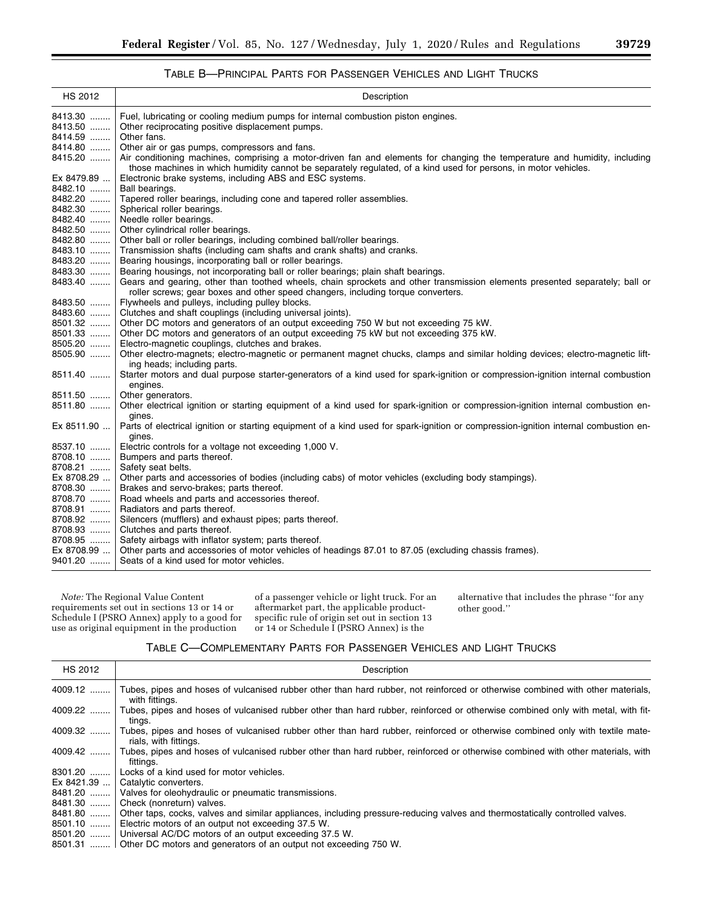### TABLE B—PRINCIPAL PARTS FOR PASSENGER VEHICLES AND LIGHT TRUCKS

| HS 2012 | Description |
| --- | --- |
| 8413.30 | Fuel, lubricating or cooling medium pumps for internal combustion piston engines. |
| 8413.50 | Other reciprocating positive displacement pumps. |
| 8414.59 | Other fans. |
| 8414.80 | Other air or gas pumps, compressors and fans. |
| 8415.20 | Air conditioning machines, comprising a motor-driven fan and elements for changing the temperature and humidity, including those machines in which humidity cannot be separately regulated, of a kind used for persons, in motor vehicles. |
| Ex 8479.89 | Electronic brake systems, including ABS and ESC systems. |
| 8482.10 | Ball bearings. |
| 8482.20 | Tapered roller bearings, including cone and tapered roller assemblies. |
| 8482.30 | Spherical roller bearings. |
| 8482.40 | Needle roller bearings. |
| 8482.50 | Other cylindrical roller bearings. |
| 8482.80 | Other ball or roller bearings, including combined ball/roller bearings. |
| 8483.10 | Transmission shafts (including cam shafts and crank shafts) and cranks. |
| 8483.20 | Bearing housings, incorporating ball or roller bearings. |
| 8483.30 | Bearing housings, not incorporating ball or roller bearings; plain shaft bearings. |
| 8483.40 | Gears and gearing, other than toothed wheels, chain sprockets and other transmission elements presented separately; ball or roller screws; gear boxes and other speed changers, including torque converters. |
| 8483.50 | Flywheels and pulleys, including pulley blocks. |
| 8483.60 | Clutches and shaft couplings (including universal joints). |
| 8501.32 | Other DC motors and generators of an output exceeding 750 W but not exceeding 75 kW. |
| 8501.33 | Other DC motors and generators of an output exceeding 75 kW but not exceeding 375 kW. |
| 8505.20 | Electro-magnetic couplings, clutches and brakes. |
| 8505.90 | Other electro-magnets; electro-magnetic or permanent magnet chucks, clamps and similar holding devices; electro-magnetic lifting heads; including parts. |
| 8511.40 | Starter motors and dual purpose starter-generators of a kind used for spark-ignition or compression-ignition internal combustion engines. |
| 8511.50 | Other generators. |
| 8511.80 | Other electrical ignition or starting equipment of a kind used for spark-ignition or compression-ignition internal combustion engines. |
| Ex 8511.90 | Parts of electrical ignition or starting equipment of a kind used for spark-ignition or compression-ignition internal combustion engines. |
| 8537.10 | Electric controls for a voltage not exceeding 1,000 V. |
| 8708.10 | Bumpers and parts thereof. |
| 8708.21 | Safety seat belts. |
| Ex 8708.29 | Other parts and accessories of bodies (including cabs) of motor vehicles (excluding body stampings). |
| 8708.30 | Brakes and servo-brakes; parts thereof. |
| 8708.70 | Road wheels and parts and accessories thereof. |
| 8708.91 | Radiators and parts thereof. |
| 8708.92 | Silencers (mufflers) and exhaust pipes; parts thereof. |
| 8708.93 | Clutches and parts thereof. |
| 8708.95 | Safety airbags with inflator system; parts thereof. |
| Ex 8708.99 | Other parts and accessories of motor vehicles of headings 87.01 to 87.05 (excluding chassis frames). |
| 9401.20 | Seats of a kind used for motor vehicles. |

*Note:* The Regional Value Content requirements set out in sections 13 or 14 or Schedule I (PSRO Annex) apply to a good for use as original equipment in the production of a passenger vehicle or light truck. For an aftermarket part, the applicable product-specific rule of origin set out in section 13 or 14 or Schedule I (PSRO Annex) is the alternative that includes the phrase "for any other good."

### TABLE C—COMPLEMENTARY PARTS FOR PASSENGER VEHICLES AND LIGHT TRUCKS

| HS 2012 | Description |
| --- | --- |
| 4009.12 | Tubes, pipes and hoses of vulcanised rubber other than hard rubber, not reinforced or otherwise combined with other materials, with fittings. |
| 4009.22 | Tubes, pipes and hoses of vulcanised rubber other than hard rubber, reinforced or otherwise combined only with metal, with fittings. |
| 4009.32 | Tubes, pipes and hoses of vulcanised rubber other than hard rubber, reinforced or otherwise combined only with textile materials, with fittings. |
| 4009.42 | Tubes, pipes and hoses of vulcanised rubber other than hard rubber, reinforced or otherwise combined with other materials, with fittings. |
| 8301.20 | Locks of a kind used for motor vehicles. |
| Ex 8421.39 | Catalytic converters. |
| 8481.20 | Valves for oleohydraulic or pneumatic transmissions. |
| 8481.30 | Check (nonreturn) valves. |
| 8481.80 | Other taps, cocks, valves and similar appliances, including pressure-reducing valves and thermostatically controlled valves. |
| 8501.10 | Electric motors of an output not exceeding 37.5 W. |
| 8501.20 | Universal AC/DC motors of an output exceeding 37.5 W. |
| 8501.31 | Other DC motors and generators of an output not exceeding 750 W. |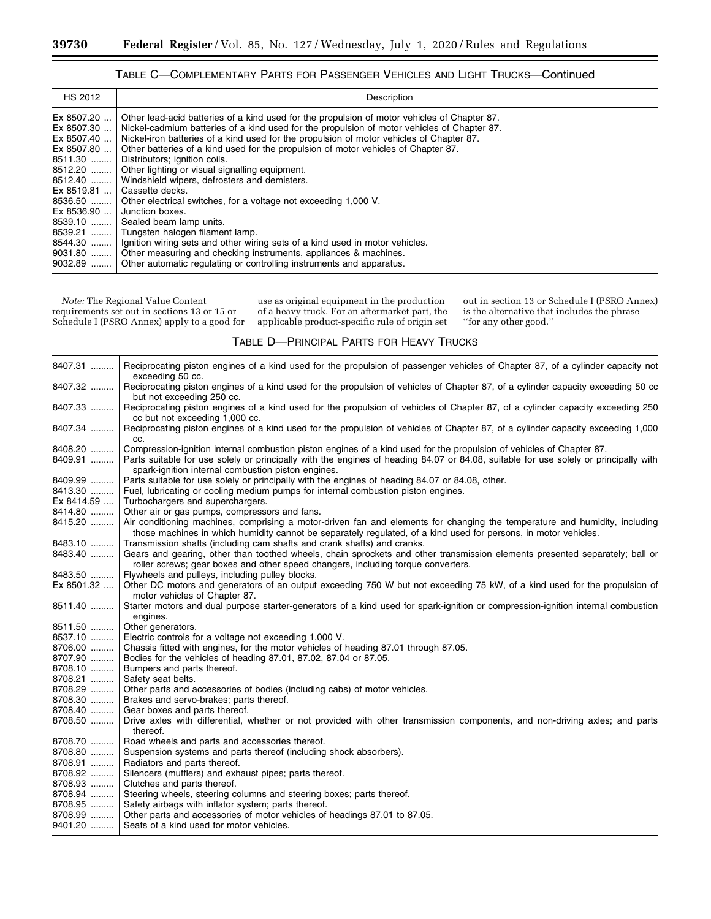### Table C—Complementary Parts for Passenger Vehicles and Light Trucks—Continued

| HS 2012 | Description |
| --- | --- |
| Ex 8507.20 | Other lead-acid batteries of a kind used for the propulsion of motor vehicles of Chapter 87. |
| Ex 8507.30 | Nickel-cadmium batteries of a kind used for the propulsion of motor vehicles of Chapter 87. |
| Ex 8507.40 | Nickel-iron batteries of a kind used for the propulsion of motor vehicles of Chapter 87. |
| Ex 8507.80 | Other batteries of a kind used for the propulsion of motor vehicles of Chapter 87. |
| 8511.30 | Distributors; ignition coils. |
| 8512.20 | Other lighting or visual signalling equipment. |
| 8512.40 | Windshield wipers, defrosters and demisters. |
| Ex 8519.81 | Cassette decks. |
| 8536.50 | Other electrical switches, for a voltage not exceeding 1,000 V. |
| Ex 8536.90 | Junction boxes. |
| 8539.10 | Sealed beam lamp units. |
| 8539.21 | Tungsten halogen filament lamp. |
| 8544.30 | Ignition wiring sets and other wiring sets of a kind used in motor vehicles. |
| 9031.80 | Other measuring and checking instruments, appliances & machines. |
| 9032.89 | Other automatic regulating or controlling instruments and apparatus. |

*Note:* The Regional Value Content requirements set out in sections 13 or 15 or Schedule I (PSRO Annex) apply to a good for use as original equipment in the production of a heavy truck. For an aftermarket part, the applicable product-specific rule of origin set out in section 13 or Schedule I (PSRO Annex) is the alternative that includes the phrase "for any other good."

### Table D—Principal Parts for Heavy Trucks

| | |
| --- | --- |
| 8407.31 | Reciprocating piston engines of a kind used for the propulsion of passenger vehicles of Chapter 87, of a cylinder capacity not exceeding 50 cc. |
| 8407.32 | Reciprocating piston engines of a kind used for the propulsion of vehicles of Chapter 87, of a cylinder capacity exceeding 50 cc but not exceeding 250 cc. |
| 8407.33 | Reciprocating piston engines of a kind used for the propulsion of vehicles of Chapter 87, of a cylinder capacity exceeding 250 cc but not exceeding 1,000 cc. |
| 8407.34 | Reciprocating piston engines of a kind used for the propulsion of vehicles of Chapter 87, of a cylinder capacity exceeding 1,000 cc. |
| 8408.20 | Compression-ignition internal combustion piston engines of a kind used for the propulsion of vehicles of Chapter 87. |
| 8409.91 | Parts suitable for use solely or principally with the engines of heading 84.07 or 84.08, suitable for use solely or principally with spark-ignition internal combustion piston engines. |
| 8409.99 | Parts suitable for use solely or principally with the engines of heading 84.07 or 84.08, other. |
| 8413.30 | Fuel, lubricating or cooling medium pumps for internal combustion piston engines. |
| Ex 8414.59 | Turbochargers and superchargers. |
| 8414.80 | Other air or gas pumps, compressors and fans. |
| 8415.20 | Air conditioning machines, comprising a motor-driven fan and elements for changing the temperature and humidity, including those machines in which humidity cannot be separately regulated, of a kind used for persons, in motor vehicles. |
| 8483.10 | Transmission shafts (including cam shafts and crank shafts) and cranks. |
| 8483.40 | Gears and gearing, other than toothed wheels, chain sprockets and other transmission elements presented separately; ball or roller screws; gear boxes and other speed changers, including torque converters. |
| 8483.50 | Flywheels and pulleys, including pulley blocks. |
| Ex 8501.32 | Other DC motors and generators of an output exceeding 750 W but not exceeding 75 kW, of a kind used for the propulsion of motor vehicles of Chapter 87. |
| 8511.40 | Starter motors and dual purpose starter-generators of a kind used for spark-ignition or compression-ignition internal combustion engines. |
| 8511.50 | Other generators. |
| 8537.10 | Electric controls for a voltage not exceeding 1,000 V. |
| 8706.00 | Chassis fitted with engines, for the motor vehicles of heading 87.01 through 87.05. |
| 8707.90 | Bodies for the vehicles of heading 87.01, 87.02, 87.04 or 87.05. |
| 8708.10 | Bumpers and parts thereof. |
| 8708.21 | Safety seat belts. |
| 8708.29 | Other parts and accessories of bodies (including cabs) of motor vehicles. |
| 8708.30 | Brakes and servo-brakes; parts thereof. |
| 8708.40 | Gear boxes and parts thereof. |
| 8708.50 | Drive axles with differential, whether or not provided with other transmission components, and non-driving axles; and parts thereof. |
| 8708.70 | Road wheels and parts and accessories thereof. |
| 8708.80 | Suspension systems and parts thereof (including shock absorbers). |
| 8708.91 | Radiators and parts thereof. |
| 8708.92 | Silencers (mufflers) and exhaust pipes; parts thereof. |
| 8708.93 | Clutches and parts thereof. |
| 8708.94 | Steering wheels, steering columns and steering boxes; parts thereof. |
| 8708.95 | Safety airbags with inflator system; parts thereof. |
| 8708.99 | Other parts and accessories of motor vehicles of headings 87.01 to 87.05. |
| 9401.20 | Seats of a kind used for motor vehicles. |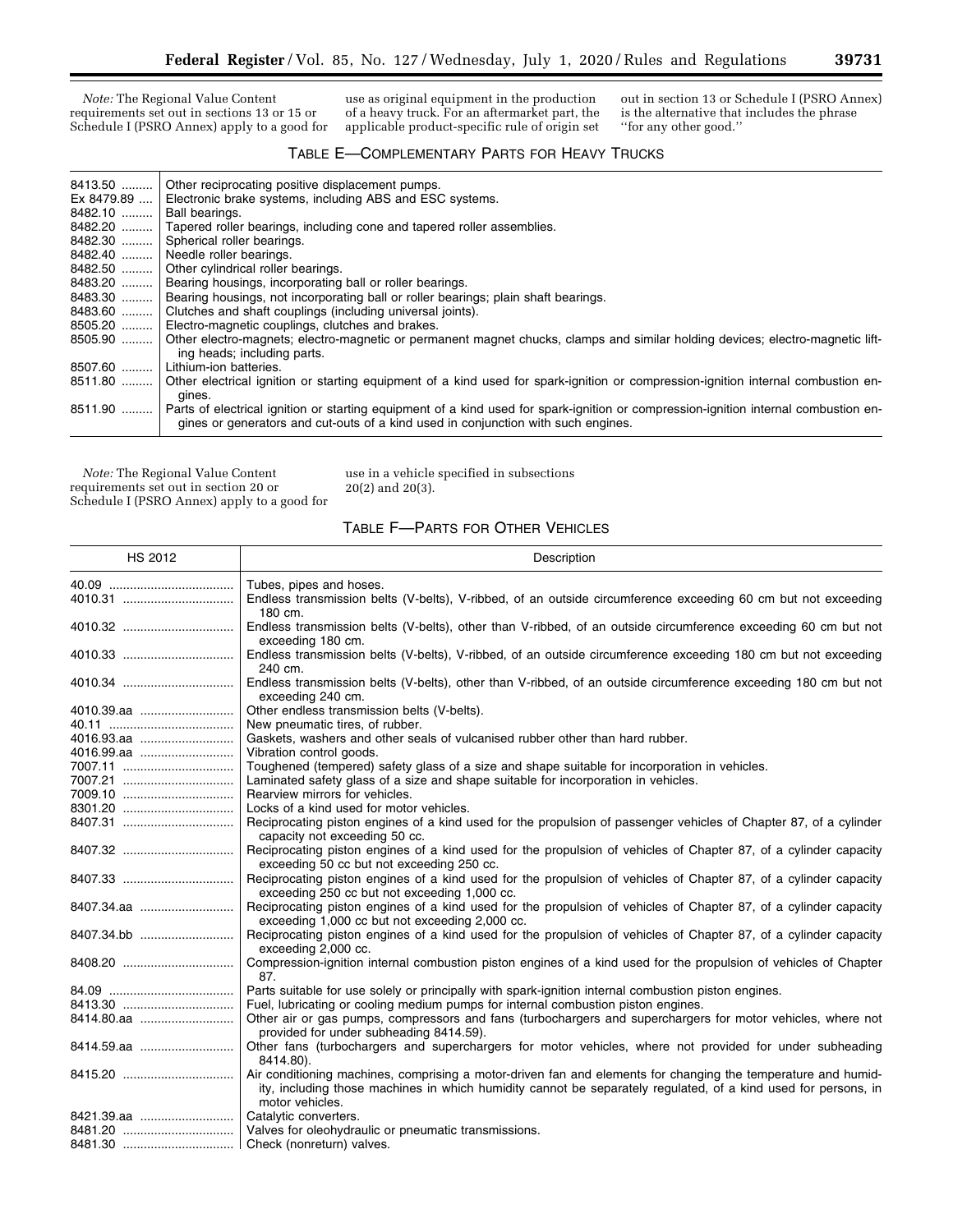*Note:* The Regional Value Content requirements set out in sections 13 or 15 or Schedule I (PSRO Annex) apply to a good for use as original equipment in the production of a heavy truck. For an aftermarket part, the applicable product-specific rule of origin set out in section 13 or Schedule I (PSRO Annex) is the alternative that includes the phrase "for any other good."

## TABLE E—COMPLEMENTARY PARTS FOR HEAVY TRUCKS

| | |
|---|---|
| 8413.50 | Other reciprocating positive displacement pumps. |
| Ex 8479.89 | Electronic brake systems, including ABS and ESC systems. |
| 8482.10 | Ball bearings. |
| 8482.20 | Tapered roller bearings, including cone and tapered roller assemblies. |
| 8482.30 | Spherical roller bearings. |
| 8482.40 | Needle roller bearings. |
| 8482.50 | Other cylindrical roller bearings. |
| 8483.20 | Bearing housings, incorporating ball or roller bearings. |
| 8483.30 | Bearing housings, not incorporating ball or roller bearings; plain shaft bearings. |
| 8483.60 | Clutches and shaft couplings (including universal joints). |
| 8505.20 | Electro-magnetic couplings, clutches and brakes. |
| 8505.90 | Other electro-magnets; electro-magnetic or permanent magnet chucks, clamps and similar holding devices; electro-magnetic lifting heads; including parts. |
| 8507.60 | Lithium-ion batteries. |
| 8511.80 | Other electrical ignition or starting equipment of a kind used for spark-ignition or compression-ignition internal combustion engines. |
| 8511.90 | Parts of electrical ignition or starting equipment of a kind used for spark-ignition or compression-ignition internal combustion engines or generators and cut-outs of a kind used in conjunction with such engines. |

*Note:* The Regional Value Content requirements set out in section 20 or Schedule I (PSRO Annex) apply to a good for use in a vehicle specified in subsections 20(2) and 20(3).

## TABLE F—PARTS FOR OTHER VEHICLES

| HS 2012 | Description |
|---|---|
| 40.09 | Tubes, pipes and hoses. |
| 4010.31 | Endless transmission belts (V-belts), V-ribbed, of an outside circumference exceeding 60 cm but not exceeding 180 cm. |
| 4010.32 | Endless transmission belts (V-belts), other than V-ribbed, of an outside circumference exceeding 60 cm but not exceeding 180 cm. |
| 4010.33 | Endless transmission belts (V-belts), V-ribbed, of an outside circumference exceeding 180 cm but not exceeding 240 cm. |
| 4010.34 | Endless transmission belts (V-belts), other than V-ribbed, of an outside circumference exceeding 180 cm but not exceeding 240 cm. |
| 4010.39.aa | Other endless transmission belts (V-belts). |
| 40.11 | New pneumatic tires, of rubber. |
| 4016.93.aa | Gaskets, washers and other seals of vulcanised rubber other than hard rubber. |
| 4016.99.aa | Vibration control goods. |
| 7007.11 | Toughened (tempered) safety glass of a size and shape suitable for incorporation in vehicles. |
| 7007.21 | Laminated safety glass of a size and shape suitable for incorporation in vehicles. |
| 7009.10 | Rearview mirrors for vehicles. |
| 8301.20 | Locks of a kind used for motor vehicles. |
| 8407.31 | Reciprocating piston engines of a kind used for the propulsion of passenger vehicles of Chapter 87, of a cylinder capacity not exceeding 50 cc. |
| 8407.32 | Reciprocating piston engines of a kind used for the propulsion of vehicles of Chapter 87, of a cylinder capacity exceeding 50 cc but not exceeding 250 cc. |
| 8407.33 | Reciprocating piston engines of a kind used for the propulsion of vehicles of Chapter 87, of a cylinder capacity exceeding 250 cc but not exceeding 1,000 cc. |
| 8407.34.aa | Reciprocating piston engines of a kind used for the propulsion of vehicles of Chapter 87, of a cylinder capacity exceeding 1,000 cc but not exceeding 2,000 cc. |
| 8407.34.bb | Reciprocating piston engines of a kind used for the propulsion of vehicles of Chapter 87, of a cylinder capacity exceeding 2,000 cc. |
| 8408.20 | Compression-ignition internal combustion piston engines of a kind used for the propulsion of vehicles of Chapter 87. |
| 84.09 | Parts suitable for use solely or principally with spark-ignition internal combustion piston engines. |
| 8413.30 | Fuel, lubricating or cooling medium pumps for internal combustion piston engines. |
| 8414.80.aa | Other air or gas pumps, compressors and fans (turbochargers and superchargers for motor vehicles, where not provided for under subheading 8414.59). |
| 8414.59.aa | Other fans (turbochargers and superchargers for motor vehicles, where not provided for under subheading 8414.80). |
| 8415.20 | Air conditioning machines, comprising a motor-driven fan and elements for changing the temperature and humidity, including those machines in which humidity cannot be separately regulated, of a kind used for persons, in motor vehicles. |
| 8421.39.aa | Catalytic converters. |
| 8481.20 | Valves for oleohydraulic or pneumatic transmissions. |
| 8481.30 | Check (nonreturn) valves. |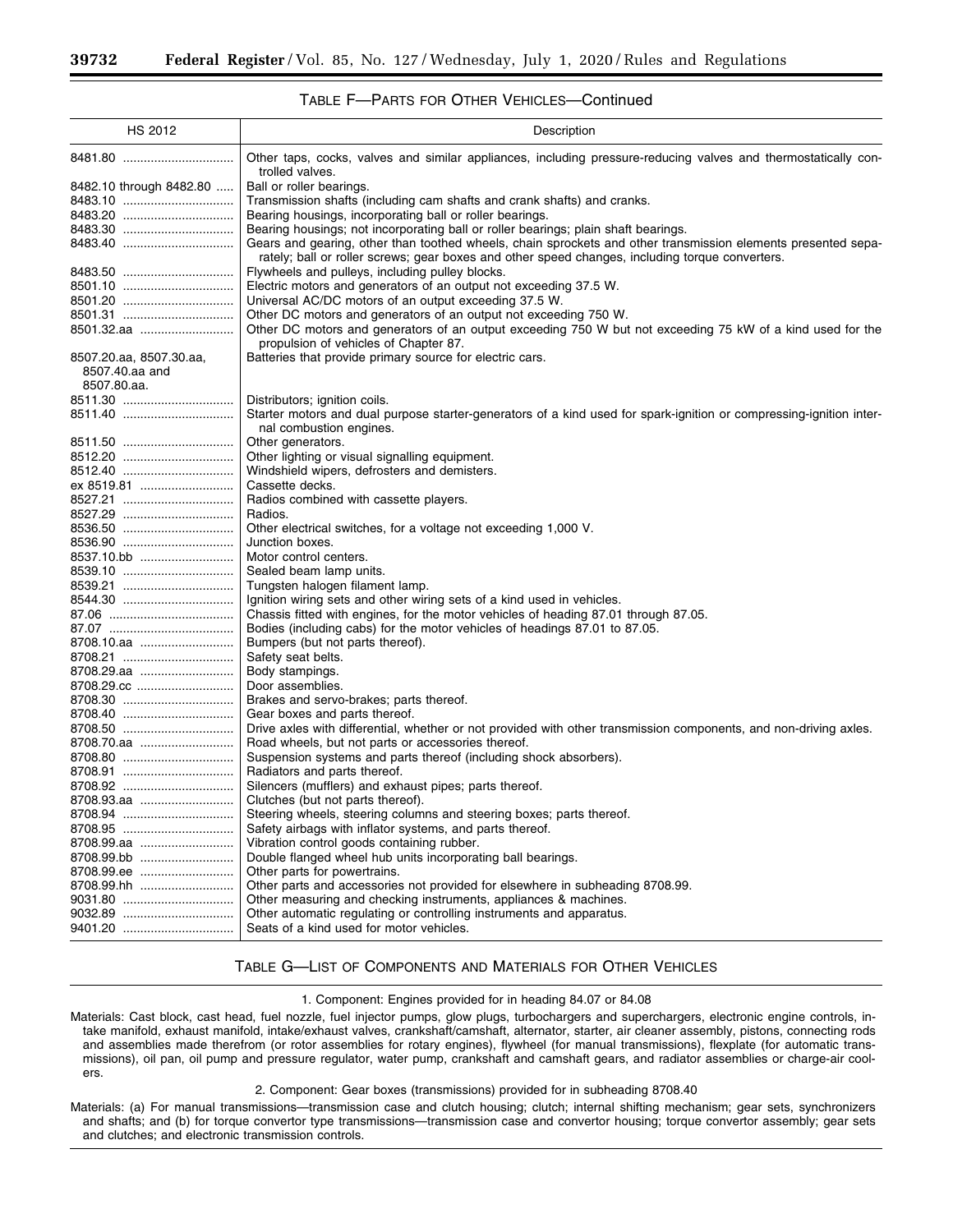## Table F—Parts for Other Vehicles—Continued

| HS 2012 | Description |
|---|---|
| 8481.80 | Other taps, cocks, valves and similar appliances, including pressure-reducing valves and thermostatically controlled valves. |
| 8482.10 through 8482.80 | Ball or roller bearings. |
| 8483.10 | Transmission shafts (including cam shafts and crank shafts) and cranks. |
| 8483.20 | Bearing housings, incorporating ball or roller bearings. |
| 8483.30 | Bearing housings; not incorporating ball or roller bearings; plain shaft bearings. |
| 8483.40 | Gears and gearing, other than toothed wheels, chain sprockets and other transmission elements presented separately; ball or roller screws; gear boxes and other speed changes, including torque converters. |
| 8483.50 | Flywheels and pulleys, including pulley blocks. |
| 8501.10 | Electric motors and generators of an output not exceeding 37.5 W. |
| 8501.20 | Universal AC/DC motors of an output exceeding 37.5 W. |
| 8501.31 | Other DC motors and generators of an output not exceeding 750 W. |
| 8501.32.aa | Other DC motors and generators of an output exceeding 750 W but not exceeding 75 kW of a kind used for the propulsion of vehicles of Chapter 87. |
| 8507.20.aa, 8507.30.aa, 8507.40.aa and 8507.80.aa. | Batteries that provide primary source for electric cars. |
| 8511.30 | Distributors; ignition coils. |
| 8511.40 | Starter motors and dual purpose starter-generators of a kind used for spark-ignition or compressing-ignition internal combustion engines. |
| 8511.50 | Other generators. |
| 8512.20 | Other lighting or visual signalling equipment. |
| 8512.40 | Windshield wipers, defrosters and demisters. |
| ex 8519.81 | Cassette decks. |
| 8527.21 | Radios combined with cassette players. |
| 8527.29 | Radios. |
| 8536.50 | Other electrical switches, for a voltage not exceeding 1,000 V. |
| 8536.90 | Junction boxes. |
| 8537.10.bb | Motor control centers. |
| 8539.10 | Sealed beam lamp units. |
| 8539.21 | Tungsten halogen filament lamp. |
| 8544.30 | Ignition wiring sets and other wiring sets of a kind used in vehicles. |
| 87.06 | Chassis fitted with engines, for the motor vehicles of heading 87.01 through 87.05. |
| 87.07 | Bodies (including cabs) for the motor vehicles of headings 87.01 to 87.05. |
| 8708.10.aa | Bumpers (but not parts thereof). |
| 8708.21 | Safety seat belts. |
| 8708.29.aa | Body stampings. |
| 8708.29.cc | Door assemblies. |
| 8708.30 | Brakes and servo-brakes; parts thereof. |
| 8708.40 | Gear boxes and parts thereof. |
| 8708.50 | Drive axles with differential, whether or not provided with other transmission components, and non-driving axles. |
| 8708.70.aa | Road wheels, but not parts or accessories thereof. |
| 8708.80 | Suspension systems and parts thereof (including shock absorbers). |
| 8708.91 | Radiators and parts thereof. |
| 8708.92 | Silencers (mufflers) and exhaust pipes; parts thereof. |
| 8708.93.aa | Clutches (but not parts thereof). |
| 8708.94 | Steering wheels, steering columns and steering boxes; parts thereof. |
| 8708.95 | Safety airbags with inflator systems, and parts thereof. |
| 8708.99.aa | Vibration control goods containing rubber. |
| 8708.99.bb | Double flanged wheel hub units incorporating ball bearings. |
| 8708.99.ee | Other parts for powertrains. |
| 8708.99.hh | Other parts and accessories not provided for elsewhere in subheading 8708.99. |
| 9031.80 | Other measuring and checking instruments, appliances & machines. |
| 9032.89 | Other automatic regulating or controlling instruments and apparatus. |
| 9401.20 | Seats of a kind used for motor vehicles. |

## Table G—List of Components and Materials for Other Vehicles

1. Component: Engines provided for in heading 84.07 or 84.08

Materials: Cast block, cast head, fuel nozzle, fuel injector pumps, glow plugs, turbochargers and superchargers, electronic engine controls, intake manifold, exhaust manifold, intake/exhaust valves, crankshaft/camshaft, alternator, starter, air cleaner assembly, pistons, connecting rods and assemblies made therefrom (or rotor assemblies for rotary engines), flywheel (for manual transmissions), flexplate (for automatic transmissions), oil pan, oil pump and pressure regulator, water pump, crankshaft and camshaft gears, and radiator assemblies or charge-air coolers.

2. Component: Gear boxes (transmissions) provided for in subheading 8708.40

Materials: (a) For manual transmissions—transmission case and clutch housing; clutch; internal shifting mechanism; gear sets, synchronizers and shafts; and (b) for torque convertor type transmissions—transmission case and convertor housing; torque convertor assembly; gear sets and clutches; and electronic transmission controls.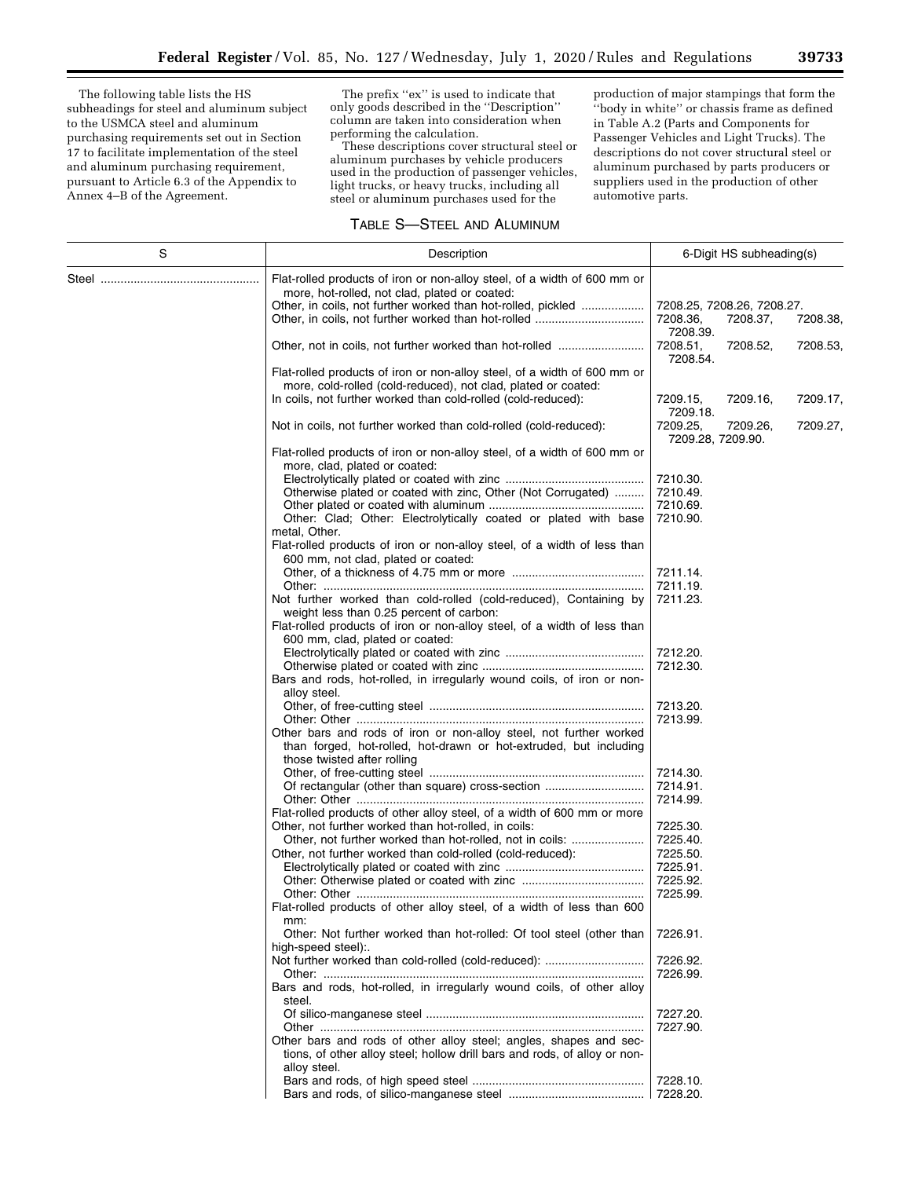The following table lists the HS subheadings for steel and aluminum subject to the USMCA steel and aluminum purchasing requirements set out in Section 17 to facilitate implementation of the steel and aluminum purchasing requirement, pursuant to Article 6.3 of the Appendix to Annex 4–B of the Agreement.

The prefix ''ex'' is used to indicate that only goods described in the ''Description'' column are taken into consideration when performing the calculation.

These descriptions cover structural steel or aluminum purchases by vehicle producers used in the production of passenger vehicles, light trucks, or heavy trucks, including all steel or aluminum purchases used for the production of major stampings that form the ''body in white'' or chassis frame as defined in Table A.2 (Parts and Components for Passenger Vehicles and Light Trucks). The descriptions do not cover structural steel or aluminum purchased by parts producers or suppliers used in the production of other automotive parts.

### TABLE S—STEEL AND ALUMINUM

| S | Description | 6-Digit HS subheading(s) |
|---|---|---|
| Steel | Flat-rolled products of iron or non-alloy steel, of a width of 600 mm or more, hot-rolled, not clad, plated or coated: | |
| | Other, in coils, not further worked than hot-rolled, pickled | 7208.25, 7208.26, 7208.27. |
| | Other, in coils, not further worked than hot-rolled | 7208.36, 7208.37, 7208.38, 7208.39. |
| | Other, not in coils, not further worked than hot-rolled | 7208.51, 7208.52, 7208.53, 7208.54. |
| | Flat-rolled products of iron or non-alloy steel, of a width of 600 mm or more, cold-rolled (cold-reduced), not clad, plated or coated: | |
| | In coils, not further worked than cold-rolled (cold-reduced): | 7209.15, 7209.16, 7209.17, 7209.18. |
| | Not in coils, not further worked than cold-rolled (cold-reduced): | 7209.25, 7209.26, 7209.27, 7209.28, 7209.90. |
| | Flat-rolled products of iron or non-alloy steel, of a width of 600 mm or more, clad, plated or coated: | |
| | Electrolytically plated or coated with zinc | 7210.30. |
| | Otherwise plated or coated with zinc, Other (Not Corrugated) | 7210.49. |
| | Other plated or coated with aluminum | 7210.69. |
| | Other: Clad; Other: Electrolytically coated or plated with base metal, Other. | 7210.90. |
| | Flat-rolled products of iron or non-alloy steel, of a width of less than 600 mm, not clad, plated or coated: | |
| | Other, of a thickness of 4.75 mm or more | 7211.14. |
| | Other: | 7211.19. |
| | Not further worked than cold-rolled (cold-reduced), Containing by weight less than 0.25 percent of carbon: | 7211.23. |
| | Flat-rolled products of iron or non-alloy steel, of a width of less than 600 mm, clad, plated or coated: | |
| | Electrolytically plated or coated with zinc | 7212.20. |
| | Otherwise plated or coated with zinc | 7212.30. |
| | Bars and rods, hot-rolled, in irregularly wound coils, of iron or non-alloy steel. | |
| | Other, of free-cutting steel | 7213.20. |
| | Other: Other | 7213.99. |
| | Other bars and rods of iron or non-alloy steel, not further worked than forged, hot-rolled, hot-drawn or hot-extruded, but including those twisted after rolling | |
| | Other, of free-cutting steel | 7214.30. |
| | Of rectangular (other than square) cross-section | 7214.91. |
| | Other: Other | 7214.99. |
| | Flat-rolled products of other alloy steel, of a width of 600 mm or more | |
| | Other, not further worked than hot-rolled, in coils: | 7225.30. |
| | Other, not further worked than hot-rolled, not in coils: | 7225.40. |
| | Other, not further worked than cold-rolled (cold-reduced): | 7225.50. |
| | Electrolytically plated or coated with zinc | 7225.91. |
| | Other: Otherwise plated or coated with zinc | 7225.92. |
| | Other: Other | 7225.99. |
| | Flat-rolled products of other alloy steel, of a width of less than 600 mm: | |
| | Other: Not further worked than hot-rolled: Of tool steel (other than high-speed steel):. | 7226.91. |
| | Not further worked than cold-rolled (cold-reduced): | 7226.92. |
| | Other: | 7226.99. |
| | Bars and rods, hot-rolled, in irregularly wound coils, of other alloy steel. | |
| | Of silico-manganese steel | 7227.20. |
| | Other | 7227.90. |
| | Other bars and rods of other alloy steel; angles, shapes and sections, of other alloy steel; hollow drill bars and rods, of alloy or non-alloy steel. | |
| | Bars and rods, of high speed steel | 7228.10. |
| | Bars and rods, of silico-manganese steel | 7228.20. |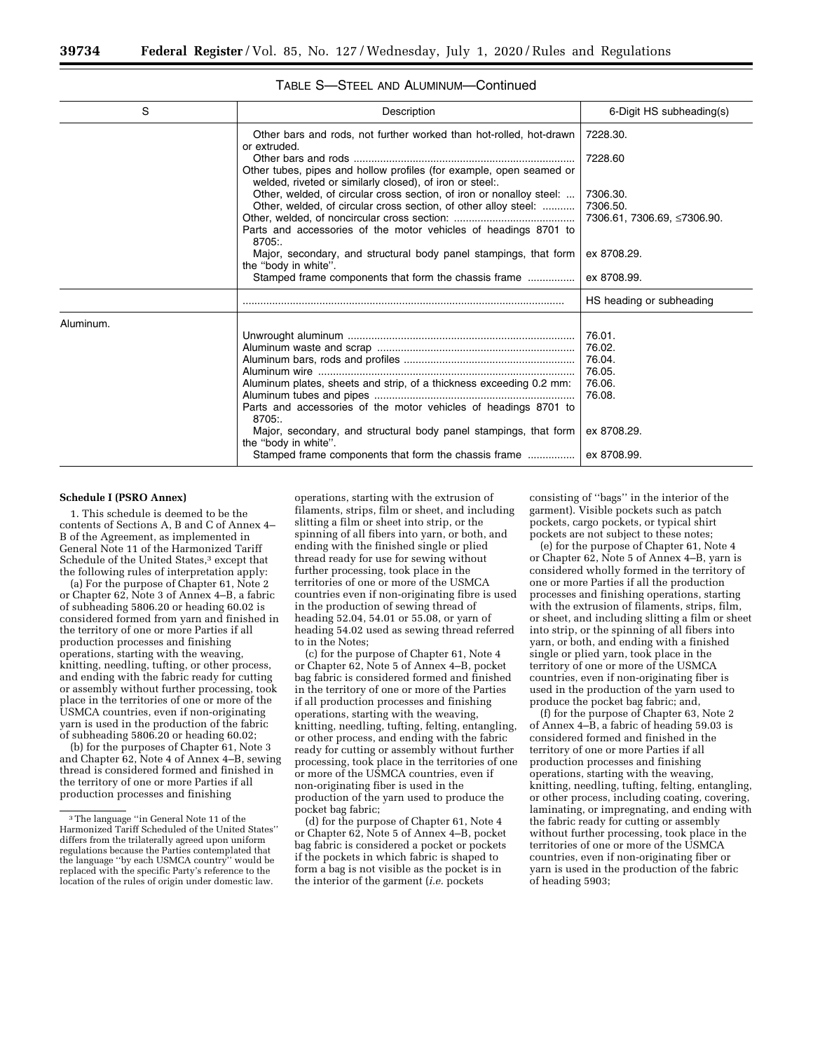TABLE S—STEEL AND ALUMINUM—Continued

| S | Description | 6-Digit HS subheading(s) |
|---|---|---|
| | Other bars and rods, not further worked than hot-rolled, hot-drawn or extruded. | 7228.30. |
| | Other bars and rods | 7228.60 |
| | Other tubes, pipes and hollow profiles (for example, open seamed or welded, riveted or similarly closed), of iron or steel:. | |
| | Other, welded, of circular cross section, of iron or nonalloy steel: | 7306.30. |
| | Other, welded, of circular cross section, of other alloy steel: | 7306.50. |
| | Other, welded, of noncircular cross section: | 7306.61, 7306.69, ≤7306.90. |
| | Parts and accessories of the motor vehicles of headings 8701 to 8705:. | |
| | Major, secondary, and structural body panel stampings, that form the "body in white". | ex 8708.29. |
| | Stamped frame components that form the chassis frame | ex 8708.99. |
| | | HS heading or subheading |
| Aluminum. | | |
| | Unwrought aluminum | 76.01. |
| | Aluminum waste and scrap | 76.02. |
| | Aluminum bars, rods and profiles | 76.04. |
| | Aluminum wire | 76.05. |
| | Aluminum plates, sheets and strip, of a thickness exceeding 0.2 mm: | 76.06. |
| | Aluminum tubes and pipes | 76.08. |
| | Parts and accessories of the motor vehicles of headings 8701 to 8705:. | |
| | Major, secondary, and structural body panel stampings, that form the "body in white". | ex 8708.29. |
| | Stamped frame components that form the chassis frame | ex 8708.99. |

**Schedule I (PSRO Annex)**

1. This schedule is deemed to be the contents of Sections A, B and C of Annex 4–B of the Agreement, as implemented in General Note 11 of the Harmonized Tariff Schedule of the United States,[3] except that the following rules of interpretation apply:

(a) For the purpose of Chapter 61, Note 2 or Chapter 62, Note 3 of Annex 4–B, a fabric of subheading 5806.20 or heading 60.02 is considered formed from yarn and finished in the territory of one or more Parties if all production processes and finishing operations, starting with the weaving, knitting, needling, tufting, or other process, and ending with the fabric ready for cutting or assembly without further processing, took place in the territories of one or more of the USMCA countries, even if non-originating yarn is used in the production of the fabric of subheading 5806.20 or heading 60.02;

(b) for the purposes of Chapter 61, Note 3 and Chapter 62, Note 4 of Annex 4–B, sewing thread is considered formed and finished in the territory of one or more Parties if all production processes and finishing operations, starting with the extrusion of filaments, strips, film or sheet, and including slitting a film or sheet into strip, or the spinning of all fibers into yarn, or both, and ending with the finished single or plied thread ready for use for sewing without further processing, took place in the territories of one or more of the USMCA countries even if non-originating fibre is used in the production of sewing thread of heading 52.04, 54.01 or 55.08, or yarn of heading 54.02 used as sewing thread referred to in the Notes;

(c) for the purpose of Chapter 61, Note 4 or Chapter 62, Note 5 of Annex 4–B, pocket bag fabric is considered formed and finished in the territory of one or more of the Parties if all production processes and finishing operations, starting with the weaving, knitting, needling, tufting, felting, entangling, or other process, and ending with the fabric ready for cutting or assembly without further processing, took place in the territories of one or more of the USMCA countries, even if non-originating fiber is used in the production of the yarn used to produce the pocket bag fabric;

(d) for the purpose of Chapter 61, Note 4 or Chapter 62, Note 5 of Annex 4–B, pocket bag fabric is considered a pocket or pockets if the pockets in which fabric is shaped to form a bag is not visible as the pocket is in the interior of the garment (*i.e.* pockets consisting of "bags" in the interior of the garment). Visible pockets such as patch pockets, cargo pockets, or typical shirt pockets are not subject to these notes;

(e) for the purpose of Chapter 61, Note 4 or Chapter 62, Note 5 of Annex 4–B, yarn is considered wholly formed in the territory of one or more Parties if all the production processes and finishing operations, starting with the extrusion of filaments, strips, film, or sheet, and including slitting a film or sheet into strip, or the spinning of all fibers into yarn, or both, and ending with a finished single or plied yarn, took place in the territory of one or more of the USMCA countries, even if non-originating fiber is used in the production of the yarn used to produce the pocket bag fabric; and,

(f) for the purpose of Chapter 63, Note 2 of Annex 4–B, a fabric of heading 59.03 is considered formed and finished in the territory of one or more Parties if all production processes and finishing operations, starting with the weaving, knitting, needling, tufting, felting, entangling, or other process, including coating, covering, laminating, or impregnating, and ending with the fabric ready for cutting or assembly without further processing, took place in the territories of one or more of the USMCA countries, even if non-originating fiber or yarn is used in the production of the fabric of heading 5903;

[3] The language "in General Note 11 of the Harmonized Tariff Scheduled of the United States" differs from the trilaterally agreed upon uniform regulations because the Parties contemplated that the language "by each USMCA country" would be replaced with the specific Party's reference to the location of the rules of origin under domestic law.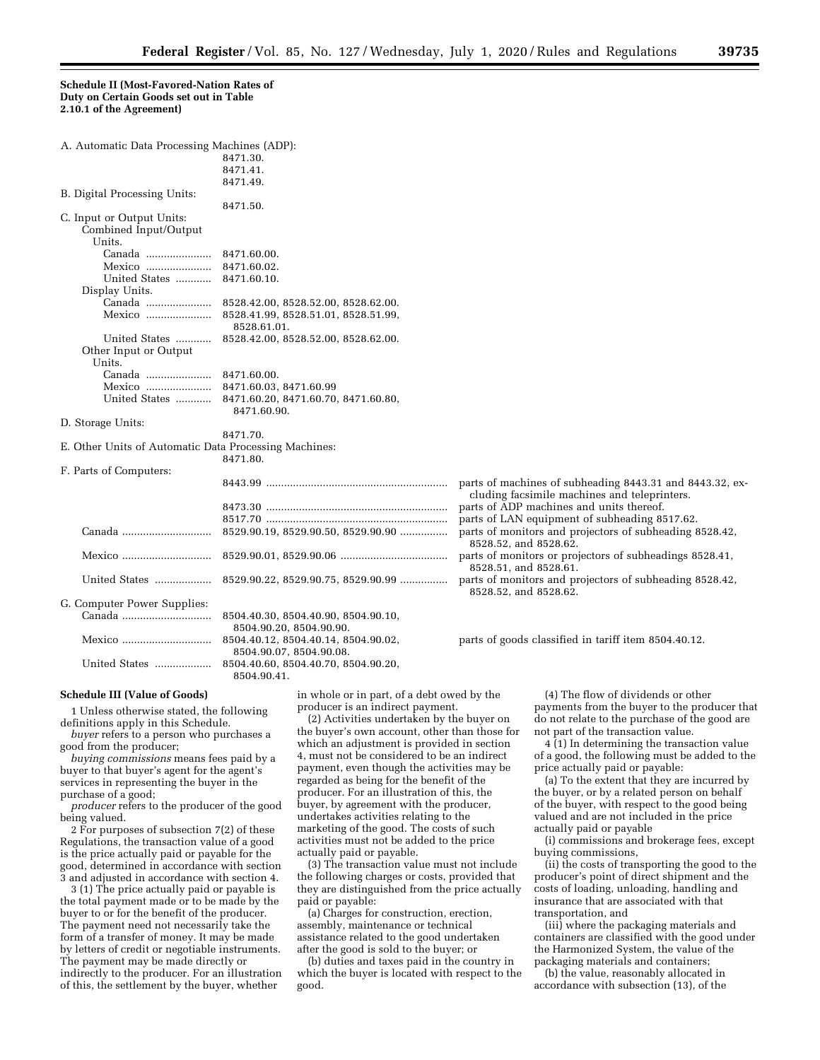**Schedule II (Most-Favored-Nation Rates of Duty on Certain Goods set out in Table 2.10.1 of the Agreement)**

| | | |
|---|---|---|
| A. Automatic Data Processing Machines (ADP): | | |
| | 8471.30. | |
| | 8471.41. | |
| | 8471.49. | |
| B. Digital Processing Units: | | |
| | 8471.50. | |
| C. Input or Output Units: | | |
| Combined Input/Output Units. | | |
| Canada | 8471.60.00. | |
| Mexico | 8471.60.02. | |
| United States | 8471.60.10. | |
| Display Units. | | |
| Canada | 8528.42.00, 8528.52.00, 8528.62.00. | |
| Mexico | 8528.41.99, 8528.51.01, 8528.51.99, 8528.61.01. | |
| United States | 8528.42.00, 8528.52.00, 8528.62.00. | |
| Other Input or Output Units. | | |
| Canada | 8471.60.00. | |
| Mexico | 8471.60.03, 8471.60.99 | |
| United States | 8471.60.20, 8471.60.70, 8471.60.80, 8471.60.90. | |
| D. Storage Units: | | |
| | 8471.70. | |
| E. Other Units of Automatic Data Processing Machines: | | |
| | 8471.80. | |
| F. Parts of Computers: | | |
| | 8443.99 | parts of machines of subheading 8443.31 and 8443.32, excluding facsimile machines and teleprinters. |
| | 8473.30 | parts of ADP machines and units thereof. |
| | 8517.70 | parts of LAN equipment of subheading 8517.62. |
| Canada | 8529.90.19, 8529.90.50, 8529.90.90 | parts of monitors and projectors of subheading 8528.42, 8528.52, and 8528.62. |
| Mexico | 8529.90.01, 8529.90.06 | parts of monitors or projectors of subheadings 8528.41, 8528.51, and 8528.61. |
| United States | 8529.90.22, 8529.90.75, 8529.90.99 | parts of monitors and projectors of subheading 8528.42, 8528.52, and 8528.62. |
| G. Computer Power Supplies: | | |
| Canada | 8504.40.30, 8504.40.90, 8504.90.10, 8504.90.20, 8504.90.90. | |
| Mexico | 8504.40.12, 8504.40.14, 8504.90.02, 8504.90.07, 8504.90.08. | parts of goods classified in tariff item 8504.40.12. |
| United States | 8504.40.60, 8504.40.70, 8504.90.20, 8504.90.41. | |

**Schedule III (Value of Goods)**

1 Unless otherwise stated, the following definitions apply in this Schedule.

*buyer* refers to a person who purchases a good from the producer;

*buying commissions* means fees paid by a buyer to that buyer's agent for the agent's services in representing the buyer in the purchase of a good;

*producer* refers to the producer of the good being valued.

2 For purposes of subsection 7(2) of these Regulations, the transaction value of a good is the price actually paid or payable for the good, determined in accordance with section 3 and adjusted in accordance with section 4.

3 (1) The price actually paid or payable is the total payment made or to be made by the buyer to or for the benefit of the producer. The payment need not necessarily take the form of a transfer of money. It may be made by letters of credit or negotiable instruments. The payment may be made directly or indirectly to the producer. For an illustration of this, the settlement by the buyer, whether in whole or in part, of a debt owed by the producer is an indirect payment.

(2) Activities undertaken by the buyer on the buyer's own account, other than those for which an adjustment is provided in section 4, must not be considered to be an indirect payment, even though the activities may be regarded as being for the benefit of the producer. For an illustration of this, the buyer, by agreement with the producer, undertakes activities relating to the marketing of the good. The costs of such activities must not be added to the price actually paid or payable.

(3) The transaction value must not include the following charges or costs, provided that they are distinguished from the price actually paid or payable:

(a) Charges for construction, erection, assembly, maintenance or technical assistance related to the good undertaken after the good is sold to the buyer; or

(b) duties and taxes paid in the country in which the buyer is located with respect to the good.

(4) The flow of dividends or other payments from the buyer to the producer that do not relate to the purchase of the good are not part of the transaction value.

4 (1) In determining the transaction value of a good, the following must be added to the price actually paid or payable:

(a) To the extent that they are incurred by the buyer, or by a related person on behalf of the buyer, with respect to the good being valued and are not included in the price actually paid or payable

(i) commissions and brokerage fees, except buying commissions,

(ii) the costs of transporting the good to the producer's point of direct shipment and the costs of loading, unloading, handling and insurance that are associated with that transportation, and

(iii) where the packaging materials and containers are classified with the good under the Harmonized System, the value of the packaging materials and containers;

(b) the value, reasonably allocated in accordance with subsection (13), of the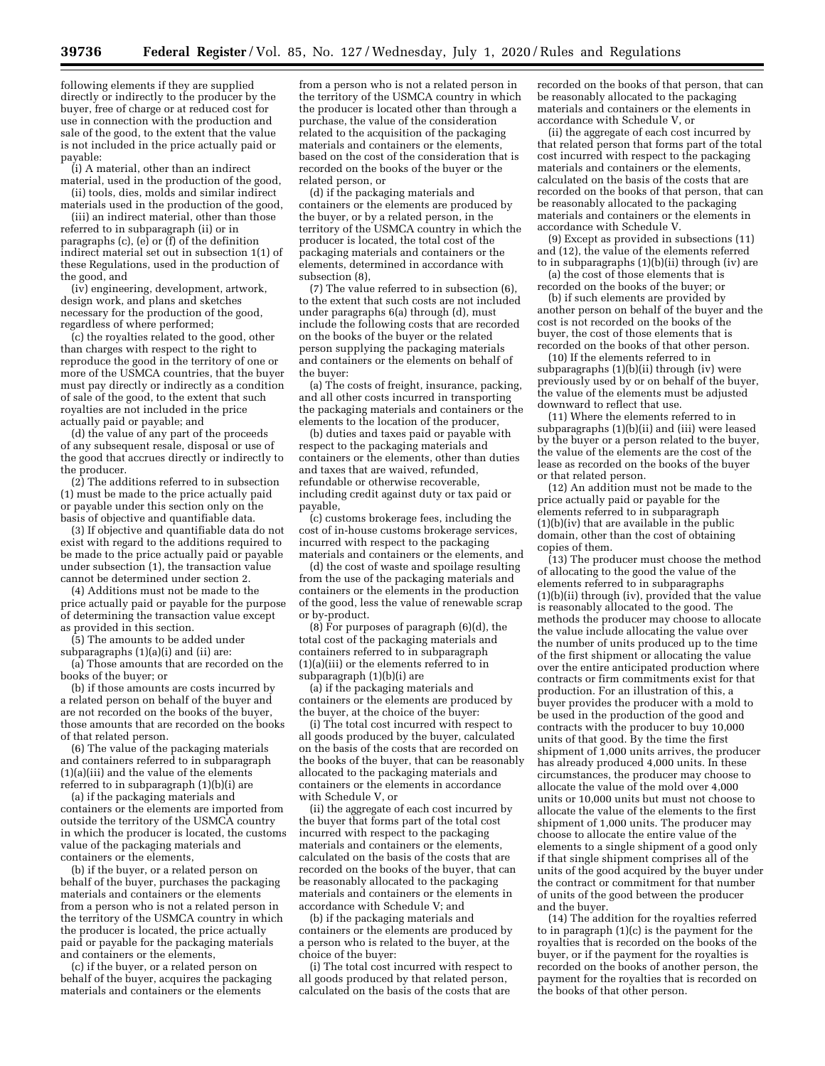following elements if they are supplied directly or indirectly to the producer by the buyer, free of charge or at reduced cost for use in connection with the production and sale of the good, to the extent that the value is not included in the price actually paid or payable:

(i) A material, other than an indirect material, used in the production of the good,

(ii) tools, dies, molds and similar indirect materials used in the production of the good,

(iii) an indirect material, other than those referred to in subparagraph (ii) or in paragraphs (c), (e) or (f) of the definition indirect material set out in subsection 1(1) of these Regulations, used in the production of the good, and

(iv) engineering, development, artwork, design work, and plans and sketches necessary for the production of the good, regardless of where performed;

(c) the royalties related to the good, other than charges with respect to the right to reproduce the good in the territory of one or more of the USMCA countries, that the buyer must pay directly or indirectly as a condition of sale of the good, to the extent that such royalties are not included in the price actually paid or payable; and

(d) the value of any part of the proceeds of any subsequent resale, disposal or use of the good that accrues directly or indirectly to the producer.

(2) The additions referred to in subsection (1) must be made to the price actually paid or payable under this section only on the basis of objective and quantifiable data.

(3) If objective and quantifiable data do not exist with regard to the additions required to be made to the price actually paid or payable under subsection (1), the transaction value cannot be determined under section 2.

(4) Additions must not be made to the price actually paid or payable for the purpose of determining the transaction value except as provided in this section.

(5) The amounts to be added under subparagraphs (1)(a)(i) and (ii) are:

(a) Those amounts that are recorded on the books of the buyer; or

(b) if those amounts are costs incurred by a related person on behalf of the buyer and are not recorded on the books of the buyer, those amounts that are recorded on the books of that related person.

(6) The value of the packaging materials and containers referred to in subparagraph (1)(a)(iii) and the value of the elements referred to in subparagraph (1)(b)(i) are

(a) if the packaging materials and containers or the elements are imported from outside the territory of the USMCA country in which the producer is located, the customs value of the packaging materials and containers or the elements,

(b) if the buyer, or a related person on behalf of the buyer, purchases the packaging materials and containers or the elements from a person who is not a related person in the territory of the USMCA country in which the producer is located, the price actually paid or payable for the packaging materials and containers or the elements,

(c) if the buyer, or a related person on behalf of the buyer, acquires the packaging materials and containers or the elements from a person who is not a related person in the territory of the USMCA country in which the producer is located other than through a purchase, the value of the consideration related to the acquisition of the packaging materials and containers or the elements, based on the cost of the consideration that is recorded on the books of the buyer or the related person, or

(d) if the packaging materials and containers or the elements are produced by the buyer, or by a related person, in the territory of the USMCA country in which the producer is located, the total cost of the packaging materials and containers or the elements, determined in accordance with subsection (8),

(7) The value referred to in subsection (6), to the extent that such costs are not included under paragraphs 6(a) through (d), must include the following costs that are recorded on the books of the buyer or the related person supplying the packaging materials and containers or the elements on behalf of the buyer:

(a) The costs of freight, insurance, packing, and all other costs incurred in transporting the packaging materials and containers or the elements to the location of the producer,

(b) duties and taxes paid or payable with respect to the packaging materials and containers or the elements, other than duties and taxes that are waived, refunded, refundable or otherwise recoverable, including credit against duty or tax paid or payable,

(c) customs brokerage fees, including the cost of in-house customs brokerage services, incurred with respect to the packaging materials and containers or the elements, and

(d) the cost of waste and spoilage resulting from the use of the packaging materials and containers or the elements in the production of the good, less the value of renewable scrap or by-product.

(8) For purposes of paragraph (6)(d), the total cost of the packaging materials and containers referred to in subparagraph (1)(a)(iii) or the elements referred to in subparagraph (1)(b)(i) are

(a) if the packaging materials and containers or the elements are produced by the buyer, at the choice of the buyer:

(i) The total cost incurred with respect to all goods produced by the buyer, calculated on the basis of the costs that are recorded on the books of the buyer, that can be reasonably allocated to the packaging materials and containers or the elements in accordance with Schedule V, or

(ii) the aggregate of each cost incurred by the buyer that forms part of the total cost incurred with respect to the packaging materials and containers or the elements, calculated on the basis of the costs that are recorded on the books of the buyer, that can be reasonably allocated to the packaging materials and containers or the elements in accordance with Schedule V; and

(b) if the packaging materials and containers or the elements are produced by a person who is related to the buyer, at the choice of the buyer:

(i) The total cost incurred with respect to all goods produced by that related person, calculated on the basis of the costs that are recorded on the books of that person, that can be reasonably allocated to the packaging materials and containers or the elements in accordance with Schedule V, or

(ii) the aggregate of each cost incurred by that related person that forms part of the total cost incurred with respect to the packaging materials and containers or the elements, calculated on the basis of the costs that are recorded on the books of that person, that can be reasonably allocated to the packaging materials and containers or the elements in accordance with Schedule V.

(9) Except as provided in subsections (11) and (12), the value of the elements referred to in subparagraphs (1)(b)(ii) through (iv) are

(a) the cost of those elements that is recorded on the books of the buyer; or

(b) if such elements are provided by another person on behalf of the buyer and the cost is not recorded on the books of the buyer, the cost of those elements that is recorded on the books of that other person.

(10) If the elements referred to in subparagraphs (1)(b)(ii) through (iv) were previously used by or on behalf of the buyer, the value of the elements must be adjusted downward to reflect that use.

(11) Where the elements referred to in subparagraphs (1)(b)(ii) and (iii) were leased by the buyer or a person related to the buyer, the value of the elements are the cost of the lease as recorded on the books of the buyer or that related person.

(12) An addition must not be made to the price actually paid or payable for the elements referred to in subparagraph (1)(b)(iv) that are available in the public domain, other than the cost of obtaining copies of them.

(13) The producer must choose the method of allocating to the good the value of the elements referred to in subparagraphs (1)(b)(ii) through (iv), provided that the value is reasonably allocated to the good. The methods the producer may choose to allocate the value include allocating the value over the number of units produced up to the time of the first shipment or allocating the value over the entire anticipated production where contracts or firm commitments exist for that production. For an illustration of this, a buyer provides the producer with a mold to be used in the production of the good and contracts with the producer to buy 10,000 units of that good. By the time the first shipment of 1,000 units arrives, the producer has already produced 4,000 units. In these circumstances, the producer may choose to allocate the value of the mold over 4,000 units or 10,000 units but must not choose to allocate the value of the elements to the first shipment of 1,000 units. The producer may choose to allocate the entire value of the elements to a single shipment of a good only if that single shipment comprises all of the units of the good acquired by the buyer under the contract or commitment for that number of units of the good between the producer and the buyer.

(14) The addition for the royalties referred to in paragraph (1)(c) is the payment for the royalties that is recorded on the books of the buyer, or if the payment for the royalties is recorded on the books of another person, the payment for the royalties that is recorded on the books of that other person.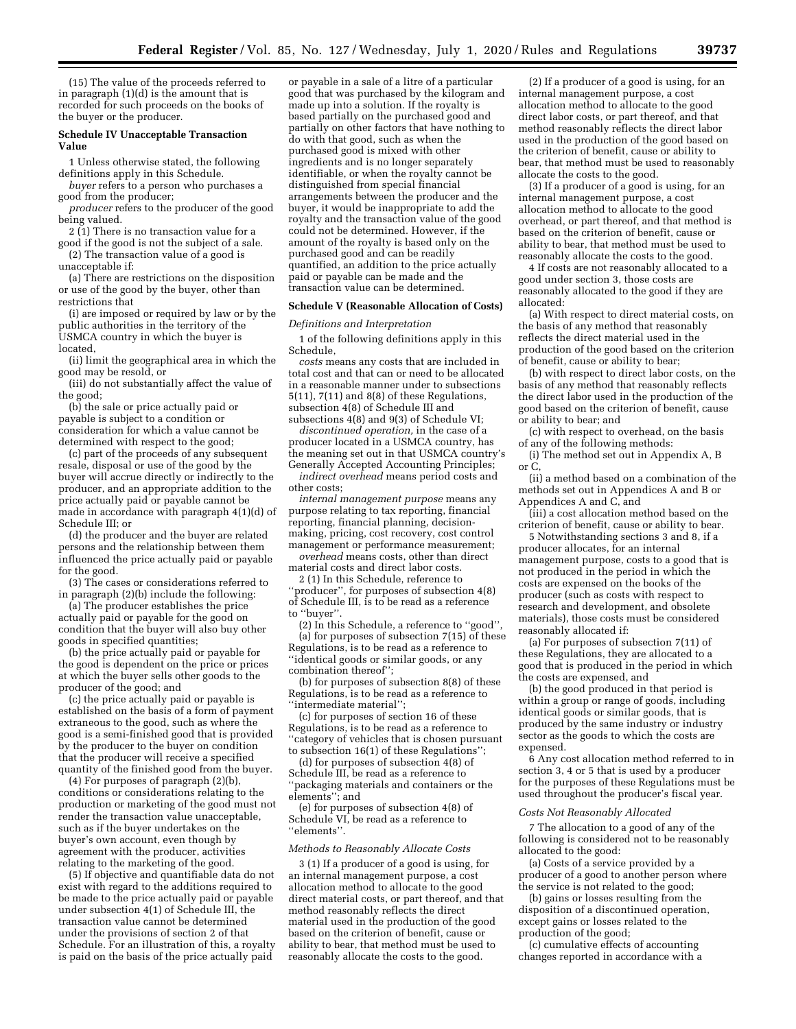(15) The value of the proceeds referred to in paragraph (1)(d) is the amount that is recorded for such proceeds on the books of the buyer or the producer.

**Schedule IV Unacceptable Transaction Value**

1 Unless otherwise stated, the following definitions apply in this Schedule.

*buyer* refers to a person who purchases a good from the producer;

*producer* refers to the producer of the good being valued.

2 (1) There is no transaction value for a good if the good is not the subject of a sale.

(2) The transaction value of a good is unacceptable if:

(a) There are restrictions on the disposition or use of the good by the buyer, other than restrictions that

(i) are imposed or required by law or by the public authorities in the territory of the USMCA country in which the buyer is located,

(ii) limit the geographical area in which the good may be resold, or

(iii) do not substantially affect the value of the good;

(b) the sale or price actually paid or payable is subject to a condition or consideration for which a value cannot be determined with respect to the good;

(c) part of the proceeds of any subsequent resale, disposal or use of the good by the buyer will accrue directly or indirectly to the producer, and an appropriate addition to the price actually paid or payable cannot be made in accordance with paragraph 4(1)(d) of Schedule III; or

(d) the producer and the buyer are related persons and the relationship between them influenced the price actually paid or payable for the good.

(3) The cases or considerations referred to in paragraph (2)(b) include the following:

(a) The producer establishes the price actually paid or payable for the good on condition that the buyer will also buy other goods in specified quantities;

(b) the price actually paid or payable for the good is dependent on the price or prices at which the buyer sells other goods to the producer of the good; and

(c) the price actually paid or payable is established on the basis of a form of payment extraneous to the good, such as where the good is a semi-finished good that is provided by the producer to the buyer on condition that the producer will receive a specified quantity of the finished good from the buyer.

(4) For purposes of paragraph (2)(b), conditions or considerations relating to the production or marketing of the good must not render the transaction value unacceptable, such as if the buyer undertakes on the buyer's own account, even though by agreement with the producer, activities relating to the marketing of the good.

(5) If objective and quantifiable data do not exist with regard to the additions required to be made to the price actually paid or payable under subsection 4(1) of Schedule III, the transaction value cannot be determined under the provisions of section 2 of that Schedule. For an illustration of this, a royalty is paid on the basis of the price actually paid or payable in a sale of a litre of a particular good that was purchased by the kilogram and made up into a solution. If the royalty is based partially on the purchased good and partially on other factors that have nothing to do with that good, such as when the purchased good is mixed with other ingredients and is no longer separately identifiable, or when the royalty cannot be distinguished from special financial arrangements between the producer and the buyer, it would be inappropriate to add the royalty and the transaction value of the good could not be determined. However, if the amount of the royalty is based only on the purchased good and can be readily quantified, an addition to the price actually paid or payable can be made and the transaction value can be determined.

**Schedule V (Reasonable Allocation of Costs)**

*Definitions and Interpretation*

1 of the following definitions apply in this Schedule,

*costs* means any costs that are included in total cost and that can or need to be allocated in a reasonable manner under to subsections 5(11), 7(11) and 8(8) of these Regulations, subsection 4(8) of Schedule III and subsections 4(8) and 9(3) of Schedule VI;

*discontinued operation,* in the case of a producer located in a USMCA country, has the meaning set out in that USMCA country's Generally Accepted Accounting Principles;

*indirect overhead* means period costs and other costs;

*internal management purpose* means any purpose relating to tax reporting, financial reporting, financial planning, decision-making, pricing, cost recovery, cost control management or performance measurement;

*overhead* means costs, other than direct material costs and direct labor costs.

2 (1) In this Schedule, reference to "producer", for purposes of subsection 4(8) of Schedule III, is to be read as a reference to "buyer".

(2) In this Schedule, a reference to "good",

(a) for purposes of subsection 7(15) of these Regulations, is to be read as a reference to "identical goods or similar goods, or any combination thereof";

(b) for purposes of subsection 8(8) of these Regulations, is to be read as a reference to "intermediate material";

(c) for purposes of section 16 of these Regulations, is to be read as a reference to "category of vehicles that is chosen pursuant to subsection 16(1) of these Regulations";

(d) for purposes of subsection 4(8) of Schedule III, be read as a reference to "packaging materials and containers or the elements"; and

(e) for purposes of subsection 4(8) of Schedule VI, be read as a reference to "elements".

*Methods to Reasonably Allocate Costs*

3 (1) If a producer of a good is using, for an internal management purpose, a cost allocation method to allocate to the good direct material costs, or part thereof, and that method reasonably reflects the direct material used in the production of the good based on the criterion of benefit, cause or ability to bear, that method must be used to reasonably allocate the costs to the good.

(2) If a producer of a good is using, for an internal management purpose, a cost allocation method to allocate to the good direct labor costs, or part thereof, and that method reasonably reflects the direct labor used in the production of the good based on the criterion of benefit, cause or ability to bear, that method must be used to reasonably allocate the costs to the good.

(3) If a producer of a good is using, for an internal management purpose, a cost allocation method to allocate to the good overhead, or part thereof, and that method is based on the criterion of benefit, cause or ability to bear, that method must be used to reasonably allocate the costs to the good.

4 If costs are not reasonably allocated to a good under section 3, those costs are reasonably allocated to the good if they are allocated:

(a) With respect to direct material costs, on the basis of any method that reasonably reflects the direct material used in the production of the good based on the criterion of benefit, cause or ability to bear;

(b) with respect to direct labor costs, on the basis of any method that reasonably reflects the direct labor used in the production of the good based on the criterion of benefit, cause or ability to bear; and

(c) with respect to overhead, on the basis of any of the following methods:

(i) The method set out in Appendix A, B or C,

(ii) a method based on a combination of the methods set out in Appendices A and B or Appendices A and C, and

(iii) a cost allocation method based on the criterion of benefit, cause or ability to bear.

5 Notwithstanding sections 3 and 8, if a producer allocates, for an internal management purpose, costs to a good that is not produced in the period in which the costs are expensed on the books of the producer (such as costs with respect to research and development, and obsolete materials), those costs must be considered reasonably allocated if:

(a) For purposes of subsection 7(11) of these Regulations, they are allocated to a good that is produced in the period in which the costs are expensed, and

(b) the good produced in that period is within a group or range of goods, including identical goods or similar goods, that is produced by the same industry or industry sector as the goods to which the costs are expensed.

6 Any cost allocation method referred to in section 3, 4 or 5 that is used by a producer for the purposes of these Regulations must be used throughout the producer's fiscal year.

*Costs Not Reasonably Allocated*

7 The allocation to a good of any of the following is considered not to be reasonably allocated to the good:

(a) Costs of a service provided by a producer of a good to another person where the service is not related to the good;

(b) gains or losses resulting from the disposition of a discontinued operation, except gains or losses related to the production of the good;

(c) cumulative effects of accounting changes reported in accordance with a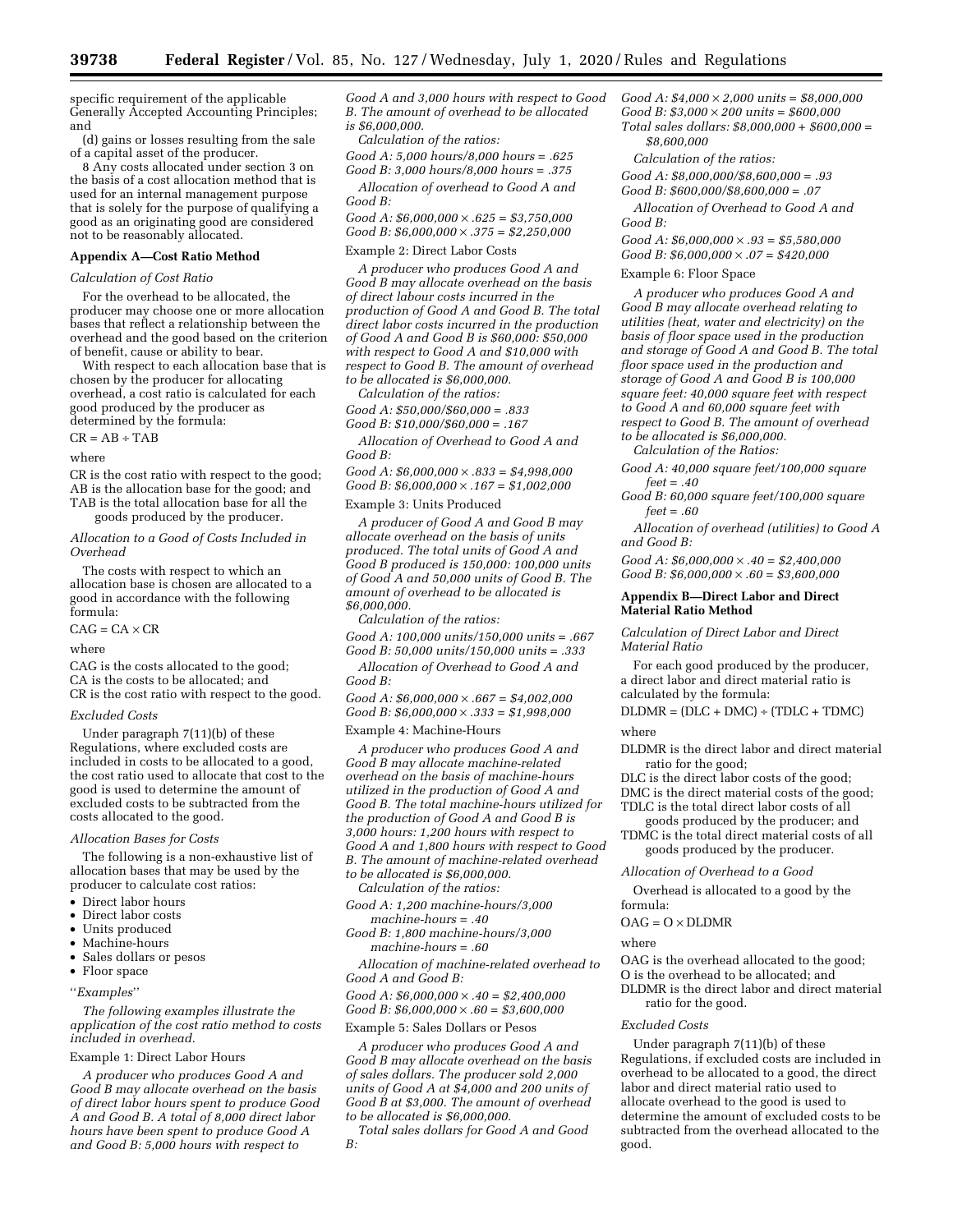specific requirement of the applicable Generally Accepted Accounting Principles; and

(d) gains or losses resulting from the sale of a capital asset of the producer.

8 Any costs allocated under section 3 on the basis of a cost allocation method that is used for an internal management purpose that is solely for the purpose of qualifying a good as an originating good are considered not to be reasonably allocated.

## Appendix A—Cost Ratio Method

*Calculation of Cost Ratio*

For the overhead to be allocated, the producer may choose one or more allocation bases that reflect a relationship between the overhead and the good based on the criterion of benefit, cause or ability to bear.

With respect to each allocation base that is chosen by the producer for allocating overhead, a cost ratio is calculated for each good produced by the producer as determined by the formula:

$CR = AB \div TAB$

where

CR is the cost ratio with respect to the good;
AB is the allocation base for the good; and
TAB is the total allocation base for all the goods produced by the producer.

*Allocation to a Good of Costs Included in Overhead*

The costs with respect to which an allocation base is chosen are allocated to a good in accordance with the following formula:

$CAG = CA \times CR$

where

CAG is the costs allocated to the good;
CA is the costs to be allocated; and
CR is the cost ratio with respect to the good.

*Excluded Costs*

Under paragraph 7(11)(b) of these Regulations, where excluded costs are included in costs to be allocated to a good, the cost ratio used to allocate that cost to the good is used to determine the amount of excluded costs to be subtracted from the costs allocated to the good.

*Allocation Bases for Costs*

The following is a non-exhaustive list of allocation bases that may be used by the producer to calculate cost ratios:

- Direct labor hours
- Direct labor costs
- Units produced
- Machine-hours
- Sales dollars or pesos
- Floor space

''*Examples*''

*The following examples illustrate the application of the cost ratio method to costs included in overhead.*

Example 1: Direct Labor Hours

*A producer who produces Good A and Good B may allocate overhead on the basis of direct labor hours spent to produce Good A and Good B. A total of 8,000 direct labor hours have been spent to produce Good A and Good B: 5,000 hours with respect to Good A and 3,000 hours with respect to Good B. The amount of overhead to be allocated is $6,000,000.*

*Calculation of the ratios:*

*Good A: 5,000 hours/8,000 hours = .625*
*Good B: 3,000 hours/8,000 hours = .375*

*Allocation of overhead to Good A and Good B:*

*Good A: $6,000,000 × .625 = $3,750,000*
*Good B: $6,000,000 × .375 = $2,250,000*

Example 2: Direct Labor Costs

*A producer who produces Good A and Good B may allocate overhead on the basis of direct labour costs incurred in the production of Good A and Good B. The total direct labor costs incurred in the production of Good A and Good B is $60,000: $50,000 with respect to Good A and $10,000 with respect to Good B. The amount of overhead to be allocated is $6,000,000.*

*Calculation of the ratios:*

*Good A: $50,000/$60,000 = .833*
*Good B: $10,000/$60,000 = .167*

*Allocation of Overhead to Good A and Good B:*

*Good A: $6,000,000 × .833 = $4,998,000*
*Good B: $6,000,000 × .167 = $1,002,000*

Example 3: Units Produced

*A producer of Good A and Good B may allocate overhead on the basis of units produced. The total units of Good A and Good B produced is 150,000: 100,000 units of Good A and 50,000 units of Good B. The amount of overhead to be allocated is $6,000,000.*

*Calculation of the ratios:*

*Good A: 100,000 units/150,000 units = .667*
*Good B: 50,000 units/150,000 units = .333*

*Allocation of Overhead to Good A and Good B:*

*Good A: $6,000,000 × .667 = $4,002,000*
*Good B: $6,000,000 × .333 = $1,998,000*

Example 4: Machine-Hours

*A producer who produces Good A and Good B may allocate machine-related overhead on the basis of machine-hours utilized in the production of Good A and Good B. The total machine-hours utilized for the production of Good A and Good B is 3,000 hours: 1,200 hours with respect to Good A and 1,800 hours with respect to Good B. The amount of machine-related overhead to be allocated is $6,000,000.*

*Calculation of the ratios:*

*Good A: 1,200 machine-hours/3,000 machine-hours = .40*
*Good B: 1,800 machine-hours/3,000 machine-hours = .60*

*Allocation of machine-related overhead to Good A and Good B:*

*Good A: $6,000,000 × .40 = $2,400,000*
*Good B: $6,000,000 × .60 = $3,600,000*

Example 5: Sales Dollars or Pesos

*A producer who produces Good A and Good B may allocate overhead on the basis of sales dollars. The producer sold 2,000 units of Good A at $4,000 and 200 units of Good B at $3,000. The amount of overhead to be allocated is $6,000,000.*

*Total sales dollars for Good A and Good B:*

*Good A: $4,000 × 2,000 units = $8,000,000*
*Good B: $3,000 × 200 units = $600,000*
*Total sales dollars: $8,000,000 + $600,000 = $8,600,000*

*Calculation of the ratios:*

*Good A: $8,000,000/$8,600,000 = .93*
*Good B: $600,000/$8,600,000 = .07*

*Allocation of Overhead to Good A and Good B:*

*Good A: $6,000,000 × .93 = $5,580,000*
*Good B: $6,000,000 × .07 = $420,000*

Example 6: Floor Space

*A producer who produces Good A and Good B may allocate overhead relating to utilities (heat, water and electricity) on the basis of floor space used in the production and storage of Good A and Good B. The total floor space used in the production and storage of Good A and Good B is 100,000 square feet: 40,000 square feet with respect to Good A and 60,000 square feet with respect to Good B. The amount of overhead to be allocated is $6,000,000.*

*Calculation of the Ratios:*

*Good A: 40,000 square feet/100,000 square feet = .40*
*Good B: 60,000 square feet/100,000 square feet = .60*

*Allocation of overhead (utilities) to Good A and Good B:*

*Good A: $6,000,000 × .40 = $2,400,000*
*Good B: $6,000,000 × .60 = $3,600,000*

## Appendix B—Direct Labor and Direct Material Ratio Method

*Calculation of Direct Labor and Direct Material Ratio*

For each good produced by the producer, a direct labor and direct material ratio is calculated by the formula:

$DLDMR = (DLC + DMC) \div (TDLC + TDMC)$

where

DLDMR is the direct labor and direct material ratio for the good;
DLC is the direct labor costs of the good;
DMC is the direct material costs of the good;
TDLC is the total direct labor costs of all goods produced by the producer; and
TDMC is the total direct material costs of all goods produced by the producer.

*Allocation of Overhead to a Good*

Overhead is allocated to a good by the formula:

$OAG = O \times DLDMR$

where

OAG is the overhead allocated to the good;
O is the overhead to be allocated; and
DLDMR is the direct labor and direct material ratio for the good.

*Excluded Costs*

Under paragraph 7(11)(b) of these Regulations, if excluded costs are included in overhead to be allocated to a good, the direct labor and direct material ratio used to allocate overhead to the good is used to determine the amount of excluded costs to be subtracted from the overhead allocated to the good.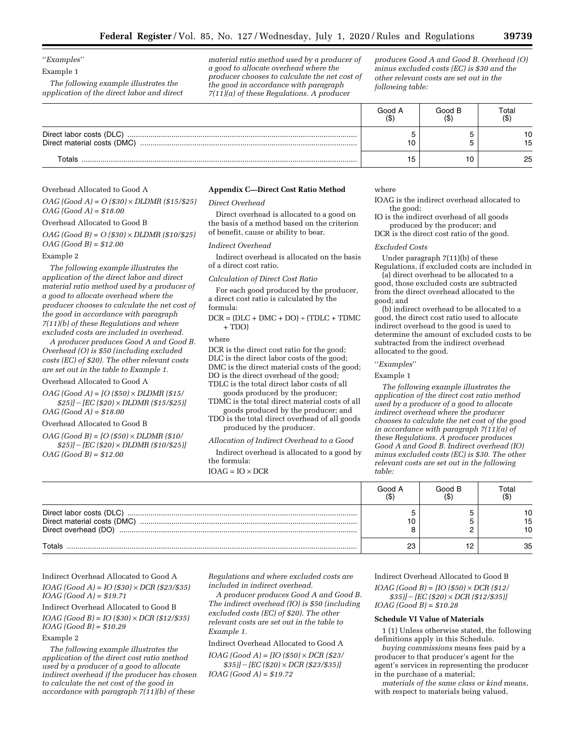"*Examples*"

Example 1

*The following example illustrates the application of the direct labor and direct material ratio method used by a producer of a good to allocate overhead where the producer chooses to calculate the net cost of the good in accordance with paragraph 7(11)(a) of these Regulations. A producer produces Good A and Good B. Overhead (O) minus excluded costs (EC) is $30 and the other relevant costs are set out in the following table:*

| | Good A ($) | Good B ($) | Total ($) |
|---|---|---|---|
| Direct labor costs (DLC) | 5 | 5 | 10 |
| Direct material costs (DMC) | 10 | 5 | 15 |
| Totals | 15 | 10 | 25 |

Overhead Allocated to Good A

*OAG (Good A) = O ($30) × DLDMR ($15/$25)*
*OAG (Good A) = $18.00*

Overhead Allocated to Good B

*OAG (Good B) = O ($30) × DLDMR ($10/$25)*
*OAG (Good B) = $12.00*

Example 2

*The following example illustrates the application of the direct labor and direct material ratio method used by a producer of a good to allocate overhead where the producer chooses to calculate the net cost of the good in accordance with paragraph 7(11)(b) of these Regulations and where excluded costs are included in overhead.*

*A producer produces Good A and Good B. Overhead (O) is $50 (including excluded costs (EC) of $20). The other relevant costs are set out in the table to Example 1.*

Overhead Allocated to Good A

*OAG (Good A) = [O ($50) × DLDMR ($15/$25)] − [EC ($20) × DLDMR ($15/$25)]*
*OAG (Good A) = $18.00*

Overhead Allocated to Good B

*OAG (Good B) = [O ($50) × DLDMR ($10/$25)] − [EC ($20) × DLDMR ($10/$25)]*
*OAG (Good B) = $12.00*

**Appendix C—Direct Cost Ratio Method**

*Direct Overhead*

Direct overhead is allocated to a good on the basis of a method based on the criterion of benefit, cause or ability to bear.

*Indirect Overhead*

Indirect overhead is allocated on the basis of a direct cost ratio.

*Calculation of Direct Cost Ratio*

For each good produced by the producer, a direct cost ratio is calculated by the formula:

DCR = (DLC + DMC + DO) ÷ (TDLC + TDMC + TDO)

where

DCR is the direct cost ratio for the good;
DLC is the direct labor costs of the good;
DMC is the direct material costs of the good;
DO is the direct overhead of the good;
TDLC is the total direct labor costs of all goods produced by the producer;
TDMC is the total direct material costs of all goods produced by the producer; and
TDO is the total direct overhead of all goods produced by the producer.

*Allocation of Indirect Overhead to a Good*

Indirect overhead is allocated to a good by the formula:

IOAG = IO × DCR

where

IOAG is the indirect overhead allocated to the good;
IO is the indirect overhead of all goods produced by the producer; and
DCR is the direct cost ratio of the good.

*Excluded Costs*

Under paragraph 7(11)(b) of these Regulations, if excluded costs are included in

(a) direct overhead to be allocated to a good, those excluded costs are subtracted from the direct overhead allocated to the good; and

(b) indirect overhead to be allocated to a good, the direct cost ratio used to allocate indirect overhead to the good is used to determine the amount of excluded costs to be subtracted from the indirect overhead allocated to the good.

"*Examples*"

Example 1

*The following example illustrates the application of the direct cost ratio method used by a producer of a good to allocate indirect overhead where the producer chooses to calculate the net cost of the good in accordance with paragraph 7(11)(a) of these Regulations. A producer produces Good A and Good B. Indirect overhead (IO) minus excluded costs (EC) is $30. The other relevant costs are set out in the following table:*

| | Good A ($) | Good B ($) | Total ($) |
|---|---|---|---|
| Direct labor costs (DLC) | 5 | 5 | 10 |
| Direct material costs (DMC) | 10 | 5 | 15 |
| Direct overhead (DO) | 8 | 2 | 10 |
| Totals | 23 | 12 | 35 |

Indirect Overhead Allocated to Good A

*IOAG (Good A) = IO ($30) × DCR ($23/$35)*
*IOAG (Good A) = $19.71*

Indirect Overhead Allocated to Good B

*IOAG (Good B) = IO ($30) × DCR ($12/$35)*
*IOAG (Good B) = $10.29*

Example 2

*The following example illustrates the application of the direct cost ratio method used by a producer of a good to allocate indirect overhead if the producer has chosen to calculate the net cost of the good in accordance with paragraph 7(11)(b) of these Regulations and where excluded costs are included in indirect overhead.*

*A producer produces Good A and Good B. The indirect overhead (IO) is $50 (including excluded costs (EC) of $20). The other relevant costs are set out in the table to Example 1.*

Indirect Overhead Allocated to Good A

*IOAG (Good A) = [IO ($50) × DCR ($23/$35)] − [EC ($20) × DCR ($23/$35)]*
*IOAG (Good A) = $19.72*

Indirect Overhead Allocated to Good B

*IOAG (Good B) = [IO ($50) × DCR ($12/$35)] − [EC ($20) × DCR ($12/$35)]*
*IOAG (Good B) = $10.28*

**Schedule VI Value of Materials**

1 (1) Unless otherwise stated, the following definitions apply in this Schedule.

*buying commissions* means fees paid by a producer to that producer's agent for the agent's services in representing the producer in the purchase of a material;

*materials of the same class or kind* means, with respect to materials being valued,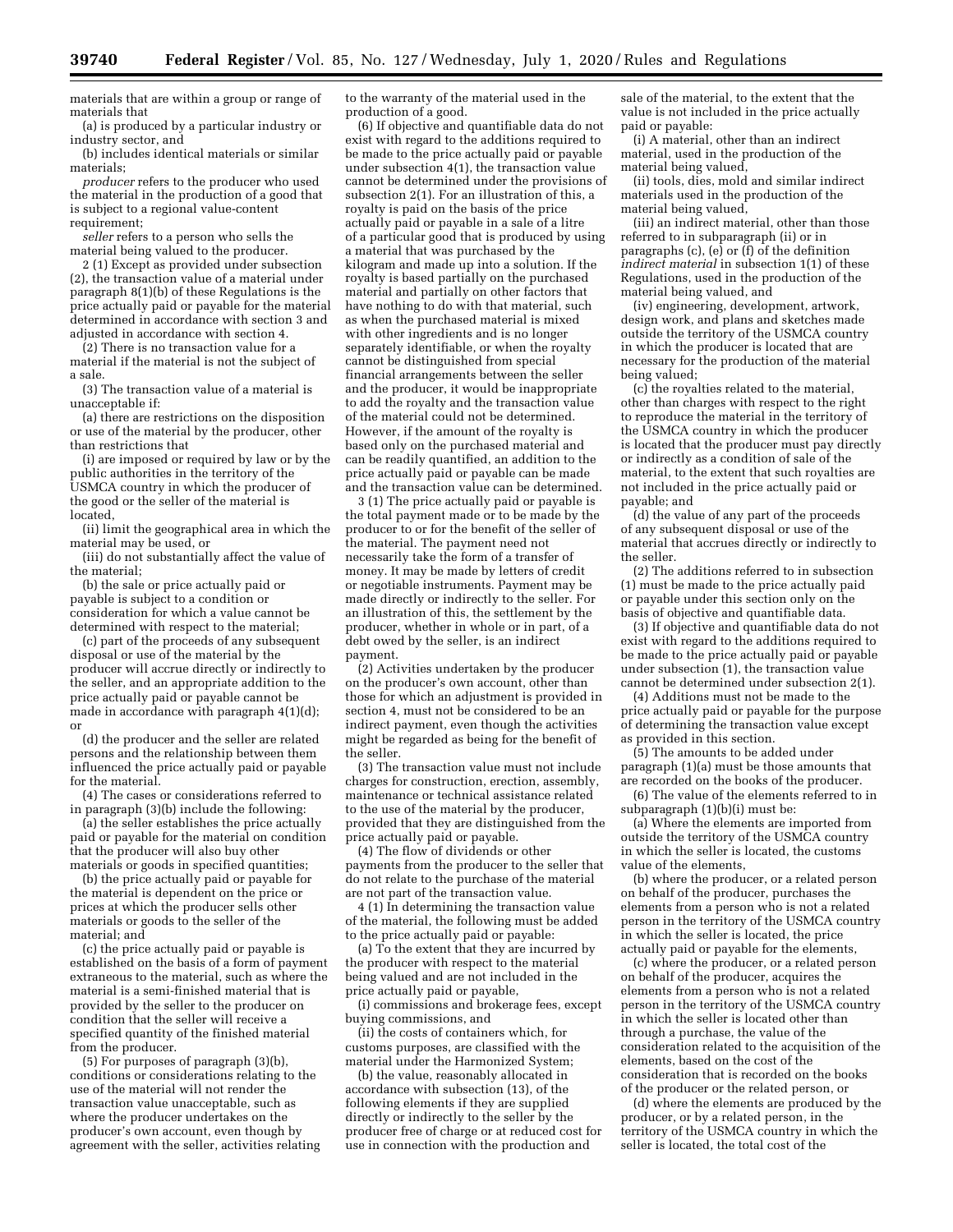materials that are within a group or range of materials that

(a) is produced by a particular industry or industry sector, and

(b) includes identical materials or similar materials;

*producer* refers to the producer who used the material in the production of a good that is subject to a regional value-content requirement;

*seller* refers to a person who sells the material being valued to the producer.

2 (1) Except as provided under subsection (2), the transaction value of a material under paragraph 8(1)(b) of these Regulations is the price actually paid or payable for the material determined in accordance with section 3 and adjusted in accordance with section 4.

(2) There is no transaction value for a material if the material is not the subject of a sale.

(3) The transaction value of a material is unacceptable if:

(a) there are restrictions on the disposition or use of the material by the producer, other than restrictions that

(i) are imposed or required by law or by the public authorities in the territory of the USMCA country in which the producer of the good or the seller of the material is located,

(ii) limit the geographical area in which the material may be used, or

(iii) do not substantially affect the value of the material;

(b) the sale or price actually paid or payable is subject to a condition or consideration for which a value cannot be determined with respect to the material;

(c) part of the proceeds of any subsequent disposal or use of the material by the producer will accrue directly or indirectly to the seller, and an appropriate addition to the price actually paid or payable cannot be made in accordance with paragraph 4(1)(d); or

(d) the producer and the seller are related persons and the relationship between them influenced the price actually paid or payable for the material.

(4) The cases or considerations referred to in paragraph (3)(b) include the following:

(a) the seller establishes the price actually paid or payable for the material on condition that the producer will also buy other materials or goods in specified quantities;

(b) the price actually paid or payable for the material is dependent on the price or prices at which the producer sells other materials or goods to the seller of the material; and

(c) the price actually paid or payable is established on the basis of a form of payment extraneous to the material, such as where the material is a semi-finished material that is provided by the seller to the producer on condition that the seller will receive a specified quantity of the finished material from the producer.

(5) For purposes of paragraph (3)(b), conditions or considerations relating to the use of the material will not render the transaction value unacceptable, such as where the producer undertakes on the producer's own account, even though by agreement with the seller, activities relating to the warranty of the material used in the production of a good.

(6) If objective and quantifiable data do not exist with regard to the additions required to be made to the price actually paid or payable under subsection 4(1), the transaction value cannot be determined under the provisions of subsection 2(1). For an illustration of this, a royalty is paid on the basis of the price actually paid or payable in a sale of a litre of a particular good that is produced by using a material that was purchased by the kilogram and made up into a solution. If the royalty is based partially on the purchased material and partially on other factors that have nothing to do with that material, such as when the purchased material is mixed with other ingredients and is no longer separately identifiable, or when the royalty cannot be distinguished from special financial arrangements between the seller and the producer, it would be inappropriate to add the royalty and the transaction value of the material could not be determined. However, if the amount of the royalty is based only on the purchased material and can be readily quantified, an addition to the price actually paid or payable can be made and the transaction value can be determined.

3 (1) The price actually paid or payable is the total payment made or to be made by the producer to or for the benefit of the seller of the material. The payment need not necessarily take the form of a transfer of money. It may be made by letters of credit or negotiable instruments. Payment may be made directly or indirectly to the seller. For an illustration of this, the settlement by the producer, whether in whole or in part, of a debt owed by the seller, is an indirect payment.

(2) Activities undertaken by the producer on the producer's own account, other than those for which an adjustment is provided in section 4, must not be considered to be an indirect payment, even though the activities might be regarded as being for the benefit of the seller.

(3) The transaction value must not include charges for construction, erection, assembly, maintenance or technical assistance related to the use of the material by the producer, provided that they are distinguished from the price actually paid or payable.

(4) The flow of dividends or other payments from the producer to the seller that do not relate to the purchase of the material are not part of the transaction value.

4 (1) In determining the transaction value of the material, the following must be added to the price actually paid or payable:

(a) To the extent that they are incurred by the producer with respect to the material being valued and are not included in the price actually paid or payable,

(i) commissions and brokerage fees, except buying commissions, and

(ii) the costs of containers which, for customs purposes, are classified with the material under the Harmonized System;

(b) the value, reasonably allocated in accordance with subsection (13), of the following elements if they are supplied directly or indirectly to the seller by the producer free of charge or at reduced cost for use in connection with the production and sale of the material, to the extent that the value is not included in the price actually paid or payable:

(i) A material, other than an indirect material, used in the production of the material being valued,

(ii) tools, dies, mold and similar indirect materials used in the production of the material being valued,

(iii) an indirect material, other than those referred to in subparagraph (ii) or in paragraphs (c), (e) or (f) of the definition *indirect material* in subsection 1(1) of these Regulations, used in the production of the material being valued, and

(iv) engineering, development, artwork, design work, and plans and sketches made outside the territory of the USMCA country in which the producer is located that are necessary for the production of the material being valued;

(c) the royalties related to the material, other than charges with respect to the right to reproduce the material in the territory of the USMCA country in which the producer is located that the producer must pay directly or indirectly as a condition of sale of the material, to the extent that such royalties are not included in the price actually paid or payable; and

(d) the value of any part of the proceeds of any subsequent disposal or use of the material that accrues directly or indirectly to the seller.

(2) The additions referred to in subsection (1) must be made to the price actually paid or payable under this section only on the basis of objective and quantifiable data.

(3) If objective and quantifiable data do not exist with regard to the additions required to be made to the price actually paid or payable under subsection (1), the transaction value cannot be determined under subsection 2(1).

(4) Additions must not be made to the price actually paid or payable for the purpose of determining the transaction value except as provided in this section.

(5) The amounts to be added under paragraph (1)(a) must be those amounts that are recorded on the books of the producer.

(6) The value of the elements referred to in subparagraph (1)(b)(i) must be:

(a) Where the elements are imported from outside the territory of the USMCA country in which the seller is located, the customs value of the elements,

(b) where the producer, or a related person on behalf of the producer, purchases the elements from a person who is not a related person in the territory of the USMCA country in which the seller is located, the price actually paid or payable for the elements,

(c) where the producer, or a related person on behalf of the producer, acquires the elements from a person who is not a related person in the territory of the USMCA country in which the seller is located other than through a purchase, the value of the consideration related to the acquisition of the elements, based on the cost of the consideration that is recorded on the books of the producer or the related person, or

(d) where the elements are produced by the producer, or by a related person, in the territory of the USMCA country in which the seller is located, the total cost of the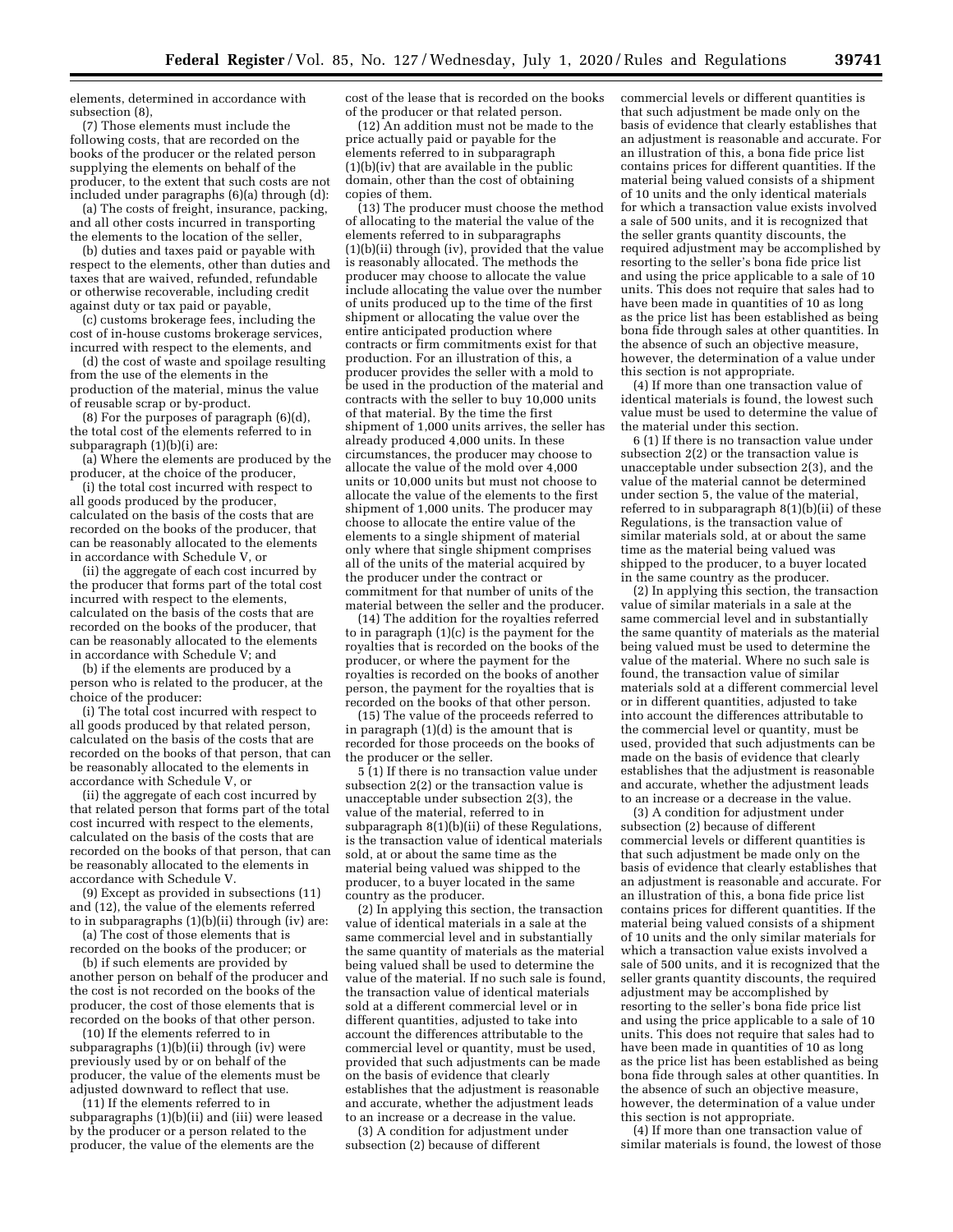elements, determined in accordance with subsection (8),

(7) Those elements must include the following costs, that are recorded on the books of the producer or the related person supplying the elements on behalf of the producer, to the extent that such costs are not included under paragraphs (6)(a) through (d):

(a) The costs of freight, insurance, packing, and all other costs incurred in transporting the elements to the location of the seller,

(b) duties and taxes paid or payable with respect to the elements, other than duties and taxes that are waived, refunded, refundable or otherwise recoverable, including credit against duty or tax paid or payable,

(c) customs brokerage fees, including the cost of in-house customs brokerage services, incurred with respect to the elements, and

(d) the cost of waste and spoilage resulting from the use of the elements in the production of the material, minus the value of reusable scrap or by-product.

(8) For the purposes of paragraph (6)(d), the total cost of the elements referred to in subparagraph (1)(b)(i) are:

(a) Where the elements are produced by the producer, at the choice of the producer,

(i) the total cost incurred with respect to all goods produced by the producer, calculated on the basis of the costs that are recorded on the books of the producer, that can be reasonably allocated to the elements in accordance with Schedule V, or

(ii) the aggregate of each cost incurred by the producer that forms part of the total cost incurred with respect to the elements, calculated on the basis of the costs that are recorded on the books of the producer, that can be reasonably allocated to the elements in accordance with Schedule V; and

(b) if the elements are produced by a person who is related to the producer, at the choice of the producer:

(i) The total cost incurred with respect to all goods produced by that related person, calculated on the basis of the costs that are recorded on the books of that person, that can be reasonably allocated to the elements in accordance with Schedule V, or

(ii) the aggregate of each cost incurred by that related person that forms part of the total cost incurred with respect to the elements, calculated on the basis of the costs that are recorded on the books of that person, that can be reasonably allocated to the elements in accordance with Schedule V.

(9) Except as provided in subsections (11) and (12), the value of the elements referred to in subparagraphs (1)(b)(ii) through (iv) are:

(a) The cost of those elements that is recorded on the books of the producer; or

(b) if such elements are provided by another person on behalf of the producer and the cost is not recorded on the books of the producer, the cost of those elements that is recorded on the books of that other person.

(10) If the elements referred to in subparagraphs (1)(b)(ii) through (iv) were previously used by or on behalf of the producer, the value of the elements must be adjusted downward to reflect that use.

(11) If the elements referred to in subparagraphs (1)(b)(ii) and (iii) were leased by the producer or a person related to the producer, the value of the elements are the cost of the lease that is recorded on the books of the producer or that related person.

(12) An addition must not be made to the price actually paid or payable for the elements referred to in subparagraph (1)(b)(iv) that are available in the public domain, other than the cost of obtaining copies of them.

(13) The producer must choose the method of allocating to the material the value of the elements referred to in subparagraphs (1)(b)(ii) through (iv), provided that the value is reasonably allocated. The methods the producer may choose to allocate the value include allocating the value over the number of units produced up to the time of the first shipment or allocating the value over the entire anticipated production where contracts or firm commitments exist for that production. For an illustration of this, a producer provides the seller with a mold to be used in the production of the material and contracts with the seller to buy 10,000 units of that material. By the time the first shipment of 1,000 units arrives, the seller has already produced 4,000 units. In these circumstances, the producer may choose to allocate the value of the mold over 4,000 units or 10,000 units but must not choose to allocate the value of the elements to the first shipment of 1,000 units. The producer may choose to allocate the entire value of the elements to a single shipment of material only where that single shipment comprises all of the units of the material acquired by the producer under the contract or commitment for that number of units of the material between the seller and the producer.

(14) The addition for the royalties referred to in paragraph (1)(c) is the payment for the royalties that is recorded on the books of the producer, or where the payment for the royalties is recorded on the books of another person, the payment for the royalties that is recorded on the books of that other person.

(15) The value of the proceeds referred to in paragraph (1)(d) is the amount that is recorded for those proceeds on the books of the producer or the seller.

5 (1) If there is no transaction value under subsection 2(2) or the transaction value is unacceptable under subsection 2(3), the value of the material, referred to in subparagraph 8(1)(b)(ii) of these Regulations, is the transaction value of identical materials sold, at or about the same time as the material being valued was shipped to the producer, to a buyer located in the same country as the producer.

(2) In applying this section, the transaction value of identical materials in a sale at the same commercial level and in substantially the same quantity of materials as the material being valued shall be used to determine the value of the material. If no such sale is found, the transaction value of identical materials sold at a different commercial level or in different quantities, adjusted to take into account the differences attributable to the commercial level or quantity, must be used, provided that such adjustments can be made on the basis of evidence that clearly establishes that the adjustment is reasonable and accurate, whether the adjustment leads to an increase or a decrease in the value.

(3) A condition for adjustment under subsection (2) because of different commercial levels or different quantities is that such adjustment be made only on the basis of evidence that clearly establishes that an adjustment is reasonable and accurate. For an illustration of this, a bona fide price list contains prices for different quantities. If the material being valued consists of a shipment of 10 units and the only identical materials for which a transaction value exists involved a sale of 500 units, and it is recognized that the seller grants quantity discounts, the required adjustment may be accomplished by resorting to the seller's bona fide price list and using the price applicable to a sale of 10 units. This does not require that sales had to have been made in quantities of 10 as long as the price list has been established as being bona fide through sales at other quantities. In the absence of such an objective measure, however, the determination of a value under this section is not appropriate.

(4) If more than one transaction value of identical materials is found, the lowest such value must be used to determine the value of the material under this section.

6 (1) If there is no transaction value under subsection 2(2) or the transaction value is unacceptable under subsection 2(3), and the value of the material cannot be determined under section 5, the value of the material, referred to in subparagraph 8(1)(b)(ii) of these Regulations, is the transaction value of similar materials sold, at or about the same time as the material being valued was shipped to the producer, to a buyer located in the same country as the producer.

(2) In applying this section, the transaction value of similar materials in a sale at the same commercial level and in substantially the same quantity of materials as the material being valued must be used to determine the value of the material. Where no such sale is found, the transaction value of similar materials sold at a different commercial level or in different quantities, adjusted to take into account the differences attributable to the commercial level or quantity, must be used, provided that such adjustments can be made on the basis of evidence that clearly establishes that the adjustment is reasonable and accurate, whether the adjustment leads to an increase or a decrease in the value.

(3) A condition for adjustment under subsection (2) because of different commercial levels or different quantities is that such adjustment be made only on the basis of evidence that clearly establishes that an adjustment is reasonable and accurate. For an illustration of this, a bona fide price list contains prices for different quantities. If the material being valued consists of a shipment of 10 units and the only similar materials for which a transaction value exists involved a sale of 500 units, and it is recognized that the seller grants quantity discounts, the required adjustment may be accomplished by resorting to the seller's bona fide price list and using the price applicable to a sale of 10 units. This does not require that sales had to have been made in quantities of 10 as long as the price list has been established as being bona fide through sales at other quantities. In the absence of such an objective measure, however, the determination of a value under this section is not appropriate.

(4) If more than one transaction value of similar materials is found, the lowest of those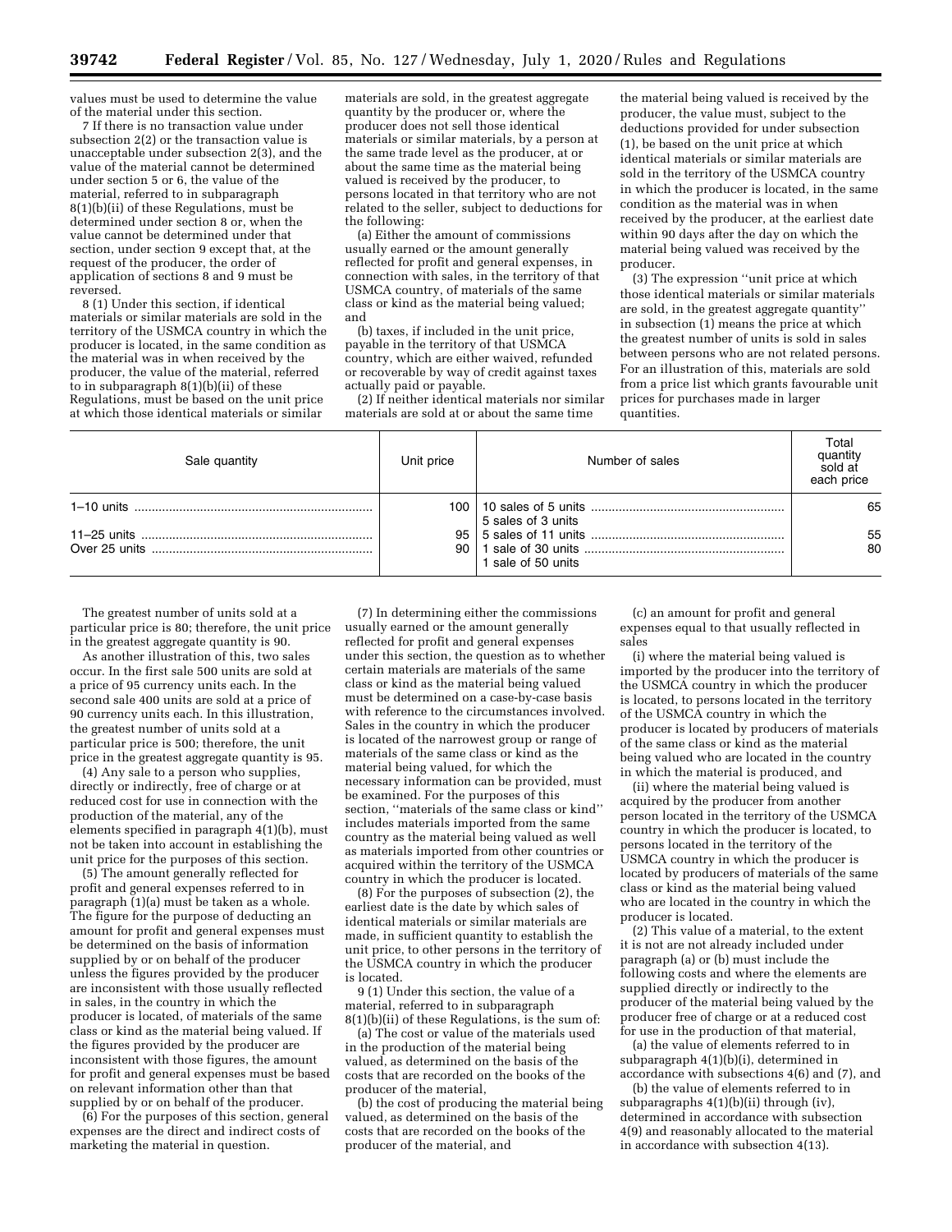values must be used to determine the value of the material under this section.

7 If there is no transaction value under subsection 2(2) or the transaction value is unacceptable under subsection 2(3), and the value of the material cannot be determined under section 5 or 6, the value of the material, referred to in subparagraph 8(1)(b)(ii) of these Regulations, must be determined under section 8 or, when the value cannot be determined under that section, under section 9 except that, at the request of the producer, the order of application of sections 8 and 9 must be reversed.

8 (1) Under this section, if identical materials or similar materials are sold in the territory of the USMCA country in which the producer is located, in the same condition as the material was in when received by the producer, the value of the material, referred to in subparagraph 8(1)(b)(ii) of these Regulations, must be based on the unit price at which those identical materials or similar materials are sold, in the greatest aggregate quantity by the producer or, where the producer does not sell those identical materials or similar materials, by a person at the same trade level as the producer, at or about the same time as the material being valued is received by the producer, to persons located in that territory who are not related to the seller, subject to deductions for the following:

(a) Either the amount of commissions usually earned or the amount generally reflected for profit and general expenses, in connection with sales, in the territory of that USMCA country, of materials of the same class or kind as the material being valued; and

(b) taxes, if included in the unit price, payable in the territory of that USMCA country, which are either waived, refunded or recoverable by way of credit against taxes actually paid or payable.

(2) If neither identical materials nor similar materials are sold at or about the same time the material being valued is received by the producer, the value must, subject to the deductions provided for under subsection (1), be based on the unit price at which identical materials or similar materials are sold in the territory of the USMCA country in which the producer is located, in the same condition as the material was in when received by the producer, at the earliest date within 90 days after the day on which the material being valued was received by the producer.

(3) The expression "unit price at which those identical materials or similar materials are sold, in the greatest aggregate quantity" in subsection (1) means the price at which the greatest number of units is sold in sales between persons who are not related persons. For an illustration of this, materials are sold from a price list which grants favourable unit prices for purchases made in larger quantities.

| Sale quantity | Unit price | Number of sales | Total quantity sold at each price |
|---|---|---|---|
| 1–10 units | 100 | 10 sales of 5 units<br>5 sales of 3 units | 65 |
| 11–25 units | 95 | 5 sales of 11 units | 55 |
| Over 25 units | 90 | 1 sale of 30 units<br>1 sale of 50 units | 80 |

The greatest number of units sold at a particular price is 80; therefore, the unit price in the greatest aggregate quantity is 90.

As another illustration of this, two sales occur. In the first sale 500 units are sold at a price of 95 currency units each. In the second sale 400 units are sold at a price of 90 currency units each. In this illustration, the greatest number of units sold at a particular price is 500; therefore, the unit price in the greatest aggregate quantity is 95.

(4) Any sale to a person who supplies, directly or indirectly, free of charge or at reduced cost for use in connection with the production of the material, any of the elements specified in paragraph 4(1)(b), must not be taken into account in establishing the unit price for the purposes of this section.

(5) The amount generally reflected for profit and general expenses referred to in paragraph (1)(a) must be taken as a whole. The figure for the purpose of deducting an amount for profit and general expenses must be determined on the basis of information supplied by or on behalf of the producer unless the figures provided by the producer are inconsistent with those usually reflected in sales, in the country in which the producer is located, of materials of the same class or kind as the material being valued. If the figures provided by the producer are inconsistent with those figures, the amount for profit and general expenses must be based on relevant information other than that supplied by or on behalf of the producer.

(6) For the purposes of this section, general expenses are the direct and indirect costs of marketing the material in question.

(7) In determining either the commissions usually earned or the amount generally reflected for profit and general expenses under this section, the question as to whether certain materials are materials of the same class or kind as the material being valued must be determined on a case-by-case basis with reference to the circumstances involved. Sales in the country in which the producer is located of the narrowest group or range of materials of the same class or kind as the material being valued, for which the necessary information can be provided, must be examined. For the purposes of this section, "materials of the same class or kind" includes materials imported from the same country as the material being valued as well as materials imported from other countries or acquired within the territory of the USMCA country in which the producer is located.

(8) For the purposes of subsection (2), the earliest date is the date by which sales of identical materials or similar materials are made, in sufficient quantity to establish the unit price, to other persons in the territory of the USMCA country in which the producer is located.

9 (1) Under this section, the value of a material, referred to in subparagraph 8(1)(b)(ii) of these Regulations, is the sum of:

(a) The cost or value of the materials used in the production of the material being valued, as determined on the basis of the costs that are recorded on the books of the producer of the material,

(b) the cost of producing the material being valued, as determined on the basis of the costs that are recorded on the books of the producer of the material, and

(c) an amount for profit and general expenses equal to that usually reflected in sales

(i) where the material being valued is imported by the producer into the territory of the USMCA country in which the producer is located, to persons located in the territory of the USMCA country in which the producer is located by producers of materials of the same class or kind as the material being valued who are located in the country in which the material is produced, and

(ii) where the material being valued is acquired by the producer from another person located in the territory of the USMCA country in which the producer is located, to persons located in the territory of the USMCA country in which the producer is located by producers of materials of the same class or kind as the material being valued who are located in the country in which the producer is located.

(2) This value of a material, to the extent it is not are not already included under paragraph (a) or (b) must include the following costs and where the elements are supplied directly or indirectly to the producer of the material being valued by the producer free of charge or at a reduced cost for use in the production of that material,

(a) the value of elements referred to in subparagraph 4(1)(b)(i), determined in accordance with subsections 4(6) and (7), and

(b) the value of elements referred to in subparagraphs 4(1)(b)(ii) through (iv), determined in accordance with subsection 4(9) and reasonably allocated to the material in accordance with subsection 4(13).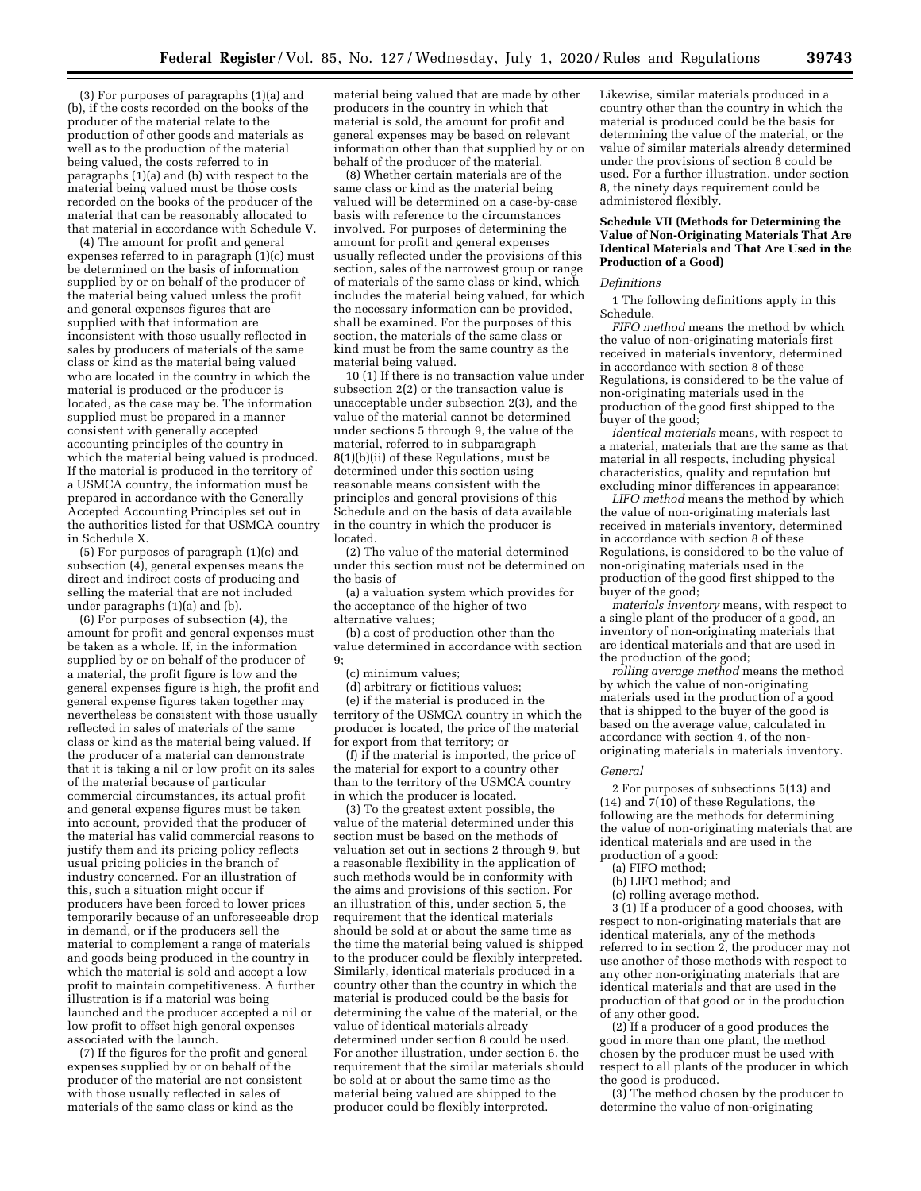(3) For purposes of paragraphs (1)(a) and (b), if the costs recorded on the books of the producer of the material relate to the production of other goods and materials as well as to the production of the material being valued, the costs referred to in paragraphs (1)(a) and (b) with respect to the material being valued must be those costs recorded on the books of the producer of the material that can be reasonably allocated to that material in accordance with Schedule V.

(4) The amount for profit and general expenses referred to in paragraph (1)(c) must be determined on the basis of information supplied by or on behalf of the producer of the material being valued unless the profit and general expenses figures that are supplied with that information are inconsistent with those usually reflected in sales by producers of materials of the same class or kind as the material being valued who are located in the country in which the material is produced or the producer is located, as the case may be. The information supplied must be prepared in a manner consistent with generally accepted accounting principles of the country in which the material being valued is produced. If the material is produced in the territory of a USMCA country, the information must be prepared in accordance with the Generally Accepted Accounting Principles set out in the authorities listed for that USMCA country in Schedule X.

(5) For purposes of paragraph (1)(c) and subsection (4), general expenses means the direct and indirect costs of producing and selling the material that are not included under paragraphs (1)(a) and (b).

(6) For purposes of subsection (4), the amount for profit and general expenses must be taken as a whole. If, in the information supplied by or on behalf of the producer of a material, the profit figure is low and the general expenses figure is high, the profit and general expense figures taken together may nevertheless be consistent with those usually reflected in sales of materials of the same class or kind as the material being valued. If the producer of a material can demonstrate that it is taking a nil or low profit on its sales of the material because of particular commercial circumstances, its actual profit and general expense figures must be taken into account, provided that the producer of the material has valid commercial reasons to justify them and its pricing policy reflects usual pricing policies in the branch of industry concerned. For an illustration of this, such a situation might occur if producers have been forced to lower prices temporarily because of an unforeseeable drop in demand, or if the producers sell the material to complement a range of materials and goods being produced in the country in which the material is sold and accept a low profit to maintain competitiveness. A further illustration is if a material was being launched and the producer accepted a nil or low profit to offset high general expenses associated with the launch.

(7) If the figures for the profit and general expenses supplied by or on behalf of the producer of the material are not consistent with those usually reflected in sales of materials of the same class or kind as the material being valued that are made by other producers in the country in which that material is sold, the amount for profit and general expenses may be based on relevant information other than that supplied by or on behalf of the producer of the material.

(8) Whether certain materials are of the same class or kind as the material being valued will be determined on a case-by-case basis with reference to the circumstances involved. For purposes of determining the amount for profit and general expenses usually reflected under the provisions of this section, sales of the narrowest group or range of materials of the same class or kind, which includes the material being valued, for which the necessary information can be provided, shall be examined. For the purposes of this section, the materials of the same class or kind must be from the same country as the material being valued.

10 (1) If there is no transaction value under subsection 2(2) or the transaction value is unacceptable under subsection 2(3), and the value of the material cannot be determined under sections 5 through 9, the value of the material, referred to in subparagraph 8(1)(b)(ii) of these Regulations, must be determined under this section using reasonable means consistent with the principles and general provisions of this Schedule and on the basis of data available in the country in which the producer is located.

(2) The value of the material determined under this section must not be determined on the basis of

(a) a valuation system which provides for the acceptance of the higher of two alternative values;

(b) a cost of production other than the value determined in accordance with section 9;

(c) minimum values;

(d) arbitrary or fictitious values;

(e) if the material is produced in the territory of the USMCA country in which the producer is located, the price of the material for export from that territory; or

(f) if the material is imported, the price of the material for export to a country other than to the territory of the USMCA country in which the producer is located.

(3) To the greatest extent possible, the value of the material determined under this section must be based on the methods of valuation set out in sections 2 through 9, but a reasonable flexibility in the application of such methods would be in conformity with the aims and provisions of this section. For an illustration of this, under section 5, the requirement that the identical materials should be sold at or about the same time as the time the material being valued is shipped to the producer could be flexibly interpreted. Similarly, identical materials produced in a country other than the country in which the material is produced could be the basis for determining the value of the material, or the value of identical materials already determined under section 8 could be used. For another illustration, under section 6, the requirement that the similar materials should be sold at or about the same time as the material being valued are shipped to the producer could be flexibly interpreted. Likewise, similar materials produced in a country other than the country in which the material is produced could be the basis for determining the value of the material, or the value of similar materials already determined under the provisions of section 8 could be used. For a further illustration, under section 8, the ninety days requirement could be administered flexibly.

**Schedule VII (Methods for Determining the Value of Non-Originating Materials That Are Identical Materials and That Are Used in the Production of a Good)**

*Definitions*

1 The following definitions apply in this Schedule.

*FIFO method* means the method by which the value of non-originating materials first received in materials inventory, determined in accordance with section 8 of these Regulations, is considered to be the value of non-originating materials used in the production of the good first shipped to the buyer of the good;

*identical materials* means, with respect to a material, materials that are the same as that material in all respects, including physical characteristics, quality and reputation but excluding minor differences in appearance;

*LIFO method* means the method by which the value of non-originating materials last received in materials inventory, determined in accordance with section 8 of these Regulations, is considered to be the value of non-originating materials used in the production of the good first shipped to the buyer of the good;

*materials inventory* means, with respect to a single plant of the producer of a good, an inventory of non-originating materials that are identical materials and that are used in the production of the good;

*rolling average method* means the method by which the value of non-originating materials used in the production of a good that is shipped to the buyer of the good is based on the average value, calculated in accordance with section 4, of the non-originating materials in materials inventory.

*General*

2 For purposes of subsections 5(13) and (14) and 7(10) of these Regulations, the following are the methods for determining the value of non-originating materials that are identical materials and are used in the production of a good:

(a) FIFO method;

(b) LIFO method; and

(c) rolling average method.

3 (1) If a producer of a good chooses, with respect to non-originating materials that are identical materials, any of the methods referred to in section 2, the producer may not use another of those methods with respect to any other non-originating materials that are identical materials and that are used in the production of that good or in the production of any other good.

(2) If a producer of a good produces the good in more than one plant, the method chosen by the producer must be used with respect to all plants of the producer in which the good is produced.

(3) The method chosen by the producer to determine the value of non-originating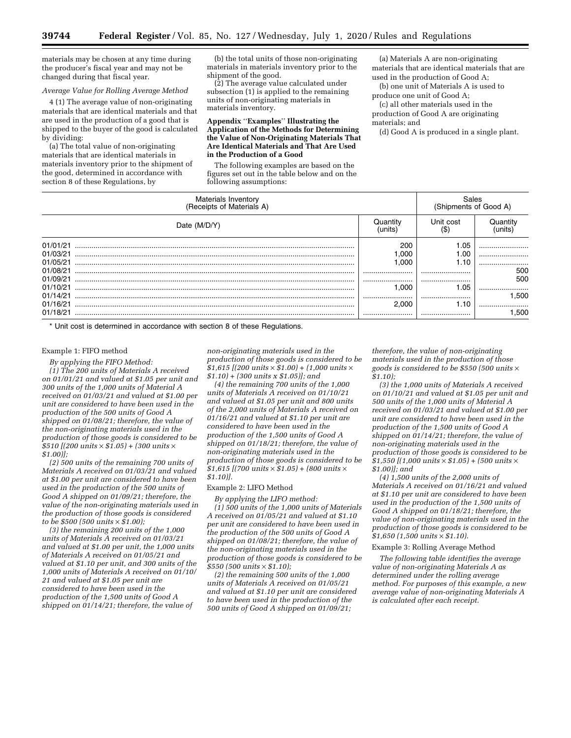materials may be chosen at any time during the producer's fiscal year and may not be changed during that fiscal year.

*Average Value for Rolling Average Method*

4 (1) The average value of non-originating materials that are identical materials and that are used in the production of a good that is shipped to the buyer of the good is calculated by dividing:

(a) The total value of non-originating materials that are identical materials in materials inventory prior to the shipment of the good, determined in accordance with section 8 of these Regulations, by

(b) the total units of those non-originating materials in materials inventory prior to the shipment of the good.

(2) The average value calculated under subsection (1) is applied to the remaining units of non-originating materials in materials inventory.

**Appendix "Examples" Illustrating the Application of the Methods for Determining the Value of Non-Originating Materials That Are Identical Materials and That Are Used in the Production of a Good**

The following examples are based on the figures set out in the table below and on the following assumptions:

(a) Materials A are non-originating materials that are identical materials that are used in the production of Good A;

(b) one unit of Materials A is used to produce one unit of Good A;

(c) all other materials used in the production of Good A are originating materials; and

(d) Good A is produced in a single plant.

| Materials Inventory (Receipts of Materials A) | | | Sales (Shipments of Good A) |
|---|---|---|---|
| Date (M/D/Y) | Quantity (units) | Unit cost ($) | Quantity (units) |
| 01/01/21 | 200 | 1.05 | |
| 01/03/21 | 1,000 | 1.00 | |
| 01/05/21 | 1,000 | 1.10 | |
| 01/08/21 | | | 500 |
| 01/09/21 | | | 500 |
| 01/10/21 | 1,000 | 1.05 | |
| 01/14/21 | | | 1,500 |
| 01/16/21 | 2,000 | 1.10 | |
| 01/18/21 | | | 1,500 |

\* Unit cost is determined in accordance with section 8 of these Regulations.

Example 1: FIFO method

*By applying the FIFO Method:*

*(1) The 200 units of Materials A received on 01/01/21 and valued at $1.05 per unit and 300 units of the 1,000 units of Material A received on 01/03/21 and valued at $1.00 per unit are considered to have been used in the production of the 500 units of Good A shipped on 01/08/21; therefore, the value of the non-originating materials used in the production of those goods is considered to be $510 [(200 units × $1.05) + (300 units × $1.00)];*

*(2) 500 units of the remaining 700 units of Materials A received on 01/03/21 and valued at $1.00 per unit are considered to have been used in the production of the 500 units of Good A shipped on 01/09/21; therefore, the value of the non-originating materials used in the production of those goods is considered to be $500 (500 units × $1.00);*

*(3) the remaining 200 units of the 1,000 units of Materials A received on 01/03/21 and valued at $1.00 per unit, the 1,000 units of Materials A received on 01/05/21 and valued at $1.10 per unit, and 300 units of the 1,000 units of Materials A received on 01/10/21 and valued at $1.05 per unit are considered to have been used in the production of the 1,500 units of Good A shipped on 01/14/21; therefore, the value of non-originating materials used in the production of those goods is considered to be $1,615 [(200 units × $1.00) + (1,000 units × $1.10) + (300 units x $1.05)]; and*

*(4) the remaining 700 units of the 1,000 units of Materials A received on 01/10/21 and valued at $1.05 per unit and 800 units of the 2,000 units of Materials A received on 01/16/21 and valued at $1.10 per unit are considered to have been used in the production of the 1,500 units of Good A shipped on 01/18/21; therefore, the value of non-originating materials used in the production of those goods is considered to be $1,615 [(700 units × $1.05) + (800 units × $1.10)].*

Example 2: LIFO Method

*By applying the LIFO method:*

*(1) 500 units of the 1,000 units of Materials A received on 01/05/21 and valued at $1.10 per unit are considered to have been used in the production of the 500 units of Good A shipped on 01/08/21; therefore, the value of the non-originating materials used in the production of those goods is considered to be $550 (500 units × $1.10);*

*(2) the remaining 500 units of the 1,000 units of Materials A received on 01/05/21 and valued at $1.10 per unit are considered to have been used in the production of the 500 units of Good A shipped on 01/09/21; therefore, the value of non-originating materials used in the production of those goods is considered to be $550 (500 units × $1.10);*

*(3) the 1,000 units of Materials A received on 01/10/21 and valued at $1.05 per unit and 500 units of the 1,000 units of Material A received on 01/03/21 and valued at $1.00 per unit are considered to have been used in the production of the 1,500 units of Good A shipped on 01/14/21; therefore, the value of non-originating materials used in the production of those goods is considered to be $1,550 [(1,000 units × $1.05) + (500 units × $1.00)]; and*

*(4) 1,500 units of the 2,000 units of Materials A received on 01/16/21 and valued at $1.10 per unit are considered to have been used in the production of the 1,500 units of Good A shipped on 01/18/21; therefore, the value of non-originating materials used in the production of those goods is considered to be $1,650 (1,500 units × $1.10).*

Example 3: Rolling Average Method

*The following table identifies the average value of non-originating Materials A as determined under the rolling average method. For purposes of this example, a new average value of non-originating Materials A is calculated after each receipt.*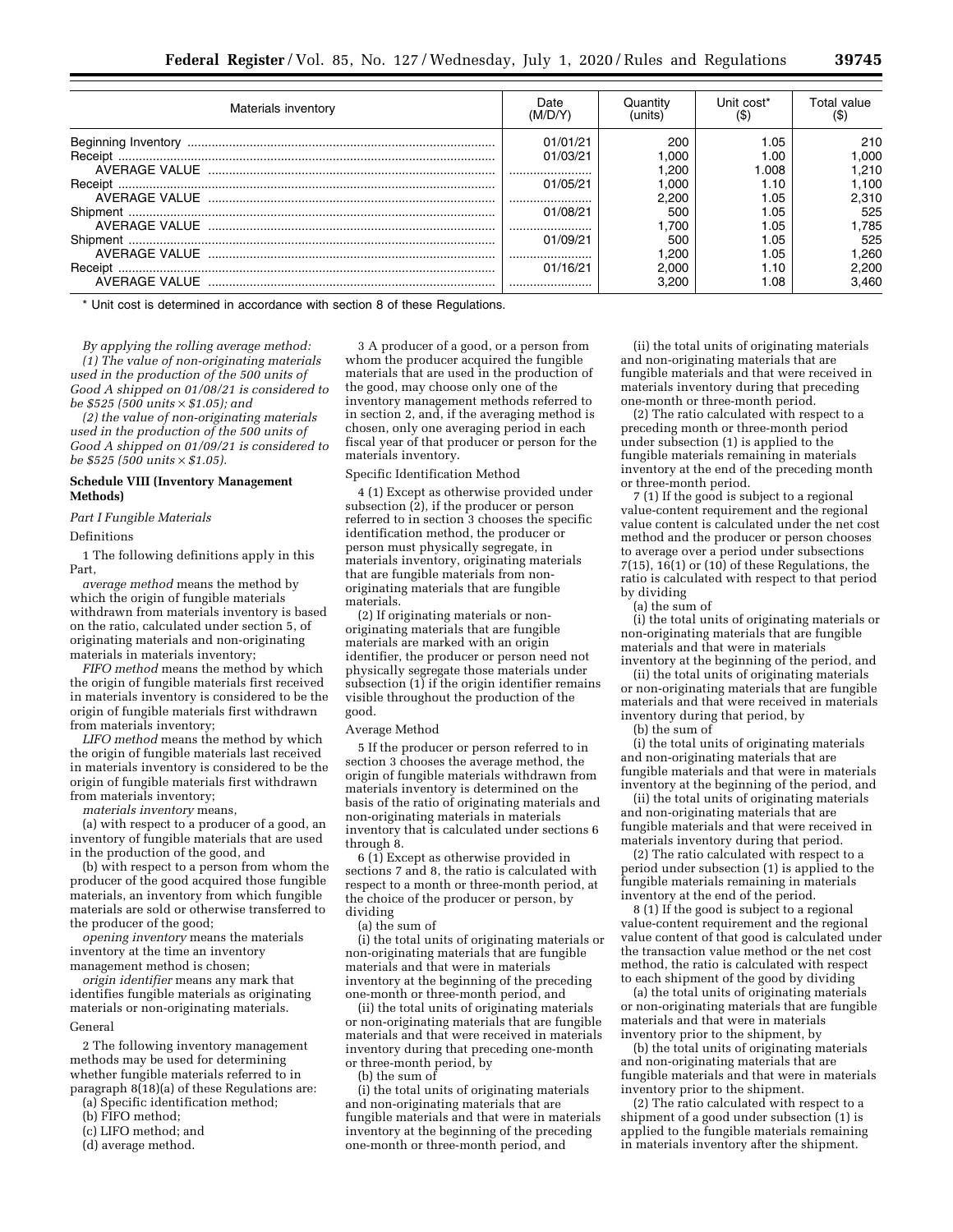| Materials inventory | Date (M/D/Y) | Quantity (units) | Unit cost* ($) | Total value ($) |
|---|---|---|---|---|
| Beginning Inventory | 01/01/21 | 200 | 1.05 | 210 |
| Receipt | 01/03/21 | 1,000 | 1.00 | 1,000 |
| AVERAGE VALUE | | 1,200 | 1.008 | 1,210 |
| Receipt | 01/05/21 | 1,000 | 1.10 | 1,100 |
| AVERAGE VALUE | | 2,200 | 1.05 | 2,310 |
| Shipment | 01/08/21 | 500 | 1.05 | 525 |
| AVERAGE VALUE | | 1,700 | 1.05 | 1,785 |
| Shipment | 01/09/21 | 500 | 1.05 | 525 |
| AVERAGE VALUE | | 1,200 | 1.05 | 1,260 |
| Receipt | 01/16/21 | 2,000 | 1.10 | 2,200 |
| AVERAGE VALUE | | 3,200 | 1.08 | 3,460 |

\* Unit cost is determined in accordance with section 8 of these Regulations.

*By applying the rolling average method:*

*(1) The value of non-originating materials used in the production of the 500 units of Good A shipped on 01/08/21 is considered to be $525 (500 units × $1.05); and*

*(2) the value of non-originating materials used in the production of the 500 units of Good A shipped on 01/09/21 is considered to be $525 (500 units × $1.05).*

**Schedule VIII (Inventory Management Methods)**

*Part I Fungible Materials*

Definitions

1 The following definitions apply in this Part,

*average method* means the method by which the origin of fungible materials withdrawn from materials inventory is based on the ratio, calculated under section 5, of originating materials and non-originating materials in materials inventory;

*FIFO method* means the method by which the origin of fungible materials first received in materials inventory is considered to be the origin of fungible materials first withdrawn from materials inventory;

*LIFO method* means the method by which the origin of fungible materials last received in materials inventory is considered to be the origin of fungible materials first withdrawn from materials inventory;

*materials inventory* means,

(a) with respect to a producer of a good, an inventory of fungible materials that are used in the production of the good, and

(b) with respect to a person from whom the producer of the good acquired those fungible materials, an inventory from which fungible materials are sold or otherwise transferred to the producer of the good;

*opening inventory* means the materials inventory at the time an inventory management method is chosen;

*origin identifier* means any mark that identifies fungible materials as originating materials or non-originating materials.

General

2 The following inventory management methods may be used for determining whether fungible materials referred to in paragraph 8(18)(a) of these Regulations are:

(a) Specific identification method;

(b) FIFO method;

(c) LIFO method; and

(d) average method.

3 A producer of a good, or a person from whom the producer acquired the fungible materials that are used in the production of the good, may choose only one of the inventory management methods referred to in section 2, and, if the averaging method is chosen, only one averaging period in each fiscal year of that producer or person for the materials inventory.

Specific Identification Method

4 (1) Except as otherwise provided under subsection (2), if the producer or person referred to in section 3 chooses the specific identification method, the producer or person must physically segregate, in materials inventory, originating materials that are fungible materials from non-originating materials that are fungible materials.

(2) If originating materials or non-originating materials that are fungible materials are marked with an origin identifier, the producer or person need not physically segregate those materials under subsection (1) if the origin identifier remains visible throughout the production of the good.

Average Method

5 If the producer or person referred to in section 3 chooses the average method, the origin of fungible materials withdrawn from materials inventory is determined on the basis of the ratio of originating materials and non-originating materials in materials inventory that is calculated under sections 6 through 8.

6 (1) Except as otherwise provided in sections 7 and 8, the ratio is calculated with respect to a month or three-month period, at the choice of the producer or person, by dividing

(a) the sum of

(i) the total units of originating materials or non-originating materials that are fungible materials and that were in materials inventory at the beginning of the preceding one-month or three-month period, and

(ii) the total units of originating materials or non-originating materials that are fungible materials and that were received in materials inventory during that preceding one-month or three-month period, by

(b) the sum of

(i) the total units of originating materials and non-originating materials that are fungible materials and that were in materials inventory at the beginning of the preceding one-month or three-month period, and

(ii) the total units of originating materials and non-originating materials that are fungible materials and that were received in materials inventory during that preceding one-month or three-month period.

(2) The ratio calculated with respect to a preceding month or three-month period under subsection (1) is applied to the fungible materials remaining in materials inventory at the end of the preceding month or three-month period.

7 (1) If the good is subject to a regional value-content requirement and the regional value content is calculated under the net cost method and the producer or person chooses to average over a period under subsections 7(15), 16(1) or (10) of these Regulations, the ratio is calculated with respect to that period by dividing

(a) the sum of

(i) the total units of originating materials or non-originating materials that are fungible materials and that were in materials inventory at the beginning of the period, and

(ii) the total units of originating materials or non-originating materials that are fungible materials and that were received in materials inventory during that period, by

(b) the sum of

(i) the total units of originating materials and non-originating materials that are fungible materials and that were in materials inventory at the beginning of the period, and

(ii) the total units of originating materials and non-originating materials that are fungible materials and that were received in materials inventory during that period.

(2) The ratio calculated with respect to a period under subsection (1) is applied to the fungible materials remaining in materials inventory at the end of the period.

8 (1) If the good is subject to a regional value-content requirement and the regional value content of that good is calculated under the transaction value method or the net cost method, the ratio is calculated with respect to each shipment of the good by dividing

(a) the total units of originating materials or non-originating materials that are fungible materials and that were in materials inventory prior to the shipment, by

(b) the total units of originating materials and non-originating materials that are fungible materials and that were in materials inventory prior to the shipment.

(2) The ratio calculated with respect to a shipment of a good under subsection (1) is applied to the fungible materials remaining in materials inventory after the shipment.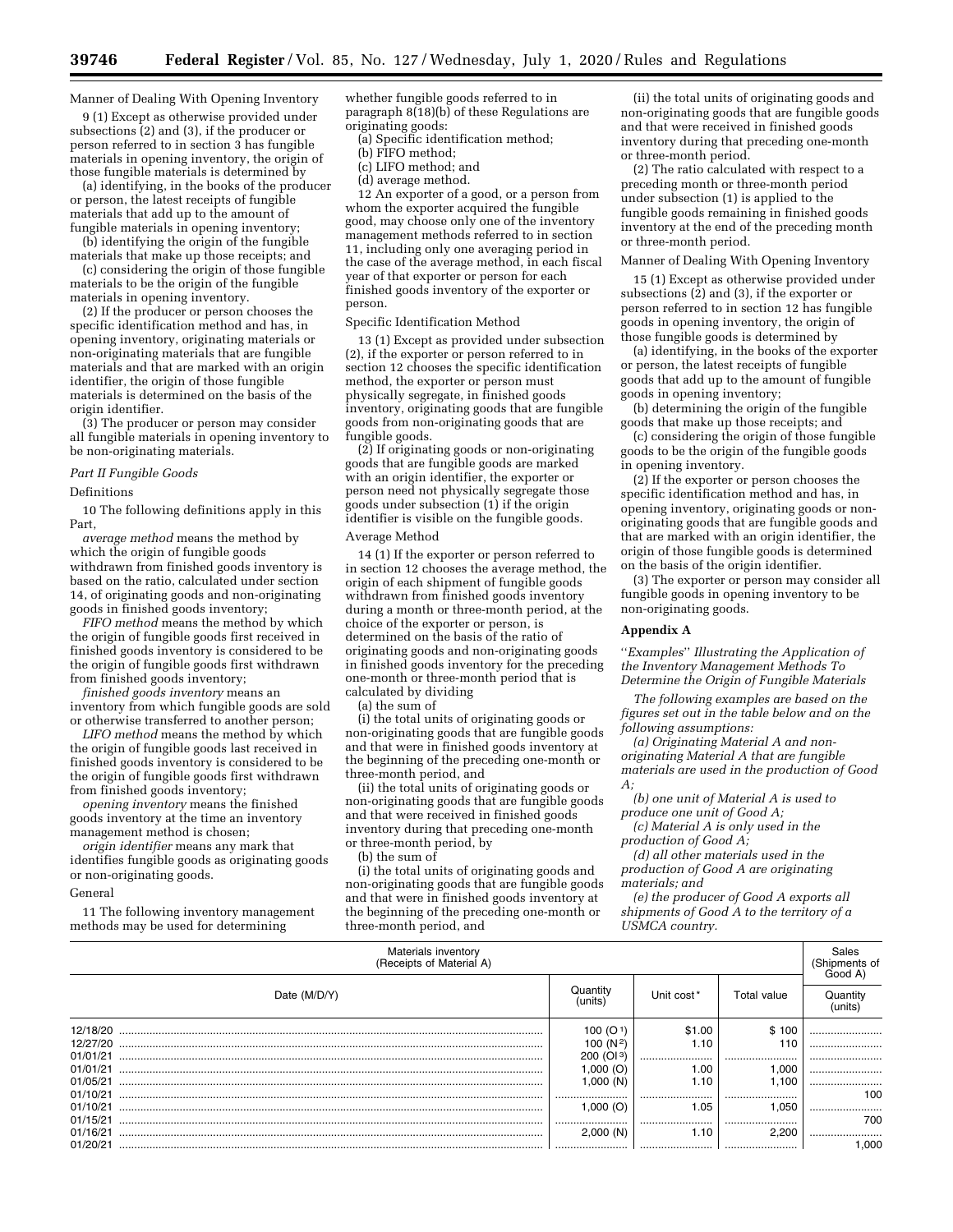Manner of Dealing With Opening Inventory

9 (1) Except as otherwise provided under subsections (2) and (3), if the producer or person referred to in section 3 has fungible materials in opening inventory, the origin of those fungible materials is determined by

(a) identifying, in the books of the producer or person, the latest receipts of fungible materials that add up to the amount of fungible materials in opening inventory;

(b) identifying the origin of the fungible materials that make up those receipts; and

(c) considering the origin of those fungible materials to be the origin of the fungible materials in opening inventory.

(2) If the producer or person chooses the specific identification method and has, in opening inventory, originating materials or non-originating materials that are fungible materials and that are marked with an origin identifier, the origin of those fungible materials is determined on the basis of the origin identifier.

(3) The producer or person may consider all fungible materials in opening inventory to be non-originating materials.

*Part II Fungible Goods*

Definitions

10 The following definitions apply in this Part,

*average method* means the method by which the origin of fungible goods withdrawn from finished goods inventory is based on the ratio, calculated under section 14, of originating goods and non-originating goods in finished goods inventory;

*FIFO method* means the method by which the origin of fungible goods first received in finished goods inventory is considered to be the origin of fungible goods first withdrawn from finished goods inventory;

*finished goods inventory* means an inventory from which fungible goods are sold or otherwise transferred to another person;

*LIFO method* means the method by which the origin of fungible goods last received in finished goods inventory is considered to be the origin of fungible goods first withdrawn from finished goods inventory;

*opening inventory* means the finished goods inventory at the time an inventory management method is chosen;

*origin identifier* means any mark that identifies fungible goods as originating goods or non-originating goods.

General

11 The following inventory management methods may be used for determining whether fungible goods referred to in paragraph 8(18)(b) of these Regulations are originating goods:

(a) Specific identification method;

(b) FIFO method;

(c) LIFO method; and

(d) average method.

12 An exporter of a good, or a person from whom the exporter acquired the fungible good, may choose only one of the inventory management methods referred to in section 11, including only one averaging period in the case of the average method, in each fiscal year of that exporter or person for each finished goods inventory of the exporter or person.

Specific Identification Method

13 (1) Except as provided under subsection (2), if the exporter or person referred to in section 12 chooses the specific identification method, the exporter or person must physically segregate, in finished goods inventory, originating goods that are fungible goods from non-originating goods that are fungible goods.

(2) If originating goods or non-originating goods that are fungible goods are marked with an origin identifier, the exporter or person need not physically segregate those goods under subsection (1) if the origin identifier is visible on the fungible goods.

Average Method

14 (1) If the exporter or person referred to in section 12 chooses the average method, the origin of each shipment of fungible goods withdrawn from finished goods inventory during a month or three-month period, at the choice of the exporter or person, is determined on the basis of the ratio of originating goods and non-originating goods in finished goods inventory for the preceding one-month or three-month period that is calculated by dividing

(a) the sum of

(i) the total units of originating goods or non-originating goods that are fungible goods and that were in finished goods inventory at the beginning of the preceding one-month or three-month period, and

(ii) the total units of originating goods or non-originating goods that are fungible goods and that were received in finished goods inventory during that preceding one-month or three-month period, by

(b) the sum of

(i) the total units of originating goods and non-originating goods that are fungible goods and that were in finished goods inventory at the beginning of the preceding one-month or three-month period, and

(ii) the total units of originating goods and non-originating goods that are fungible goods and that were received in finished goods inventory during that preceding one-month or three-month period.

(2) The ratio calculated with respect to a preceding month or three-month period under subsection (1) is applied to the fungible goods remaining in finished goods inventory at the end of the preceding month or three-month period.

Manner of Dealing With Opening Inventory

15 (1) Except as otherwise provided under subsections (2) and (3), if the exporter or person referred to in section 12 has fungible goods in opening inventory, the origin of those fungible goods is determined by

(a) identifying, in the books of the exporter or person, the latest receipts of fungible goods that add up to the amount of fungible goods in opening inventory;

(b) determining the origin of the fungible goods that make up those receipts; and

(c) considering the origin of those fungible goods to be the origin of the fungible goods in opening inventory.

(2) If the exporter or person chooses the specific identification method and has, in opening inventory, originating goods or non-originating goods that are fungible goods and that are marked with an origin identifier, the origin of those fungible goods is determined on the basis of the origin identifier.

(3) The exporter or person may consider all fungible goods in opening inventory to be non-originating goods.

**Appendix A**

''*Examples*'' *Illustrating the Application of the Inventory Management Methods To Determine the Origin of Fungible Materials*

*The following examples are based on the figures set out in the table below and on the following assumptions:*

*(a) Originating Material A and non-originating Material A that are fungible materials are used in the production of Good A;*

*(b) one unit of Material A is used to produce one unit of Good A;*

*(c) Material A is only used in the production of Good A;*

*(d) all other materials used in the production of Good A are originating materials; and*

*(e) the producer of Good A exports all shipments of Good A to the territory of a USMCA country.*

| Materials inventory (Receipts of Material A) | | | | Sales (Shipments of Good A) |
|---|---|---|---|---|
| Date (M/D/Y) | Quantity (units) | Unit cost* | Total value | Quantity (units) |
| 12/18/20 | 100 (O[1]) | $1.00 | $ 100 | |
| 12/27/20 | 100 (N[2]) | 1.10 | 110 | |
| 01/01/21 | 200 (OI[3]) | | | |
| 01/01/21 | 1,000 (O) | 1.00 | 1,000 | |
| 01/05/21 | 1,000 (N) | 1.10 | 1,100 | |
| 01/10/21 | | | | 100 |
| 01/10/21 | 1,000 (O) | 1.05 | 1,050 | |
| 01/15/21 | | | | 700 |
| 01/16/21 | 2,000 (N) | 1.10 | 2,200 | |
| 01/20/21 | | | | 1,000 |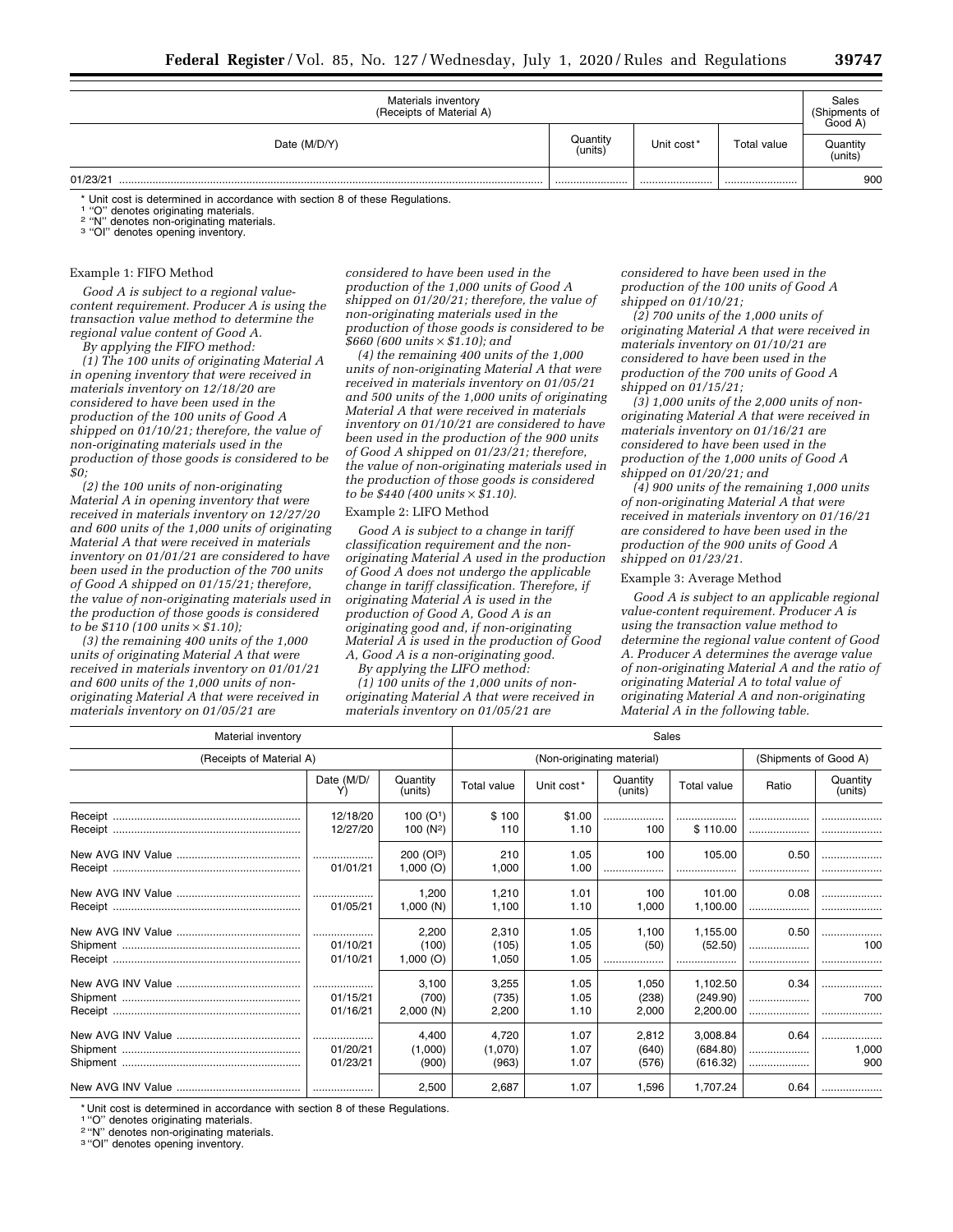| Materials inventory (Receipts of Material A) | | | | Sales (Shipments of Good A) |
|---|---|---|---|---|
| Date (M/D/Y) | Quantity (units) | Unit cost* | Total value | Quantity (units) |
| 01/23/21 | | | | 900 |

\* Unit cost is determined in accordance with section 8 of these Regulations.

[1] "O" denotes originating materials.

[2] "N" denotes non-originating materials.

[3] "OI" denotes opening inventory.

Example 1: FIFO Method

*Good A is subject to a regional value-content requirement. Producer A is using the transaction value method to determine the regional value content of Good A.*

*By applying the FIFO method:*

*(1) The 100 units of originating Material A in opening inventory that were received in materials inventory on 12/18/20 are considered to have been used in the production of the 100 units of Good A shipped on 01/10/21; therefore, the value of non-originating materials used in the production of those goods is considered to be $0;*

*(2) the 100 units of non-originating Material A in opening inventory that were received in materials inventory on 12/27/20 and 600 units of the 1,000 units of originating Material A that were received in materials inventory on 01/01/21 are considered to have been used in the production of the 700 units of Good A shipped on 01/15/21; therefore, the value of non-originating materials used in the production of those goods is considered to be $110 (100 units × $1.10);*

*(3) the remaining 400 units of the 1,000 units of originating Material A that were received in materials inventory on 01/01/21 and 600 units of the 1,000 units of non-originating Material A that were received in materials inventory on 01/05/21 are considered to have been used in the production of the 1,000 units of Good A shipped on 01/20/21; therefore, the value of non-originating materials used in the production of those goods is considered to be $660 (600 units × $1.10); and*

*(4) the remaining 400 units of the 1,000 units of non-originating Material A that were received in materials inventory on 01/05/21 and 500 units of the 1,000 units of originating Material A that were received in materials inventory on 01/10/21 are considered to have been used in the production of the 900 units of Good A shipped on 01/23/21; therefore, the value of non-originating materials used in the production of those goods is considered to be $440 (400 units × $1.10).*

Example 2: LIFO Method

*Good A is subject to a change in tariff classification requirement and the non-originating Material A used in the production of Good A does not undergo the applicable change in tariff classification. Therefore, if originating Material A is used in the production of Good A, Good A is an originating good and, if non-originating Material A is used in the production of Good A, Good A is a non-originating good.*

*By applying the LIFO method:*

*(1) 100 units of the 1,000 units of non-originating Material A that were received in materials inventory on 01/05/21 are considered to have been used in the production of the 100 units of Good A shipped on 01/10/21;*

*(2) 700 units of the 1,000 units of originating Material A that were received in materials inventory on 01/10/21 are considered to have been used in the production of the 700 units of Good A shipped on 01/15/21;*

*(3) 1,000 units of the 2,000 units of non-originating Material A that were received in materials inventory on 01/16/21 are considered to have been used in the production of the 1,000 units of Good A shipped on 01/20/21; and*

*(4) 900 units of the remaining 1,000 units of non-originating Material A that were received in materials inventory on 01/16/21 are considered to have been used in the production of the 900 units of Good A shipped on 01/23/21.*

Example 3: Average Method

*Good A is subject to an applicable regional value-content requirement. Producer A is using the transaction value method to determine the regional value content of Good A. Producer A determines the average value of non-originating Material A and the ratio of originating Material A to total value of originating Material A and non-originating Material A in the following table.*

| Material inventory | | | Sales | | | | | |
|---|---|---|---|---|---|---|---|---|
| (Receipts of Material A) | | | | (Non-originating material) | | | (Shipments of Good A) | |
| | Date (M/D/Y) | Quantity (units) | Total value | Unit cost* | Quantity (units) | Total value | Ratio | Quantity (units) |
| Receipt | 12/18/20 | 100 (O[1]) | $ 100 | $1.00 | | | | |
| Receipt | 12/27/20 | 100 (N[2]) | 110 | 1.10 | 100 | $ 110.00 | | |
| New AVG INV Value | | 200 (OI[3]) | 210 | 1.05 | 100 | 105.00 | 0.50 | |
| Receipt | 01/01/21 | 1,000 (O) | 1,000 | 1.00 | | | | |
| New AVG INV Value | | 1,200 | 1,210 | 1.01 | 100 | 101.00 | 0.08 | |
| Receipt | 01/05/21 | 1,000 (N) | 1,100 | 1.10 | 1,000 | 1,100.00 | | |
| New AVG INV Value | | 2,200 | 2,310 | 1.05 | 1,100 | 1,155.00 | 0.50 | |
| Shipment | 01/10/21 | (100) | (105) | 1.05 | (50) | (52.50) | | 100 |
| Receipt | 01/10/21 | 1,000 (O) | 1,050 | 1.05 | | | | |
| New AVG INV Value | | 3,100 | 3,255 | 1.05 | 1,050 | 1,102.50 | 0.34 | |
| Shipment | 01/15/21 | (700) | (735) | 1.05 | (238) | (249.90) | | 700 |
| Receipt | 01/16/21 | 2,000 (N) | 2,200 | 1.10 | 2,000 | 2,200.00 | | |
| New AVG INV Value | | 4,400 | 4,720 | 1.07 | 2,812 | 3,008.84 | 0.64 | |
| Shipment | 01/20/21 | (1,000) | (1,070) | 1.07 | (640) | (684.80) | | 1,000 |
| Shipment | 01/23/21 | (900) | (963) | 1.07 | (576) | (616.32) | | 900 |
| New AVG INV Value | | 2,500 | 2,687 | 1.07 | 1,596 | 1,707.24 | 0.64 | |

\* Unit cost is determined in accordance with section 8 of these Regulations.

[1] "O" denotes originating materials.

[2] "N" denotes non-originating materials.

[3] "OI" denotes opening inventory.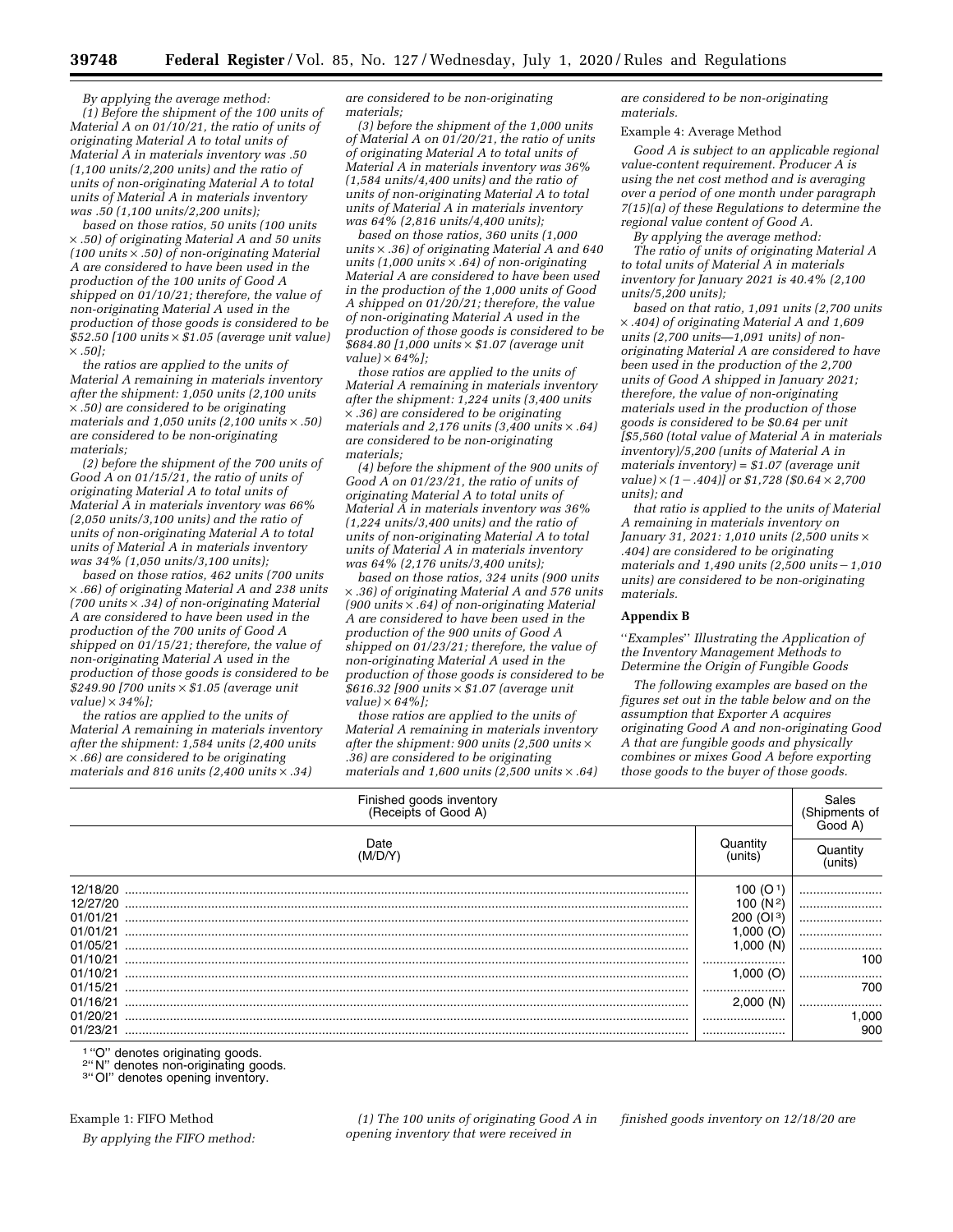*By applying the average method:*

*(1) Before the shipment of the 100 units of Material A on 01/10/21, the ratio of units of originating Material A to total units of Material A in materials inventory was .50 (1,100 units/2,200 units) and the ratio of units of non-originating Material A to total units of Material A in materials inventory was .50 (1,100 units/2,200 units);*

*based on those ratios, 50 units (100 units × .50) of originating Material A and 50 units (100 units × .50) of non-originating Material A are considered to have been used in the production of the 100 units of Good A shipped on 01/10/21; therefore, the value of non-originating Material A used in the production of those goods is considered to be $52.50 [100 units × $1.05 (average unit value) × .50];*

*the ratios are applied to the units of Material A remaining in materials inventory after the shipment: 1,050 units (2,100 units × .50) are considered to be originating materials and 1,050 units (2,100 units × .50) are considered to be non-originating materials;*

*(2) before the shipment of the 700 units of Good A on 01/15/21, the ratio of units of originating Material A to total units of Material A in materials inventory was 66% (2,050 units/3,100 units) and the ratio of units of non-originating Material A to total units of Material A in materials inventory was 34% (1,050 units/3,100 units);*

*based on those ratios, 462 units (700 units × .66) of originating Material A and 238 units (700 units × .34) of non-originating Material A are considered to have been used in the production of the 700 units of Good A shipped on 01/15/21; therefore, the value of non-originating Material A used in the production of those goods is considered to be $249.90 [700 units × $1.05 (average unit value) × 34%];*

*the ratios are applied to the units of Material A remaining in materials inventory after the shipment: 1,584 units (2,400 units × .66) are considered to be originating materials and 816 units (2,400 units × .34) are considered to be non-originating materials;*

*(3) before the shipment of the 1,000 units of Material A on 01/20/21, the ratio of units of originating Material A to total units of Material A in materials inventory was 36% (1,584 units/4,400 units) and the ratio of units of non-originating Material A to total units of Material A in materials inventory was 64% (2,816 units/4,400 units);*

*based on those ratios, 360 units (1,000 units × .36) of originating Material A and 640 units (1,000 units × .64) of non-originating Material A are considered to have been used in the production of the 1,000 units of Good A shipped on 01/20/21; therefore, the value of non-originating Material A used in the production of those goods is considered to be $684.80 [1,000 units × $1.07 (average unit value) × 64%];*

*those ratios are applied to the units of Material A remaining in materials inventory after the shipment: 1,224 units (3,400 units × .36) are considered to be originating materials and 2,176 units (3,400 units × .64) are considered to be non-originating materials;*

*(4) before the shipment of the 900 units of Good A on 01/23/21, the ratio of units of originating Material A to total units of Material A in materials inventory was 36% (1,224 units/3,400 units) and the ratio of units of non-originating Material A to total units of Material A in materials inventory was 64% (2,176 units/3,400 units);*

*based on those ratios, 324 units (900 units × .36) of originating Material A and 576 units (900 units × .64) of non-originating Material A are considered to have been used in the production of the 900 units of Good A shipped on 01/23/21; therefore, the value of non-originating Material A used in the production of those goods is considered to be $616.32 [900 units × $1.07 (average unit value) × 64%];*

*those ratios are applied to the units of Material A remaining in materials inventory after the shipment: 900 units (2,500 units × .36) are considered to be originating materials and 1,600 units (2,500 units × .64) are considered to be non-originating materials.*

Example 4: Average Method

*Good A is subject to an applicable regional value-content requirement. Producer A is using the net cost method and is averaging over a period of one month under paragraph 7(15)(a) of these Regulations to determine the regional value content of Good A.*

*By applying the average method:*

*The ratio of units of originating Material A to total units of Material A in materials inventory for January 2021 is 40.4% (2,100 units/5,200 units);*

*based on that ratio, 1,091 units (2,700 units × .404) of originating Material A and 1,609 units (2,700 units—1,091 units) of non-originating Material A are considered to have been used in the production of the 2,700 units of Good A shipped in January 2021; therefore, the value of non-originating materials used in the production of those goods is considered to be $0.64 per unit [$5,560 (total value of Material A in materials inventory)/5,200 (units of Material A in materials inventory) = $1.07 (average unit value) × (1 − .404)] or $1,728 ($0.64 × 2,700 units); and*

*that ratio is applied to the units of Material A remaining in materials inventory on January 31, 2021: 1,010 units (2,500 units × .404) are considered to be originating materials and 1,490 units (2,500 units − 1,010 units) are considered to be non-originating materials.*

## Appendix B

''*Examples*'' *Illustrating the Application of the Inventory Management Methods to Determine the Origin of Fungible Goods*

*The following examples are based on the figures set out in the table below and on the assumption that Exporter A acquires originating Good A and non-originating Good A that are fungible goods and physically combines or mixes Good A before exporting those goods to the buyer of those goods.*

| Finished goods inventory (Receipts of Good A) | | Sales (Shipments of Good A) |
|---|---|---|
| Date (M/D/Y) | Quantity (units) | Quantity (units) |
| 12/18/20 | 100 (O[1]) | |
| 12/27/20 | 100 (N[2]) | |
| 01/01/21 | 200 (OI[3]) | |
| 01/01/21 | 1,000 (O) | |
| 01/05/21 | 1,000 (N) | |
| 01/10/21 | | 100 |
| 01/10/21 | 1,000 (O) | |
| 01/15/21 | | 700 |
| 01/16/21 | 2,000 (N) | |
| 01/20/21 | | 1,000 |
| 01/23/21 | | 900 |

[1] "O" denotes originating goods.
[2] "N" denotes non-originating goods.
[3] "OI" denotes opening inventory.

Example 1: FIFO Method

*By applying the FIFO method:*

*(1) The 100 units of originating Good A in opening inventory that were received in finished goods inventory on 12/18/20 are*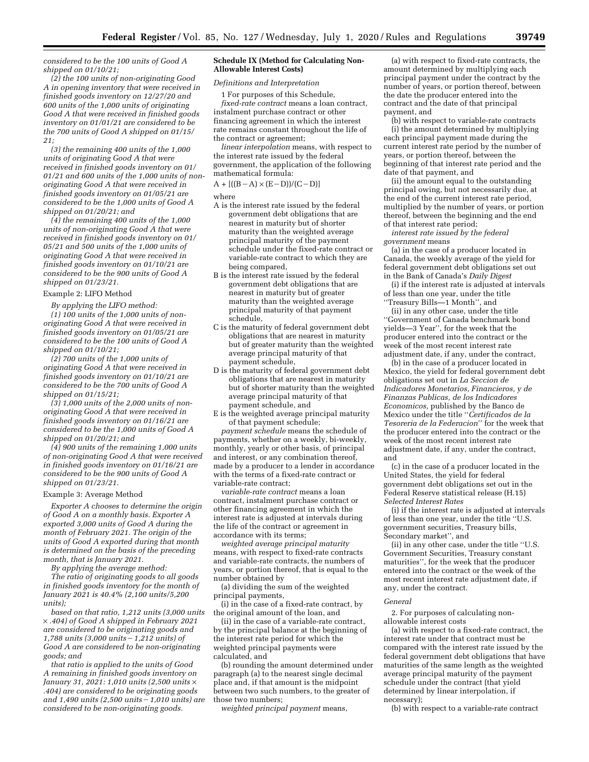*considered to be the 100 units of Good A shipped on 01/10/21;*

*(2) the 100 units of non-originating Good A in opening inventory that were received in finished goods inventory on 12/27/20 and 600 units of the 1,000 units of originating Good A that were received in finished goods inventory on 01/01/21 are considered to be the 700 units of Good A shipped on 01/15/21;*

*(3) the remaining 400 units of the 1,000 units of originating Good A that were received in finished goods inventory on 01/01/21 and 600 units of the 1,000 units of non-originating Good A that were received in finished goods inventory on 01/05/21 are considered to be the 1,000 units of Good A shipped on 01/20/21; and*

*(4) the remaining 400 units of the 1,000 units of non-originating Good A that were received in finished goods inventory on 01/05/21 and 500 units of the 1,000 units of originating Good A that were received in finished goods inventory on 01/10/21 are considered to be the 900 units of Good A shipped on 01/23/21.*

Example 2: LIFO Method

*By applying the LIFO method:*

*(1) 100 units of the 1,000 units of non-originating Good A that were received in finished goods inventory on 01/05/21 are considered to be the 100 units of Good A shipped on 01/10/21;*

*(2) 700 units of the 1,000 units of originating Good A that were received in finished goods inventory on 01/10/21 are considered to be the 700 units of Good A shipped on 01/15/21;*

*(3) 1,000 units of the 2,000 units of non-originating Good A that were received in finished goods inventory on 01/16/21 are considered to be the 1,000 units of Good A shipped on 01/20/21; and*

*(4) 900 units of the remaining 1,000 units of non-originating Good A that were received in finished goods inventory on 01/16/21 are considered to be the 900 units of Good A shipped on 01/23/21.*

Example 3: Average Method

*Exporter A chooses to determine the origin of Good A on a monthly basis. Exporter A exported 3,000 units of Good A during the month of February 2021. The origin of the units of Good A exported during that month is determined on the basis of the preceding month, that is January 2021.*

*By applying the average method:*

*The ratio of originating goods to all goods in finished goods inventory for the month of January 2021 is 40.4% (2,100 units/5,200 units);*

*based on that ratio, 1,212 units (3,000 units × .404) of Good A shipped in February 2021 are considered to be originating goods and 1,788 units (3,000 units − 1,212 units) of Good A are considered to be non-originating goods; and*

*that ratio is applied to the units of Good A remaining in finished goods inventory on January 31, 2021: 1,010 units (2,500 units × .404) are considered to be originating goods and 1,490 units (2,500 units − 1,010 units) are considered to be non-originating goods.*

**Schedule IX (Method for Calculating Non-Allowable Interest Costs)**

*Definitions and Interpretation*

1 For purposes of this Schedule,

*fixed-rate contract* means a loan contract, instalment purchase contract or other financing agreement in which the interest rate remains constant throughout the life of the contract or agreement;

*linear interpolation* means, with respect to the interest rate issued by the federal government, the application of the following mathematical formula:

$$A + [((B - A) \times (E - D))/(C - D)]$$

where

- A is the interest rate issued by the federal government debt obligations that are nearest in maturity but of shorter maturity than the weighted average principal maturity of the payment schedule under the fixed-rate contract or variable-rate contract to which they are being compared,
- B is the interest rate issued by the federal government debt obligations that are nearest in maturity but of greater maturity than the weighted average principal maturity of that payment schedule,
- C is the maturity of federal government debt obligations that are nearest in maturity but of greater maturity than the weighted average principal maturity of that payment schedule,
- D is the maturity of federal government debt obligations that are nearest in maturity but of shorter maturity than the weighted average principal maturity of that payment schedule, and
- E is the weighted average principal maturity of that payment schedule;

*payment schedule* means the schedule of payments, whether on a weekly, bi-weekly, monthly, yearly or other basis, of principal and interest, or any combination thereof, made by a producer to a lender in accordance with the terms of a fixed-rate contract or variable-rate contract;

*variable-rate contract* means a loan contract, instalment purchase contract or other financing agreement in which the interest rate is adjusted at intervals during the life of the contract or agreement in accordance with its terms;

*weighted average principal maturity* means, with respect to fixed-rate contracts and variable-rate contracts, the numbers of years, or portion thereof, that is equal to the number obtained by

(a) dividing the sum of the weighted principal payments,

(i) in the case of a fixed-rate contract, by the original amount of the loan, and

(ii) in the case of a variable-rate contract, by the principal balance at the beginning of the interest rate period for which the weighted principal payments were calculated, and

(b) rounding the amount determined under paragraph (a) to the nearest single decimal place and, if that amount is the midpoint between two such numbers, to the greater of those two numbers;

*weighted principal payment* means,

(a) with respect to fixed-rate contracts, the amount determined by multiplying each principal payment under the contract by the number of years, or portion thereof, between the date the producer entered into the contract and the date of that principal payment, and

(b) with respect to variable-rate contracts

(i) the amount determined by multiplying each principal payment made during the current interest rate period by the number of years, or portion thereof, between the beginning of that interest rate period and the date of that payment, and

(ii) the amount equal to the outstanding principal owing, but not necessarily due, at the end of the current interest rate period, multiplied by the number of years, or portion thereof, between the beginning and the end of that interest rate period;

*interest rate issued by the federal government* means

(a) in the case of a producer located in Canada, the weekly average of the yield for federal government debt obligations set out in the Bank of Canada's *Daily Digest*

(i) if the interest rate is adjusted at intervals of less than one year, under the title "Treasury Bills—1 Month", and

(ii) in any other case, under the title "Government of Canada benchmark bond yields—3 Year", for the week that the producer entered into the contract or the week of the most recent interest rate adjustment date, if any, under the contract,

(b) in the case of a producer located in Mexico, the yield for federal government debt obligations set out in *La Seccion de Indicadores Monetarios, Financieros, y de Finanzas Publicas, de los Indicadores Economicos,* published by the Banco de Mexico under the title "*Certificados de la Tesoreria de la Federacion*" for the week that the producer entered into the contract or the week of the most recent interest rate adjustment date, if any, under the contract, and

(c) in the case of a producer located in the United States, the yield for federal government debt obligations set out in the Federal Reserve statistical release (H.15) *Selected Interest Rates*

(i) if the interest rate is adjusted at intervals of less than one year, under the title "U.S. government securities, Treasury bills, Secondary market", and

(ii) in any other case, under the title "U.S. Government Securities, Treasury constant maturities", for the week that the producer entered into the contract or the week of the most recent interest rate adjustment date, if any, under the contract.

*General*

2. For purposes of calculating non-allowable interest costs

(a) with respect to a fixed-rate contract, the interest rate under that contract must be compared with the interest rate issued by the federal government debt obligations that have maturities of the same length as the weighted average principal maturity of the payment schedule under the contract (that yield determined by linear interpolation, if necessary);

(b) with respect to a variable-rate contract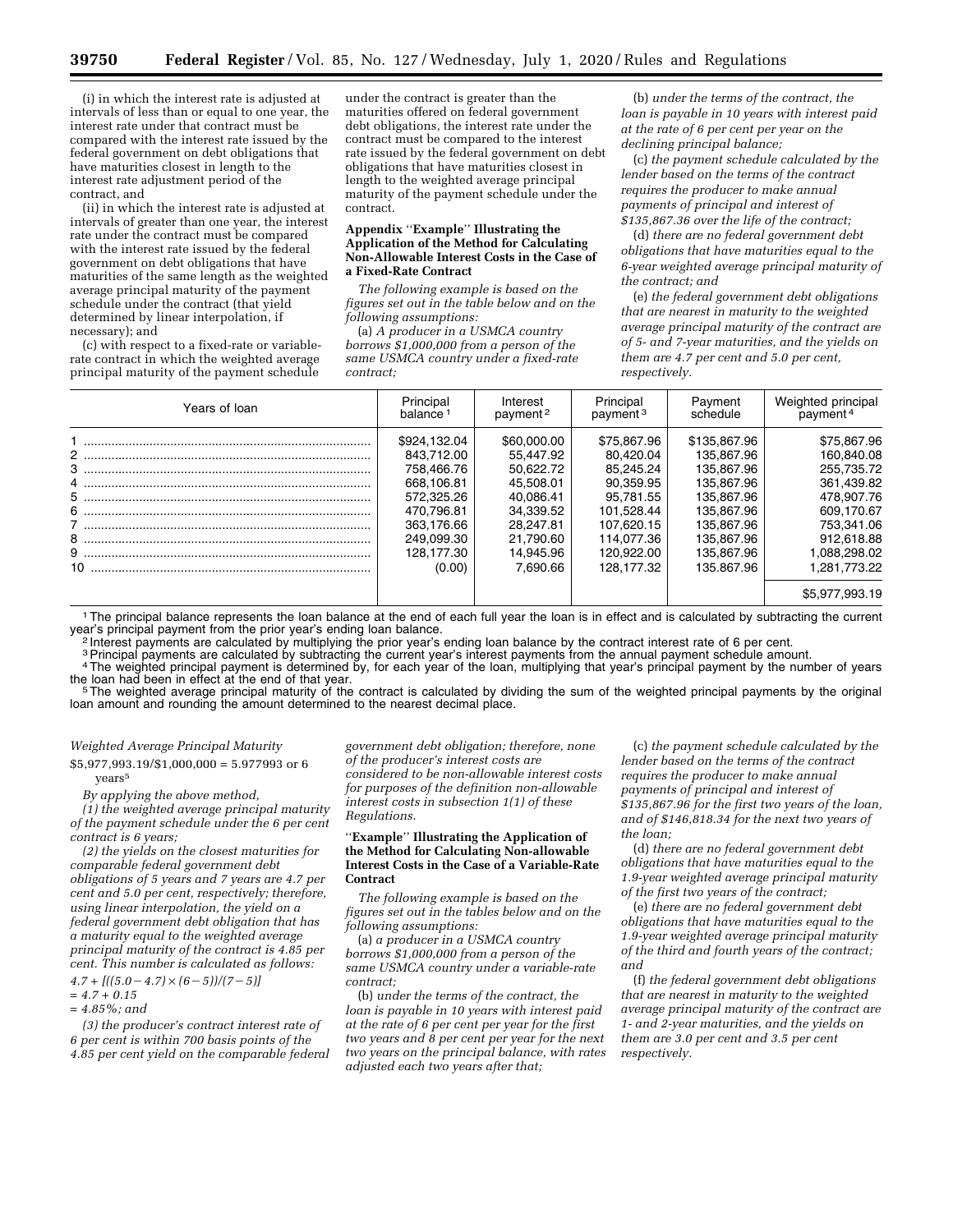(i) in which the interest rate is adjusted at intervals of less than or equal to one year, the interest rate under that contract must be compared with the interest rate issued by the federal government on debt obligations that have maturities closest in length to the interest rate adjustment period of the contract, and

(ii) in which the interest rate is adjusted at intervals of greater than one year, the interest rate under the contract must be compared with the interest rate issued by the federal government on debt obligations that have maturities of the same length as the weighted average principal maturity of the payment schedule under the contract (that yield determined by linear interpolation, if necessary); and

(c) with respect to a fixed-rate or variable-rate contract in which the weighted average principal maturity of the payment schedule under the contract is greater than the maturities offered on federal government debt obligations, the interest rate under the contract must be compared to the interest rate issued by the federal government on debt obligations that have maturities closest in length to the weighted average principal maturity of the payment schedule under the contract.

**Appendix "Example" Illustrating the Application of the Method for Calculating Non-Allowable Interest Costs in the Case of a Fixed-Rate Contract**

*The following example is based on the figures set out in the table below and on the following assumptions:*

(a) *A producer in a USMCA country borrows $1,000,000 from a person of the same USMCA country under a fixed-rate contract;*

(b) *under the terms of the contract, the loan is payable in 10 years with interest paid at the rate of 6 per cent per year on the declining principal balance;*

(c) *the payment schedule calculated by the lender based on the terms of the contract requires the producer to make annual payments of principal and interest of $135,867.36 over the life of the contract;*

(d) *there are no federal government debt obligations that have maturities equal to the 6-year weighted average principal maturity of the contract; and*

(e) *the federal government debt obligations that are nearest in maturity to the weighted average principal maturity of the contract are of 5- and 7-year maturities, and the yields on them are 4.7 per cent and 5.0 per cent, respectively.*

| Years of loan | Principal balance [1] | Interest payment [2] | Principal payment [3] | Payment schedule | Weighted principal payment [4] |
|---|---|---|---|---|---|
| 1 | $924,132.04 | $60,000.00 | $75,867.96 | $135,867.96 | $75,867.96 |
| 2 | 843,712.00 | 55,447.92 | 80,420.04 | 135,867.96 | 160,840.08 |
| 3 | 758,466.76 | 50,622.72 | 85,245.24 | 135,867.96 | 255,735.72 |
| 4 | 668,106.81 | 45,508.01 | 90,359.95 | 135,867.96 | 361,439.82 |
| 5 | 572,325.26 | 40,086.41 | 95,781.55 | 135,867.96 | 478,907.76 |
| 6 | 470,796.81 | 34,339.52 | 101,528.44 | 135,867.96 | 609,170.67 |
| 7 | 363,176.66 | 28,247.81 | 107,620.15 | 135,867.96 | 753,341.06 |
| 8 | 249,099.30 | 21,790.60 | 114,077.36 | 135,867.96 | 912,618.88 |
| 9 | 128,177.30 | 14,945.96 | 120,922.00 | 135,867.96 | 1,088,298.02 |
| 10 | (0.00) | 7,690.66 | 128,177.32 | 135.867.96 | 1,281,773.22 |
| | | | | | $5,977,993.19 |

[1] The principal balance represents the loan balance at the end of each full year the loan is in effect and is calculated by subtracting the current year's principal payment from the prior year's ending loan balance.

[2] Interest payments are calculated by multiplying the prior year's ending loan balance by the contract interest rate of 6 per cent.

[3] Principal payments are calculated by subtracting the current year's interest payments from the annual payment schedule amount.

[4] The weighted principal payment is determined by, for each year of the loan, multiplying that year's principal payment by the number of years the loan had been in effect at the end of that year.

[5] The weighted average principal maturity of the contract is calculated by dividing the sum of the weighted principal payments by the original loan amount and rounding the amount determined to the nearest decimal place.

*Weighted Average Principal Maturity*

$5,977,993.19/$1,000,000 = 5.977993 or 6 years[5]

*By applying the above method,*

*(1) the weighted average principal maturity of the payment schedule under the 6 per cent contract is 6 years;*

*(2) the yields on the closest maturities for comparable federal government debt obligations of 5 years and 7 years are 4.7 per cent and 5.0 per cent, respectively; therefore, using linear interpolation, the yield on a federal government debt obligation that has a maturity equal to the weighted average principal maturity of the contract is 4.85 per cent. This number is calculated as follows:*

$4.7 + [((5.0 - 4.7) \times (6 - 5))/(7 - 5)]$

$= 4.7 + 0.15$

$= 4.85\%$; *and*

*(3) the producer's contract interest rate of 6 per cent is within 700 basis points of the 4.85 per cent yield on the comparable federal government debt obligation; therefore, none of the producer's interest costs are considered to be non-allowable interest costs for purposes of the definition non-allowable interest costs in subsection 1(1) of these Regulations.*

**"Example" Illustrating the Application of the Method for Calculating Non-allowable Interest Costs in the Case of a Variable-Rate Contract**

*The following example is based on the figures set out in the tables below and on the following assumptions:*

(a) *a producer in a USMCA country borrows $1,000,000 from a person of the same USMCA country under a variable-rate contract;*

(b) *under the terms of the contract, the loan is payable in 10 years with interest paid at the rate of 6 per cent per year for the first two years and 8 per cent per year for the next two years on the principal balance, with rates adjusted each two years after that;*

(c) *the payment schedule calculated by the lender based on the terms of the contract requires the producer to make annual payments of principal and interest of $135,867.96 for the first two years of the loan, and of $146,818.34 for the next two years of the loan;*

(d) *there are no federal government debt obligations that have maturities equal to the 1.9-year weighted average principal maturity of the first two years of the contract;*

(e) *there are no federal government debt obligations that have maturities equal to the 1.9-year weighted average principal maturity of the third and fourth years of the contract; and*

(f) *the federal government debt obligations that are nearest in maturity to the weighted average principal maturity of the contract are 1- and 2-year maturities, and the yields on them are 3.0 per cent and 3.5 per cent respectively.*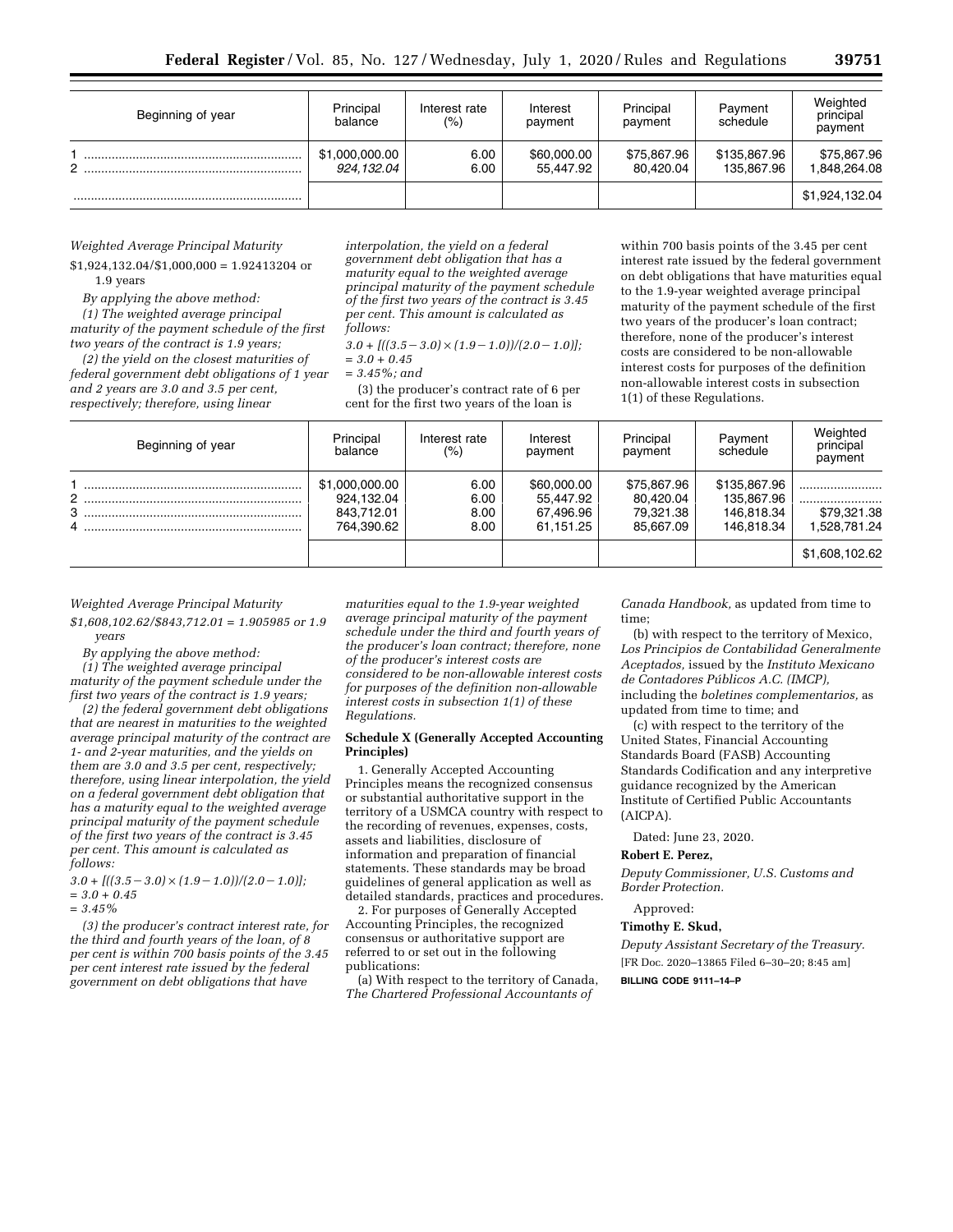| Beginning of year | Principal balance | Interest rate (%) | Interest payment | Principal payment | Payment schedule | Weighted principal payment |
|---|---|---|---|---|---|---|
| 1 | $1,000,000.00 | 6.00 | $60,000.00 | $75,867.96 | $135,867.96 | $75,867.96 |
| 2 | *924,132.04* | 6.00 | 55,447.92 | 80,420.04 | 135,867.96 | 1,848,264.08 |
| | | | | | | $1,924,132.04 |

*Weighted Average Principal Maturity*

$1,924,132.04/$1,000,000 = 1.92413204 or 1.9 years

*By applying the above method:*

*(1) The weighted average principal maturity of the payment schedule of the first two years of the contract is 1.9 years;*

*(2) the yield on the closest maturities of federal government debt obligations of 1 year and 2 years are 3.0 and 3.5 per cent, respectively; therefore, using linear interpolation, the yield on a federal government debt obligation that has a maturity equal to the weighted average principal maturity of the payment schedule of the first two years of the contract is 3.45 per cent. This amount is calculated as follows:*

$3.0 + [((3.5 - 3.0) \times (1.9 - 1.0))/(2.0 - 1.0)];$

$= 3.0 + 0.45$

$= 3.45\%$; and

(3) the producer's contract rate of 6 per cent for the first two years of the loan is within 700 basis points of the 3.45 per cent interest rate issued by the federal government on debt obligations that have maturities equal to the 1.9-year weighted average principal maturity of the payment schedule of the first two years of the producer's loan contract; therefore, none of the producer's interest costs are considered to be non-allowable interest costs for purposes of the definition non-allowable interest costs in subsection 1(1) of these Regulations.

| Beginning of year | Principal balance | Interest rate (%) | Interest payment | Principal payment | Payment schedule | Weighted principal payment |
|---|---|---|---|---|---|---|
| 1 | $1,000,000.00 | 6.00 | $60,000.00 | $75,867.96 | $135,867.96 | |
| 2 | 924,132.04 | 6.00 | 55,447.92 | 80,420.04 | 135,867.96 | |
| 3 | 843,712.01 | 8.00 | 67,496.96 | 79,321.38 | 146,818.34 | $79,321.38 |
| 4 | 764,390.62 | 8.00 | 61,151.25 | 85,667.09 | 146,818.34 | 1,528,781.24 |
| | | | | | | $1,608,102.62 |

*Weighted Average Principal Maturity*

*$1,608,102.62/$843,712.01 = 1.905985 or 1.9 years*

*By applying the above method:*

*(1) The weighted average principal maturity of the payment schedule under the first two years of the contract is 1.9 years;*

*(2) the federal government debt obligations that are nearest in maturities to the weighted average principal maturity of the contract are 1- and 2-year maturities, and the yields on them are 3.0 and 3.5 per cent, respectively; therefore, using linear interpolation, the yield on a federal government debt obligation that has a maturity equal to the weighted average principal maturity of the payment schedule of the first two years of the contract is 3.45 per cent. This amount is calculated as follows:*

$3.0 + [((3.5 - 3.0) \times (1.9 - 1.0))/(2.0 - 1.0)];$

$= 3.0 + 0.45$

$= 3.45\%$

*(3) the producer's contract interest rate, for the third and fourth years of the loan, of 8 per cent is within 700 basis points of the 3.45 per cent interest rate issued by the federal government on debt obligations that have maturities equal to the 1.9-year weighted average principal maturity of the payment schedule under the third and fourth years of the producer's loan contract; therefore, none of the producer's interest costs are considered to be non-allowable interest costs for purposes of the definition non-allowable interest costs in subsection 1(1) of these Regulations.*

**Schedule X (Generally Accepted Accounting Principles)**

1. Generally Accepted Accounting Principles means the recognized consensus or substantial authoritative support in the territory of a USMCA country with respect to the recording of revenues, expenses, costs, assets and liabilities, disclosure of information and preparation of financial statements. These standards may be broad guidelines of general application as well as detailed standards, practices and procedures.

2. For purposes of Generally Accepted Accounting Principles, the recognized consensus or authoritative support are referred to or set out in the following publications:

(a) With respect to the territory of Canada, *The Chartered Professional Accountants of Canada Handbook,* as updated from time to time;

(b) with respect to the territory of Mexico, *Los Principios de Contabilidad Generalmente Aceptados,* issued by the *Instituto Mexicano de Contadores Públicos A.C. (IMCP),* including the *boletines complementarios,* as updated from time to time; and

(c) with respect to the territory of the United States, Financial Accounting Standards Board (FASB) Accounting Standards Codification and any interpretive guidance recognized by the American Institute of Certified Public Accountants (AICPA).

Dated: June 23, 2020.

**Robert E. Perez,**

*Deputy Commissioner, U.S. Customs and Border Protection.*

Approved:

**Timothy E. Skud,**

*Deputy Assistant Secretary of the Treasury.*

[FR Doc. 2020–13865 Filed 6–30–20; 8:45 am]

**BILLING CODE 9111–14–P**